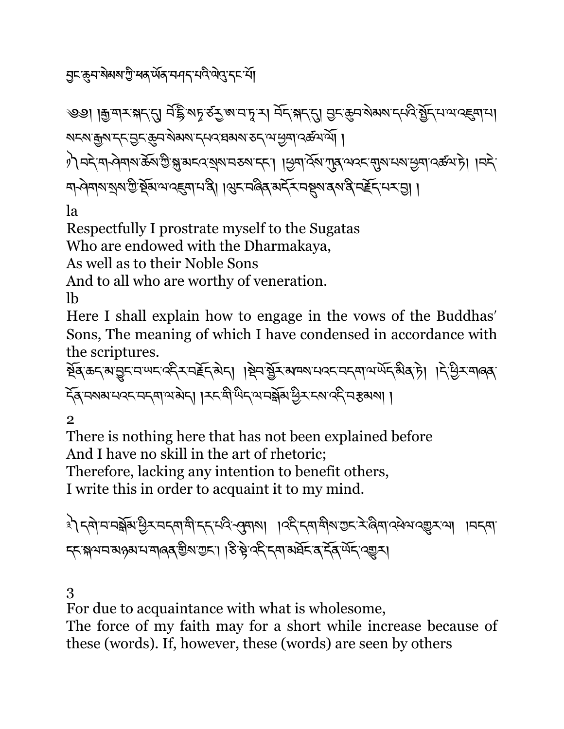བྱང་ཆུབ་སེམས་ཀྱི་ཕན་ཡོན་བཤད་པའི་ལེའུ་དང་པོ།

༄༅། །རྒྱ་གར་སྐད་དུ། བོ་དྷི་སཏྭ་ཙརྻ་ཨ་བ་ཏཱ་ར། བོད་སྐད་དུ། བྱང་ཆུབ་སེམས་དཔའི་སྤྱོད་པ་ལ་འཇུག་པ། སངས་རྒྱས་དང་བྱང་ཆུབ་སེམས་དཔའ་ཐམས་ཅད་ལ་ཕྱག་འཚལ་ལོ། །

༡ བདེ་གཤེགས་ཆོས་ཀྱི་སྐུ་མངའ་སྲས་བཅས་དང་། །ཕྱག་འོས་ཀུན་ལའང་གུས་པས་ཕྱག་འཚལ་ཏེ། །བདེ་གཤེགས་སྲས་ཀྱི་སྡོམ་ལ་འཇུག་པ་ནི། །ལུང་བཞིན་མདོར་བསྡུས་ནས་ནི་བརྗོད་པར་བྱ། །

la

Respectfully I prostrate myself to the Sugatas
Who are endowed with the Dharmakaya,
As well as to their Noble Sons
And to all who are worthy of veneration.

lb

Here I shall explain how to engage in the vows of the Buddhas' Sons, The meaning of which I have condensed in accordance with the scriptures.

སྔོན་ཆད་མ་བྱུང་བ་ཡང་འདིར་བརྗོད་མེད། །སྡེབ་སྦྱོར་མཁས་པའང་བདག་ལ་ཡོད་མིན་ཏེ། །དེ་ཕྱིར་གཞན་དོན་བསམ་པའང་བདག་ལ་མེད། །རང་གི་ཡིད་ལ་བསྒོམ་ཕྱིར་ངས་འདི་བརྩམས། །

2

There is nothing here that has not been explained before
And I have no skill in the art of rhetoric;
Therefore, lacking any intention to benefit others,
I write this in order to acquaint it to my mind.

༣ དགེ་བ་བསྒོམ་ཕྱིར་བདག་གི་དད་པའི་ཤུགས། །འདི་དག་གིས་ཀྱང་རེ་ཞིག་འཕེལ་འགྱུར་ལ། །བདག་དང་སྐལ་བ་མཉམ་པ་གཞན་གྱིས་ཀྱང་། །ཅི་སྟེ་འདི་དག་མཐོང་ན་དོན་ཡོད་འགྱུར།

3

For due to acquaintance with what is wholesome,
The force of my faith may for a short while increase because of these (words). If, however, these (words) are seen by others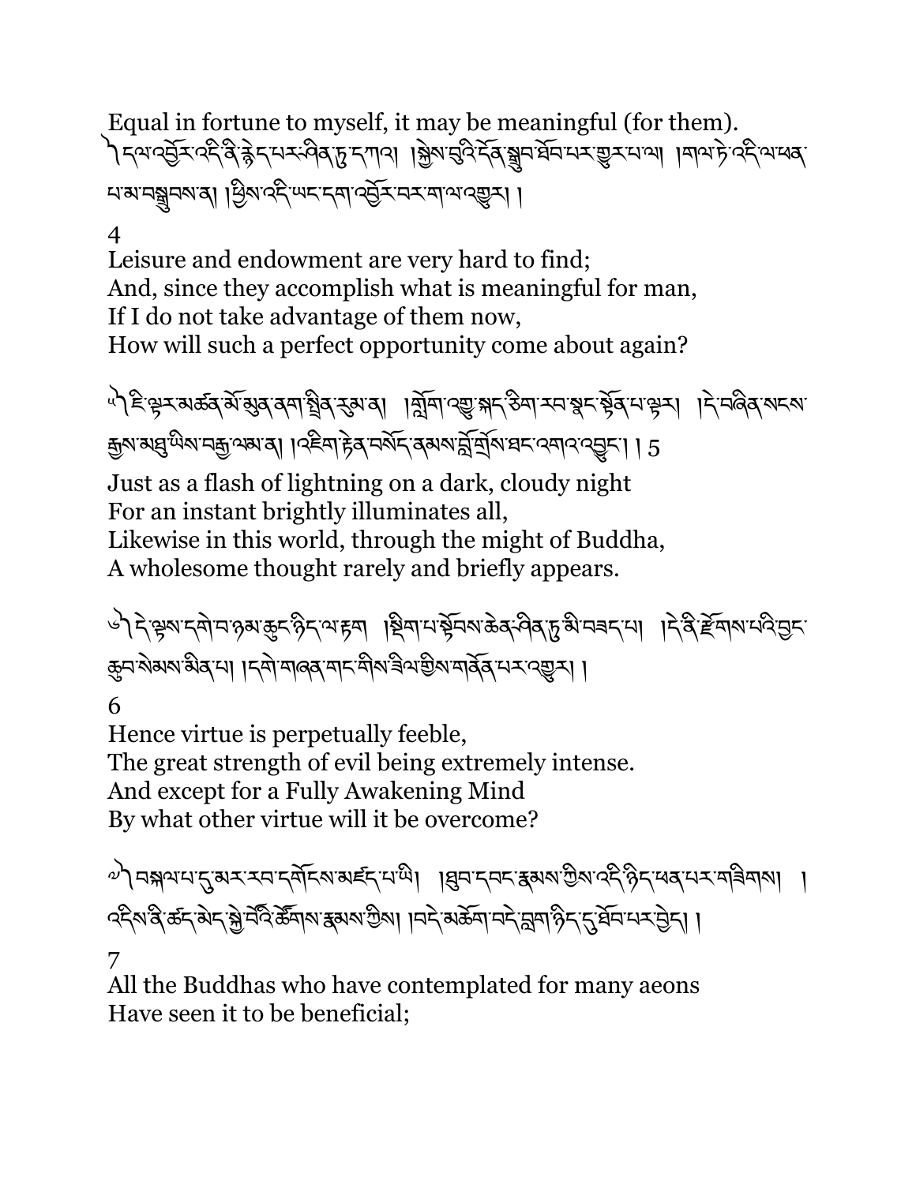Equal in fortune to myself, it may be meaningful (for them).

༄། དལ་འབྱོར་འདི་ནི་རྙེད་པར་ཤིན་ཏུ་དཀའ། །སྐྱེས་བུའི་དོན་སྒྲུབ་ཐོབ་པར་གྱུར་པ་ལ། །གལ་ཏེ་འདི་ལ་ཕན་པ་མ་བསྒྲུབས་ན། །ཕྱིས་འདི་ཡང་དག་འབྱོར་བར་ག་ལ་འགྱུར། །

4

Leisure and endowment are very hard to find;
And, since they accomplish what is meaningful for man,
If I do not take advantage of them now,
How will such a perfect opportunity come about again?

༄། ཇི་ལྟར་མཚན་མོ་མུན་ནག་སྤྲིན་རུམ་ན། །གློག་འགྱུ་སྐད་ཅིག་རབ་སྣང་སྟོན་པ་ལྟར། །དེ་བཞིན་སངས་རྒྱས་མཐུ་ཡིས་བརྒྱ་ལམ་ན། །འཇིག་རྟེན་བསོད་ནམས་བློ་གྲོས་ཐང་འགའ་འབྱུང་། ། 5

Just as a flash of lightning on a dark, cloudy night
For an instant brightly illuminates all,
Likewise in this world, through the might of Buddha,
A wholesome thought rarely and briefly appears.

༄། དེ་ལྟས་དགེ་བ་ཉམ་ཆུང་ཉིད་ལ་རྟག །སྡིག་པ་སྟོབས་ཆེན་ཤིན་ཏུ་མི་བཟད་པ། །དེ་ནི་རྫོགས་པའི་བྱང་ཆུབ་སེམས་མིན་པ། །དགེ་གཞན་གང་གིས་ཟིལ་གྱིས་གནོན་པར་འགྱུར། །

6

Hence virtue is perpetually feeble,
The great strength of evil being extremely intense.
And except for a Fully Awakening Mind
By what other virtue will it be overcome?

༄། བསྐལ་པ་དུ་མར་རབ་དགོངས་མཛད་པ་ཡི། །ཐུབ་དབང་རྣམས་ཀྱིས་འདི་ཉིད་ཕན་པར་གཟིགས། །འདིས་ནི་ཚད་མེད་སྐྱེ་བོའི་ཚོགས་རྣམས་ཀྱིས། །བདེ་མཆོག་བདེ་བླག་ཉིད་དུ་ཐོབ་པར་བྱེད། །

7

All the Buddhas who have contemplated for many aeons
Have seen it to be beneficial;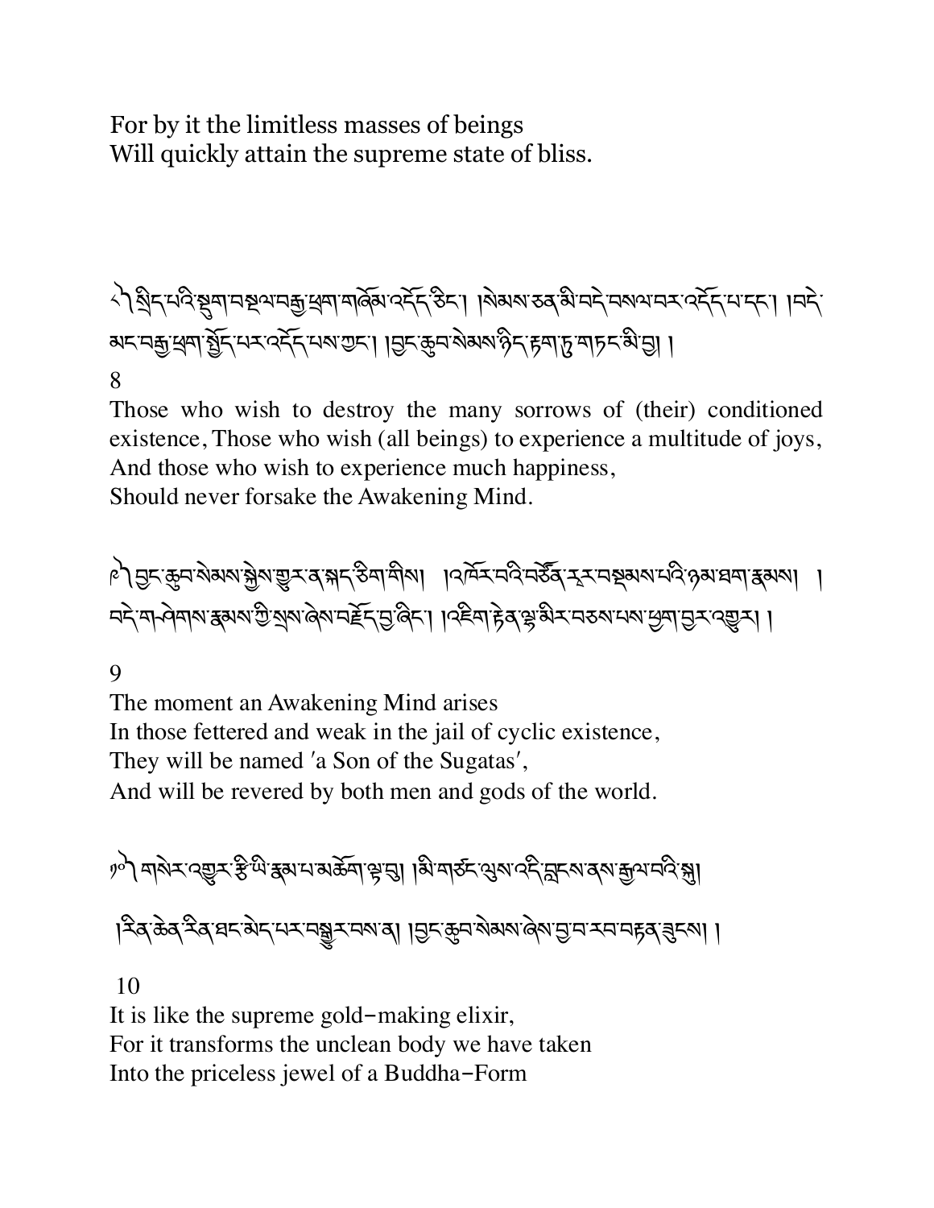For by it the limitless masses of beings
Will quickly attain the supreme state of bliss.

༨ སྲིད་པའི་སྡུག་བསྔལ་བརྒྱ་ཕྲག་གཞོམ་འདོད་ཅིང་། །སེམས་ཅན་མི་བདེ་བསལ་བར་འདོད་པ་དང་། །བདེ་མང་བརྒྱ་ཕྲག་སྤྱོད་པར་འདོད་པས་ཀྱང་། །བྱང་ཆུབ་སེམས་ཉིད་རྟག་ཏུ་གཏང་མི་བྱ། །

8

Those who wish to destroy the many sorrows of (their) conditioned existence, Those who wish (all beings) to experience a multitude of joys,
And those who wish to experience much happiness,
Should never forsake the Awakening Mind.

༩ བྱང་ཆུབ་སེམས་སྐྱེས་གྱུར་ན་སྐད་ཅིག་གིས། །འཁོར་བའི་བཙོན་རར་བསྡམས་པའི་ཉམ་ཐག་རྣམས། །བདེ་གཤེགས་རྣམས་ཀྱི་སྲས་ཞེས་བརྗོད་བྱ་ཞིང་། །འཇིག་རྟེན་ལྷ་མིར་བཅས་པས་ཕྱག་བྱར་འགྱུར། །

9

The moment an Awakening Mind arises
In those fettered and weak in the jail of cyclic existence,
They will be named 'a Son of the Sugatas',
And will be revered by both men and gods of the world.

༡༠ གསེར་འགྱུར་རྩི་ཡི་རྣམ་པ་མཆོག་ལྟ་བུ། །མི་གཙང་ལུས་འདི་བླངས་ནས་རྒྱལ་བའི་སྐུ། །རིན་ཆེན་རིན་ཐང་མེད་པར་བསྒྱུར་བས་ན། །བྱང་ཆུབ་སེམས་ཞེས་བྱ་བ་རབ་བརྟན་བཟུང་། །

10

It is like the supreme gold-making elixir,
For it transforms the unclean body we have taken
Into the priceless jewel of a Buddha-Form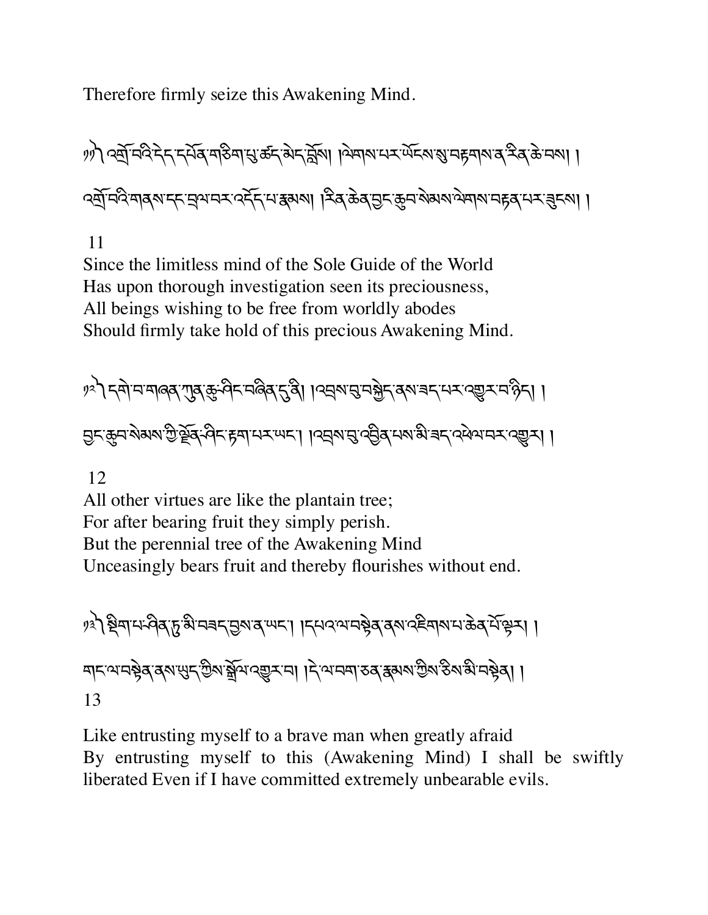Therefore firmly seize this Awakening Mind.

༡༡ འགྲོ་བའི་དེད་དཔོན་གཅིག་པུ་ཚད་མེད་བློས། །ལེགས་པར་ཡོངས་སུ་བརྟགས་ན་རིན་ཆེ་བས། །

འགྲོ་བའི་གནས་དང་བྲལ་བར་འདོད་པ་རྣམས། །རིན་ཆེན་བྱང་ཆུབ་སེམས་ལེགས་བརྟན་པར་ཟུངས། །

11

Since the limitless mind of the Sole Guide of the World
Has upon thorough investigation seen its preciousness,
All beings wishing to be free from worldly abodes
Should firmly take hold of this precious Awakening Mind.

༡༢ དགེ་བ་གཞན་ཀུན་ཆུ་ཤིང་བཞིན་དུ་ནི། །འབྲས་བུ་བསྐྱེད་ནས་ཟད་པར་འགྱུར་བ་ཉིད། །

བྱང་ཆུབ་སེམས་ཀྱི་ལྗོན་ཤིང་རྟག་པར་ཡང་། །འབྲས་བུ་འབྱིན་པས་མི་ཟད་འཕེལ་བར་འགྱུར། །

12

All other virtues are like the plantain tree;
For after bearing fruit they simply perish.
But the perennial tree of the Awakening Mind
Unceasingly bears fruit and thereby flourishes without end.

༡༣ སྡིག་པ་ཤིན་ཏུ་མི་བཟད་བྱས་ན་ཡང་། །དཔའ་ལ་བསྟེན་ནས་འཇིགས་པ་ཆེན་པོ་ལྟར། །

གང་ལ་བསྟེན་ནས་ཡུད་ཀྱིས་སྒྲོལ་འགྱུར་བ། །དེ་ལ་བག་ཅན་རྣམས་ཀྱིས་ཅིས་མི་བསྟེན། །

13

Like entrusting myself to a brave man when greatly afraid
By entrusting myself to this (Awakening Mind) I shall be swiftly liberated Even if I have committed extremely unbearable evils.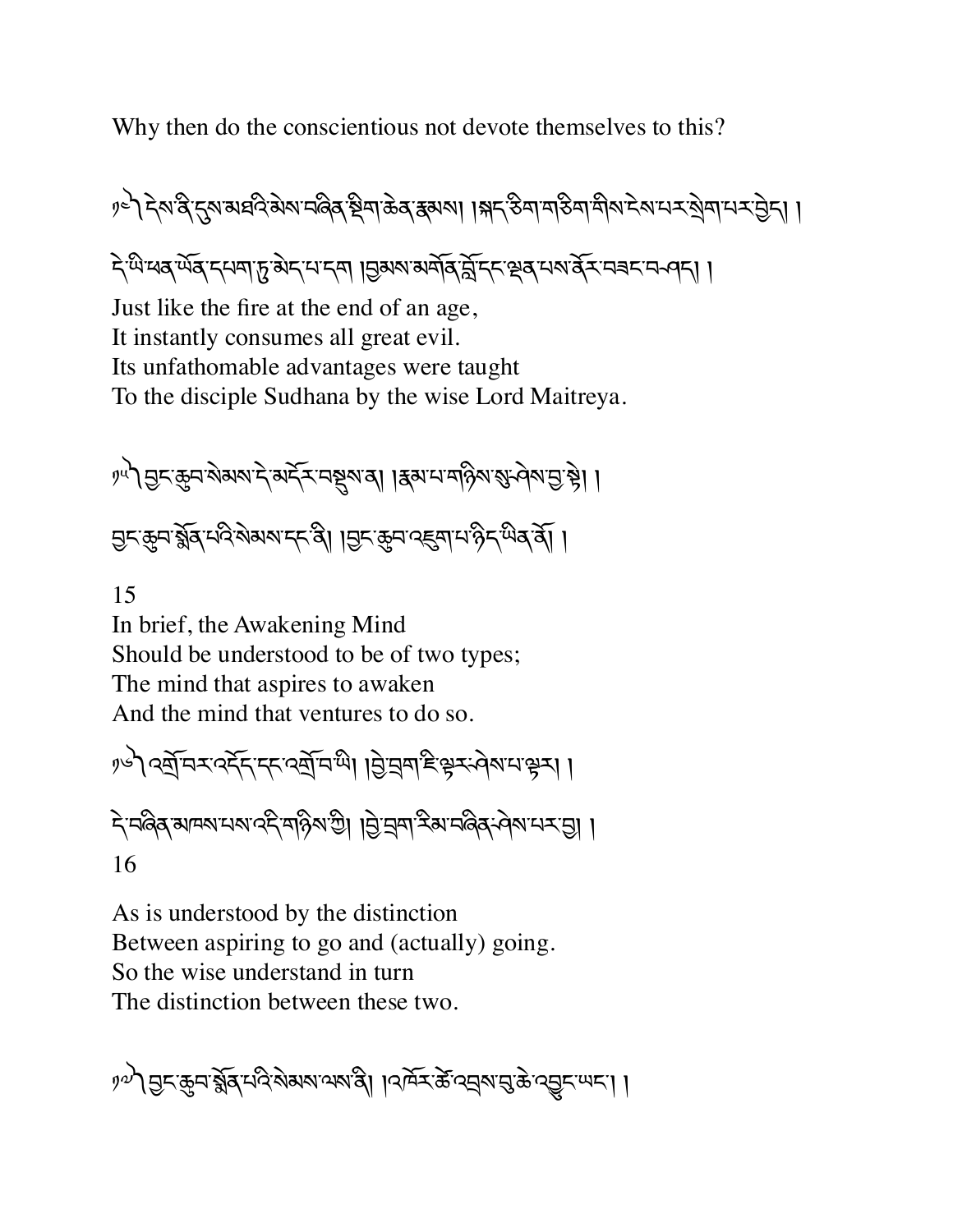Why then do the conscientious not devote themselves to this?

༄༅། དེས་ནི་དུས་མཐའི་མེས་བཞིན་སྡིག་ཆེན་རྣམས། །སྐད་ཅིག་གཅིག་གིས་ངེས་པར་སྲེག་པར་བྱེད། །

དེ་ཡི་ཕན་ཡོན་དཔག་ཏུ་མེད་པ་དག །བྱམས་མགོན་བློ་དང་ལྡན་པས་ནོར་བཟང་བ་ཤད། །

Just like the fire at the end of an age,
It instantly consumes all great evil.
Its unfathomable advantages were taught
To the disciple Sudhana by the wise Lord Maitreya.

༄༅། བྱང་ཆུབ་སེམས་དེ་མདོར་བསྡུས་ན། །རྣམ་པ་གཉིས་སུ་ཤེས་བྱ་སྟེ། །

བྱང་ཆུབ་སྨོན་པའི་སེམས་དང་ནི། །བྱང་ཆུབ་འཇུག་པ་ཉིད་ཡིན་ནོ། །

15
In brief, the Awakening Mind
Should be understood to be of two types;
The mind that aspires to awaken
And the mind that ventures to do so.

༄༅། འགྲོ་བར་འདོད་དང་འགྲོ་བ་ཡི། །བྱེ་བྲག་ཇི་ལྟར་ཤེས་པ་ལྟར། །

དེ་བཞིན་མཁས་པས་འདི་གཉིས་ཀྱི། །བྱེ་བྲག་རིམ་བཞིན་ཤེས་པར་བྱ། །

16

As is understood by the distinction
Between aspiring to go and (actually) going.
So the wise understand in turn
The distinction between these two.

༄༅། བྱང་ཆུབ་སྨོན་པའི་སེམས་ལས་ནི། །འཁོར་ཚེ་འབྲས་བུ་ཆེ་འབྱུང་ཡང་། །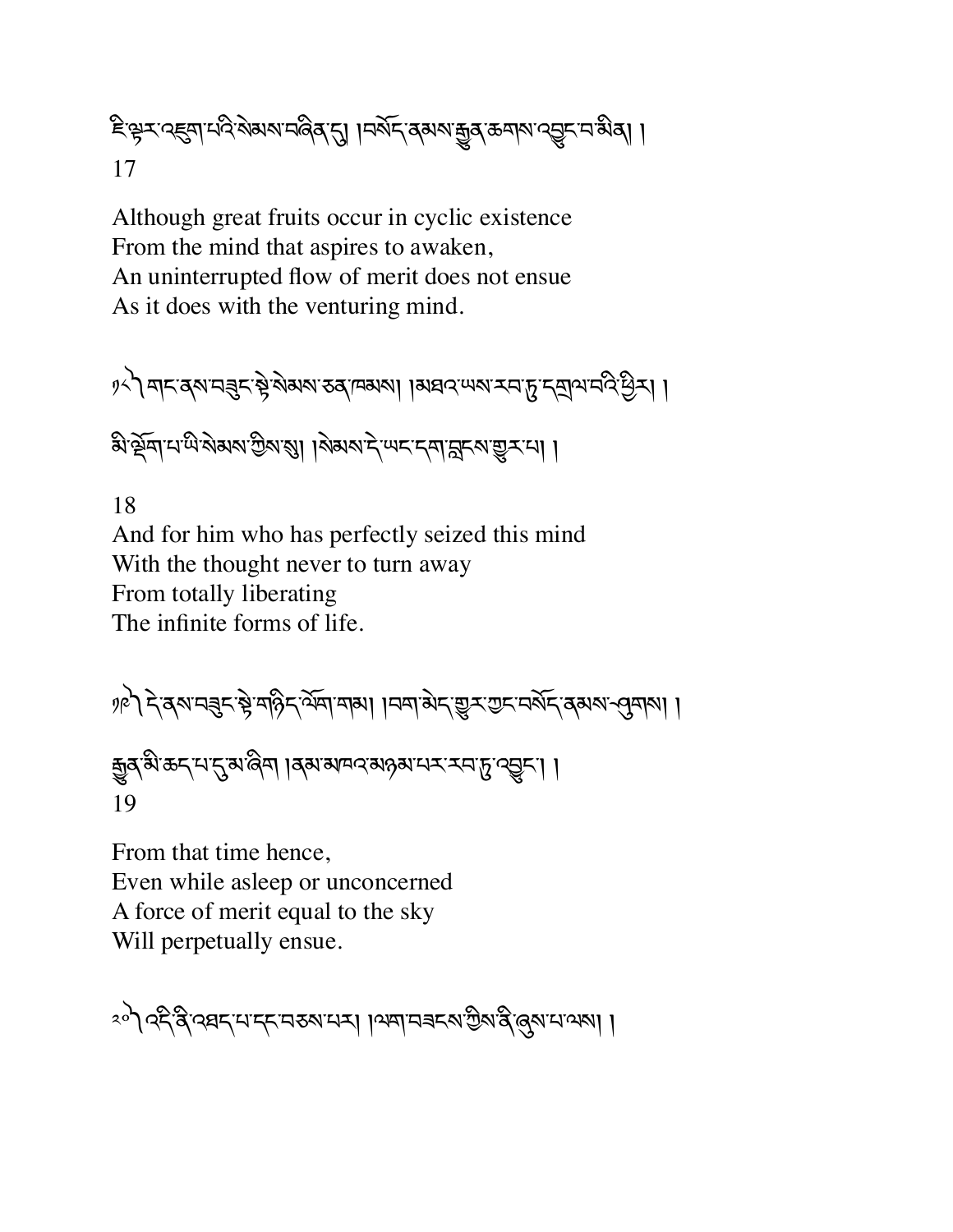རྗེ་ལྟར་འཇུག་པའི་སེམས་བཞིན་དུ། །བསོད་ནམས་རྒྱུན་ཆགས་འབྱུང་བ་མིན། །
17

Although great fruits occur in cyclic existence
From the mind that aspires to awaken,
An uninterrupted flow of merit does not ensue
As it does with the venturing mind.

༡༨༽ གང་ནས་བཟུང་སྟེ་སེམས་ཅན་ཁམས། །མཐའ་ཡས་རབ་ཏུ་དགྲོལ་བའི་ཕྱིར། །

མི་ལྡོག་པ་ཡི་སེམས་ཀྱིས་སུ། །སེམས་དེ་ཡང་དག་བླངས་གྱུར་པ། །

18
And for him who has perfectly seized this mind
With the thought never to turn away
From totally liberating
The infinite forms of life.

༡༩༽ དེ་ནས་བཟུང་སྟེ་གཉིད་ལོག་གམ། །བག་མེད་གྱུར་ཀྱང་བསོད་ནམས་ཤུགས། །

རྒྱུན་མི་ཆད་པ་དུ་མ་ཞིག །ནམ་མཁའ་མཉམ་པར་རབ་ཏུ་འབྱུང་། །
19

From that time hence,
Even while asleep or unconcerned
A force of merit equal to the sky
Will perpetually ensue.

༢༠༽ འདི་ནི་འཐད་པ་དང་བཅས་པར། །ལག་བཟང་ས་ཀྱིས་ནི་ཞུས་པ་ལས། །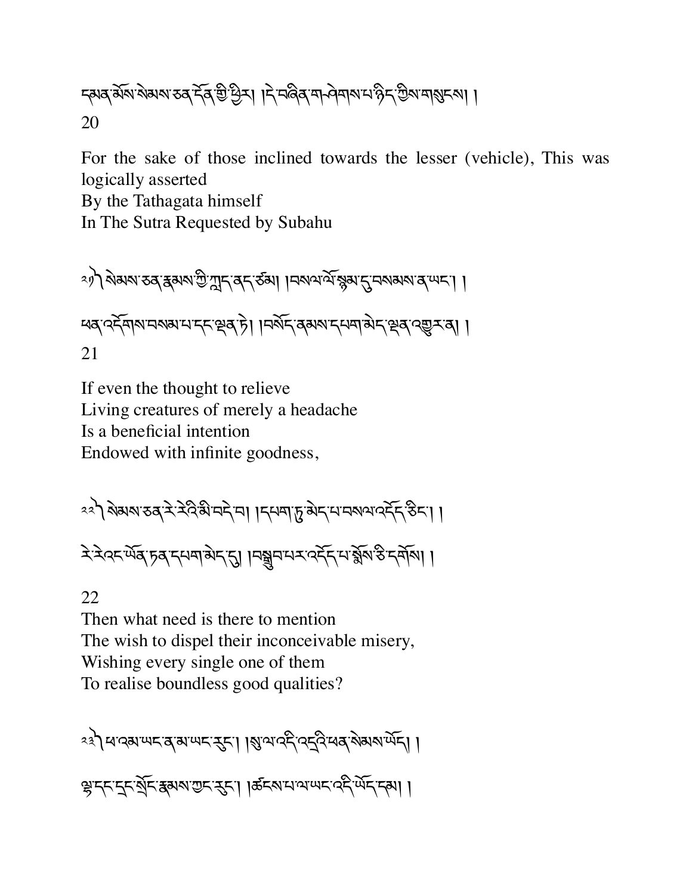དམན་མོས་སེམས་ཅན་དོན་གྱི་ཕྱིར། །དེ་བཞིན་གཤེགས་པ་ཉིད་ཀྱིས་གསུངས། །

20

For the sake of those inclined towards the lesser (vehicle), This was logically asserted
By the Tathagata himself
In The Sutra Requested by Subahu

༢༡༽ སེམས་ཅན་རྣམས་ཀྱི་ཀླད་ནད་ཙམ། །བསལ་ལོ་སྙམ་དུ་བསམས་ན་ཡང་། །

ཕན་འདོགས་བསམ་པ་དང་ལྡན་ཏེ། །བསོད་ནམས་དཔག་མེད་ལྡན་འགྱུར་ན། །

21

If even the thought to relieve
Living creatures of merely a headache
Is a beneficial intention
Endowed with infinite goodness,

༢༢༽ སེམས་ཅན་རེ་རེའི་མི་བདེ་བ། །དཔག་ཏུ་མེད་པ་བསལ་འདོད་ཅིང་། །

རེ་རེའང་ཡོན་ཏན་དཔག་མེད་དུ། །བསྒྲུབ་པར་འདོད་པ་སྨོས་ཅི་དགོས། །

22

Then what need is there to mention
The wish to dispel their inconceivable misery,
Wishing every single one of them
To realise boundless good qualities?

༢༣༽ ཕ་འམ་ཡང་ན་མ་ཡང་རུང་། །སུ་ལ་འདི་འདྲའི་ཕན་སེམས་ཡོད། །

ལྷ་དང་དྲང་སྲོང་རྣམས་ཀྱང་རུང་། །ཚངས་པ་ལ་ཡང་འདི་ཡོད་དམ། །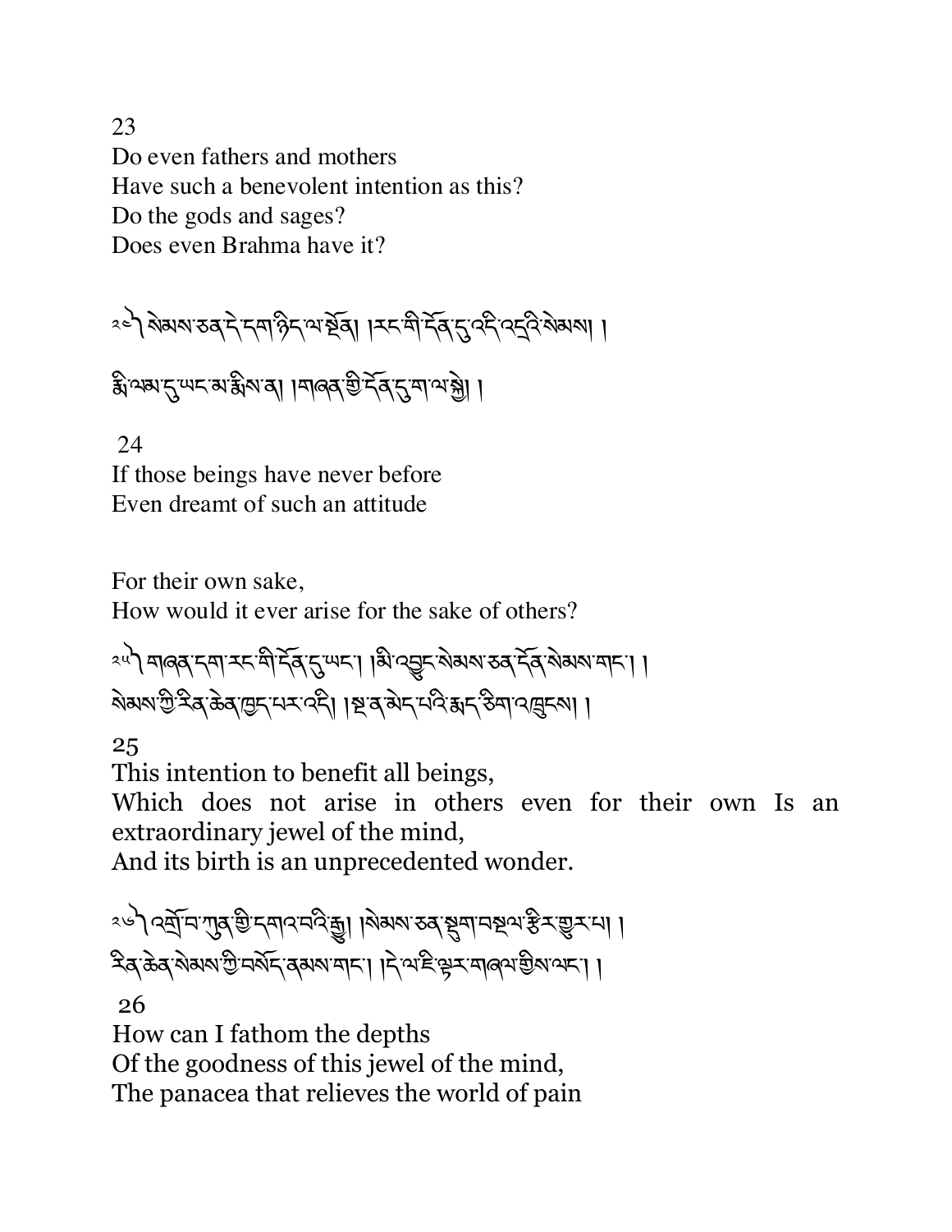23

Do even fathers and mothers
Have such a benevolent intention as this?
Do the gods and sages?
Does even Brahma have it?

༢༤། སེམས་ཅན་དེ་དག་ཉིད་ལ་སྔོན། །རང་གི་དོན་དུ་འདི་འདྲའི་སེམས། །
རྨི་ལམ་དུ་ཡང་མ་རྨིས་ན། །གཞན་གྱི་དོན་དུ་ག་ལ་སྐྱེ། །

24

If those beings have never before
Even dreamt of such an attitude

For their own sake,
How would it ever arise for the sake of others?

༢༥། གཞན་དག་རང་གི་དོན་དུ་ཡང་། །མི་འབྱུང་སེམས་ཅན་དོན་སེམས་གང་། །
སེམས་ཀྱི་རིན་ཆེན་ཁྱད་པར་འདི། །སྔ་ན་མེད་པའི་རྨད་ཅིག་འཁྲུངས། །

25

This intention to benefit all beings,
Which does not arise in others even for their own Is an extraordinary jewel of the mind,
And its birth is an unprecedented wonder.

༢༦། འགྲོ་བ་ཀུན་གྱི་དགའ་བའི་རྒྱུ། །སེམས་ཅན་སྡུག་བསྔལ་རྩི་ར་གྱུར་པ། །
རིན་ཆེན་སེམས་ཀྱི་བསོད་ནམས་གང་། །དེ་ལ་ཇི་ལྟར་གཞལ་གྱིས་ལང་། །

26

How can I fathom the depths
Of the goodness of this jewel of the mind,
The panacea that relieves the world of pain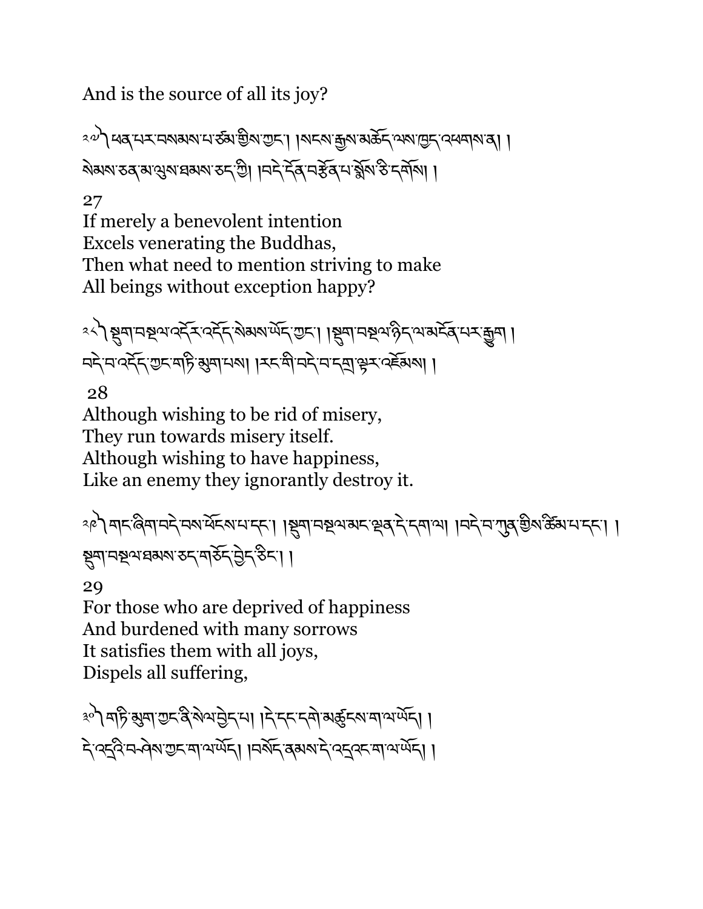And is the source of all its joy?

༢༧ ཕན་པར་བསམས་པ་ཙམ་གྱིས་ཀྱང་། །སངས་རྒྱས་མཆོད་ལས་ཁྱད་འཕགས་ན། །སེམས་ཅན་མ་ལུས་ཐམས་ཅད་ཀྱི། །བདེ་དོན་བརྩོན་པ་སྨོས་ཅི་དགོས། །

27
If merely a benevolent intention
Excels venerating the Buddhas,
Then what need to mention striving to make
All beings without exception happy?

༢༨ སྡུག་བསྔལ་འདོར་འདོད་སེམས་ཡོད་ཀྱང་། །སྡུག་བསྔལ་ཉིད་ལ་མངོན་པར་རྒྱུག །བདེ་བ་འདོད་ཀྱང་གཏི་མུག་པས། །རང་གི་བདེ་བ་དགྲ་ལྟར་འཇོམས། །

28
Although wishing to be rid of misery,
They run towards misery itself.
Although wishing to have happiness,
Like an enemy they ignorantly destroy it.

༢༩ གང་ཞིག་བདེ་བས་ཕོངས་པ་དང་། །སྡུག་བསྔལ་མང་ལྡན་དེ་དག་ལ། །བདེ་བ་ཀུན་གྱིས་ཚིམ་པ་དང་། །སྡུག་བསྔལ་ཐམས་ཅད་གཅོད་བྱེད་ཅིང་། །

29
For those who are deprived of happiness
And burdened with many sorrows
It satisfies them with all joys,
Dispels all suffering,

༣༠ གཏི་མུག་ཀྱང་ནི་སེལ་བྱེད་པ། །དེ་དང་དགེ་མཚུངས་ག་ལ་ཡོད། །དེ་འདྲའི་བཤེས་ཀྱང་ག་ལ་ཡོད། །བསོད་ནམས་དེ་འདྲའང་ག་ལ་ཡོད། །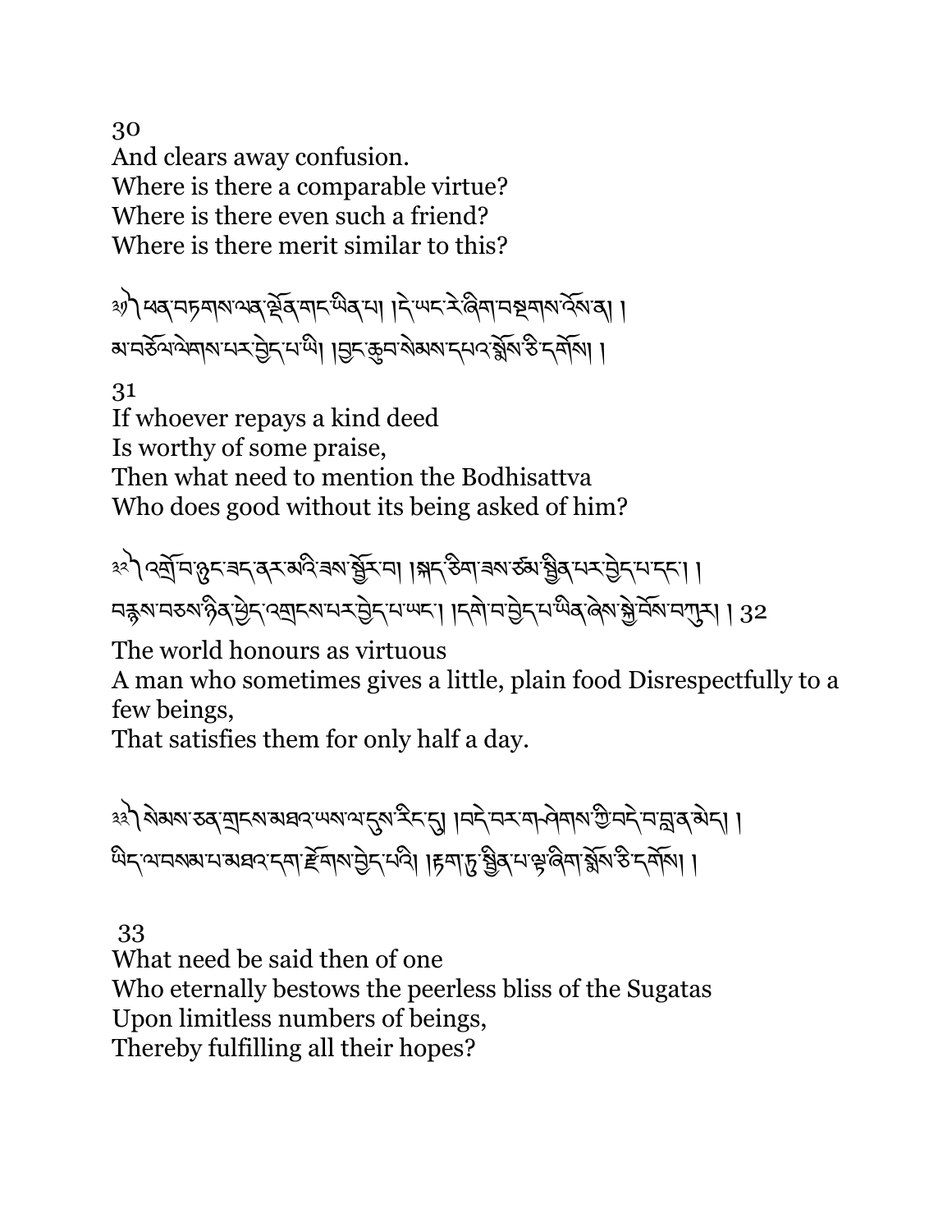30
And clears away confusion.
Where is there a comparable virtue?
Where is there even such a friend?
Where is there merit similar to this?

༣༡ ཕན་བཏགས་ལན་ལོན་གང་ཡིན་པ། །དེ་ཡང་རེ་ཞིག་བསྔགས་འོས་ན། །
མ་བཅོལ་ལེགས་པར་བྱེད་པ་ཡི། །བྱང་ཆུབ་སེམས་དཔའ་སྨོས་ཅི་དགོས། །

31
If whoever repays a kind deed
Is worthy of some praise,
Then what need to mention the Bodhisattva
Who does good without its being asked of him?

༣༢ འགྲོ་བ་ཉུང་ཟད་ནར་མའི་ཟས་སྦྱོར་བ། །སྐད་ཅིག་ཟས་ཙམ་སྦྱིན་པར་བྱེད་པ་དང་། །
བརྙས་བཅས་ཉིན་ཕྱེད་འགྲངས་པར་བྱེད་པ་ཡང་། །དགེ་བ་བྱེད་པ་ཡིན་ཞེས་སྐྱེ་བོས་བཀུར། ། 32

The world honours as virtuous
A man who sometimes gives a little, plain food Disrespectfully to a few beings,
That satisfies them for only half a day.

༣༣ སེམས་ཅན་གྲངས་མཐའ་ཡས་ལ་དུས་རིང་དུ། །བདེ་བར་གཤེགས་ཀྱི་བདེ་བ་བླ་ན་མེད། །
ཡིད་ལ་བསམས་པ་མཐའ་དག་རྫོགས་བྱེད་པའི། །རྟག་ཏུ་སྦྱིན་པ་ལྟ་ཞིག་སྨོས་ཅི་དགོས། །

33
What need be said then of one
Who eternally bestows the peerless bliss of the Sugatas
Upon limitless numbers of beings,
Thereby fulfilling all their hopes?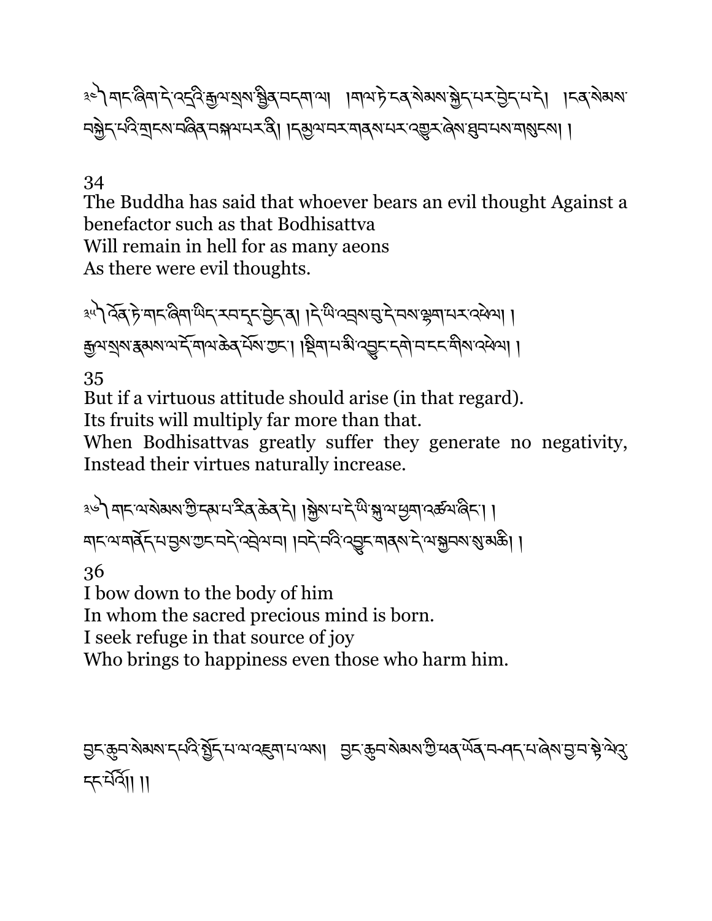༣༤༽ གང་ཞིག་དེ་འདྲའི་རྒྱལ་སྲས་སྦྱིན་བདག་ལ། །གལ་ཏེ་ངན་སེམས་སྐྱེད་པར་བྱེད་པ་དེ། །ངན་སེམས་བསྐྱེད་པའི་གྲངས་བཞིན་བསྐལ་པར་ནི། །དམྱལ་བར་གནས་པར་འགྱུར་ཞེས་ཐུབ་པས་གསུངས། །

34

The Buddha has said that whoever bears an evil thought Against a benefactor such as that Bodhisattva
Will remain in hell for as many aeons
As there were evil thoughts.

༣༥༽ འོན་ཏེ་གང་ཞིག་ཡིད་རབ་དང་བྱེད་ན། །དེ་ཡི་འབྲས་བུ་དེ་བས་ལྷག་པར་འཕེལ། །རྒྱལ་སྲས་རྣམས་ལ་དོ་གལ་ཆེན་པོས་ཀྱང་། །སྡིག་པ་མི་འབྱུང་དགེ་བ་ངང་གིས་འཕེལ། །

35

But if a virtuous attitude should arise (in that regard).
Its fruits will multiply far more than that.
When Bodhisattvas greatly suffer they generate no negativity,
Instead their virtues naturally increase.

༣༦༽ གང་ལ་སེམས་ཀྱི་དམ་པ་རིན་ཆེན་དེ། །སྐྱེས་པ་དེ་ཡི་སྐུ་ལ་ཕྱག་འཚལ་ཞིང་། །གང་ལ་གནོད་པ་བྱས་ཀྱང་བདེ་འབྲེལ་བ། །བདེ་བའི་འབྱུང་གནས་དེ་ལ་སྐྱབས་སུ་མཆི། །

36

I bow down to the body of him
In whom the sacred precious mind is born.
I seek refuge in that source of joy
Who brings to happiness even those who harm him.

བྱང་ཆུབ་སེམས་དཔའི་སྤྱོད་པ་ལ་འཇུག་པ་ལས། བྱང་ཆུབ་སེམས་ཀྱི་ཕན་ཡོན་བཤད་པ་ཞེས་བྱ་བ་སྟེ་ལེའུ་དང་པོའོ།། །།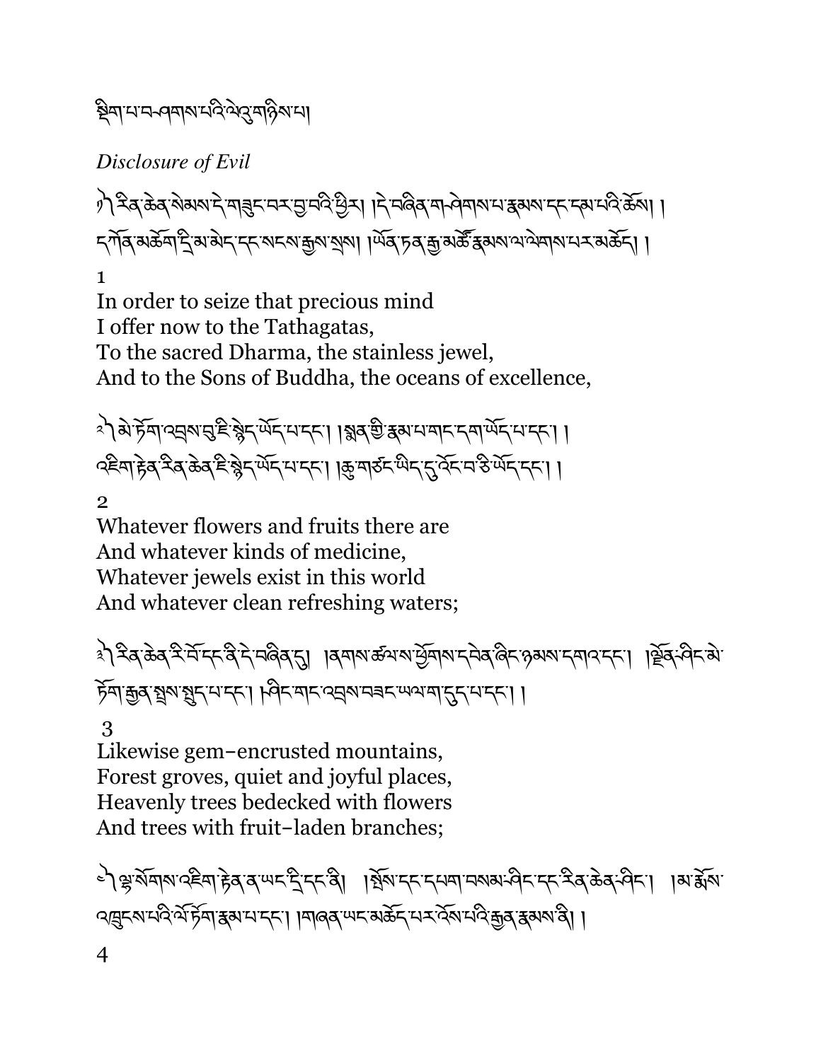སྡིག་པ་བཤགས་པའི་ལེའུ་གཉིས་པ།

*Disclosure of Evil*

༡༽ རིན་ཆེན་སེམས་དེ་གཟུང་བར་བྱ་བའི་ཕྱིར། །དེ་བཞིན་གཤེགས་པ་རྣམས་དང་དམ་པའི་ཆོས། །དཀོན་མཆོག་དྲི་མ་མེད་དང་སངས་རྒྱས་སྲས། །ཡོན་ཏན་རྒྱ་མཚོ་རྣམས་ལ་ལེགས་པར་མཆོད། །

1
In order to seize that precious mind
I offer now to the Tathagatas,
To the sacred Dharma, the stainless jewel,
And to the Sons of Buddha, the oceans of excellence,

༢༽ མེ་ཏོག་འབྲས་བུ་ཇི་སྙེད་ཡོད་པ་དང་། །སྨན་གྱི་རྣམ་པ་གང་དག་ཡོད་པ་དང་། །འཇིག་རྟེན་རིན་ཆེན་ཇི་སྙེད་ཡོད་པ་དང་། །ཆུ་གཙང་ཡིད་དུ་འོང་བ་ཅི་ཡོད་དང་། །

2
Whatever flowers and fruits there are
And whatever kinds of medicine,
Whatever jewels exist in this world
And whatever clean refreshing waters;

༣༽ རིན་ཆེན་རི་བོ་དང་ནི་དེ་བཞིན་དུ། །ནགས་ཚལ་ས་ཕྱོགས་དབེན་ཞིང་ཉམས་དགའ་དང་། །ལྗོན་ཤིང་མེ་ཏོག་རྒྱན་སྤྲས་སྤུད་པ་དང་། །ཤིང་གང་འབྲས་བཟང་ཡལ་ག་དུད་པ་དང་། །

3
Likewise gem–encrusted mountains,
Forest groves, quiet and joyful places,
Heavenly trees bedecked with flowers
And trees with fruit–laden branches;

༤༽ ལྷ་སོགས་འཇིག་རྟེན་ན་ཡང་དྲི་དང་ནི། །སྤོས་དང་དཔག་བསམ་ཤིང་དང་རིན་ཆེན་ཤིང་། །མ་རྨོས་འཁྲུངས་པའི་ལོ་ཏོག་རྣམ་པ་དང་། །གཞན་ཡང་མཆོད་པར་འོས་པའི་རྒྱན་རྣམས་ནི། །

4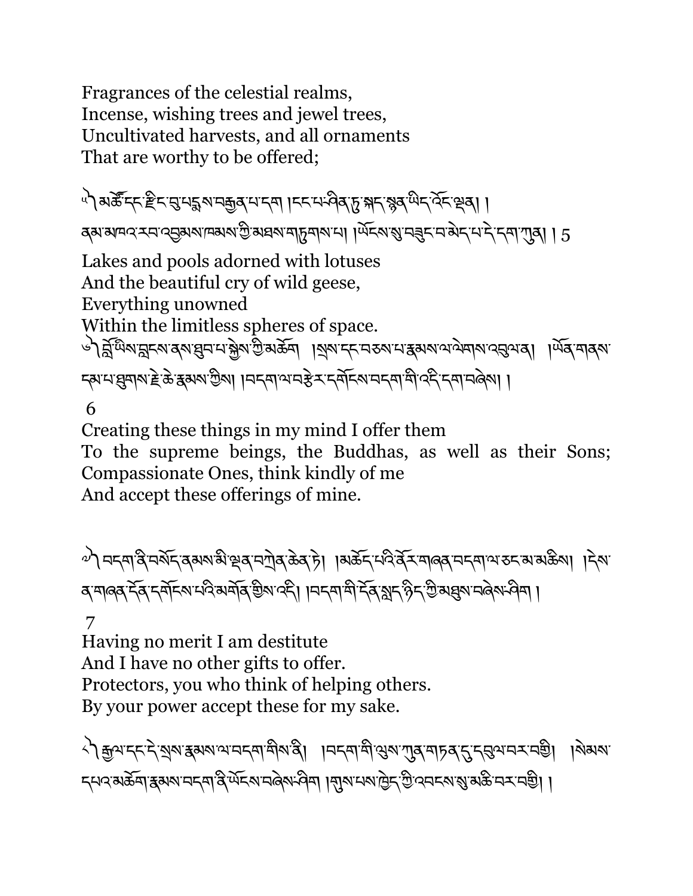Fragrances of the celestial realms,
Incense, wishing trees and jewel trees,
Uncultivated harvests, and all ornaments
That are worthy to be offered;

༥༽ མཚོ་དང་རྫིང་བུ་པདྨས་བརྒྱན་པ་དག །ངང་པ་ཤིན་ཏུ་སྐད་སྙན་ཡིད་འོང་ལྡན། །ནམ་མཁའ་རབ་འབྱམས་ཁམས་ཀྱི་མཐས་གཏུགས་པ། །ཡོངས་སུ་བཟུང་བ་མེད་པ་དེ་དག་ཀུན། ། 5

Lakes and pools adorned with lotuses
And the beautiful cry of wild geese,
Everything unowned
Within the limitless spheres of space.

༦༽ བློ་ཡིས་བླངས་ནས་ཐུབ་པ་སྐྱེས་ཀྱི་མཆོག །སྲས་དང་བཅས་པ་རྣམས་ལ་ལེགས་འབུལ་ན། །ཡོན་གནས་དམ་པ་ཐུགས་རྗེ་ཆེ་རྣམས་ཀྱིས། །བདག་ལ་བརྩེར་དགོངས་བདག་གི་འདི་དག་བཞེས། །

6

Creating these things in my mind I offer them
To the supreme beings, the Buddhas, as well as their Sons;
Compassionate Ones, think kindly of me
And accept these offerings of mine.

༧༽ བདག་ནི་བསོད་ནམས་མི་ལྡན་བཀྲེན་ཆེན་ཏེ། །མཆོད་པའི་ནོར་གཞན་བདག་ལ་ཅང་མ་མཆིས། །དེས་ན་གཞན་དོན་དགོངས་པའི་མགོན་གྱིས་འདི། །བདག་གི་དོན་སླད་ཉིད་ཀྱི་མཐུས་བཞེས་ཤིག །

7

Having no merit I am destitute
And I have no other gifts to offer.
Protectors, you who think of helping others.
By your power accept these for my sake.

༨༽ རྒྱལ་དང་དེ་སྲས་རྣམས་ལ་བདག་གིས་ནི། །བདག་གི་ལུས་ཀུན་གཏན་དུ་དབུལ་བར་བགྱི། །སེམས་དཔའ་མཆོག་རྣམས་བདག་ནི་ཡོངས་བཞེས་ཤིག །གུས་པས་ཁྱེད་ཀྱི་འབངས་སུ་མཆི་བར་བགྱི། །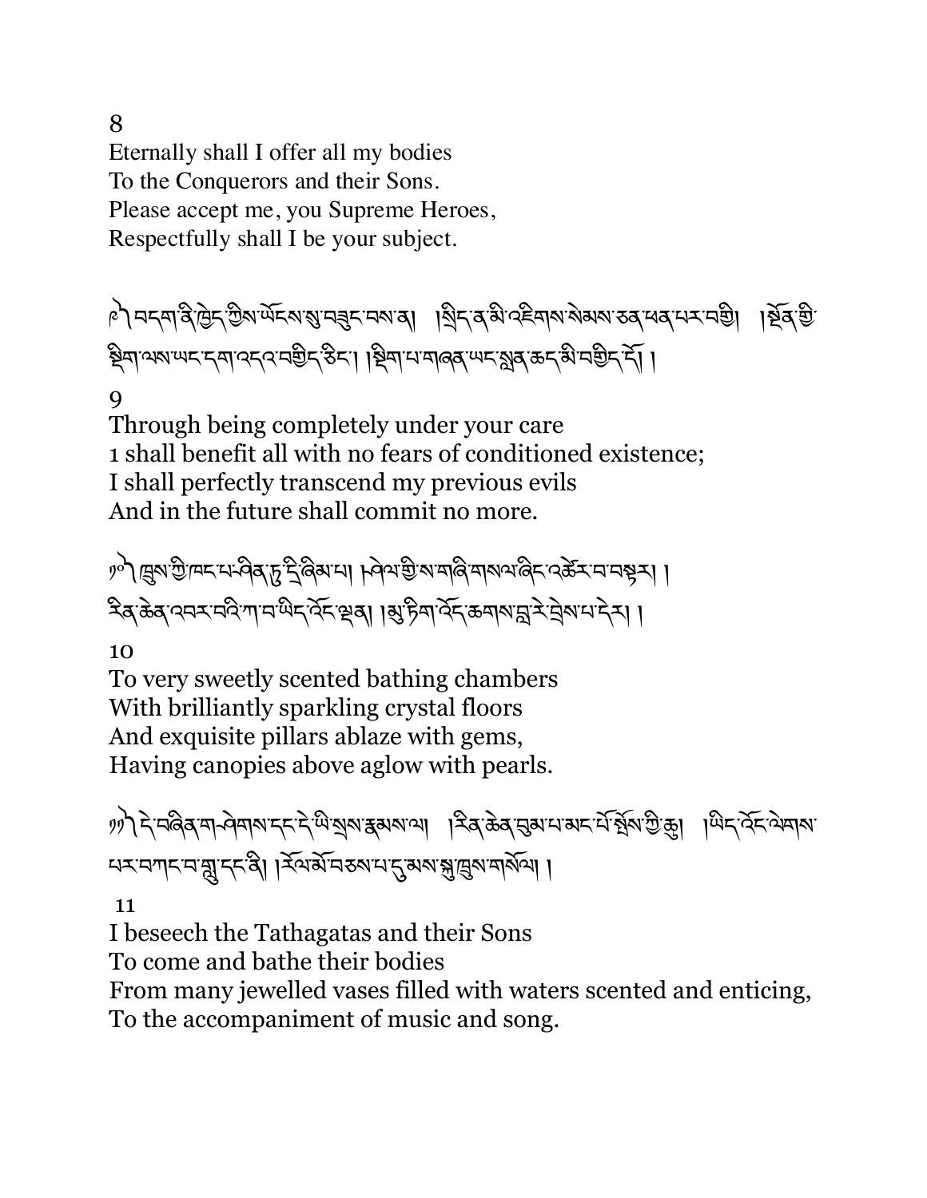8

Eternally shall I offer all my bodies
To the Conquerors and their Sons.
Please accept me, you Supreme Heroes,
Respectfully shall I be your subject.

༩ བདག་ནི་ཁྱེད་ཀྱིས་ཡོངས་སུ་བཟུང་བས་ན། །སྲིད་ན་མི་འཇིགས་སེམས་ཅན་ཕན་པར་བགྱི། །སྔོན་གྱི་སྡིག་ལས་ཡང་དག་འདའ་བགྱིད་ཅིང་། །སྡིག་པ་གཞན་ཡང་སླན་ཆད་མི་བགྱིད་དོ། །

9

Through being completely under your care
I shall benefit all with no fears of conditioned existence;
I shall perfectly transcend my previous evils
And in the future shall commit no more.

༡༠ ཁྲུས་ཀྱི་ཁང་པ་ཤིན་ཏུ་དྲི་ཞིམ་པ། །ཤེལ་གྱི་ས་གཞི་གསལ་ཞིང་འཚེར་བ་བསྟར། །རིན་ཆེན་འབར་བའི་ཀ་བ་ཡིད་འོང་ལྡན། །མུ་ཏིག་འོད་ཆགས་བླ་རེ་བྲེས་པ་དེར། །

10

To very sweetly scented bathing chambers
With brilliantly sparkling crystal floors
And exquisite pillars ablaze with gems,
Having canopies above aglow with pearls.

༡༡ དེ་བཞིན་གཤེགས་དང་དེ་ཡི་སྲས་རྣམས་ལ། །རིན་ཆེན་བུམ་པ་མང་པོ་སྤོས་ཀྱི་ཆུ། །ཡིད་འོང་ལེགས་པར་བཀང་བ་གླུ་དང་ནི། །རོལ་མོར་བཅས་པ་དུ་མས་སྐུ་ཁྲུས་གསོལ། །

11

I beseech the Tathagatas and their Sons
To come and bathe their bodies
From many jewelled vases filled with waters scented and enticing,
To the accompaniment of music and song.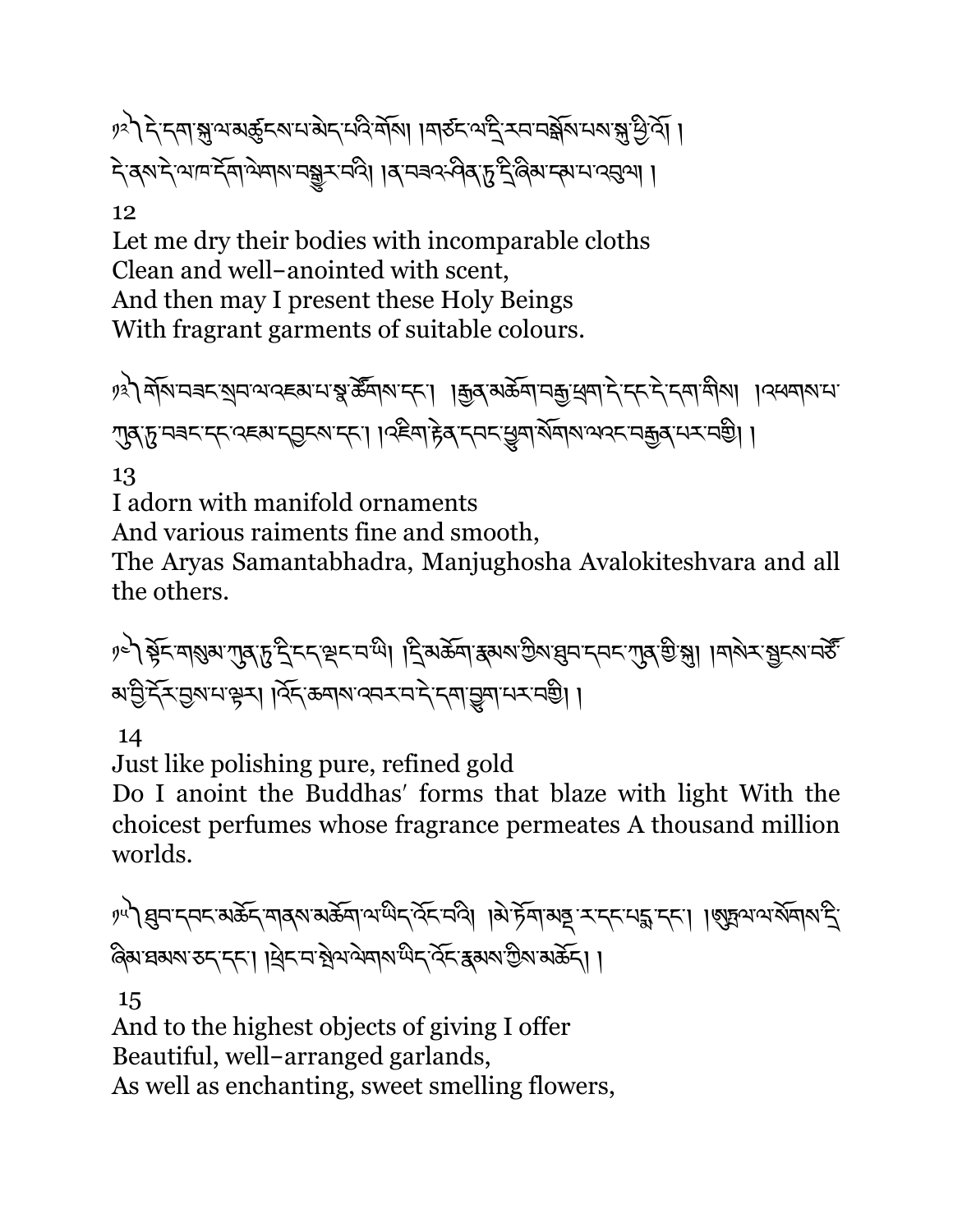༡༢ ༽ དེ་དག་སྐུ་ལ་མཚུངས་པ་མེད་པའི་གོས། །གཙང་ལ་དྲི་རབ་བསྒོས་པས་སྐུ་ཕྱིའོ། །
དེ་ནས་དེ་ལ་ཁ་དོག་ལེགས་བསྒྱུར་བའི། །ན་བཟའ་ཤིན་ཏུ་དྲི་ཞིམ་དམ་པ་འབུལ། །

12

Let me dry their bodies with incomparable cloths
Clean and well-anointed with scent,
And then may I present these Holy Beings
With fragrant garments of suitable colours.

༡༣ ༽ གོས་བཟང་སྲབ་ལ་འཇམ་པ་སྣ་ཚོགས་དང་། །རྒྱན་མཆོག་བརྒྱ་ཕྲག་དེ་དང་དེ་དག་གིས། །འཕགས་པ་
ཀུན་ཏུ་བཟང་དང་འཇམ་དབྱངས་དང་། །འཇིག་རྟེན་དབང་ཕྱུག་སོགས་ལའང་བརྒྱན་པར་བགྱི། །

13

I adorn with manifold ornaments
And various raiments fine and smooth,
The Aryas Samantabhadra, Manjughosha Avalokiteshvara and all the others.

༡༤ ༽ སྟོང་གསུམ་ཀུན་ཏུ་དྲི་ངད་ལྡང་བ་ཡི། །དྲི་མཆོག་རྣམས་ཀྱིས་ཐུབ་དབང་ཀུན་གྱི་སྐུ། །གསེར་སྦྱངས་བཙོ་
མ་བྱི་དོར་བྱས་པ་ལྟར། །འོད་ཆགས་འབར་བ་དེ་དག་བྱུག་པར་བགྱི། །

14

Just like polishing pure, refined gold
Do I anoint the Buddhas' forms that blaze with light With the choicest perfumes whose fragrance permeates A thousand million worlds.

༡༥ ༽ ཐུབ་དབང་མཆོད་གནས་མཆོག་ལ་ཡིད་འོང་བའི། །མེ་ཏོག་མནྡཱ་ར་དང་པདྨ་དང་། །ཨུཏྤལ་ལ་སོགས་དྲི་
ཞིམ་ཐམས་ཅད་དང་། །ཕྲེང་བ་སྤེལ་ལེགས་ཡིད་འོང་རྣམས་ཀྱིས་མཆོད། །

15

And to the highest objects of giving I offer
Beautiful, well-arranged garlands,
As well as enchanting, sweet smelling flowers,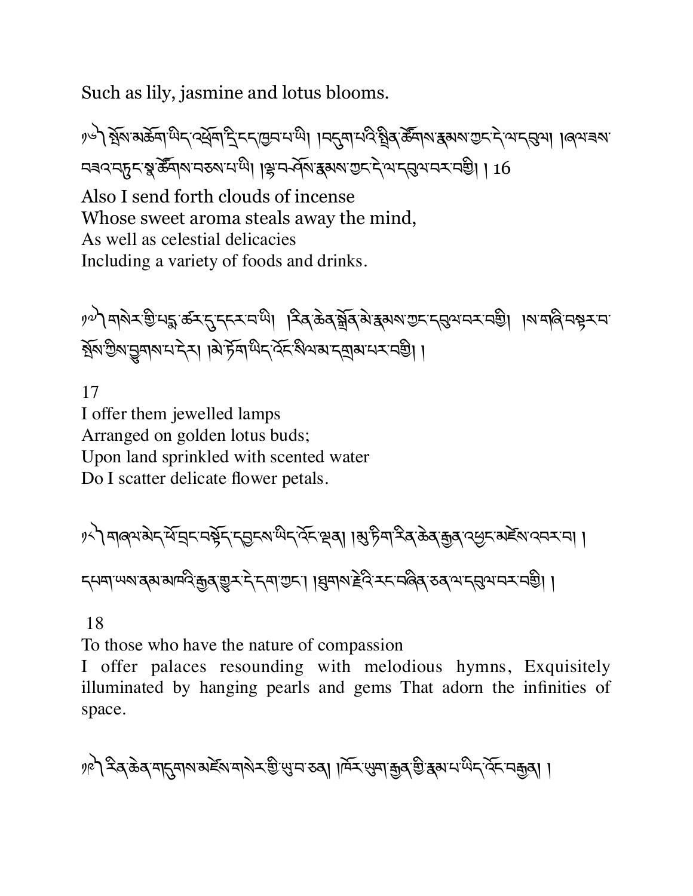Such as lily, jasmine and lotus blooms.

༡༦ སྤོས་མཆོག་ཡིད་འཕྲོག་དྲི་ངད་ཁྱབ་པ་ཡི། །བདུག་པའི་སྤྲིན་ཚོགས་རྣམས་ཀྱང་དེ་ལ་དབུལ། །ཞལ་ཟས་བཟའ་བཏུང་སྣ་ཚོགས་བཅས་པ་ཡི། །ལྷ་བཤོས་རྣམས་ཀྱང་དེ་ལ་དབུལ་བར་བགྱི། | 16

Also I send forth clouds of incense
Whose sweet aroma steals away the mind,
As well as celestial delicacies
Including a variety of foods and drinks.

༡༧ གསེར་གྱི་པདྨ་ཚར་དུ་དངར་བ་ཡི། །རིན་ཆེན་སྒྲོན་མེ་རྣམས་ཀྱང་དབུལ་བར་བགྱི། །ས་གཞི་བསྟར་བ་སྤོས་ཀྱིས་བྱུགས་པ་དེར། །མེ་ཏོག་ཡིད་འོང་སིལ་མ་དགྲམ་པར་བགྱི། །

17
I offer them jewelled lamps
Arranged on golden lotus buds;
Upon land sprinkled with scented water
Do I scatter delicate flower petals.

༡༨ གཞལ་མེད་ཕོ་བྲང་བསྟོད་དབྱངས་ཡིད་འོང་ལྡན། །མུ་ཏིག་རིན་ཆེན་རྒྱན་འཕྱང་མཛེས་འབར་བ། །

དཔག་ཡས་ནམ་མཁའི་རྒྱན་གྱུར་དེ་དག་ཀྱང་། །ཐུགས་རྗེའི་རང་བཞིན་ཅན་ལ་དབུལ་བར་བགྱི། །

18
To those who have the nature of compassion
I offer palaces resounding with melodious hymns, Exquisitely illuminated by hanging pearls and gems That adorn the infinities of space.

༡༩ རིན་ཆེན་གདུགས་མཛེས་གསེར་གྱི་ཡུ་བ་ཅན། །ཁོར་ཡུག་རྒྱན་གྱི་རྣམ་པ་ཡིད་འོང་བརྒྱན། །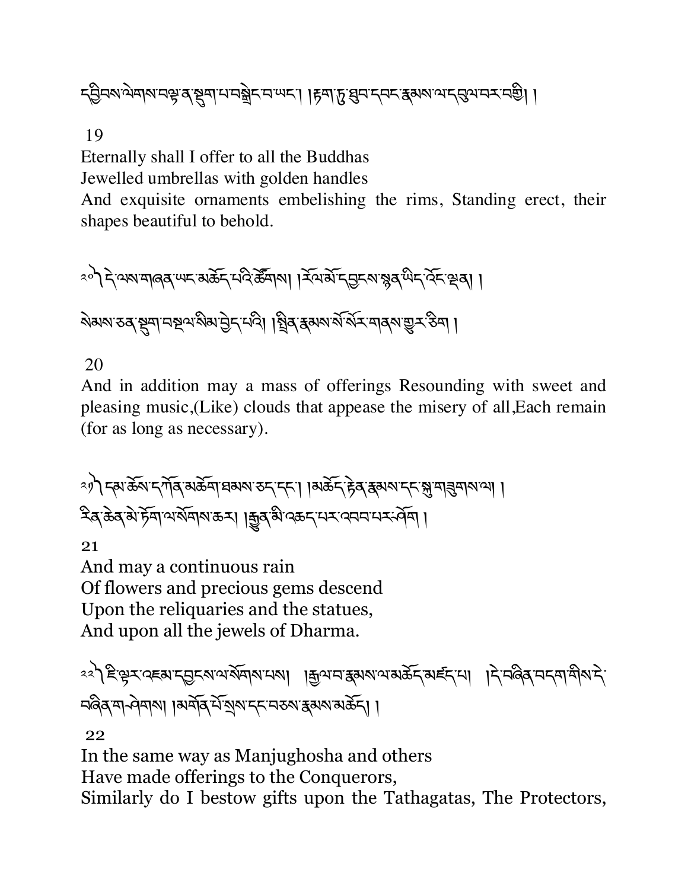དབྱིབས་ལེགས་བལྟ་ན་སྡུག་པ་བསྒྲེང་བ་ཡང་། །རྟག་ཏུ་ཐུབ་དབང་རྣམས་ལ་དབུལ་བར་བགྱི། །

19

Eternally shall I offer to all the Buddhas
Jewelled umbrellas with golden handles
And exquisite ornaments embelishing the rims, Standing erect, their shapes beautiful to behold.

༢༠། དེ་ལས་གཞན་ཡང་མཆོད་པའི་ཚོགས། །རོལ་མོ་དབྱངས་སྙན་ཡིད་འོང་ལྡན། །
སེམས་ཅན་སྡུག་བསྔལ་སིམ་བྱེད་པའི། །སྤྲིན་རྣམས་སོ་སོར་གནས་གྱུར་ཅིག །

20

And in addition may a mass of offerings Resounding with sweet and pleasing music,(Like) clouds that appease the misery of all,Each remain (for as long as necessary).

༢༡། དམ་ཆོས་དཀོན་མཆོག་ཐམས་ཅད་དང་། །མཆོད་རྟེན་རྣམས་དང་སྐུ་གཟུགས་ལ། །
རིན་ཆེན་མེ་ཏོག་ལ་སོགས་ཆར། །རྒྱུན་མི་འཆད་པར་འབབ་པར་ཤོག །

21

And may a continuous rain
Of flowers and precious gems descend
Upon the reliquaries and the statues,
And upon all the jewels of Dharma.

༢༢། ཇི་ལྟར་འཇམ་དབྱངས་ལ་སོགས་པས། །རྒྱལ་བ་རྣམས་ལ་མཆོད་མཛད་པ། །དེ་བཞིན་བདག་གིས་དེ་བཞིན་གཤེགས། །མགོན་པོ་སྲས་དང་བཅས་རྣམས་མཆོད། །

22

In the same way as Manjughosha and others
Have made offerings to the Conquerors,
Similarly do I bestow gifts upon the Tathagatas, The Protectors,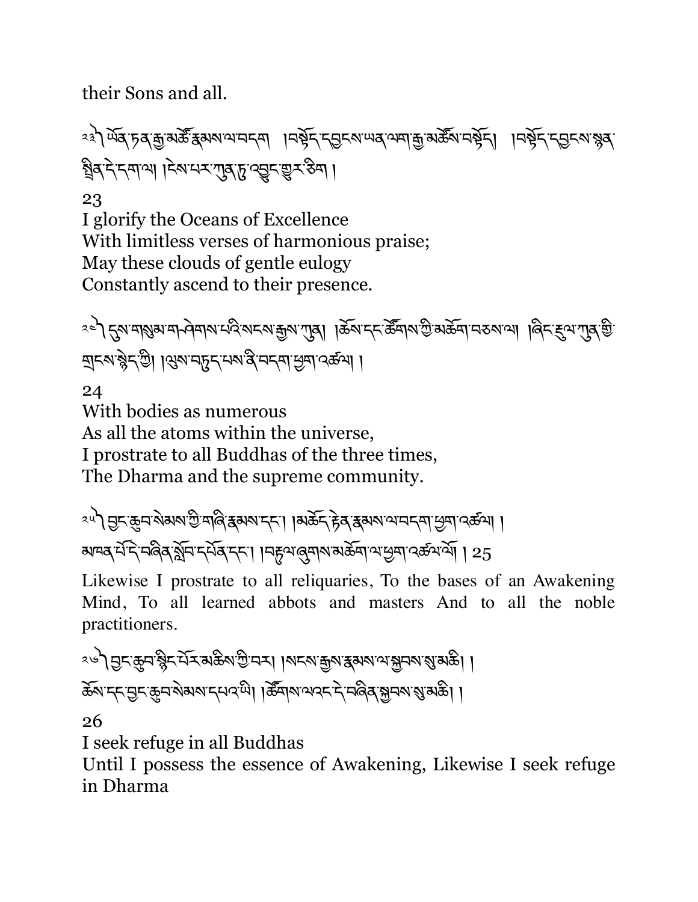their Sons and all.

༢༣༽ ཡོན་ཏན་རྒྱ་མཚོ་རྣམས་ལ་བདག །བསྔོད་དབྱངས་ཡན་ལག་རྒྱ་མཚོས་བསྟོད། །བསྟོད་དབྱངས་སྙན་སྤྲིན་དེ་དག་ལ། །ངེས་པར་ཀུན་ཏུ་འབྱུང་གྱུར་ཅིག །

23
I glorify the Oceans of Excellence
With limitless verses of harmonious praise;
May these clouds of gentle eulogy
Constantly ascend to their presence.

༢༤༽ དུས་གསུམ་གཤེགས་པའི་སངས་རྒྱས་ཀུན། །ཆོས་དང་ཚོགས་ཀྱི་མཆོག་བཅས་ལ། །ཞིང་རྡུལ་ཀུན་གྱི་གྲངས་སྙེད་ཀྱི། །ལུས་བཏུད་པས་ནི་བདག་ཕྱག་འཚལ། །

24
With bodies as numerous
As all the atoms within the universe,
I prostrate to all Buddhas of the three times,
The Dharma and the supreme community.

༢༥༽ བྱང་ཆུབ་སེམས་ཀྱི་གཞི་རྣམས་དང་། །མཆོད་རྟེན་རྣམས་ལ་བདག་ཕྱག་འཚལ། །མཁན་པོ་དེ་བཞིན་སློབ་དཔོན་དང་། །བརྟུལ་ཞུགས་མཆོག་ལ་ཕྱག་འཚལ་ལོ། ། 25

Likewise I prostrate to all reliquaries, To the bases of an Awakening Mind, To all learned abbots and masters And to all the noble practitioners.

༢༦༽ བྱང་ཆུབ་སྙིང་པོར་མཆིས་ཀྱི་བར། །སངས་རྒྱས་རྣམས་ལ་སྐྱབས་སུ་མཆི། །ཆོས་དང་བྱང་ཆུབ་སེམས་དཔའ་ཡི། །ཚོགས་ལའང་དེ་བཞིན་སྐྱབས་སུ་མཆི། །

26
I seek refuge in all Buddhas
Until I possess the essence of Awakening, Likewise I seek refuge in Dharma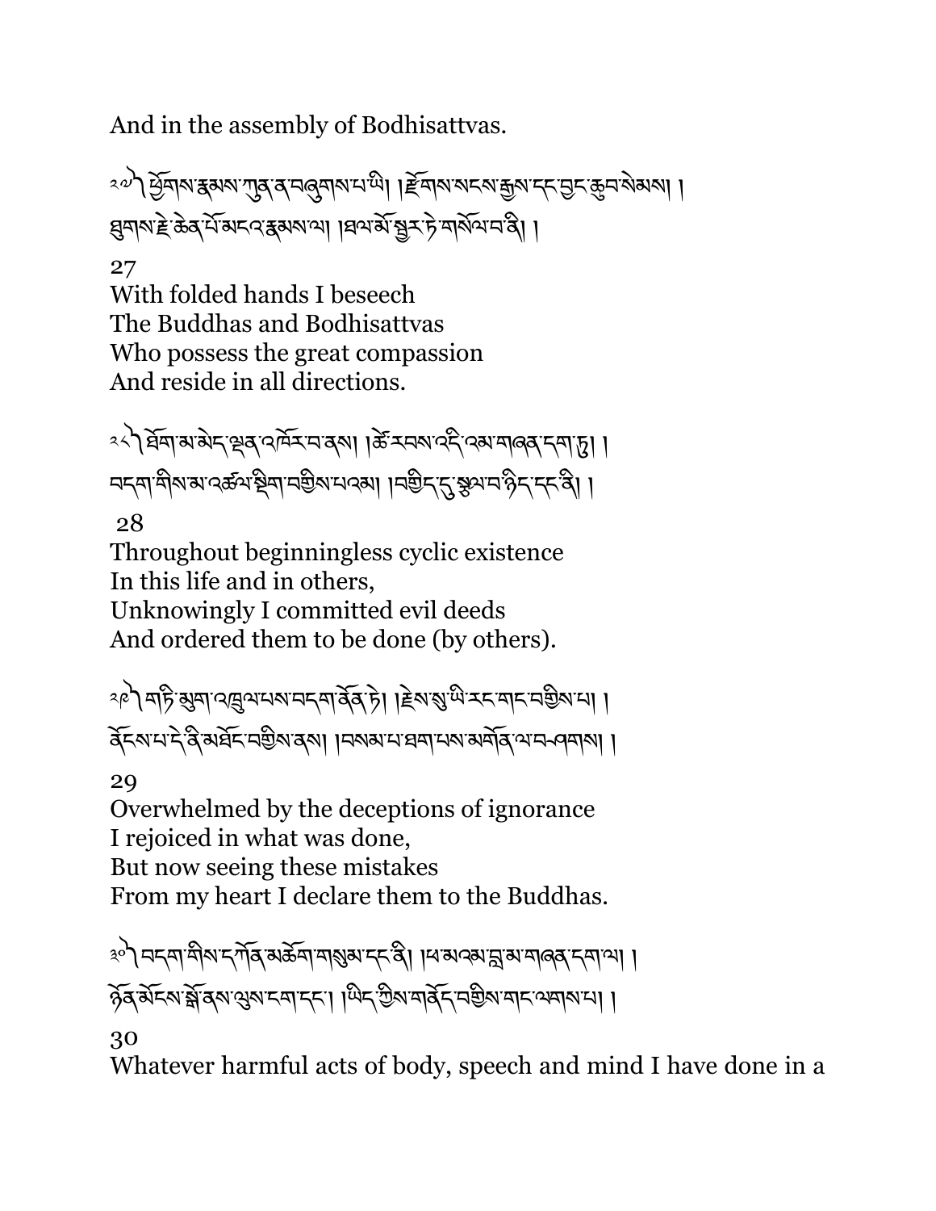And in the assembly of Bodhisattvas.

༢༧ ཕྱོགས་རྣམས་ཀུན་ན་བཞུགས་པ་ཡི། །རྫོགས་སངས་རྒྱས་དང་བྱང་ཆུབ་སེམས། །
ཐུགས་རྗེ་ཆེན་པོ་མངའ་རྣམས་ལ། །ཐལ་མོ་སྦྱར་ཏེ་གསོལ་བ་ནི། །

27
With folded hands I beseech
The Buddhas and Bodhisattvas
Who possess the great compassion
And reside in all directions.

༢༨ ཐོག་མ་མེད་ལྡན་འཁོར་བ་ནས། །ཚེ་རབས་འདི་འམ་གཞན་དག་ཏུ། །
བདག་གིས་མ་འཚལ་སྡིག་བགྱིས་པའམ། །བགྱིད་དུ་སྩལ་བ་ཉིད་དང་ནི། །

28
Throughout beginningless cyclic existence
In this life and in others,
Unknowingly I committed evil deeds
And ordered them to be done (by others).

༢༩ གཏི་མུག་འཁྲུལ་པས་བདག་ནོན་ཏེ། །རྗེས་སུ་ཡི་རང་གང་བགྱིས་པ། །
ནོངས་པ་དེ་ནི་མཐོང་བགྱིས་ནས། །བསམ་པ་ཐག་པས་མགོན་ལ་བཤགས། །

29
Overwhelmed by the deceptions of ignorance
I rejoiced in what was done,
But now seeing these mistakes
From my heart I declare them to the Buddhas.

༣༠ བདག་གིས་དཀོན་མཆོག་གསུམ་དང་ནི། །ཕ་མའམ་བླ་མ་གཞན་དག་ལ། །
ཉོན་མོངས་སྒོ་ནས་ལུས་ངག་དང་། །ཡིད་ཀྱིས་གནོད་བགྱིས་གང་ལགས་པ། །

30
Whatever harmful acts of body, speech and mind I have done in a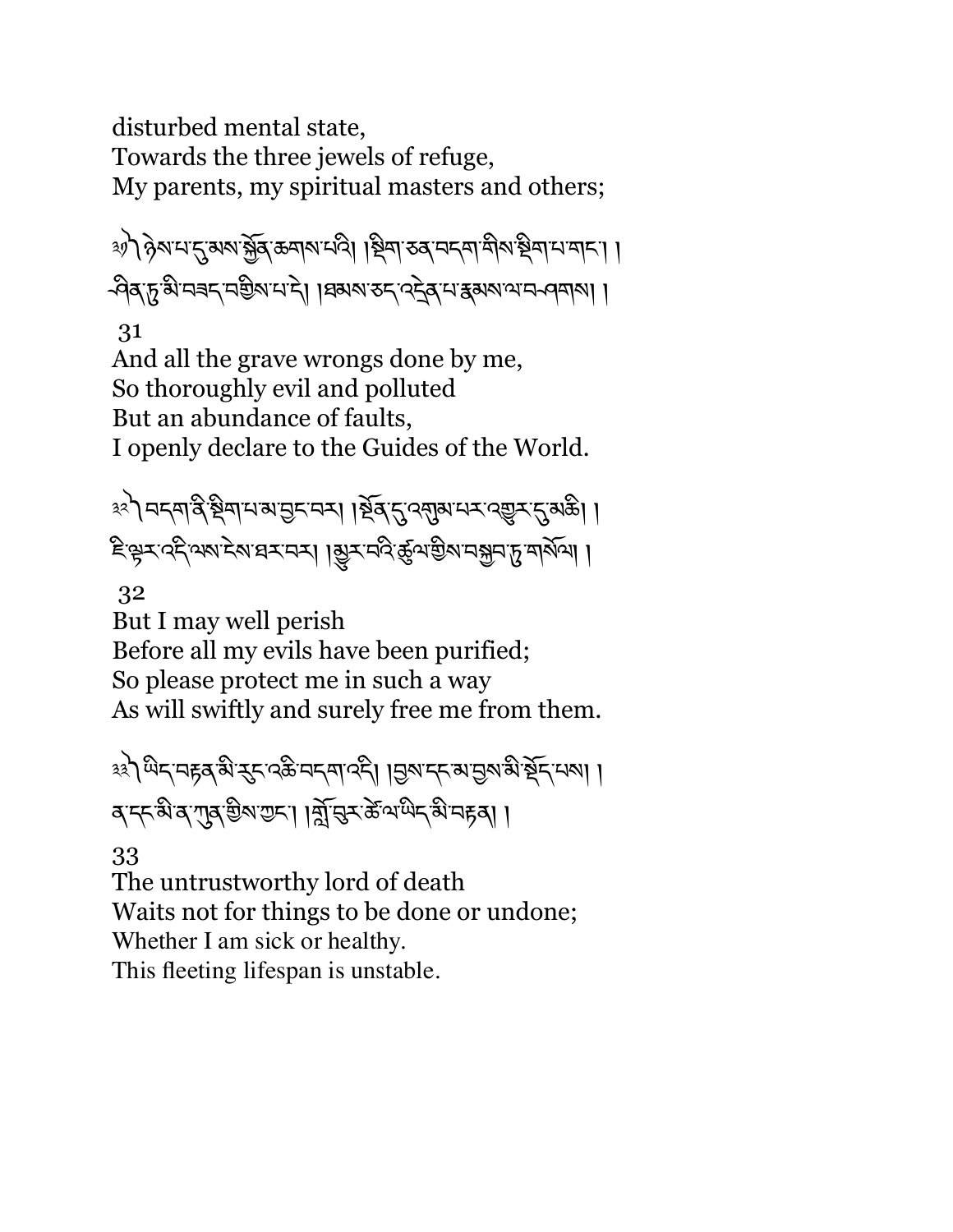disturbed mental state,
Towards the three jewels of refuge,
My parents, my spiritual masters and others;

༣༡ ཉེས་པ་དུ་མས་སྐྱོན་ཆགས་པའི། །སྡིག་ཅན་བདག་གིས་སྡིག་པ་གང་། །ཤིན་ཏུ་མི་བཟད་བགྱིས་པ་དེ། །ཐམས་ཅད་འདྲེན་པ་རྣམས་ལ་བཤགས། །

31

And all the grave wrongs done by me,
So thoroughly evil and polluted
But an abundance of faults,
I openly declare to the Guides of the World.

༣༢ བདག་ནི་སྡིག་པ་མ་བྱང་བར། །སྔོན་དུ་འགུམ་པར་འགྱུར་དུ་མཆི། །ཇི་ལྟར་འདི་ལས་ངེས་ཐར་བར། །མྱུར་བའི་ཚུལ་གྱིས་བསྐྱབ་ཏུ་གསོལ། །

32

But I may well perish
Before all my evils have been purified;
So please protect me in such a way
As will swiftly and surely free me from them.

༣༣ ཡིད་བརྟན་མི་རུང་འཆི་བདག་འདི། །བྱས་དང་མ་བྱས་མི་སྡོད་པས། །ན་དང་མི་ན་ཀུན་གྱིས་ཀྱང་། །གློ་བུར་ཚེ་ལ་ཡིད་མི་བརྟན། །

33

The untrustworthy lord of death
Waits not for things to be done or undone;
Whether I am sick or healthy.
This fleeting lifespan is unstable.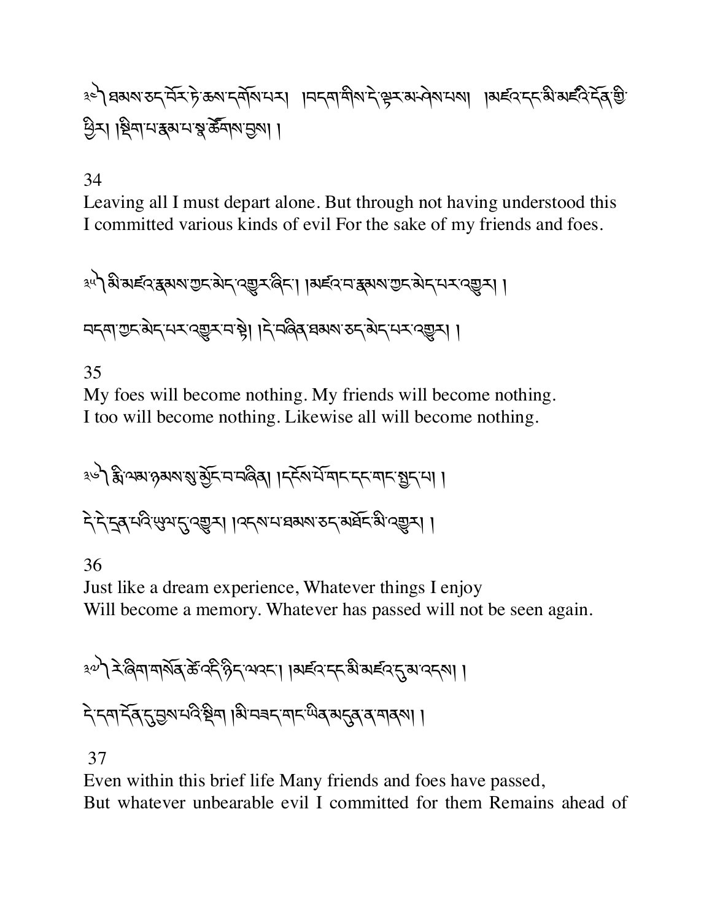༣༤༽ ཐམས་ཅད་བོར་ཏེ་ཆས་དགོས་པར། །བདག་གིས་དེ་ལྟར་མ་ཤེས་པས། །མཛའ་དང་མི་མཛའི་དོན་གྱི་ཕྱིར། །སྡིག་པ་རྣམ་པ་སྣ་ཚོགས་བྱས། །

34

Leaving all I must depart alone. But through not having understood this
I committed various kinds of evil For the sake of my friends and foes.

༣༥༽ མི་མཛའ་རྣམས་ཀྱང་མེད་འགྱུར་ཞིང་། །མཛའ་བ་རྣམས་ཀྱང་མེད་པར་འགྱུར། །

བདག་ཀྱང་མེད་པར་འགྱུར་བ་སྟེ། །དེ་བཞིན་ཐམས་ཅད་མེད་པར་འགྱུར། །

35

My foes will become nothing. My friends will become nothing.
I too will become nothing. Likewise all will become nothing.

༣༦༽ རྨི་ལམ་ཉམས་སུ་མྱོང་བ་བཞིན། །དངོས་པོ་གང་དང་གང་སྤྱད་པ། །

དེ་དེ་དྲན་པའི་ཡུལ་དུ་འགྱུར། །འདས་པ་ཐམས་ཅད་མཐོང་མི་འགྱུར། །

36

Just like a dream experience, Whatever things I enjoy
Will become a memory. Whatever has passed will not be seen again.

༣༧༽ རེ་ཞིག་གསོན་ཚེ་འདི་ཉིད་ལ་ཡང་། །མཛའ་དང་མི་མཛའ་དུ་མ་འདས། །

དེ་དག་དོན་དུ་བྱས་པའི་སྡིག །མི་བཟད་གང་ཡིན་མདུན་ན་གནས། །

37

Even within this brief life Many friends and foes have passed,
But whatever unbearable evil I committed for them Remains ahead of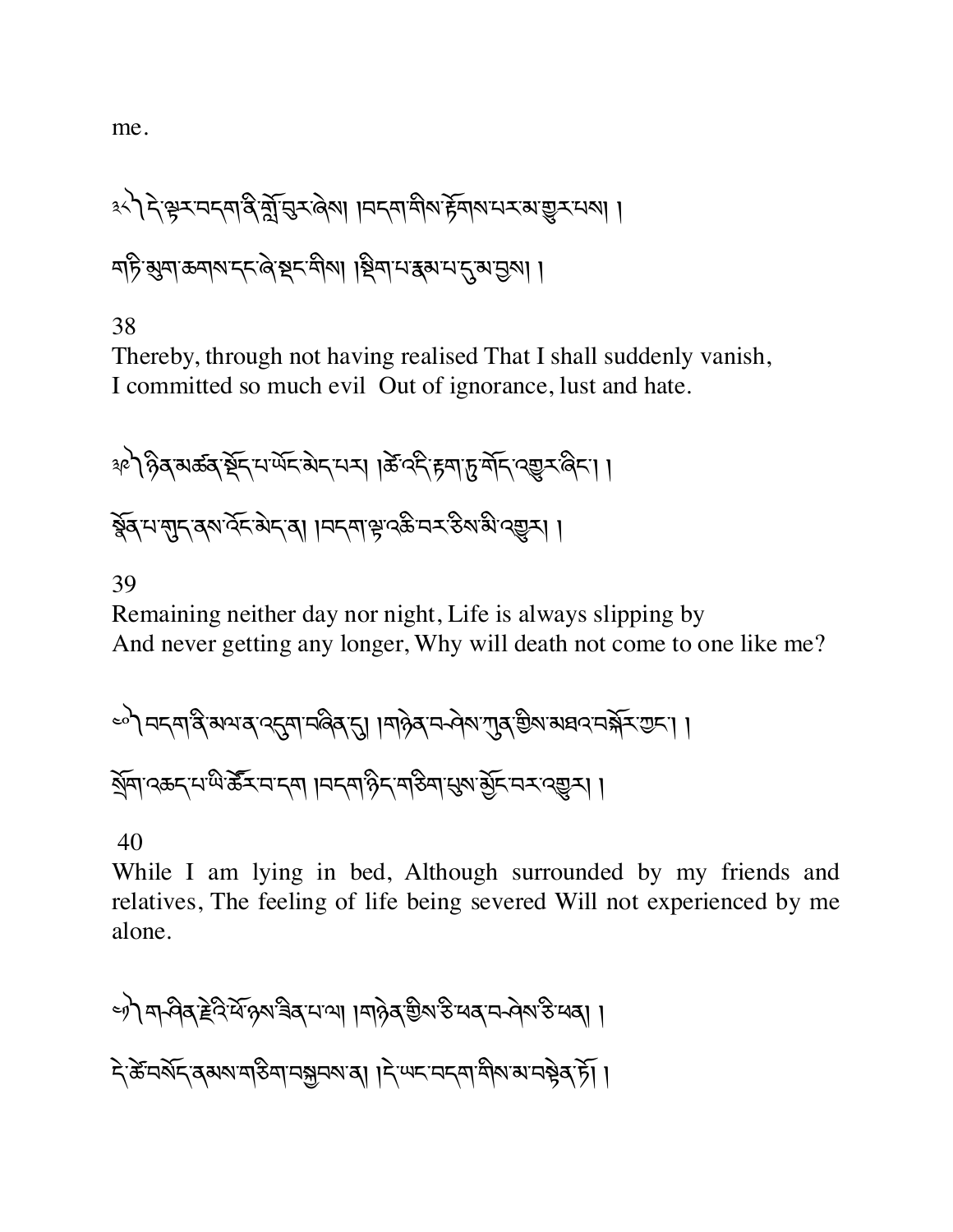me.

༣༨ དེ་ལྟར་བདག་ནི་གློ་བུར་ཞེས། །བདག་གིས་རྟོགས་པར་མ་གྱུར་པས། །

གཏི་མུག་ཆགས་དང་ཞེ་སྡང་གིས། །སྡིག་པ་རྣམ་པ་དུ་མ་བྱས། །

38

Thereby, through not having realised That I shall suddenly vanish,
I committed so much evil Out of ignorance, lust and hate.

༣༩ ཉིན་མཚན་སྡོད་པ་ཡོད་མེད་པར། །ཚེ་འདི་རྟག་ཏུ་གོད་འགྱུར་ཞིང་། །

སྣོན་པ་ཀུན་ནས་འོང་མེད་ན། །བདག་ལྟ་འཆི་བར་ཅིས་མི་འགྱུར། །

39

Remaining neither day nor night, Life is always slipping by
And never getting any longer, Why will death not come to one like me?

༤༠ བདག་ནི་མལ་ན་འདུག་བཞིན་དུ། །གཉེན་བཤེས་ཀུན་གྱིས་མཐའ་བསྐོར་ཀྱང་། །

སྲོག་འཆད་པ་ཡི་ཚོར་བ་དག །བདག་ཉིད་གཅིག་པུས་མྱོང་བར་འགྱུར། །

40

While I am lying in bed, Although surrounded by my friends and relatives, The feeling of life being severed Will not experienced by me alone.

༤༡ གཤིན་རྗེའི་ཕོ་ཉས་ཟིན་པ་ལ། །གཉེན་གྱིས་ཅི་ཕན་བཤེས་ཅི་ཕན། །

དེ་ཚེ་བསོད་ནམས་གཅིག་བསྐྱབས་ན། །དེ་ཡང་བདག་གིས་མ་བསྟེན་ཏོ། །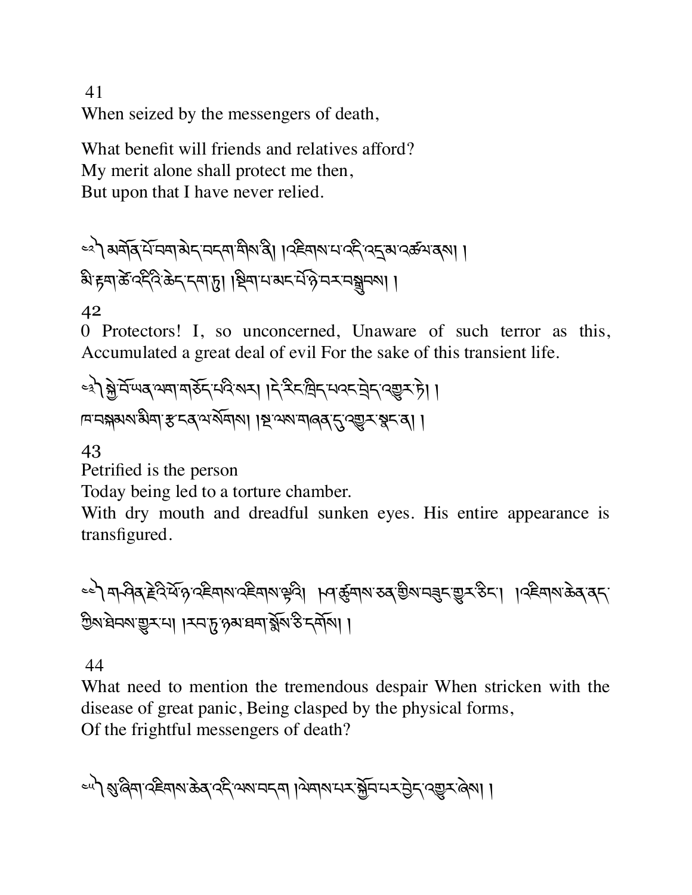41

When seized by the messengers of death,

What benefit will friends and relatives afford?
My merit alone shall protect me then,
But upon that I have never relied.

༤༢ མགོན་པོ་བག་མེད་བདག་གིས་ནི། །འཇིགས་པ་འདི་འདྲ་མ་འཚལ་ནས། །
མི་རྟག་ཚེ་འདིའི་ཆེད་དག་ཏུ། །སྡིག་པ་མང་པོ་ཉེ་བར་བསྒྲུབས། །

42

0 Protectors! I, so unconcerned, Unaware of such terror as this, Accumulated a great deal of evil For the sake of this transient life.

༤༣ སྐྱེ་བོ་ཡན་ལག་གཅོད་པའི་སར། །དེ་རིང་ཁྲིད་པ་འང་བྲེད་འགྱུར་ཏེ། །
ཁ་བསྐམས་མིག་རྩ་ངན་ལ་སོགས། །སྔ་ལས་གཞན་དུ་འགྱུར་སྣང་ན། །

43

Petrified is the person

Today being led to a torture chamber.

With dry mouth and dreadful sunken eyes. His entire appearance is transfigured.

༤༤ གཤིན་རྗེའི་ཕོ་ཉ་འཇིགས་འཇིགས་ལྟའི། །ཁ་ཚུགས་ཅན་གྱིས་བཟུང་གྱུར་ཅིང་། །འཇིགས་ཆེན་ནད་ཀྱིས་ཐེབས་གྱུར་པ། །རབ་ཏུ་ཉམ་ཐག་སྨོས་ཅི་དགོས། །

44

What need to mention the tremendous despair When stricken with the disease of great panic, Being clasped by the physical forms,
Of the frightful messengers of death?

༤༥ སུ་ཞིག་འཇིགས་ཆེན་འདི་ལས་བདག །ལེགས་པར་སྐྱོབ་པར་བྱེད་འགྱུར་ཞེས། །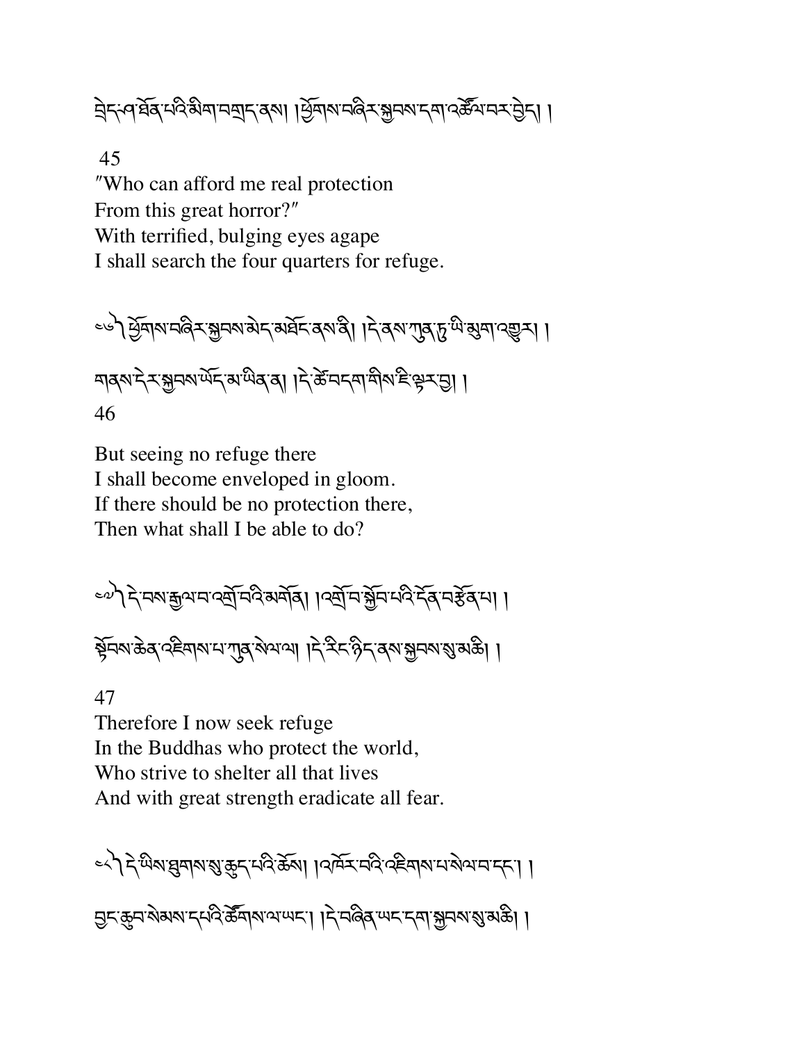ཁྲིད་ཤ་ཐོན་པའི་མིག་བགྲད་ནས། །ཕྱོགས་བཞིར་སྐྱབས་དག་འཚོལ་བར་བྱེད། །

45
"Who can afford me real protection
From this great horror?"
With terrified, bulging eyes agape
I shall search the four quarters for refuge.

༤༦། ཕྱོགས་བཞིར་སྐྱབས་མེད་མཐོང་ནས་ནི། །དེ་ནས་ཀུན་ཏུ་ཡི་མུག་འགྱུར། །

གནས་དེར་སྐྱབས་ཡོད་མ་ཡིན་ན། །དེ་ཚེ་བདག་གིས་ཇི་ལྟར་བྱ། །

46

But seeing no refuge there
I shall become enveloped in gloom.
If there should be no protection there,
Then what shall I be able to do?

༤༧། དེ་བས་རྒྱལ་བ་འགྲོ་བའི་མགོན། །འགྲོ་བ་སྐྱོབ་པའི་དོན་བརྩོན་པ། །

སྟོབས་ཆེན་འཇིགས་པ་ཀུན་སེལ་ལ། །དེ་རིང་ཉིད་ནས་སྐྱབས་སུ་མཆི། །

47
Therefore I now seek refuge
In the Buddhas who protect the world,
Who strive to shelter all that lives
And with great strength eradicate all fear.

༤༨། དེ་ཡིས་ཐུགས་སུ་ཆུད་པའི་ཆོས། །འཁོར་བའི་འཇིགས་པ་སེལ་བ་དང་། །

བྱང་ཆུབ་སེམས་དཔའི་ཚོགས་ལ་ཡང་། །དེ་བཞིན་ཡང་དག་སྐྱབས་སུ་མཆི། །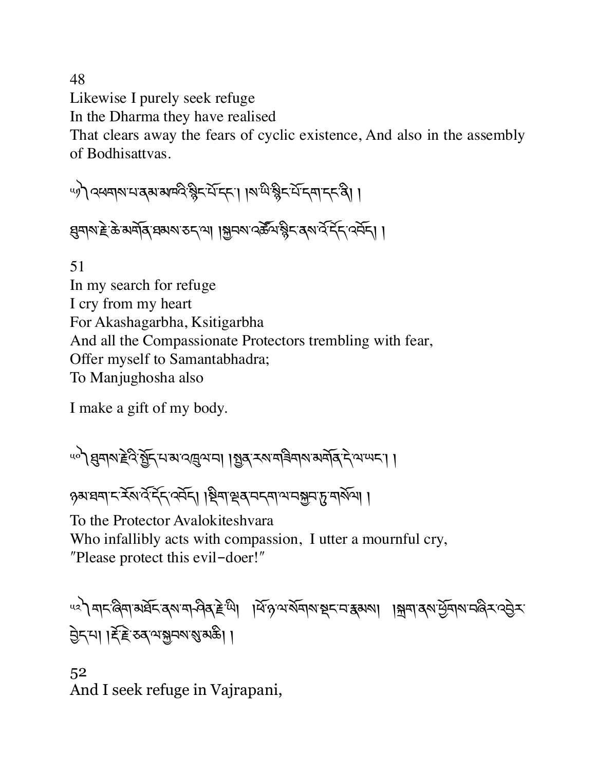48

Likewise I purely seek refuge
In the Dharma they have realised
That clears away the fears of cyclic existence, And also in the assembly of Bodhisattvas.

༤༩ ༽ འཕགས་པ་ནམ་མཁའི་སྙིང་པོ་དང་། །ས་ཡི་སྙིང་པོ་དག་དང་ནི། །

ཐུགས་རྗེ་ཆེ་མགོན་ཐམས་ཅད་ལ། །སྐྱབས་འཚོལ་སྙིང་ནས་ཨོ་དོད་འབོད། །

51

In my search for refuge
I cry from my heart
For Akashagarbha, Ksitigarbha
And all the Compassionate Protectors trembling with fear,
Offer myself to Samantabhadra;
To Manjughosha also

I make a gift of my body.

༥༠ ༽ ཐུགས་རྗེའི་སྤྱོད་པ་མ་འཁྲུལ་བ། །སྤྱན་རས་གཟིགས་མགོན་དེ་ལ་ཡང་། །

ཉམ་ཐག་ང་རོས་ཨོ་དོད་འབོད། །སྡིག་ལྡན་བདག་ལ་བསྐྱབ་ཏུ་གསོལ། །

To the Protector Avalokiteshvara
Who infallibly acts with compassion, I utter a mournful cry,
"Please protect this evil-doer!"

༥༢ ༽ གང་ཞིག་མཐོང་ནས་གཤིན་རྗེ་ཡི། །ཕོ་ཉ་ལ་སོགས་སྡང་བ་རྣམས། །སྐྲག་ནས་ཕྱོགས་བཞིར་འབྱེར་བྱེད་པ། །རྡོ་རྗེ་ཅན་ལ་སྐྱབས་སུ་མཆི། །

52

And I seek refuge in Vajrapani,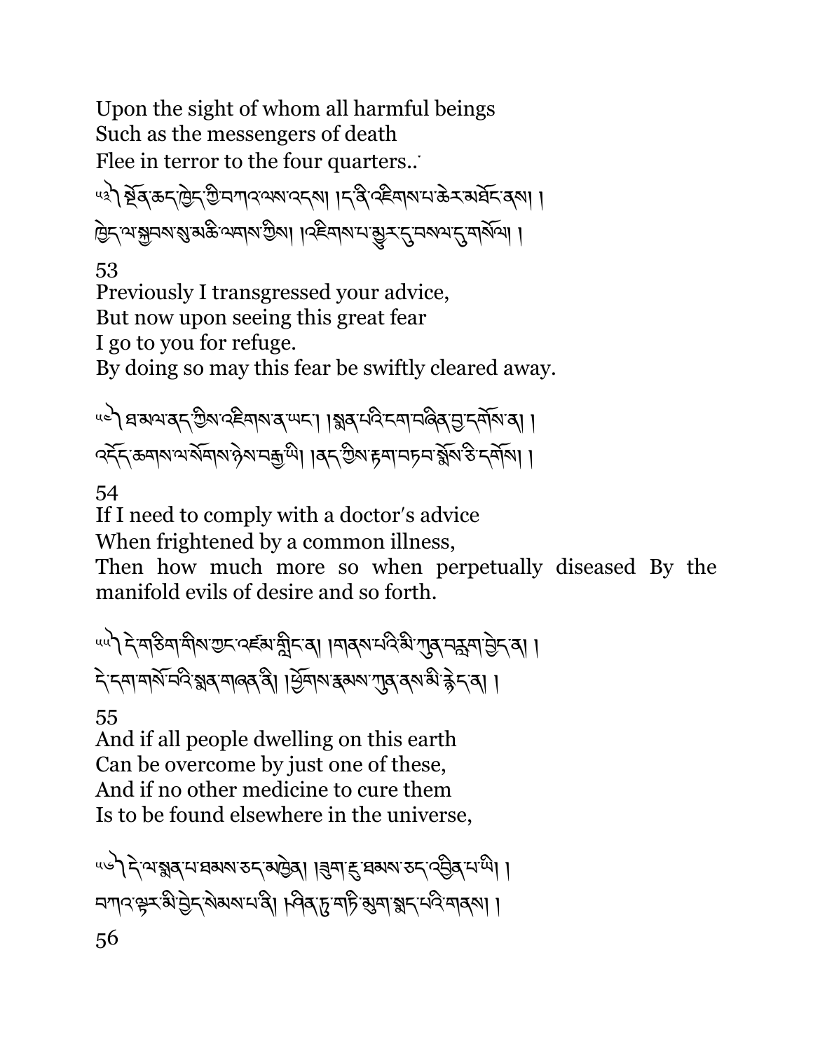Upon the sight of whom all harmful beings
Such as the messengers of death
Flee in terror to the four quarters..

༥༣༽ སྔོན་ཆད་ཁྱེད་ཀྱི་བཀའ་ལས་འདས། །ད་ནི་འཇིགས་པ་ཆེར་མཐོང་ནས། །
ཁྱེད་ལ་སྐྱབས་སུ་མཆི་ལགས་ཀྱིས། །འཇིགས་པ་མྱུར་དུ་བསལ་དུ་གསོལ། །

53
Previously I transgressed your advice,
But now upon seeing this great fear
I go to you for refuge.
By doing so may this fear be swiftly cleared away.

༥༤༽ ཐ་མལ་ནད་ཀྱིས་འཇིགས་ན་ཡང་། །སྨན་པའི་ངག་བཞིན་བྱ་དགོས་ན། །
འདོད་ཆགས་ལ་སོགས་ཉེས་བརྒྱ་ཡི། །ནད་ཀྱིས་རྟག་བརྟབ་སྨོས་ཅི་དགོས། །

54
If I need to comply with a doctor's advice
When frightened by a common illness,
Then how much more so when perpetually diseased By the manifold evils of desire and so forth.

༥༥༽ དེ་གཅིག་གིས་ཀྱང་འཛམ་གླིང་ན། །གནས་པའི་མི་ཀུན་བརླག་བྱེད་ན། །
དེ་དག་གསོ་བའི་སྨན་གཞན་ནི། །ཕྱོགས་རྣམས་ཀུན་ནས་མི་རྙེད་ན། །

55
And if all people dwelling on this earth
Can be overcome by just one of these,
And if no other medicine to cure them
Is to be found elsewhere in the universe,

༥༦༽ དེ་ལ་སྨན་པ་ཐམས་ཅད་མཁྱེན། །ཟུག་རྔུ་ཐམས་ཅད་འབྱིན་པ་ཡི། །
བཀའ་ལྟར་མི་བྱེད་སེམས་པ་ནི། །ཤིན་ཏུ་གཏི་མུག་སྨད་པའི་གནས། །

56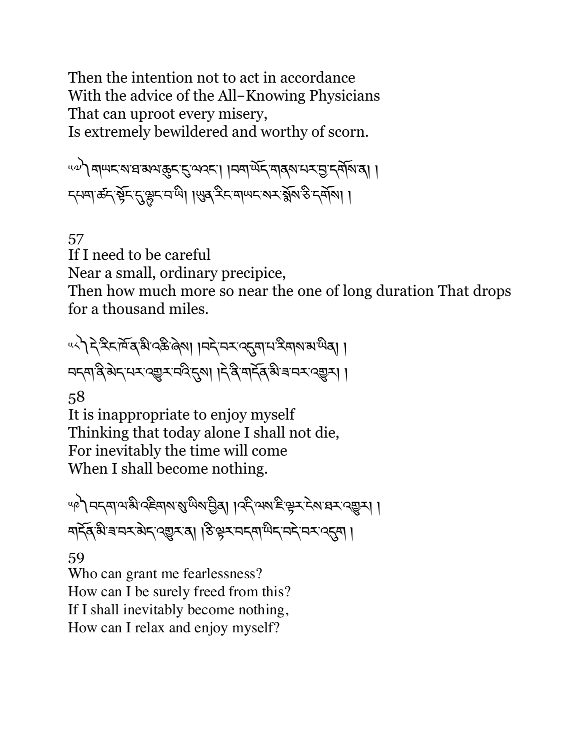Then the intention not to act in accordance
With the advice of the All–Knowing Physicians
That can uproot every misery,
Is extremely bewildered and worthy of scorn.

༥༧ གཡང་ས་ཐ་མལ་ཆུང་ངུ་ལའང་། །བག་ཡོད་གནས་པར་བྱ་དགོས་ན། །
དཔག་ཚད་སྟོང་དུ་ལྷུང་བ་ཡི། །ཡུན་རིང་གཡང་སར་སྨོས་ཅི་དགོས། །

57
If I need to be careful
Near a small, ordinary precipice,
Then how much more so near the one of long duration That drops for a thousand miles.

༥༨ དེ་རིང་ཁོ་ན་མི་འཆི་ཞེས། །བདེ་བར་འདུག་པ་རིགས་མ་ཡིན། །
བདག་ནི་མེད་པར་འགྱུར་བའི་དུས། །དེ་ནི་གདོན་མི་ཟ་བར་འགྱུར། །

58
It is inappropriate to enjoy myself
Thinking that today alone I shall not die,
For inevitably the time will come
When I shall become nothing.

༥༩ བདག་ལ་མི་འཇིགས་སུ་ཡིས་བྱིན། །འདི་ལས་ཇི་ལྟར་ངེས་ཐར་འགྱུར། །
གདོན་མི་ཟ་བར་མེད་འགྱུར་ན། །ཅི་ལྟར་བདག་ཡིད་བདེ་བར་འདུག །

59
Who can grant me fearlessness?
How can I be surely freed from this?
If I shall inevitably become nothing,
How can I relax and enjoy myself?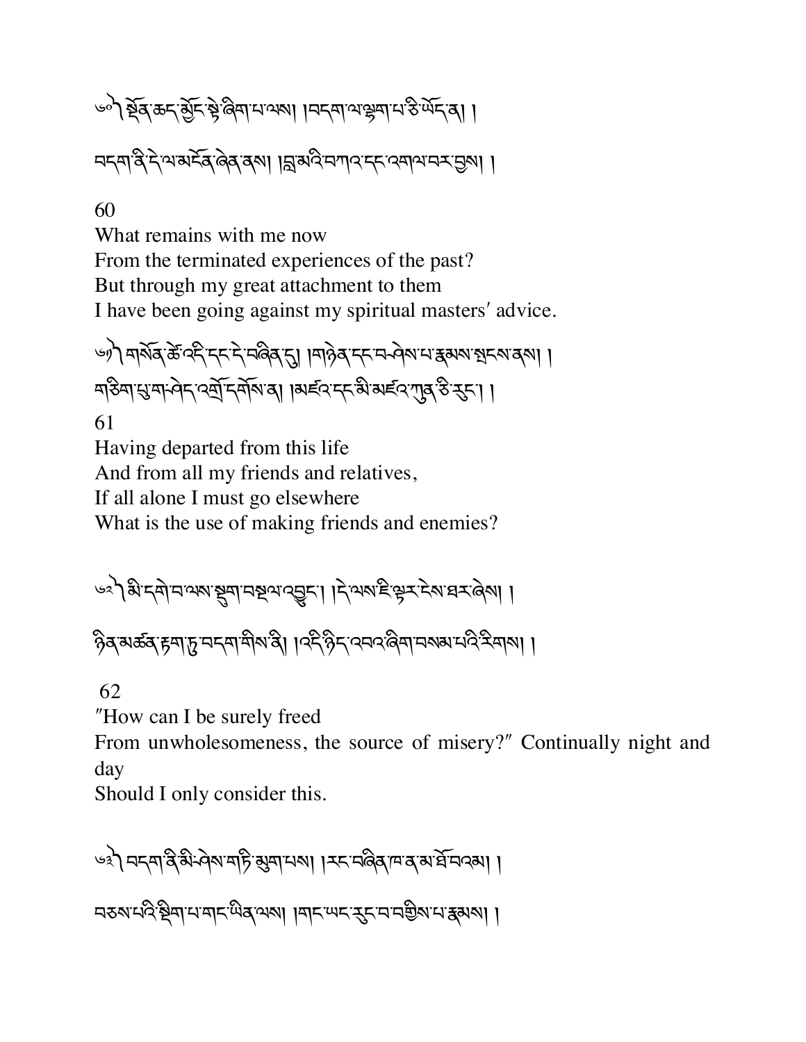༼༦༠༽ སྔོན་ཆད་སྤྱོད་སྤྱི་ཞིག་པ་ལས། །བདག་ལ་ལྷག་པ་ཅི་ཡོད་ན། །

བདག་ནི་དེ་ལ་མངོན་ཞེན་ནས། །བླ་མའི་བཀའ་དང་འགལ་བར་བྱས། །

60

What remains with me now
From the terminated experiences of the past?
But through my great attachment to them
I have been going against my spiritual masters′ advice.

༼༦༡༽ གསོན་ཚེ་འདི་དང་དེ་བཞིན་དུ། །གཉེན་དང་བཤེས་པ་རྣམས་སྤངས་ནས། །
གཅིག་པུ་བགྲོད་འགྲོ་དགོས་ན། །མཛའ་དང་མི་མཛའ་ཀུན་ཅི་རུང་། །

61

Having departed from this life
And from all my friends and relatives,
If all alone I must go elsewhere
What is the use of making friends and enemies?

༼༦༢༽ མི་དགེ་བ་ལས་སྡུག་བསྔལ་འབྱུང་། །དེ་ལས་ཇི་ལྟར་ངེས་ཐར་ཞེས། །

ཉིན་མཚན་རྟག་ཏུ་བདག་གིས་ནི། །འདི་ཉིད་འབའ་ཞིག་བསམ་པའི་རིགས། །

62

″How can I be surely freed
From unwholesomeness, the source of misery?″ Continually night and day
Should I only consider this.

༼༦༣༽ བདག་ནི་མི་ཤེས་གཏི་མུག་པས། །རང་བཞིན་ཁ་ན་མ་ཐོ་བའམ། །

བཅས་པའི་སྡིག་པ་གང་ཡིན་ལས། །གང་ཡང་རུང་བ་བགྱིས་པ་རྣམས། །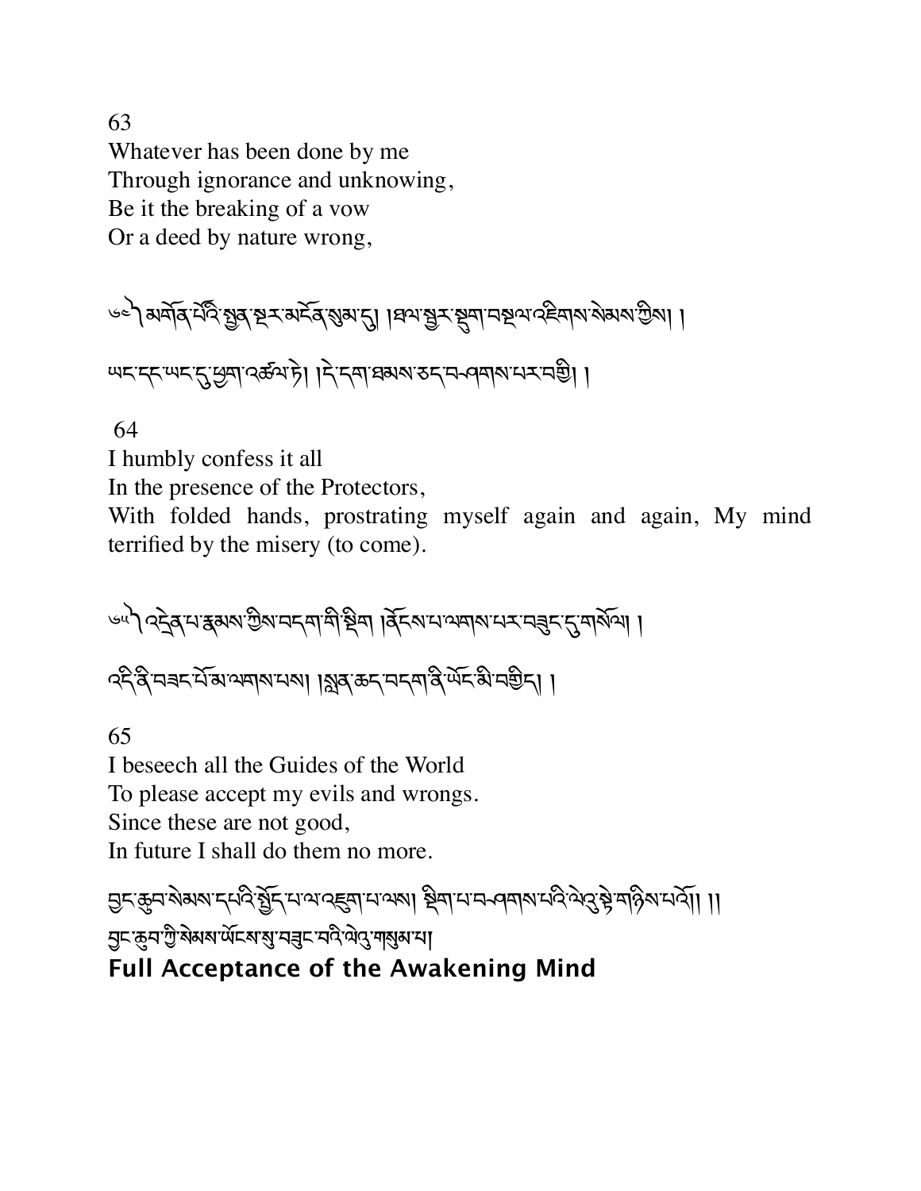63
Whatever has been done by me
Through ignorance and unknowing,
Be it the breaking of a vow
Or a deed by nature wrong,

༦༤ༀ མགོན་པོའི་སྤྱན་སྔར་མངོན་སུམ་དུ། །ཐལ་སྦྱར་སྡུག་བསྔལ་འཇིགས་སེམས་ཀྱིས། །
ཡང་དང་ཡང་དུ་ཕྱག་འཚལ་ཏེ། །དེ་དག་ཐམས་ཅད་བཤགས་པར་བགྱི། །

64
I humbly confess it all
In the presence of the Protectors,
With folded hands, prostrating myself again and again, My mind terrified by the misery (to come).

༦༥ༀ འདྲེན་པ་རྣམས་ཀྱིས་བདག་གི་སྡིག །ཉེས་པ་ལགས་པར་བཟུང་དུ་གསོལ། །
འདི་ནི་བཟང་པོ་མ་ལགས་པས། །སླན་ཆད་བདག་ནི་ཡོང་མི་བགྱིད། །

65
I beseech all the Guides of the World
To please accept my evils and wrongs.
Since these are not good,
In future I shall do them no more.

བྱང་ཆུབ་སེམས་དཔའི་སྤྱོད་པ་ལ་འཇུག་པ་ལས། སྡིག་པ་བཤགས་པའི་ལེའུ་སྟེ་གཉིས་པའོ།། །།
བྱང་ཆུབ་ཀྱི་སེམས་ཡོངས་སུ་བཟུང་བའི་ལེའུ་གསུམ་པ།

## Full Acceptance of the Awakening Mind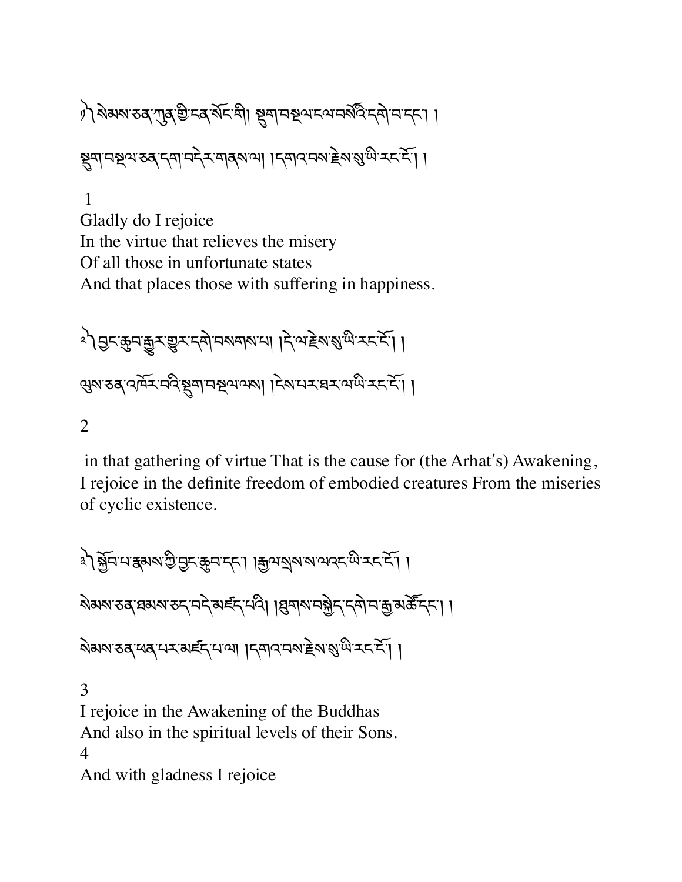༡༽ སེམས་ཅན་ཀུན་གྱི་ངན་སོང་གི། སྡུག་བསྔལ་ངལ་བསོའི་དགེ་བ་དང་། །

སྡུག་བསྔལ་ཅན་དག་བདེར་གནས་ལ། །དགའ་བས་རྗེས་སུ་ཡི་རང་ངོ་། །

1
Gladly do I rejoice
In the virtue that relieves the misery
Of all those in unfortunate states
And that places those with suffering in happiness.

༢༽ བྱང་ཆུབ་རྒྱུར་གྱུར་དགེ་བསགས་པ། །དེ་ལ་རྗེས་སུ་ཡི་རང་ངོ་། །

ལུས་ཅན་འཁོར་བའི་སྡུག་བསྔལ་ལས། །ངེས་པར་ཐར་ལ་ཡི་རང་ངོ་། །

2

in that gathering of virtue That is the cause for (the Arhat's) Awakening, I rejoice in the definite freedom of embodied creatures From the miseries of cyclic existence.

༣༽ སྐྱོབ་པ་རྣམས་ཀྱི་བྱང་ཆུབ་དང་། །རྒྱལ་སྲས་ས་ལའང་ཡི་རང་ངོ་། །

སེམས་ཅན་ཐམས་ཅད་བདེ་མཛད་པའི། །ཐུགས་བསྐྱེད་དགེ་བ་རྒྱ་མཚོ་དང་། །

སེམས་ཅན་ཕན་པར་མཛད་པ་ལ། །དགའ་བས་རྗེས་སུ་ཡི་རང་ངོ་། །

3
I rejoice in the Awakening of the Buddhas
And also in the spiritual levels of their Sons.
4
And with gladness I rejoice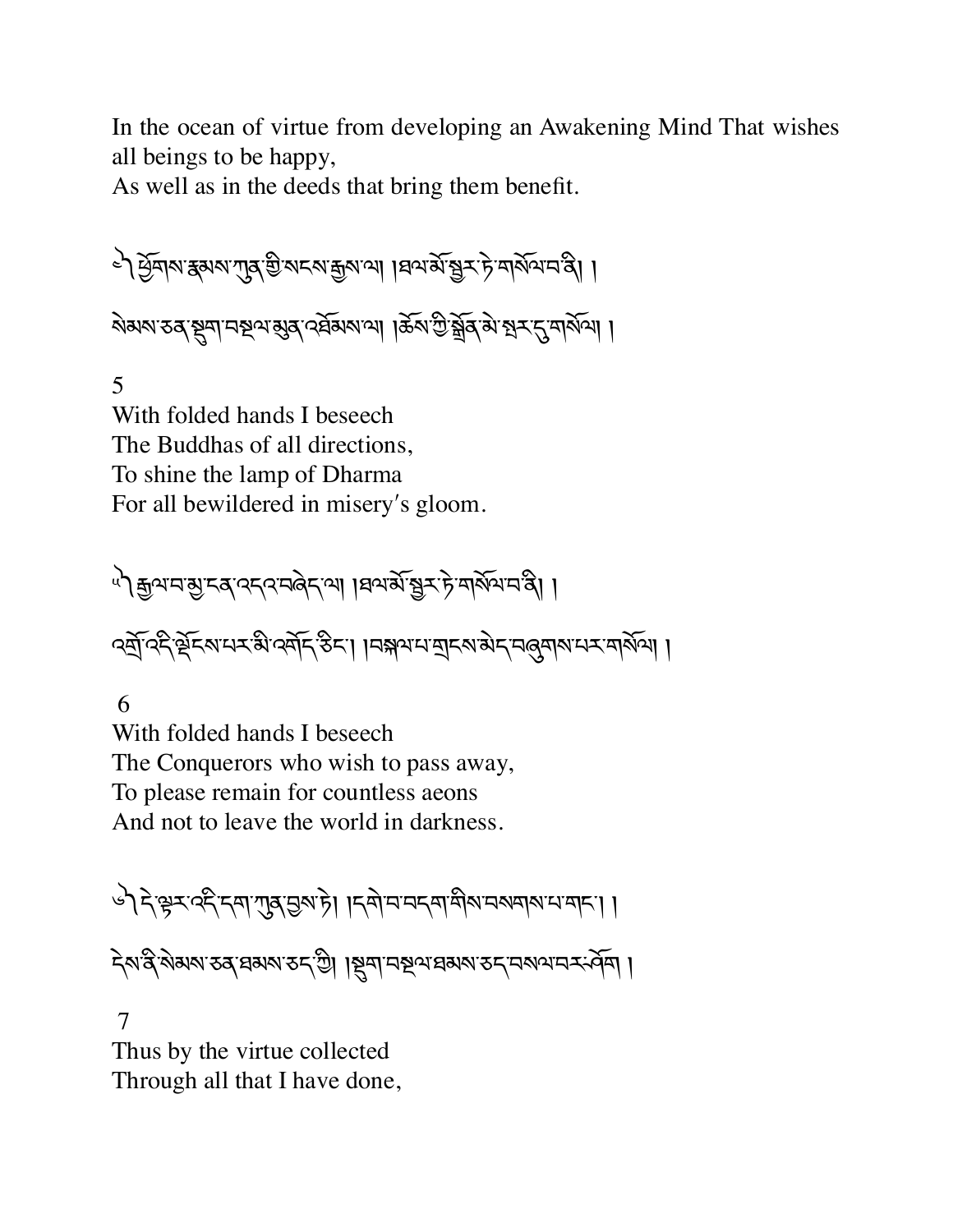In the ocean of virtue from developing an Awakening Mind That wishes all beings to be happy,
As well as in the deeds that bring them benefit.

༥ ཕྱོགས་རྣམས་ཀུན་གྱི་སངས་རྒྱས་ལ། །ཐལ་མོ་སྦྱར་ཏེ་གསོལ་བ་ནི། །

སེམས་ཅན་སྡུག་བསྔལ་མུན་འཐོམས་ལ། །ཆོས་ཀྱི་སྒྲོན་མེ་སྦར་དུ་གསོལ། །

5

With folded hands I beseech
The Buddhas of all directions,
To shine the lamp of Dharma
For all bewildered in misery′s gloom.

༦ རྒྱལ་བ་མྱ་ངན་འདའ་བཞེད་ལ། །ཐལ་མོ་སྦྱར་ཏེ་གསོལ་བ་ནི། །

འགྲོ་འདི་ལོངས་པར་མི་འགོད་ཅིང་། །བསྐལ་པ་གྲངས་མེད་བཞུགས་པར་གསོལ། །

6

With folded hands I beseech
The Conquerors who wish to pass away,
To please remain for countless aeons
And not to leave the world in darkness.

༧ དེ་ལྟར་འདི་དག་ཀུན་བྱས་ཏེ། །དགེ་བ་བདག་གིས་བསགས་པ་གང་། །

དེས་ནི་སེམས་ཅན་ཐམས་ཅད་ཀྱི། །སྡུག་བསྔལ་ཐམས་ཅད་བསལ་བར་ཤོག །

7

Thus by the virtue collected
Through all that I have done,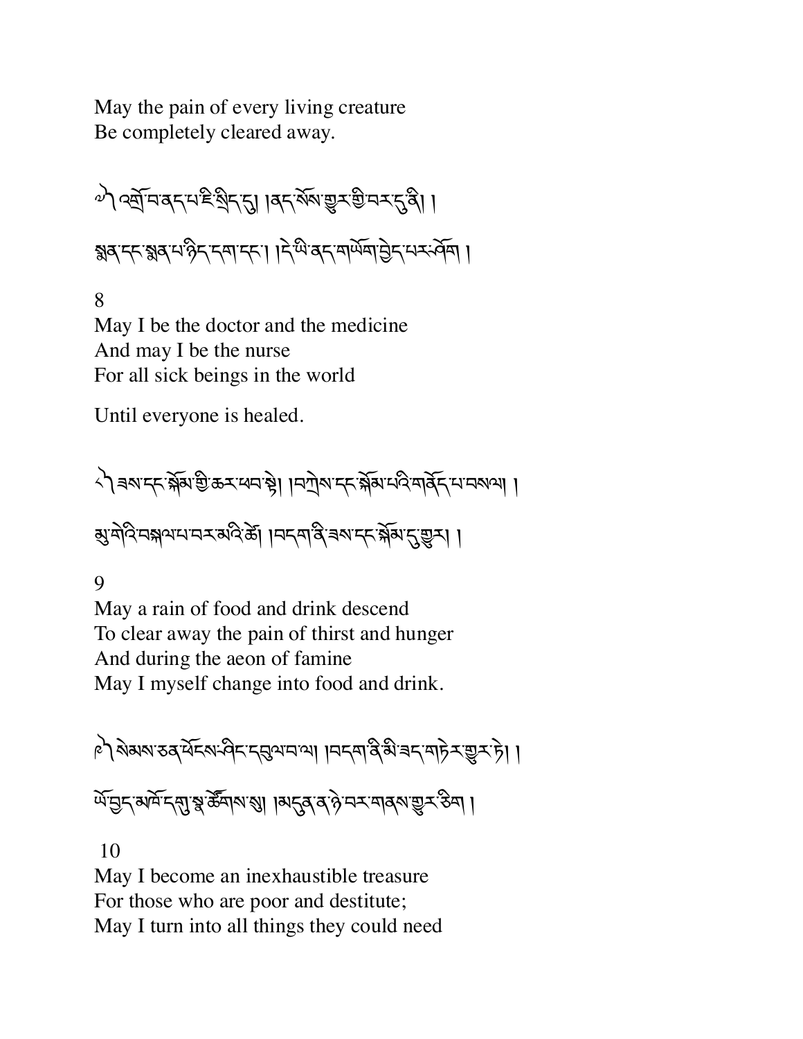May the pain of every living creature
Be completely cleared away.

༧ འགྲོ་བ་ནད་པ་ཇི་སྲིད་དུ། །ནད་སོས་གྱུར་གྱི་བར་དུ་ནི། །
སྨན་དང་སྨན་པ་ཉིད་དག་དང་། །དེ་ཡི་ནད་གཡོག་བྱེད་པར་ཤོག །

8
May I be the doctor and the medicine
And may I be the nurse
For all sick beings in the world

Until everyone is healed.

༨ ཟས་དང་སྐོམ་གྱི་ཆར་ཕབ་སྟེ། །བཀྲེས་དང་སྐོམ་པའི་གནོད་པ་བསལ། །
མུ་གེའི་བསྐལ་པ་བར་མའི་ཚེ། །བདག་ནི་ཟས་དང་སྐོམ་དུ་གྱུར། །

9
May a rain of food and drink descend
To clear away the pain of thirst and hunger
And during the aeon of famine
May I myself change into food and drink.

༩ སེམས་ཅན་ཕོངས་ཤིང་དབུལ་བ་ལ། །བདག་ནི་མི་ཟད་གཏེར་གྱུར་ཏེ། །
ཡོ་བྱད་མཁོ་དགུ་སྣ་ཚོགས་སུ། །མདུན་ན་ཉེ་བར་གནས་གྱུར་ཅིག །

10
May I become an inexhaustible treasure
For those who are poor and destitute;
May I turn into all things they could need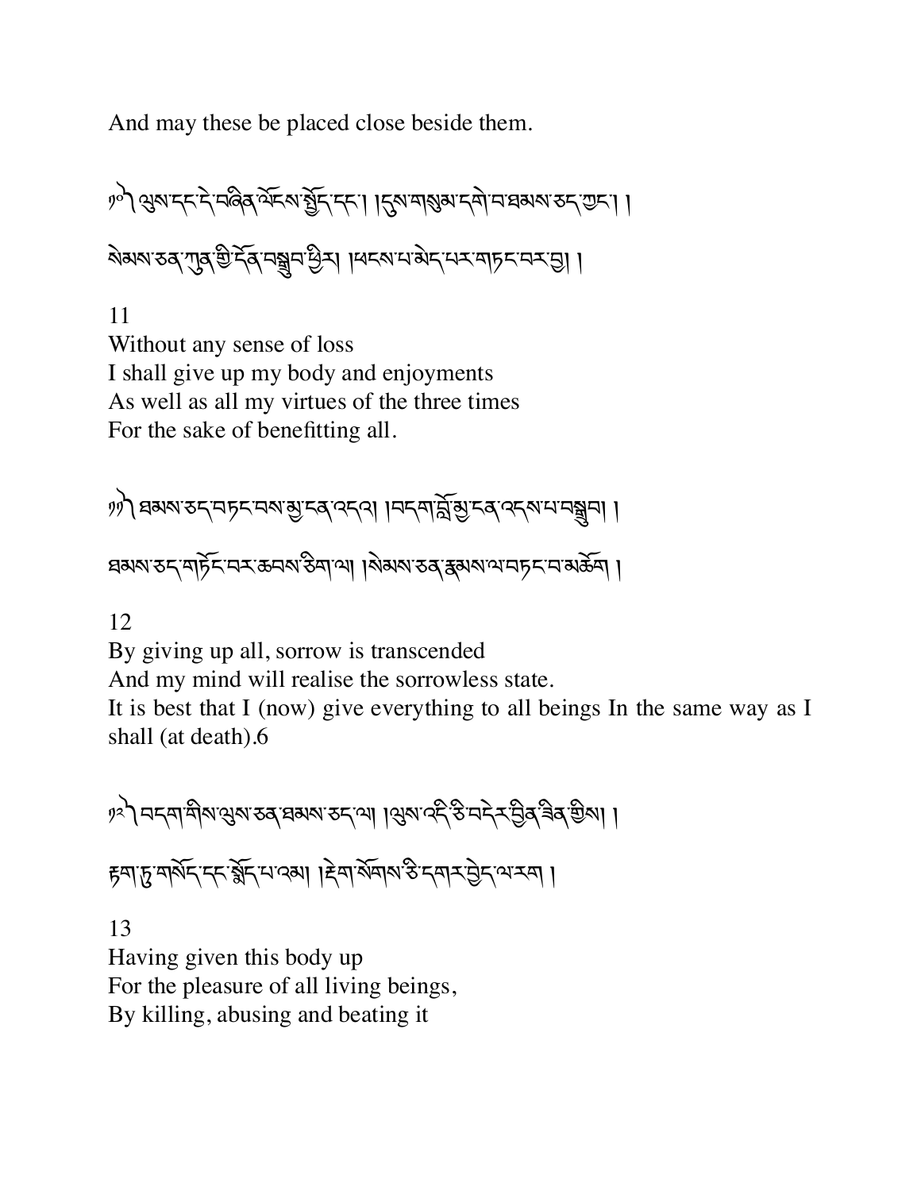And may these be placed close beside them.

༡༠ ལུས་དང་དེ་བཞིན་ལོངས་སྤྱོད་དང་། །དུས་གསུམ་དགེ་བ་ཐམས་ཅད་ཀྱང་། །

སེམས་ཅན་ཀུན་གྱི་དོན་བསྒྲུབ་ཕྱིར། །ཕངས་པ་མེད་པར་གཏང་བར་བྱ། །

11
Without any sense of loss
I shall give up my body and enjoyments
As well as all my virtues of the three times
For the sake of benefitting all.

༡༡ ཐམས་ཅད་བཏང་བས་མྱ་ངན་འདའ། །བདག་བློ་མྱ་ངན་འདས་པ་བསྒྲུབ། །

ཐམས་ཅད་གཏོང་བར་ཆབས་ཅིག་ལ། །སེམས་ཅན་རྣམས་ལ་བཏང་བ་མཆོག །

12
By giving up all, sorrow is transcended
And my mind will realise the sorrowless state.
It is best that I (now) give everything to all beings In the same way as I shall (at death).6

༡༢ བདག་གིས་ལུས་ཅན་ཐམས་ཅད་ལ། །ལུས་འདི་ཅི་བདེར་བྱིན་ཟིན་གྱིས། །

རྟག་ཏུ་གསོད་དང་སྨོད་པ་འམ། །རྡེག་སོགས་ཅི་དགར་བྱེད་ལ་རག །

13
Having given this body up
For the pleasure of all living beings,
By killing, abusing and beating it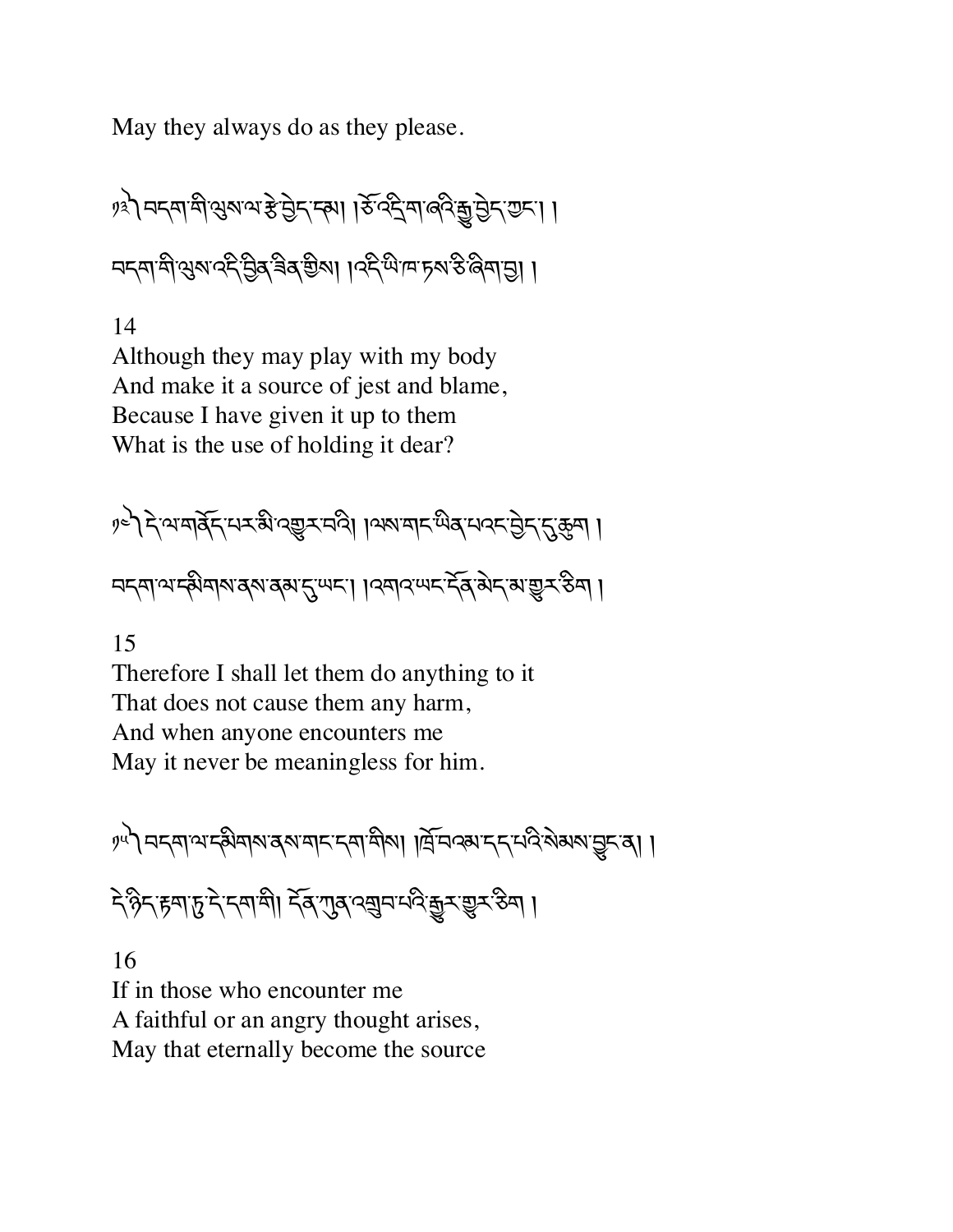May they always do as they please.

༡༤ བདག་གི་ལུས་ལ་རྩེ་བྱེད་དམ། །ཙོ་འདྲིག་ཞའི་རྒྱུ་བྱེད་ཀྱང་། །

བདག་གི་ལུས་འདི་བྱིན་ཟིན་གྱིས། །འདི་ཡི་ཁ་ཏས་ཅི་ཞིག་བྱ། །

14
Although they may play with my body
And make it a source of jest and blame,
Because I have given it up to them
What is the use of holding it dear?

༡༥ དེ་ལ་གནོད་པར་མི་འགྱུར་བའི། །ལས་གང་ཡིན་པའང་བྱེད་དུ་ཆུག །

བདག་ལ་དམིགས་ནས་ནམ་དུ་ཡང་། །འགའ་ཡང་དོན་མེད་མ་གྱུར་ཅིག །

15
Therefore I shall let them do anything to it
That does not cause them any harm,
And when anyone encounters me
May it never be meaningless for him.

༡༦ བདག་ལ་དམིགས་ནས་གང་དག་གིས། །ཁྲོ་བའམ་དད་པའི་སེམས་བྱུང་ན། །

དེ་ཉིད་རྟག་ཏུ་དེ་དག་གི། དོན་ཀུན་འགྲུབ་པའི་རྒྱུར་གྱུར་ཅིག །

16
If in those who encounter me
A faithful or an angry thought arises,
May that eternally become the source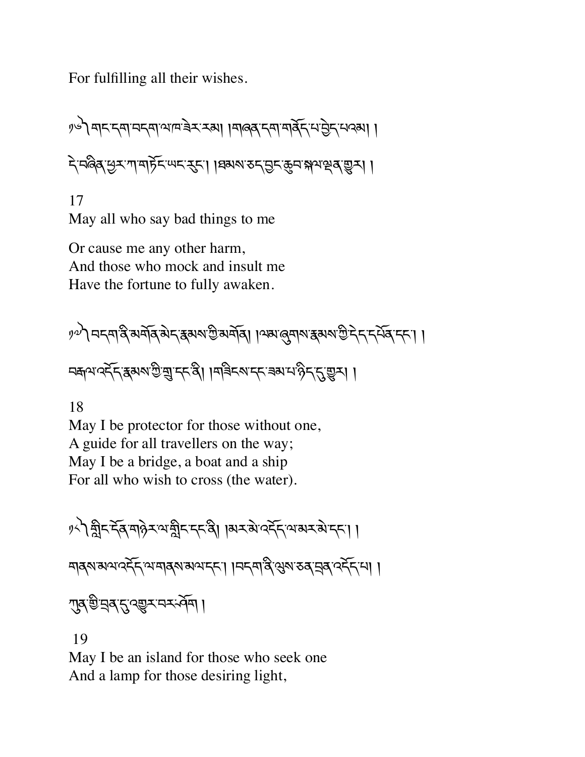For fulfilling all their wishes.

༡༦། གང་དག་བདག་ལ་ཁ་ཟེར་རམ། །གཞན་དག་གནོད་པ་བྱེད་པའམ། །

དེ་བཞིན་ཕྱར་ཀ་གཏོང་ཡང་རུང་། །ཐམས་ཅད་བྱང་ཆུབ་སྐལ་ལྡན་ཤོག །

17

May all who say bad things to me

Or cause me any other harm,
And those who mock and insult me
Have the fortune to fully awaken.

༡༧། བདག་ནི་མགོན་མེད་རྣམས་ཀྱི་མགོན། །ལམ་ཞུགས་རྣམས་ཀྱི་དེད་དཔོན་དང་། །

བརྒལ་འདོད་རྣམས་ཀྱི་གྲུ་དང་ནི། །ཟམ་པ་དང་ནི་གཟིངས་སུ་ཤོག །

18

May I be protector for those without one,
A guide for all travellers on the way;
May I be a bridge, a boat and a ship
For all who wish to cross (the water).

༡༨། གླིང་དོན་གཉེར་ལ་གླིང་དང་ནི། །མར་མེ་འདོད་ལ་མར་མེ་དང་། །

གནས་མལ་འདོད་ལ་གནས་མལ་དང་། །བདག་ནི་ལུས་ཅན་བྲན་འདོད་པ། །

ཀུན་གྱི་བྲན་དུ་འགྱུར་བར་ཤོག །

19

May I be an island for those who seek one
And a lamp for those desiring light,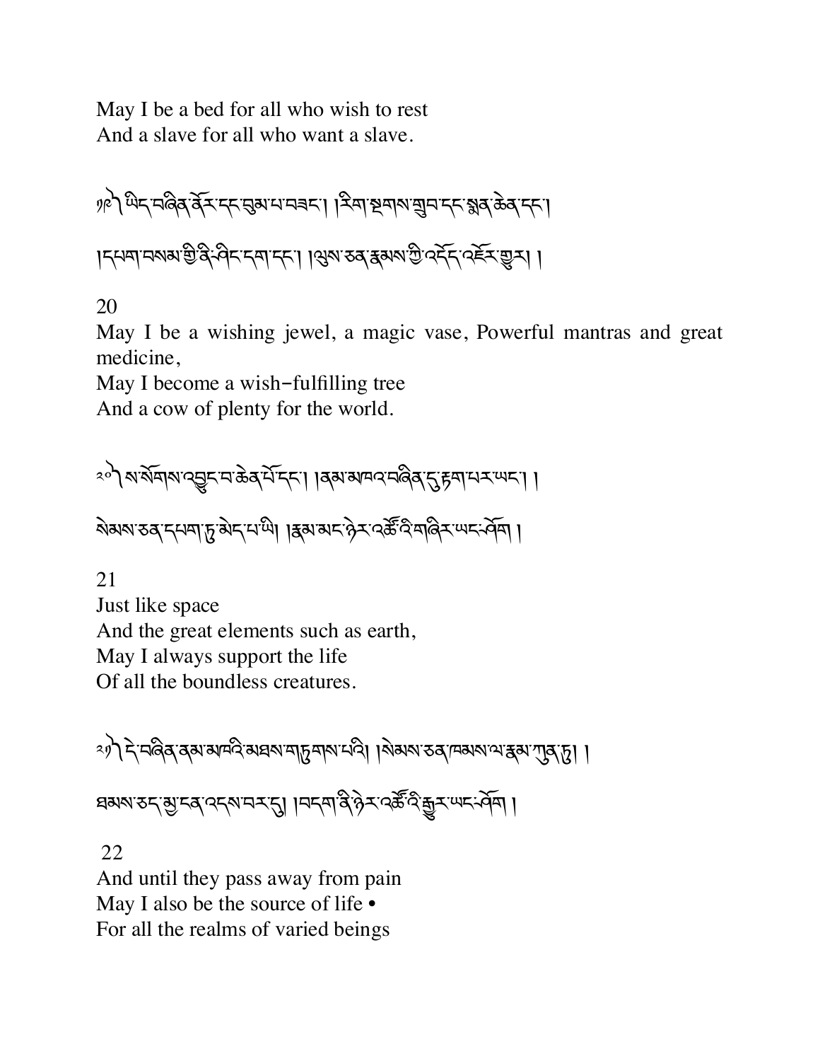May I be a bed for all who wish to rest
And a slave for all who want a slave.

༡༩༽ ཡིད་བཞིན་ནོར་དང་བུམ་པ་བཟང་། །རིག་སྔགས་གྲུབ་དང་སྨན་ཆེན་དང་།

།དཔག་བསམ་གྱི་ནི་ཤིང་དག་དང་། །ལུས་ཅན་རྣམས་ཀྱི་འདོད་འཇོར་གྱུར། །

20
May I be a wishing jewel, a magic vase, Powerful mantras and great medicine,
May I become a wish-fulfilling tree
And a cow of plenty for the world.

༢༠༽ ས་སོགས་འབྱུང་བ་ཆེན་པོ་དང་། །ནམ་མཁའ་བཞིན་དུ་རྟག་པར་ཡང་། །

སེམས་ཅན་དཔག་ཏུ་མེད་པ་ཡི། །རྣམ་མང་ཉེར་འཚོའི་གཞིར་ཡང་ཤོག །

21
Just like space
And the great elements such as earth,
May I always support the life
Of all the boundless creatures.

༢༡༽ དེ་བཞིན་ནམ་མཁའི་མཐས་གཏུགས་པའི། །སེམས་ཅན་ཁམས་ལ་རྣམ་ཀུན་ཏུ། །

ཐམས་ཅད་མྱ་ངན་འདས་བར་དུ། །བདག་ནི་ཉེར་འཚོའི་རྒྱུར་ཡང་ཤོག །

22
And until they pass away from pain
May I also be the source of life •
For all the realms of varied beings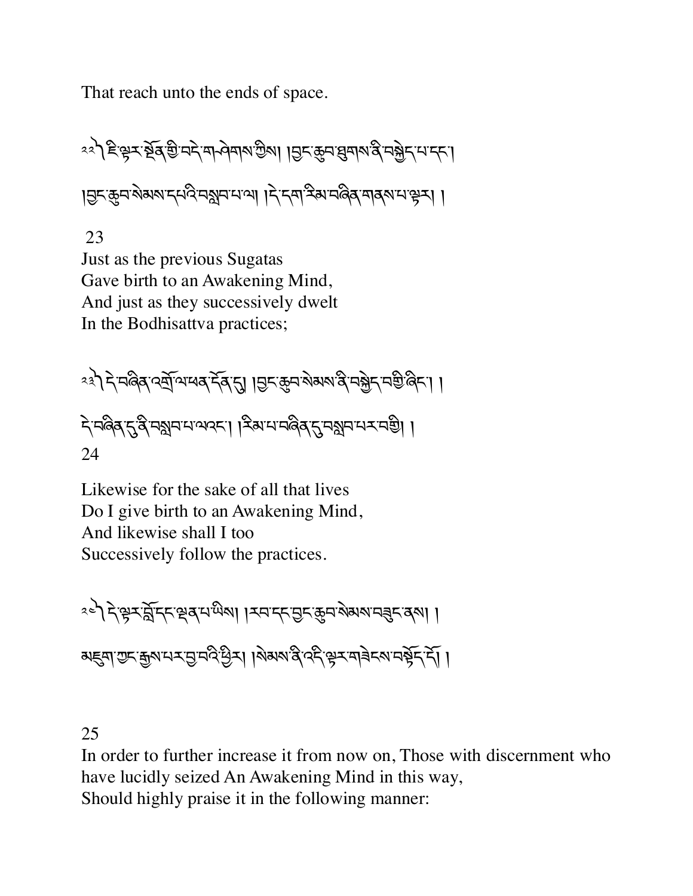That reach unto the ends of space.

༢༢༽ ཇི་ལྟར་སྔོན་གྱི་བདེ་གཤེགས་ཀྱིས། །བྱང་ཆུབ་ཐུགས་ནི་བསྐྱེད་པ་དང་།

།བྱང་ཆུབ་སེམས་དཔའི་བསླབ་པ་ལ། །དེ་དག་རིམ་བཞིན་གནས་པ་ལྟར། །

23
Just as the previous Sugatas
Gave birth to an Awakening Mind,
And just as they successively dwelt
In the Bodhisattva practices;

༢༣༽ དེ་བཞིན་འགྲོ་ལ་ཕན་དོན་དུ། །བྱང་ཆུབ་སེམས་ནི་བསྐྱེད་བགྱི་ཞིང་། །

དེ་བཞིན་དུ་ནི་བསླབ་པ་ལའང་། །རིམ་པ་བཞིན་དུ་བསླབ་པར་བགྱི། །

24

Likewise for the sake of all that lives
Do I give birth to an Awakening Mind,
And likewise shall I too
Successively follow the practices.

༢༤༽ དེ་ལྟར་བློ་དང་ལྡན་པ་ཡིས། །རབ་དང་བྱང་ཆུབ་སེམས་བཟུང་ནས། །

མཇུག་ཀྱང་རྒྱས་པར་བྱ་བའི་ཕྱིར། །སེམས་ནི་འདི་ལྟར་གཟེངས་བསྟོད་དོ། །

25
In order to further increase it from now on, Those with discernment who have lucidly seized An Awakening Mind in this way,
Should highly praise it in the following manner: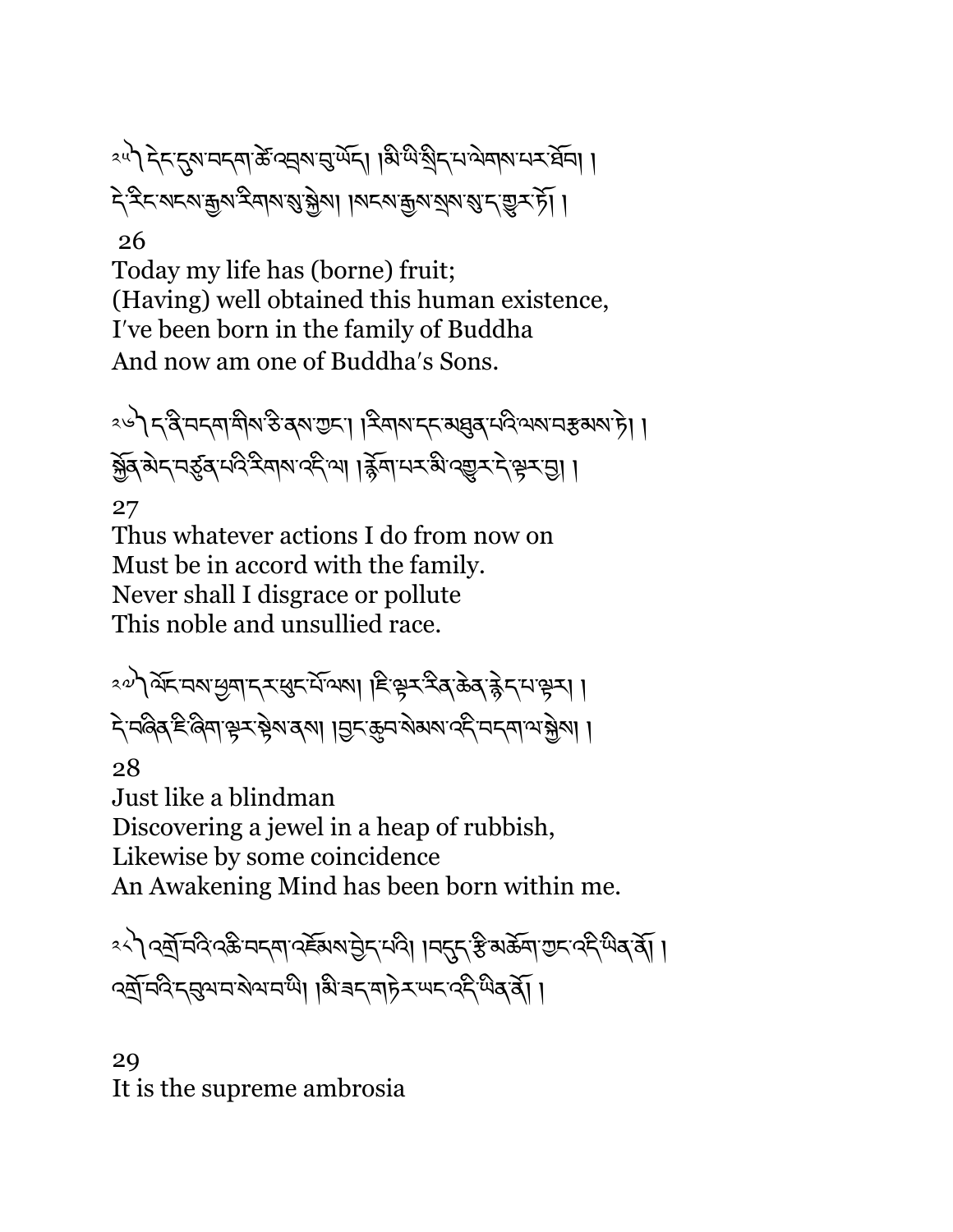༢༥༽ དེང་དུས་བདག་ཚེ་འབྲས་བུ་ཡོད། །མི་ཡི་སྲིད་པ་ལེགས་པར་ཐོབ། །
དེ་རིང་སངས་རྒྱས་རིགས་སུ་སྐྱེས། །སངས་རྒྱས་སྲས་སུ་ད་གྱུར་ཏོ། །

26

Today my life has (borne) fruit;
(Having) well obtained this human existence,
I've been born in the family of Buddha
And now am one of Buddha's Sons.

༢༦༽ ད་ནི་བདག་གིས་ཅི་ནས་ཀྱང་། །རིགས་དང་མཐུན་པའི་ལས་བརྩམས་ཏེ། །
སྐྱོན་མེད་བཙུན་པའི་རིགས་འདི་ལ། །རྙོག་པར་མི་འགྱུར་དེ་ལྟར་བྱ། །

27

Thus whatever actions I do from now on
Must be in accord with the family.
Never shall I disgrace or pollute
This noble and unsullied race.

༢༧༽ ལོང་བས་ཕྱག་དར་ཕུང་པོ་ལས། །ཇི་ལྟར་རིན་ཆེན་རྙེད་པ་ལྟར། །
དེ་བཞིན་ཇི་ཞིག་ལྟར་སྟེས་ནས། །བྱང་ཆུབ་སེམས་འདི་བདག་ལ་སྐྱེས། །

28

Just like a blindman
Discovering a jewel in a heap of rubbish,
Likewise by some coincidence
An Awakening Mind has been born within me.

༢༨༽ འགྲོ་བའི་འཆི་བདག་འཇོམས་བྱེད་པའི། །བདུད་རྩི་མཆོག་ཀྱང་འདི་ཡིན་ནོ། །
འགྲོ་བའི་དབུལ་བ་སེལ་བ་ཡི། །མི་ཟད་གཏེར་ཡང་འདི་ཡིན་ནོ། །

29

It is the supreme ambrosia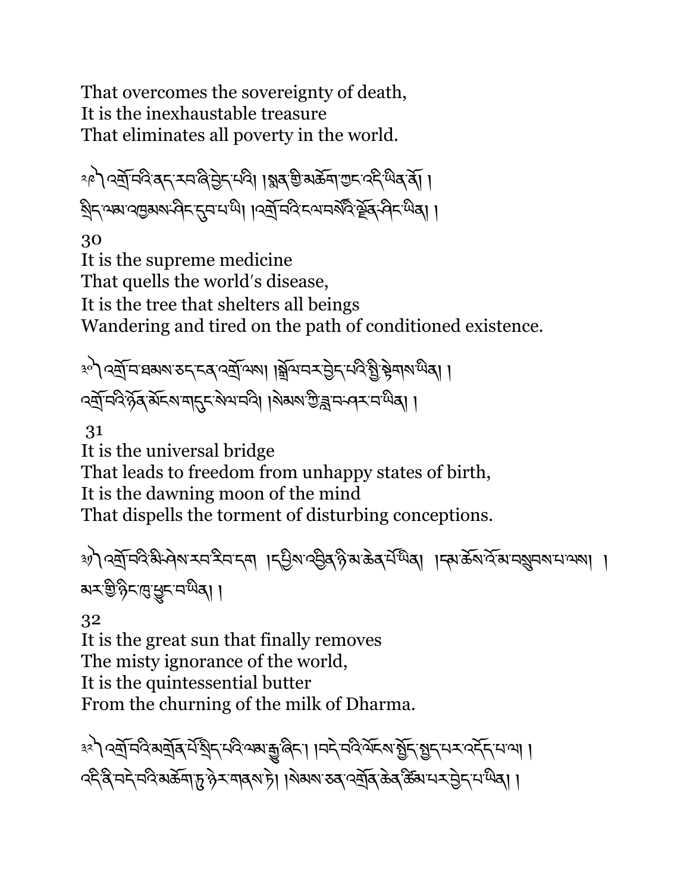That overcomes the sovereignty of death,
It is the inexhaustible treasure
That eliminates all poverty in the world.

༢༩ ། འགྲོ་བའི་ནད་རབ་ཞི་བྱེད་པའི། །སྨན་གྱི་མཆོག་ཀྱང་འདི་ཡིན་ནོ། །
སྲིད་ལམ་འཁྱམས་ཤིང་དུབ་པ་ཡི། །འགྲོ་བའི་ངལ་བསོའི་ལྗོན་ཤིང་ཡིན། །

30

It is the supreme medicine
That quells the world's disease,
It is the tree that shelters all beings
Wandering and tired on the path of conditioned existence.

༣༠ ། འགྲོ་བ་ཐམས་ཅད་ངན་འགྲོ་ལས། །སྒྲོལ་བར་བྱེད་པའི་སྤྱི་སྟེགས་ཡིན། །
འགྲོ་བའི་ཉོན་མོངས་གདུང་སེལ་བའི། །སེམས་ཀྱི་ཟླ་བ་ཤར་བ་ཡིན། །

31

It is the universal bridge
That leads to freedom from unhappy states of birth,
It is the dawning moon of the mind
That dispells the torment of disturbing conceptions.

༣༡ ། འགྲོ་བའི་མི་ཤེས་རབ་རིབ་དག །ཕྱིས་འབྱིན་ཉི་མ་ཆེན་པོ་ཡིན། །དམ་ཆོས་འོ་མ་བསྲུབས་པ་ལས། །
མར་གྱི་ཉིང་ཁུ་ཕྱུང་བ་ཡིན། །

32

It is the great sun that finally removes
The misty ignorance of the world,
It is the quintessential butter
From the churning of the milk of Dharma.

༣༢ ། འགྲོ་བའི་མགྲོན་པོ་སྲིད་པའི་ལམ་རྒྱུ་ཞིང་། །བདེ་བའི་ལོངས་སྤྱོད་སྤྱད་པར་འདོད་པ་ལ། །
འདི་ནི་བདེ་བའི་མཆོག་ཏུ་ཉེར་གནས་ཏེ། །སེམས་ཅན་འགྲོན་ཆེན་ཚིམ་པར་བྱེད་པ་ཡིན། །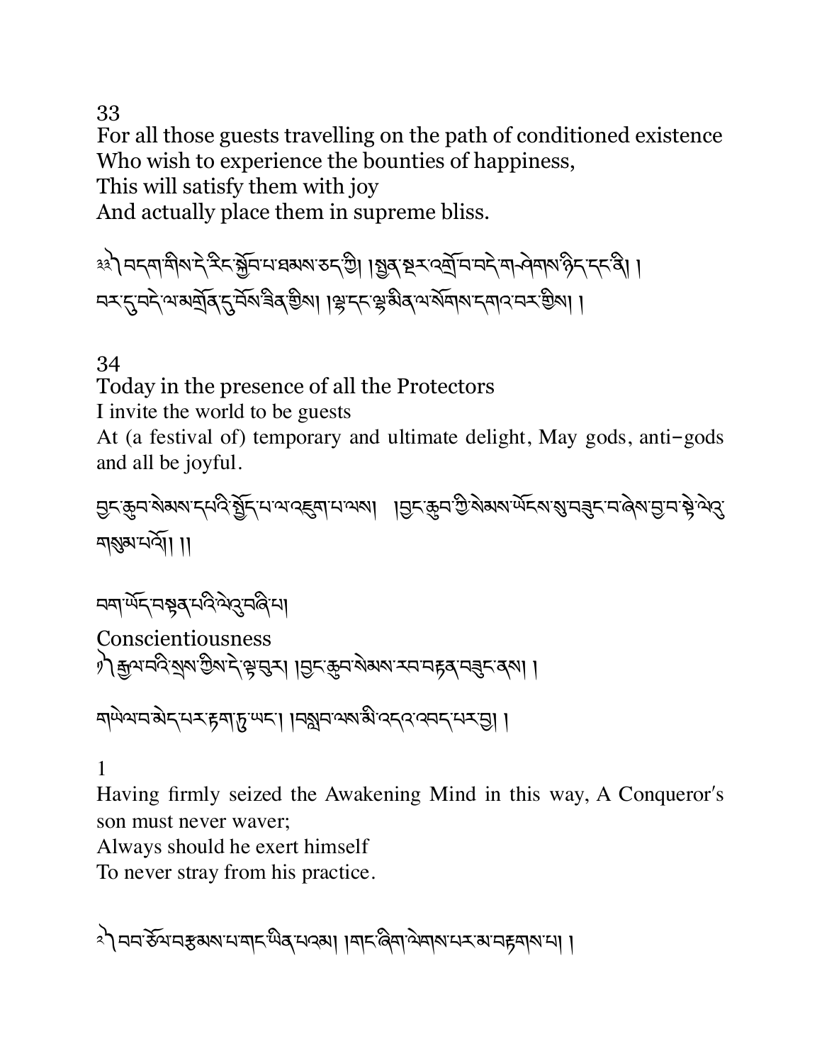33

For all those guests travelling on the path of conditioned existence
Who wish to experience the bounties of happiness,
This will satisfy them with joy
And actually place them in supreme bliss.

༣༣༽ བདག་གིས་དེ་རིང་སྐྱོབ་པ་ཐམས་ཅད་ཀྱི། །སྤྱན་སྔར་འགྲོ་བ་བདེ་གཤེགས་ཉིད་དང་ནི། །
བར་དུ་བདེ་ལ་མགྲོན་དུ་བོས་ཟིན་གྱིས། །ལྷ་དང་ལྷ་མིན་ལ་སོགས་དགའ་བར་གྱིས། །

34

Today in the presence of all the Protectors
I invite the world to be guests
At (a festival of) temporary and ultimate delight, May gods, anti-gods and all be joyful.

བྱང་ཆུབ་སེམས་དཔའི་སྤྱོད་པ་ལ་འཇུག་པ་ལས། །བྱང་ཆུབ་ཀྱི་སེམས་ཡོངས་སུ་བཟུང་བ་ཞེས་བྱ་བ་སྟེ་ལེའུ་གསུམ་པའོ། །།

བག་ཡོད་བསྟན་པའི་ལེའུ་བཞི་པ།

## Conscientiousness

༡༽ རྒྱལ་བའི་སྲས་ཀྱིས་དེ་ལྟ་བུར། །བྱང་ཆུབ་སེམས་རབ་བརྟན་བཟུང་ནས། །

གཡེལ་བ་མེད་པར་རྟག་ཏུ་ཡང་། །བསླབ་ལས་མི་འདའ་འབད་པར་བྱ། །

1

Having firmly seized the Awakening Mind in this way, A Conqueror's son must never waver;
Always should he exert himself
To never stray from his practice.

༢༽ བབ་ཅོལ་བརྩམས་པ་གང་ཡིན་པའམ། །གང་ཞིག་ལེགས་པར་མ་བརྟགས་པ། །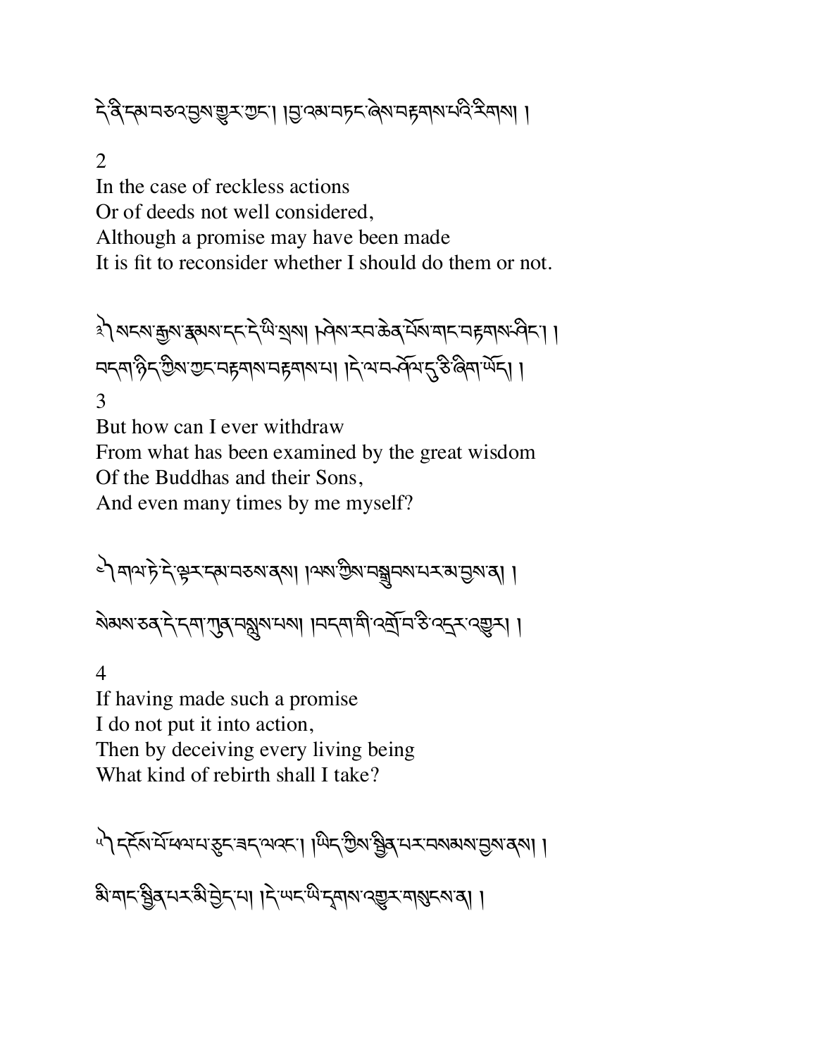དེ་ནི་དམ་བཅའ་བྱས་གྱུར་ཀྱང་། །བྱ་འམ་བཏང་ཞེས་བརྟགས་པའི་རིགས། །

2

In the case of reckless actions
Or of deeds not well considered,
Although a promise may have been made
It is fit to reconsider whether I should do them or not.

༣༽ སངས་རྒྱས་རྣམས་དང་དེ་ཡི་སྲས། །ཤེས་རབ་ཆེན་པོས་གང་བརྟགས་ཤིང་། །
བདག་ཉིད་ཀྱིས་ཀྱང་བརྟགས་བརྟགས་པ། །དེ་ལ་བ་ཤོལ་དུ་ཅི་ཞིག་ཡོད། །

3

But how can I ever withdraw
From what has been examined by the great wisdom
Of the Buddhas and their Sons,
And even many times by me myself?

༤༽ གལ་ཏེ་དེ་ལྟར་དམ་བཅས་ནས། །ལས་ཀྱིས་བསྒྲུབས་པར་མ་བྱས་ན། །

སེམས་ཅན་དེ་དག་ཀུན་བསླུས་པས། །བདག་གི་འགྲོ་བ་ཅི་འདྲར་འགྱུར། །

4

If having made such a promise
I do not put it into action,
Then by deceiving every living being
What kind of rebirth shall I take?

༥༽ དངོས་པོ་ཕལ་པ་ཅུང་ཟད་ལའང་། །ཡིད་ཀྱིས་སྦྱིན་པར་བསམས་བྱས་ནས། །

མི་གང་སྦྱིན་པར་མི་བྱེད་པ། །དེ་ཡང་ཡི་དྭགས་འགྱུར་གསུངས་ན། །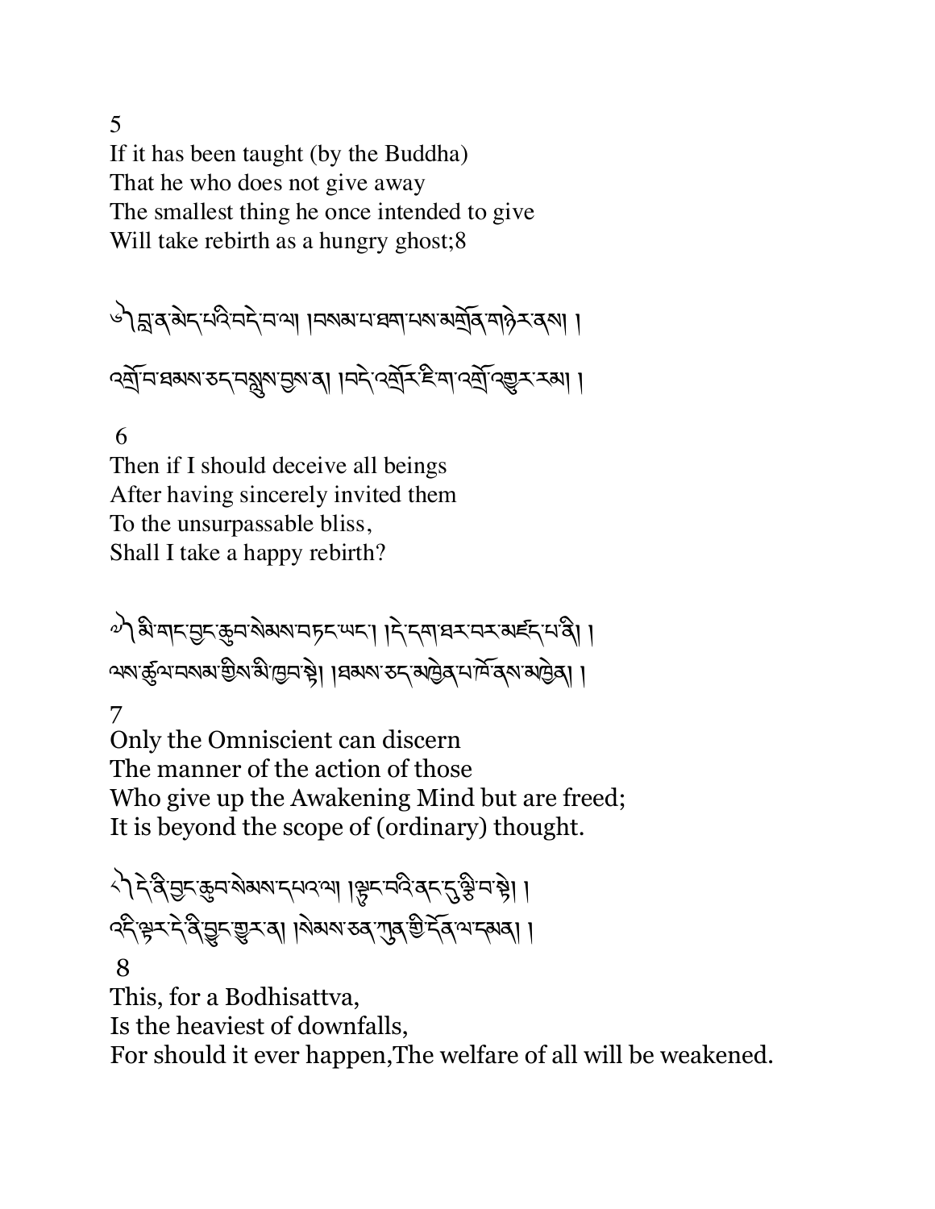5
If it has been taught (by the Buddha)
That he who does not give away
The smallest thing he once intended to give
Will take rebirth as a hungry ghost;8

༦། བླ་ན་མེད་པའི་བདེ་བ་ལ། །བསམ་པ་ཐག་པས་མགྲོན་གཉེར་ནས། །
འགྲོ་བ་ཐམས་ཅད་བསླུས་གྱུར་ན། །བདེ་འགྲོར་ཇི་ལྟར་འགྲོ་འགྱུར་རམ། །

6
Then if I should deceive all beings
After having sincerely invited them
To the unsurpassable bliss,
Shall I take a happy rebirth?

༧། མི་གང་བྱང་ཆུབ་སེམས་བཏང་ཡང་། །དེ་དག་ཐར་བར་མཛད་པ་ནི། །
ལས་ཚུལ་བསམ་གྱིས་མི་ཁྱབ་སྟེ། །ཐམས་ཅད་མཁྱེན་པ་ཁོ་ནས་མཁྱེན། །

7
Only the Omniscient can discern
The manner of the action of those
Who give up the Awakening Mind but are freed;
It is beyond the scope of (ordinary) thought.

༨། དེ་ནི་བྱང་ཆུབ་སེམས་དཔའ་ལ། །ལྟུང་བའི་ནང་དུ་ལྕི་བ་སྟེ། །
འདི་ལྟར་དེ་ནི་བྱུང་གྱུར་ན། །སེམས་ཅན་ཀུན་གྱི་དོན་ལ་དམན། །

8
This, for a Bodhisattva,
Is the heaviest of downfalls,
For should it ever happen,The welfare of all will be weakened.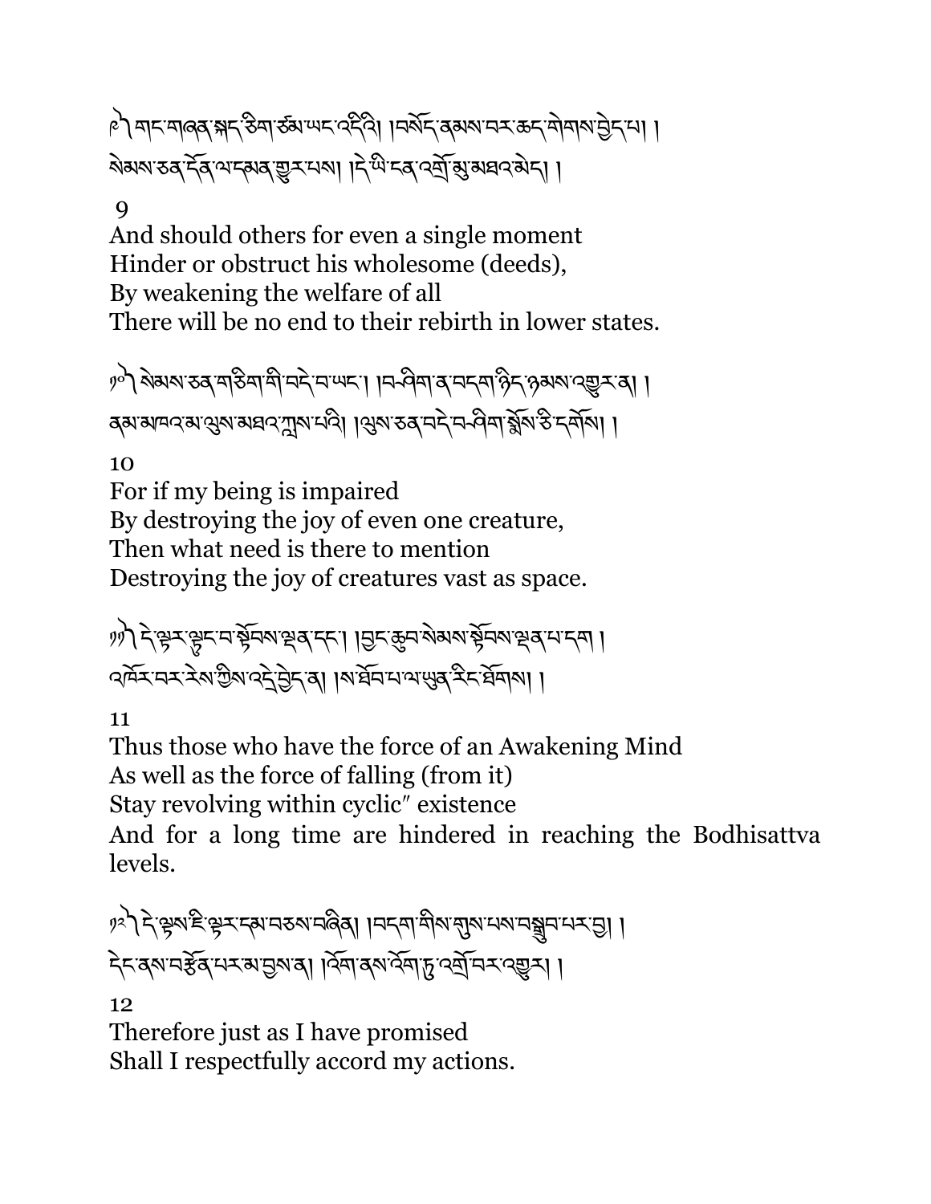༩ གང་གཞན་སྐད་ཅིག་ཙམ་ཡང་འདི་ཡི། །བསོད་ནམས་བར་ཆད་གེགས་བྱེད་པ། །
སེམས་ཅན་དོན་ལ་དམན་གྱུར་པས། །དེ་ཡི་ངན་འགྲོ་མུ་མཐའ་མེད། །

9

And should others for even a single moment
Hinder or obstruct his wholesome (deeds),
By weakening the welfare of all
There will be no end to their rebirth in lower states.

༡༠ སེམས་ཅན་གཅིག་གི་བདེ་བ་ཡང་། །བཤིག་ན་བདག་ཉིད་ཉམས་འགྱུར་ན། །
ནམ་མཁའི་མ་ལུས་མཐའ་ཀླས་པའི། །ལུས་ཅན་བདེ་བ་བཤིག་སྨོས་ཅི་དགོས། །

10

For if my being is impaired
By destroying the joy of even one creature,
Then what need is there to mention
Destroying the joy of creatures vast as space.

༡༡ དེ་ལྟར་ལྟུང་བ་སྟོབས་ལྡན་དང་། །བྱང་ཆུབ་སེམས་སྟོབས་ལྡན་པ་དག །
འཁོར་བར་རེས་ཀྱིས་འདྲེ་བྱེད་ན། །ས་ཐོབ་པ་ལ་ཡུན་རིང་ཐོགས། །

11

Thus those who have the force of an Awakening Mind
As well as the force of falling (from it)
Stay revolving within cyclic″ existence
And for a long time are hindered in reaching the Bodhisattva levels.

༡༢ དེ་ལྟས་ཇི་ལྟར་དམ་བཅས་བཞིན། །བདག་གིས་གུས་པས་བསྒྲུབ་པར་བྱ། །
དེང་ནས་བརྩོན་པར་མ་བྱས་ན། །འོག་ནས་འོག་ཏུ་འགྲོ་བར་འགྱུར། །

12

Therefore just as I have promised
Shall I respectfully accord my actions.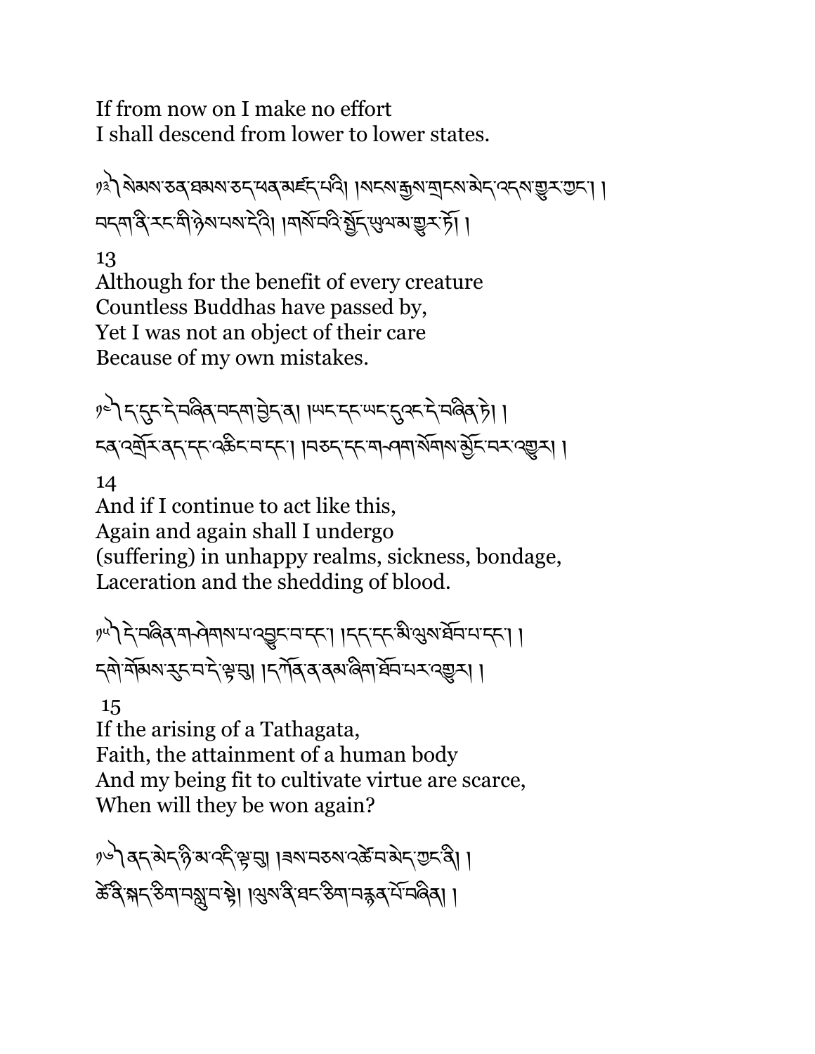If from now on I make no effort
I shall descend from lower to lower states.

༡༣ སེམས་ཅན་ཐམས་ཅད་ཕན་མཛད་པའི། །སངས་རྒྱས་གྲངས་མེད་འདས་གྱུར་ཀྱང་། །
བདག་ནི་རང་གི་ཉེས་པས་དེའི། །གསོ་བའི་སྤྱོད་ཡུལ་མ་གྱུར་ཏོ། །

13
Although for the benefit of every creature
Countless Buddhas have passed by,
Yet I was not an object of their care
Because of my own mistakes.

༡༤ ད་དུང་དེ་བཞིན་བདག་བྱེད་ན། །ཡང་དང་ཡང་དུ་འང་དེ་བཞིན་ཏེ། །
ངན་འགྲོར་ནད་དང་འཆིང་བ་དང་། །བཅད་དང་གཤག་སོགས་མྱོང་བར་འགྱུར། །

14
And if I continue to act like this,
Again and again shall I undergo
(suffering) in unhappy realms, sickness, bondage,
Laceration and the shedding of blood.

༡༥ དེ་བཞིན་གཤེགས་པ་འབྱུང་བ་དང་། །དད་དང་མི་ལུས་ཐོབ་པ་དང་། །
དགེ་གོམས་རུང་བ་དེ་ལྟ་བུ། །དཀོན་ན་ནམ་ཞིག་ཐོབ་པར་འགྱུར། །

15
If the arising of a Tathagata,
Faith, the attainment of a human body
And my being fit to cultivate virtue are scarce,
When will they be won again?

༡༦ ནད་མེད་ཉི་མ་འདི་ལྟ་བུ། །ཟས་བཅས་འཚེ་བ་མེད་ཀྱང་ནི། །
ཚེ་ནི་སྐད་ཅིག་བསླུ་བ་སྟེ། །ལུས་ནི་ཐང་ཅིག་བརྙན་པོ་བཞིན། །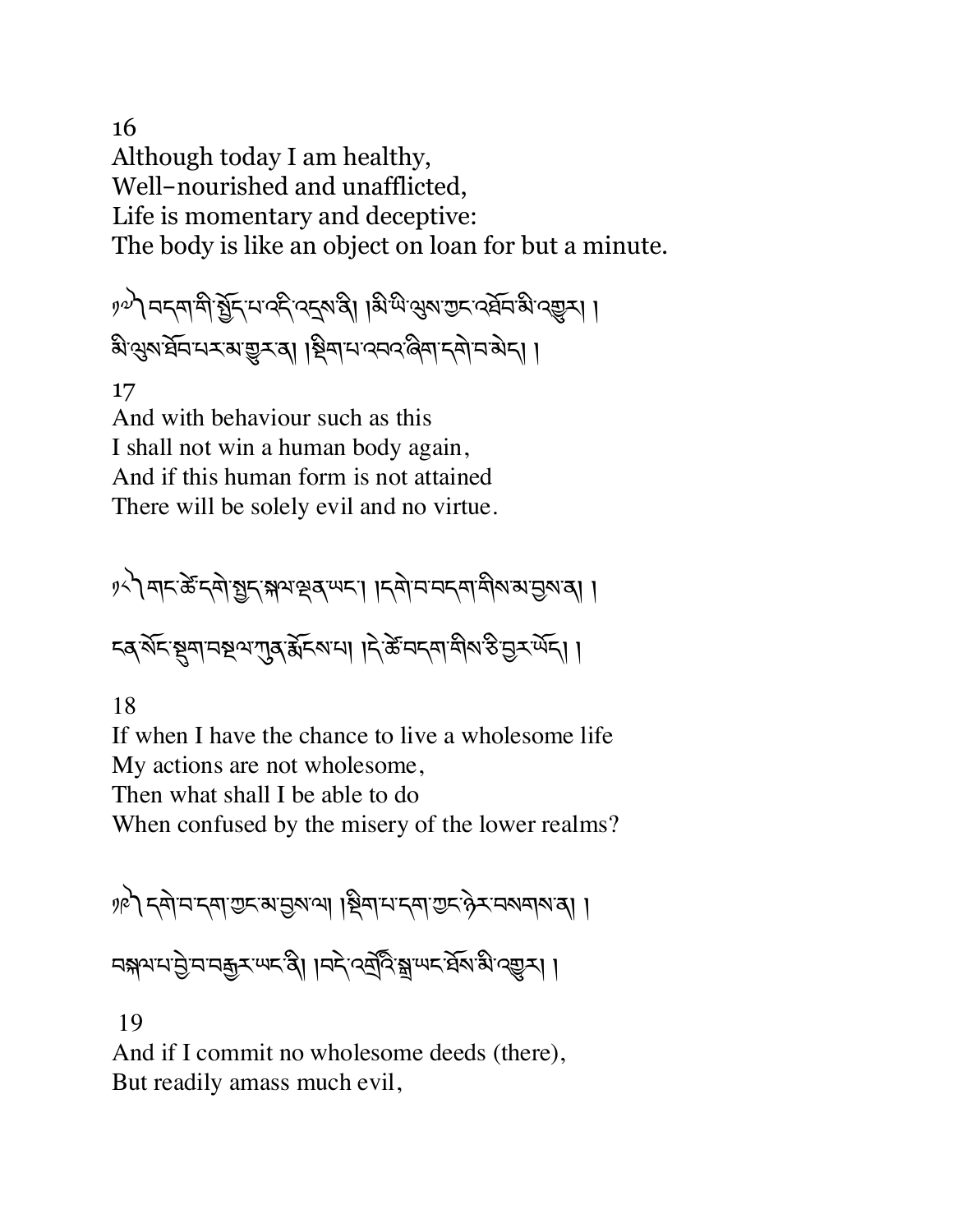16
Although today I am healthy,
Well-nourished and unafflicted,
Life is momentary and deceptive:
The body is like an object on loan for but a minute.

༡༧། བདག་གི་སྤྱོད་པ་འདི་འདྲས་ནི། །མི་ཡི་ལུས་ཀྱང་འཐོབ་མི་འགྱུར། །
མི་ལུས་ཐོབ་པར་མ་གྱུར་ན། །སྡིག་པ་འབའ་ཞིག་དགེ་བ་མེད། །

17
And with behaviour such as this
I shall not win a human body again,
And if this human form is not attained
There will be solely evil and no virtue.

༡༨། གང་ཚེ་དགེ་སྤྱོད་སྐལ་ལྡན་ཡང་། །དགེ་བ་བདག་གིས་མ་བྱས་ན། །

ངན་སོང་སྡུག་བསྔལ་ཀུན་རྨོངས་པ། །དེ་ཚེ་བདག་གིས་ཅི་བྱར་ཡོད། །

18
If when I have the chance to live a wholesome life
My actions are not wholesome,
Then what shall I be able to do
When confused by the misery of the lower realms?

༡༩། དགེ་བ་དག་ཀྱང་མ་བྱས་ལ། །སྡིག་པ་དག་ཀྱང་ཉེར་བསགས་ན། །

བསྐལ་པ་བྱེ་བ་བརྒྱར་ཡང་ནི། །བདེ་འགྲོའི་སྒྲ་ཡང་ཐོས་མི་འགྱུར། །

19
And if I commit no wholesome deeds (there),
But readily amass much evil,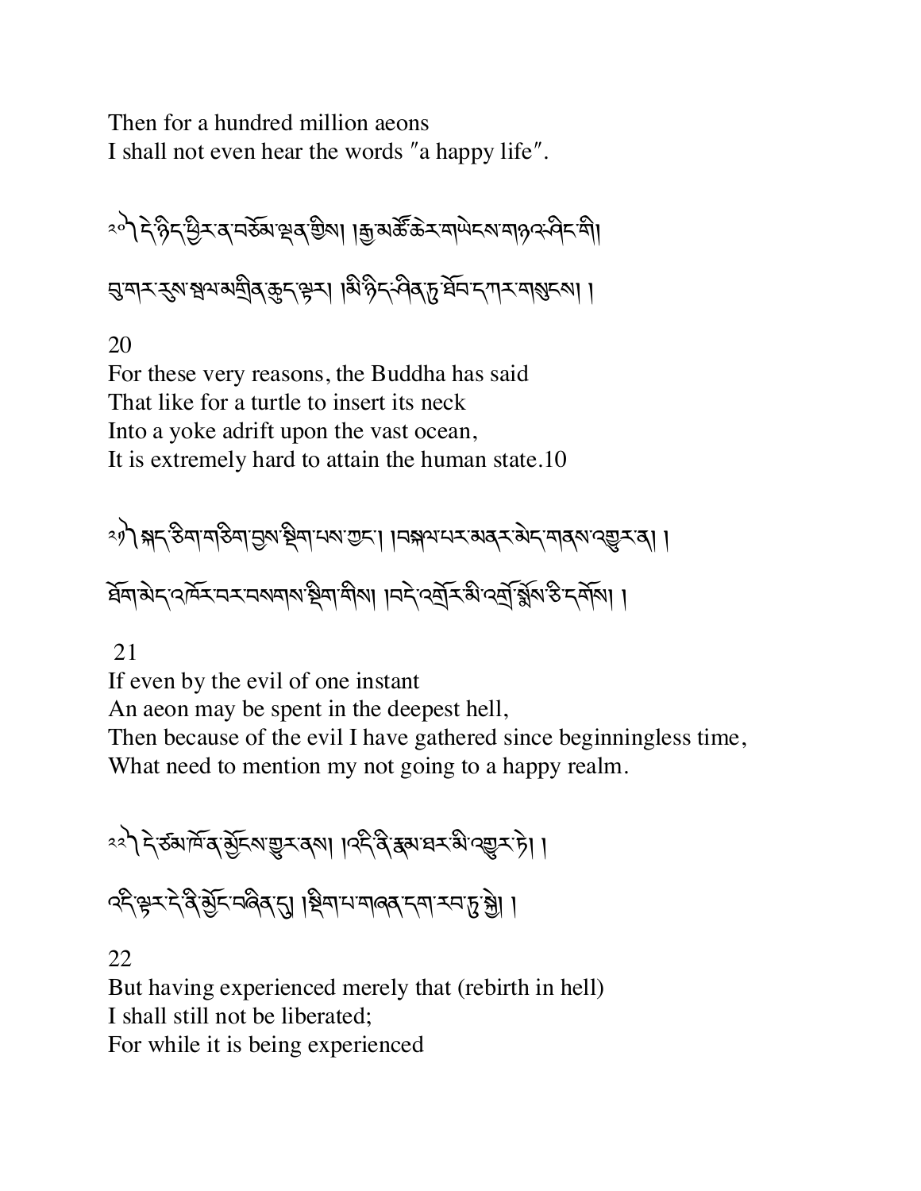Then for a hundred million aeons
I shall not even hear the words ″a happy life″.

༢༠ ༽ དེ་ཉིད་ཕྱིར་ན་བཅོམ་ལྡན་གྱིས། །རྒྱ་མཚོ་ཆེར་གཡེངས་གཉའ་ཤིང་གི།

བུ་ག་རུ་སྦལ་མགྲིན་ཆུད་ལྟར། །མི་ཉིད་ཤིན་ཏུ་ཐོབ་དཀར་གསུངས། །

20
For these very reasons, the Buddha has said
That like for a turtle to insert its neck
Into a yoke adrift upon the vast ocean,
It is extremely hard to attain the human state.10

༢༡ ༽ སྐད་ཅིག་གཅིག་བྱས་སྡིག་པས་ཀྱང་། །བསྐལ་པར་མནར་མེད་གནས་འགྱུར་ན། །

ཐོག་མེད་འཁོར་བར་བསགས་སྡིག་གིས། །བདེ་འགྲོར་མི་འགྲོ་སྨོས་ཅི་དགོས། །

21
If even by the evil of one instant
An aeon may be spent in the deepest hell,
Then because of the evil I have gathered since beginningless time,
What need to mention my not going to a happy realm.

༢༢ ༽ དེ་ཙམ་ཁོ་ན་མྱོང་གྱུར་ནས། །འདི་ནི་རྣམ་པར་མི་འགྱུར་ཏེ། །

འདི་ལྟར་དེ་ནི་མྱོང་བཞིན་དུ། །སྡིག་པ་གཞན་དག་རབ་ཏུ་སྐྱེ། །

22
But having experienced merely that (rebirth in hell)
I shall still not be liberated;
For while it is being experienced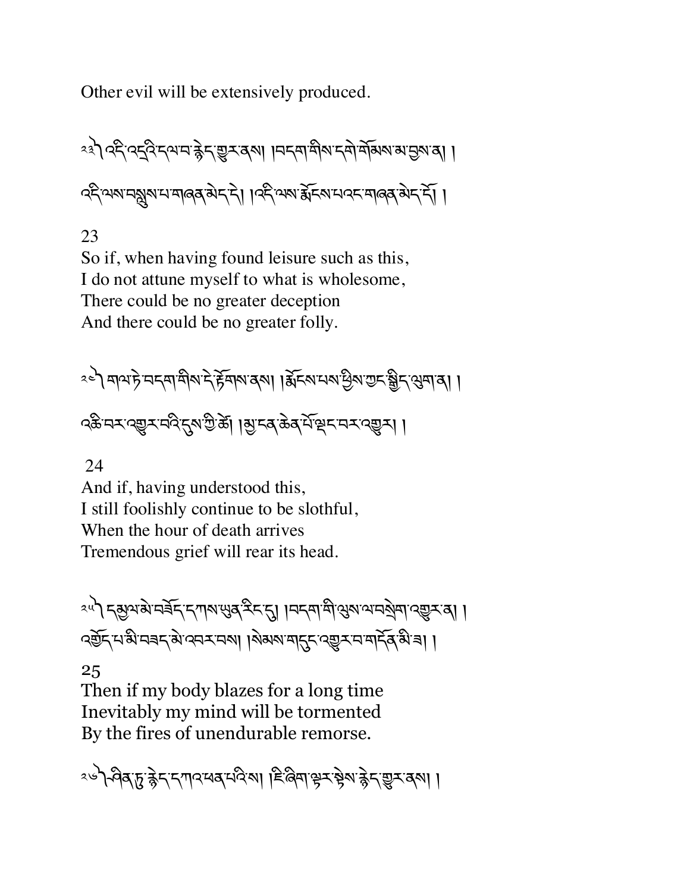Other evil will be extensively produced.

༢༣༽ འདི་འདྲའི་དལ་བ་རྙེད་གྱུར་ནས། །བདག་གིས་དགེ་གོམས་མ་བྱས་ན། །
འདི་ལས་བསླུས་པ་གཞན་མེད་དེ། །འདི་ལས་རྨོངས་པའང་གཞན་མེད་དོ། །

23
So if, when having found leisure such as this,
I do not attune myself to what is wholesome,
There could be no greater deception
And there could be no greater folly.

༢༤༽ གལ་ཏེ་བདག་གིས་དེ་རྟོགས་ནས། །རྨོངས་པས་ཕྱིས་ཀྱང་སྒྱིད་ལུག་ན། །
འཆི་བར་འགྱུར་བའི་དུས་ཀྱི་ཚེ། །མྱ་ངན་ཆེན་པོ་ལྡང་བར་འགྱུར། །

24
And if, having understood this,
I still foolishly continue to be slothful,
When the hour of death arrives
Tremendous grief will rear its head.

༢༥༽ དམྱལ་མེ་བཟོད་དཀས་ཡུན་རིང་དུ། །བདག་གི་ལུས་ལ་བསྲེག་འགྱུར་ན། །
འགྱོད་པ་མི་བཟད་མེ་འབར་བས། །སེམས་གདུང་འགྱུར་བ་གདོན་མི་ཟ། །

25
Then if my body blazes for a long time
Inevitably my mind will be tormented
By the fires of unendurable remorse.

༢༦༽ ཤིན་ཏུ་རྙེད་དཀའ་ཕན་པའི་ས། །ཇི་ཞིག་ལྟར་སྟེས་རྙེད་གྱུར་ནས། །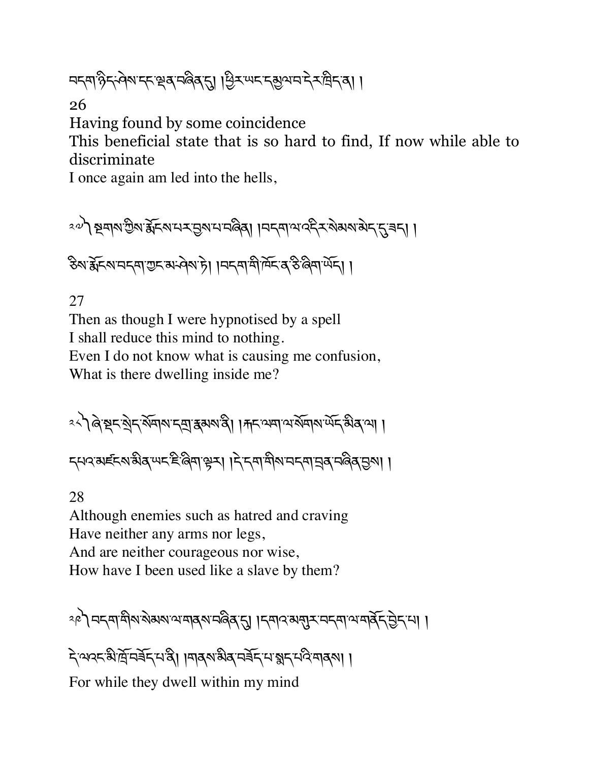བདག་ཉིད་ཤེས་དང་ལྡན་བཞིན་དུ། །ཕྱིར་ཡང་དམྱལ་བ་དེར་ཁྲིད་ན། །

26

Having found by some coincidence
This beneficial state that is so hard to find, If now while able to discriminate
I once again am led into the hells,

༢༧༽ སྔགས་ཀྱིས་རྨོངས་པར་བྱས་པ་བཞིན། །བདག་ལ་འདིར་སེམས་མེད་དུ་ཟད། །

ཅིས་རྨོངས་བདག་ཀྱང་མ་ཤེས་ཏེ། །བདག་གི་ཁོང་ན་ཅི་ཞིག་ཡོད། །

27

Then as though I were hypnotised by a spell
I shall reduce this mind to nothing.
Even I do not know what is causing me confusion,
What is there dwelling inside me?

༢༨༽ ཞེ་སྡང་སྲེད་སོགས་དགྲ་རྣམས་ནི། །རྐང་ལག་ལ་སོགས་ཡོད་མིན་ལ། །

དཔའ་མཛངས་མིན་ཡང་ཇི་ཞིག་ལྟར། །དེ་དག་གིས་བདག་བྲན་བཞིན་བྱས། །

28

Although enemies such as hatred and craving
Have neither any arms nor legs,
And are neither courageous nor wise,
How have I been used like a slave by them?

༢༩༽ བདག་གིས་སེམས་ལ་གནས་བཞིན་དུ། །དགའ་མགུར་བདག་ལ་གནོད་བྱེད་པ། །

དེ་ལའང་མི་ཁྲོ་བཟོད་པ་ནི། །གནས་མིན་བཟོད་པ་སྨད་པའི་གནས། །

For while they dwell within my mind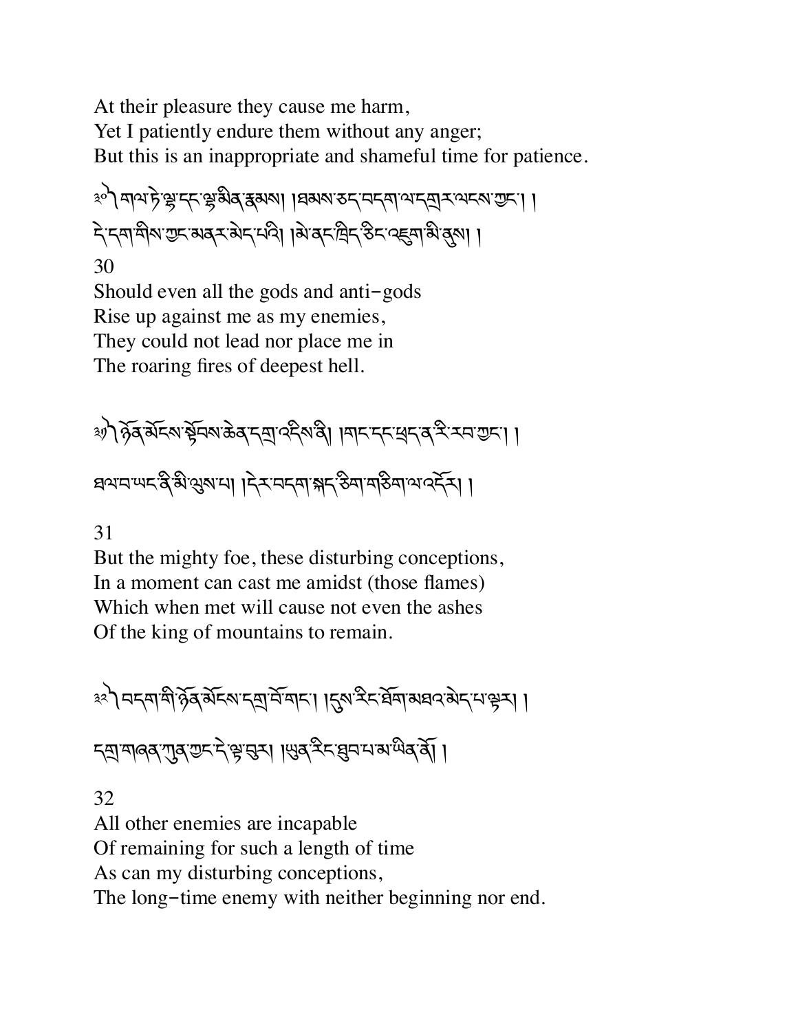At their pleasure they cause me harm,
Yet I patiently endure them without any anger;
But this is an inappropriate and shameful time for patience.

༣༠ གལ་ཏེ་ལྷ་དང་ལྷ་མིན་རྣམས། །ཐམས་ཅད་བདག་ལ་དགྲར་ལངས་ཀྱང་། །
དེ་དག་གིས་ཀྱང་མནར་མེད་པའི། །མེ་ནང་ཁྲིད་ཅིང་འཇུག་མི་ནུས། །

30
Should even all the gods and anti-gods
Rise up against me as my enemies,
They could not lead nor place me in
The roaring fires of deepest hell.

༣༡ ཉོན་མོངས་སྟོབས་ཆེན་དགྲ་འདིས་ནི། །གང་དང་ཕྲད་ན་རི་རབ་ཀྱང་། །
ཐལ་བ་ཡང་ནི་མི་ལུས་པ། །དེར་བདག་སྐད་ཅིག་གཅིག་ལ་འདོར། །

31
But the mighty foe, these disturbing conceptions,
In a moment can cast me amidst (those flames)
Which when met will cause not even the ashes
Of the king of mountains to remain.

༣༢ བདག་གི་ཉོན་མོངས་དགྲ་བོ་གང་། །དུས་རིང་ཐོག་མཐའ་མེད་པ་ལྟར། །
དགྲ་གཞན་ཀུན་ཀྱང་དེ་ལྟ་བུར། །ཡུན་རིང་ཐུབ་པ་མ་ཡིན་ནོ། །

32
All other enemies are incapable
Of remaining for such a length of time
As can my disturbing conceptions,
The long-time enemy with neither beginning nor end.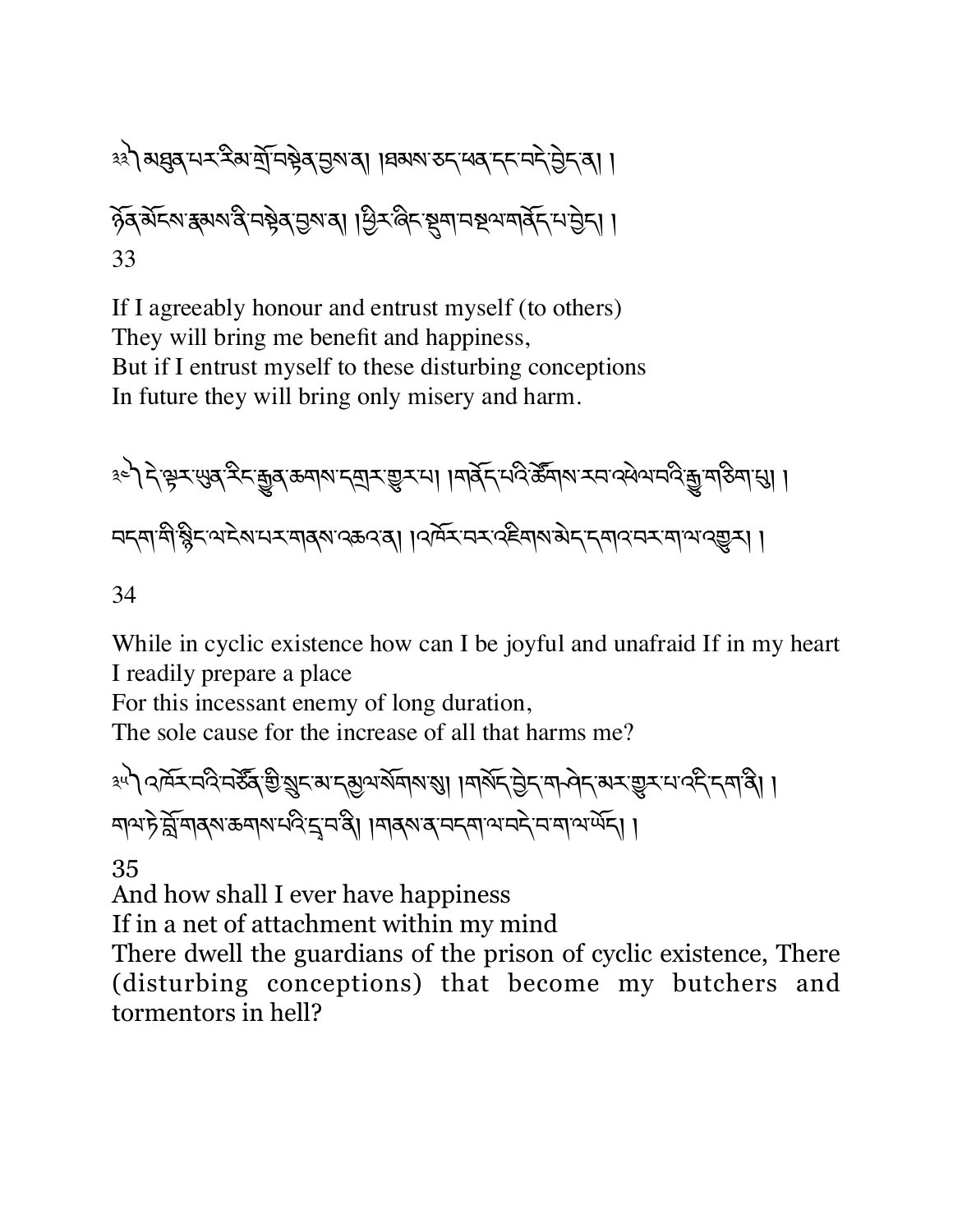༣༣ ། མཐུན་པར་རིམ་གྲོ་བསྟེན་བྱས་ན། །ཐམས་ཅད་ཕན་དང་བདེ་བྱེད་ན། །

ཉོན་མོངས་རྣམས་ནི་བསྟེན་བྱས་ན། །ཕྱིར་ཞིང་སྡུག་བསྔལ་གནོད་པ་བྱེད། །

33

If I agreeably honour and entrust myself (to others)
They will bring me benefit and happiness,
But if I entrust myself to these disturbing conceptions
In future they will bring only misery and harm.

༣༤ ། དེ་ལྟར་ཡུན་རིང་རྒྱུན་ཆགས་དགྲར་གྱུར་པ། །གནོད་པའི་ཚོགས་རབ་འཕེལ་བའི་རྒྱུ་གཅིག་པུ། །

བདག་གི་སྙིང་ལ་ངེས་པར་གནས་འཆའ་ན། །འཁོར་བར་འཇིགས་མེད་དགའ་བར་ག་ལ་འགྱུར། །

34

While in cyclic existence how can I be joyful and unafraid If in my heart
I readily prepare a place
For this incessant enemy of long duration,
The sole cause for the increase of all that harms me?

༣༥ ། འཁོར་བའི་བཙོན་གྱི་སྲུང་མ་དམྱལ་སོགས་སུ། །གསོད་བྱེད་གཤེད་མར་གྱུར་པ་འདི་དག་ནི། །

གལ་ཏེ་བློ་གནས་ཆགས་པའི་དྲ་བ་ན། །གནས་ན་བདག་ལ་བདེ་བ་ག་ལ་ཡོད། །

35

And how shall I ever have happiness
If in a net of attachment within my mind
There dwell the guardians of the prison of cyclic existence, There (disturbing conceptions) that become my butchers and tormentors in hell?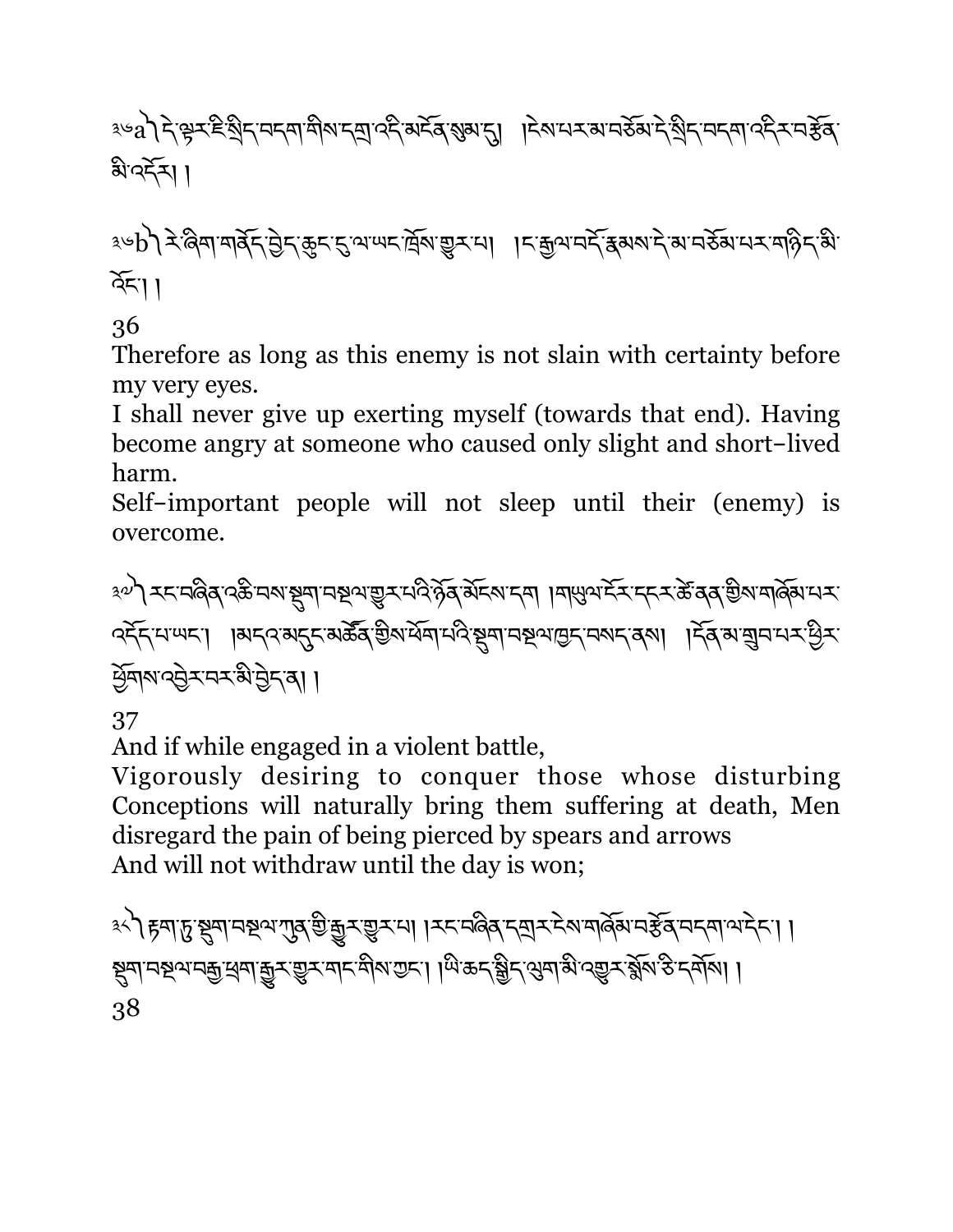༣༦a༽ དེ་ལྟར་ཇི་སྲིད་བདག་གིས་དགྲ་འདི་མངོན་སུམ་དུ། །ངེས་པར་མ་བཅོམ་དེ་སྲིད་བདག་འདིར་བརྩོན་མི་འདོར། །

༣༦b༽ རེ་ཞིག་གནོད་བྱེད་ཆུང་ངུ་ལ་ཡང་ཁྲོས་གྱུར་པ། །ང་རྒྱལ་བདོ་རྣམས་དེ་མ་བཅོམ་པར་གཉིད་མི་འོང་། །

36

Therefore as long as this enemy is not slain with certainty before my very eyes.

I shall never give up exerting myself (towards that end). Having become angry at someone who caused only slight and short-lived harm.

Self-important people will not sleep until their (enemy) is overcome.

༣༧༽ རང་བཞིན་འཆི་བས་སྡུག་བསྔལ་གྱུར་པའི་ཉོན་མོངས་དག །གཡུལ་ངོར་དངར་ཆེ་ནན་གྱིས་གཞོམ་པར་འདོད་པ་ཡང་། །མདའ་མདུང་མཚོན་གྱིས་ཕོག་པའི་སྡུག་བསྔལ་ཁྱད་བསད་ནས། །དོན་མ་གྲུབ་པར་ཕྱིར་ཕྱོགས་འབྱེར་བར་མི་བྱེད་ན། །

37

And if while engaged in a violent battle,

Vigorously desiring to conquer those whose disturbing Conceptions will naturally bring them suffering at death, Men disregard the pain of being pierced by spears and arrows

And will not withdraw until the day is won;

༣༨༽ རྟག་ཏུ་སྡུག་བསྔལ་ཀུན་གྱི་རྒྱུར་གྱུར་པ། །རང་བཞིན་དགྲར་ངེས་གཞོམ་བརྩོན་བདག་ལ་དེང་། །སྡུག་བསྔལ་བརྒྱ་ཕྲག་རྒྱུར་གྱུར་གང་གིས་ཀྱང་། །ཡི་ཆད་སྒྱིད་ལུག་མི་འགྱུར་སྨོས་ཅི་དགོས། །

38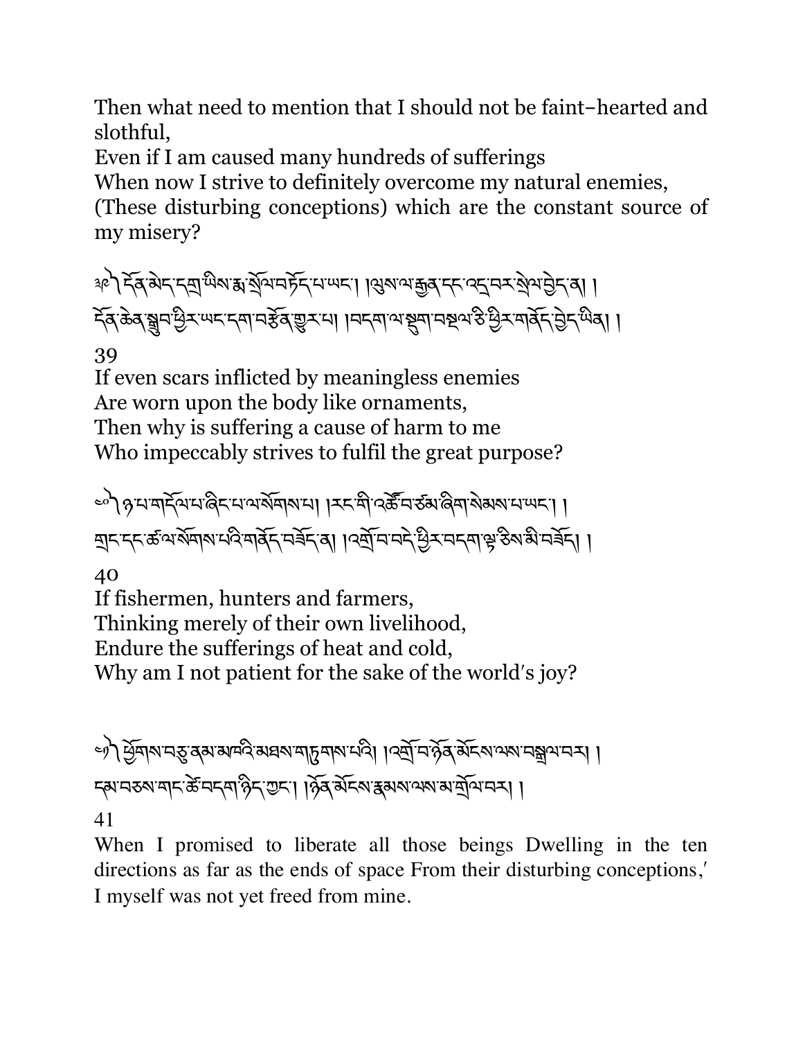Then what need to mention that I should not be faint-hearted and slothful,
Even if I am caused many hundreds of sufferings
When now I strive to definitely overcome my natural enemies,
(These disturbing conceptions) which are the constant source of my misery?

༣༩། དོན་མེད་དགྲ་ཡིས་རྨ་སྐྱོལ་བཏོད་པ་ཡང་། །ལུས་ལ་རྒྱན་དང་འདྲ་བར་སྤྲོ་བྱེད་ན། །
དོན་ཆེན་སྒྲུབ་ཕྱིར་ཡང་དག་བརྩོན་གྱུར་པ། །བདག་ལ་སྡུག་བསྔལ་ཅི་ཕྱིར་གནོད་བྱེད་ཡིན། །

39

If even scars inflicted by meaningless enemies
Are worn upon the body like ornaments,
Then why is suffering a cause of harm to me
Who impeccably strives to fulfil the great purpose?

༤༠། ཉ་པ་གདོལ་པ་ཞིང་པ་ལ་སོགས་པ། །རང་གི་འཚོ་བ་ཙམ་ཞིག་སེམས་པ་ཡང་། །
གྲང་དང་ཚ་ལ་སོགས་པའི་གནོད་བཟོད་ན། །འགྲོ་བ་བདེ་ཕྱིར་བདག་ལྟ་ཅིས་མི་བཟོད། །

40

If fishermen, hunters and farmers,
Thinking merely of their own livelihood,
Endure the sufferings of heat and cold,
Why am I not patient for the sake of the world's joy?

༤༡། ཕྱོགས་བཅུ་ནམ་མཁའི་མཐས་གཏུགས་པའི། །འགྲོ་བ་ཉོན་མོངས་ལས་བསྒྲལ་བར། །
དམ་བཅས་གང་ཚེ་བདག་ཉིད་ཀྱང་། །ཉོན་མོངས་རྣམས་ལས་མ་གྲོལ་བར། །

41

When I promised to liberate all those beings Dwelling in the ten directions as far as the ends of space From their disturbing conceptions,' I myself was not yet freed from mine.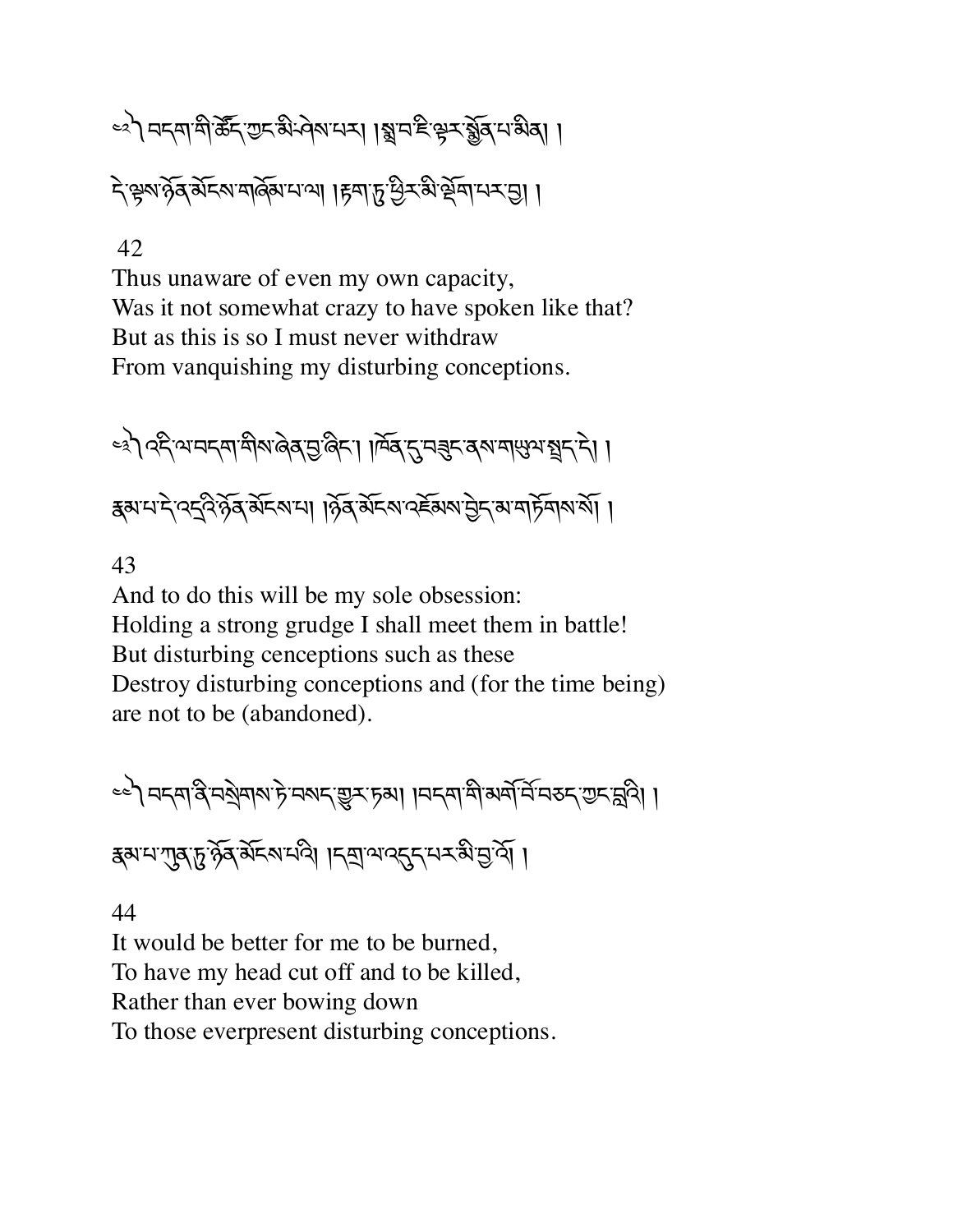༄༅། བདག་གི་ཚོད་ཀྱང་མི་ཤེས་པར། །སྨྲ་བ་ཇི་ལྟར་སྨྱོན་པ་མིན། །

དེ་ལྟས་ཉོན་མོངས་གཞོམ་པ་ལ། །རྟག་ཏུ་ཕྱིར་མི་ལྡོག་པར་བྱ། །

42

Thus unaware of even my own capacity,
Was it not somewhat crazy to have spoken like that?
But as this is so I must never withdraw
From vanquishing my disturbing conceptions.

༄༅། འདི་ལ་བདག་གིས་ཞེན་བྱ་ཞིང་། །ཁོན་དུ་བཟུང་ནས་གཡུལ་སྤྲད་དེ། །

རྣམ་པ་དེ་འདྲའི་ཉོན་མོངས་པ། །ཉོན་མོངས་འཇོམས་བྱེད་མ་གཏོགས་སོ། །

43

And to do this will be my sole obsession:
Holding a strong grudge I shall meet them in battle!
But disturbing cenceptions such as these
Destroy disturbing conceptions and (for the time being)
are not to be (abandoned).

༄༅། བདག་ནི་བསྲེགས་ཏེ་བསད་གྱུར་ཏམ། །བདག་གི་མགོ་བོ་བཅད་ཀྱང་ལྷའི། །

རྣམ་པ་ཀུན་ཏུ་ཉོན་མོངས་པའི། །དགྲ་ལ་འདུད་པར་མི་བྱ་འོ། །

44

It would be better for me to be burned,
To have my head cut off and to be killed,
Rather than ever bowing down
To those everpresent disturbing conceptions.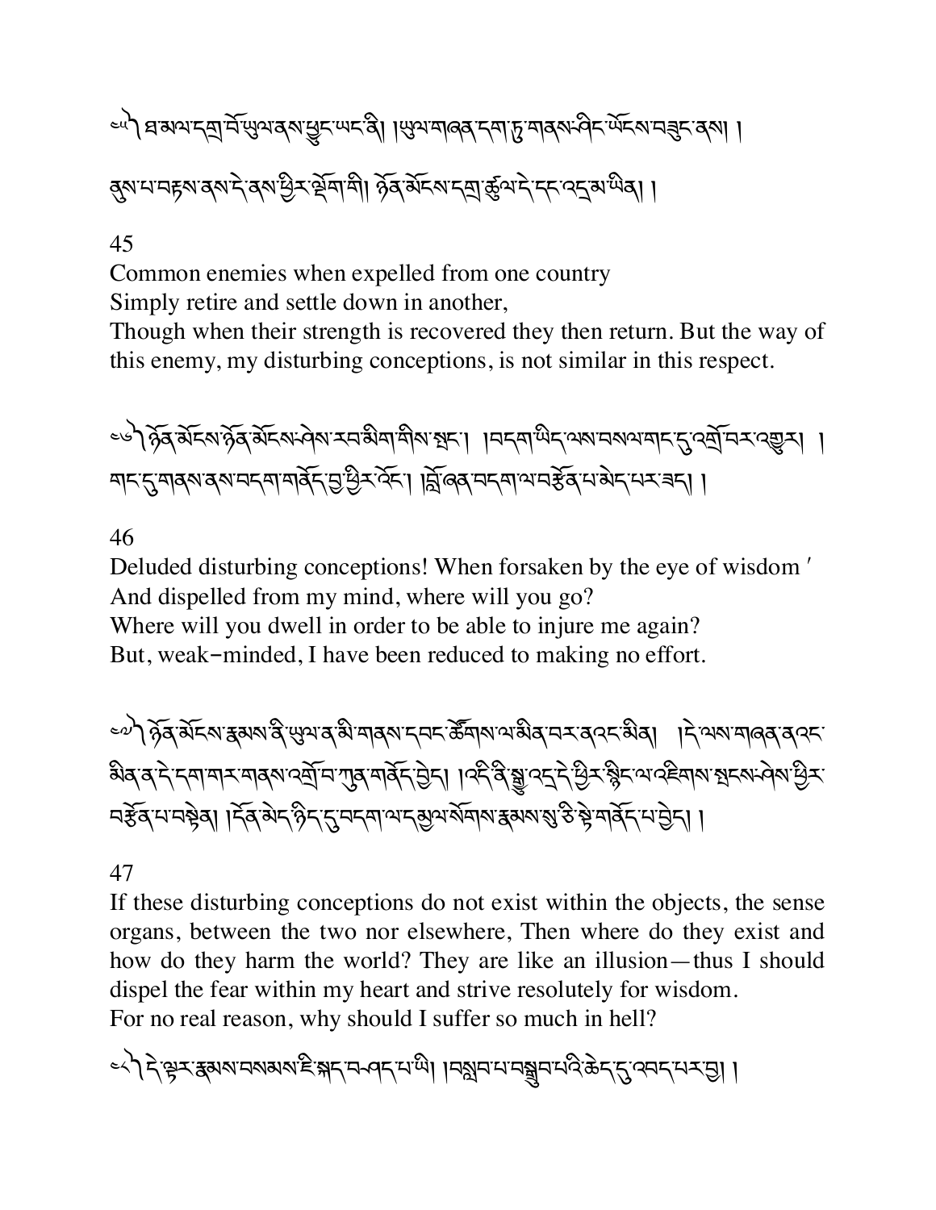༄༅། ཐ་མལ་དགྲ་བོ་ཡུལ་ནས་ཕྱུང་ཡང་ནི། །ཡུལ་གཞན་དག་ཏུ་གནས་ཤིང་ཡོངས་བཟུང་ནས། །
ནུས་པ་བརྟས་ནས་དེ་ནས་ཕྱིར་ལྡོག་གི། ཉོན་མོངས་དགྲ་ཚུལ་དེ་དང་འདྲ་མ་ཡིན། །

45

Common enemies when expelled from one country
Simply retire and settle down in another,
Though when their strength is recovered they then return. But the way of this enemy, my disturbing conceptions, is not similar in this respect.

༄༅། ཉོན་མོངས་ཉོན་མོངས་ཤེས་རབ་མིག་གིས་སྤང་། །བདག་ཡིད་ལས་བསལ་གང་དུ་འགྲོ་བར་འགྱུར། །
གང་དུ་གནས་ནས་བདག་གནོད་བྱ་ཕྱིར་འོང་། །བློ་ཞན་བདག་ལ་བརྩོན་པ་མེད་པར་ཟད། །

46

Deluded disturbing conceptions! When forsaken by the eye of wisdom
And dispelled from my mind, where will you go?
Where will you dwell in order to be able to injure me again?
But, weak-minded, I have been reduced to making no effort.

༄༅། ཉོན་མོངས་རྣམས་ནི་ཡུལ་ན་མི་གནས་དབང་ཚོགས་ལ་མིན་བར་ན་འང་མིན། །དེ་ལས་གཞན་ན་འང་མིན་ན་དེ་དག་གར་གནས་འགྲོ་བ་ཀུན་གནོད་བྱེད། །འདི་ནི་སྒྱུ་འདྲ་དེ་ཕྱིར་སྙིང་ལ་འཇིགས་སྤངས་ཤེས་ཕྱིར་བརྩོན་པ་བསྟེན། །དོན་མེད་ཉིད་དུ་བདག་ལ་དམྱལ་སོགས་རྣམས་སུ་ཅི་སྟེ་གནོད་པ་བྱེད། །

47

If these disturbing conceptions do not exist within the objects, the sense organs, between the two nor elsewhere, Then where do they exist and how do they harm the world? They are like an illusion—thus I should dispel the fear within my heart and strive resolutely for wisdom.
For no real reason, why should I suffer so much in hell?

༄༅། དེ་ལྟར་རྣམས་བསམས་ཇི་སྐད་བཤད་པ་ཡི། །བསླབ་པ་བསྒྲུབ་པའི་ཆེད་དུ་འབད་པར་བྱ། །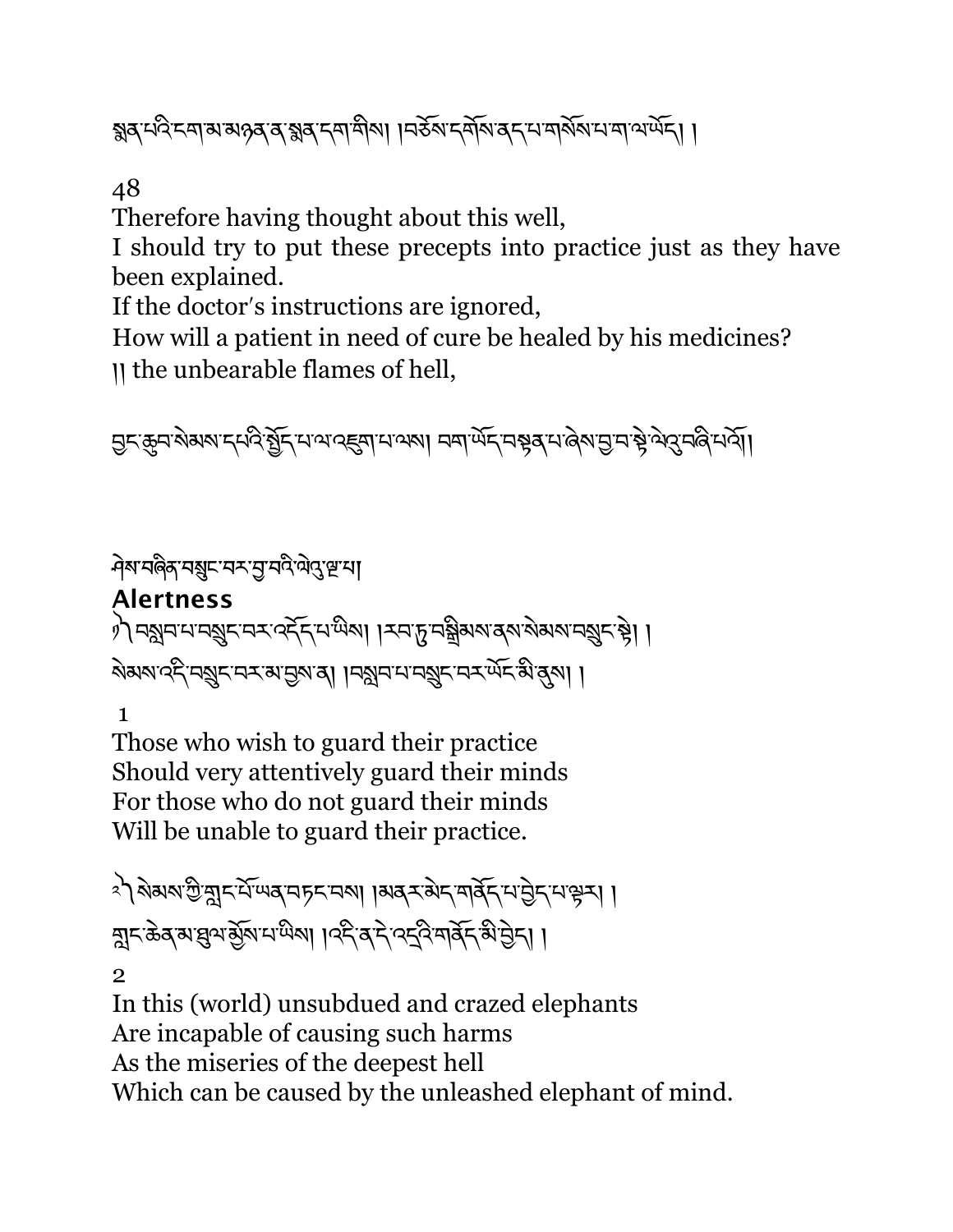སྨན་པའི་ངག་མ་མཉན་ན་སྨན་དག་གིས། །བཅོས་དགོས་ནད་པ་གསོས་པ་ག་ལ་ཡོད། །

48

Therefore having thought about this well,
I should try to put these precepts into practice just as they have been explained.
If the doctor's instructions are ignored,
How will a patient in need of cure be healed by his medicines?
|| the unbearable flames of hell,

བྱང་ཆུབ་སེམས་དཔའི་སྤྱོད་པ་ལ་འཇུག་པ་ལས། བག་ཡོད་བསྟན་པ་ཞེས་བྱ་བ་སྟེ་ལེའུ་བཞི་པའོ།

ཤེས་བཞིན་བསྲུང་བར་བྱ་བའི་ལེའུ་ལྔ་པ།

## Alertness

༡ བསླབ་པ་བསྲུང་བར་འདོད་པ་ཡིས། །རབ་ཏུ་བསྒྲིམས་ནས་སེམས་བསྲུང་སྟེ། །
སེམས་འདི་བསྲུང་བར་མ་བྱས་ན། །བསླབ་པ་བསྲུང་བར་ཡོང་མི་ནུས། །

1

Those who wish to guard their practice
Should very attentively guard their minds
For those who do not guard their minds
Will be unable to guard their practice.

༢ སེམས་ཀྱི་གླང་པོ་ཡན་བཏང་བས། །མནར་མེད་གནོད་པ་བྱེད་པ་ལྟར། །
གླང་ཆེན་མ་ཐུལ་མྱོས་པ་ཡིས། །འདི་ན་དེ་འདྲའི་གནོད་མི་བྱེད། །

2

In this (world) unsubdued and crazed elephants
Are incapable of causing such harms
As the miseries of the deepest hell
Which can be caused by the unleashed elephant of mind.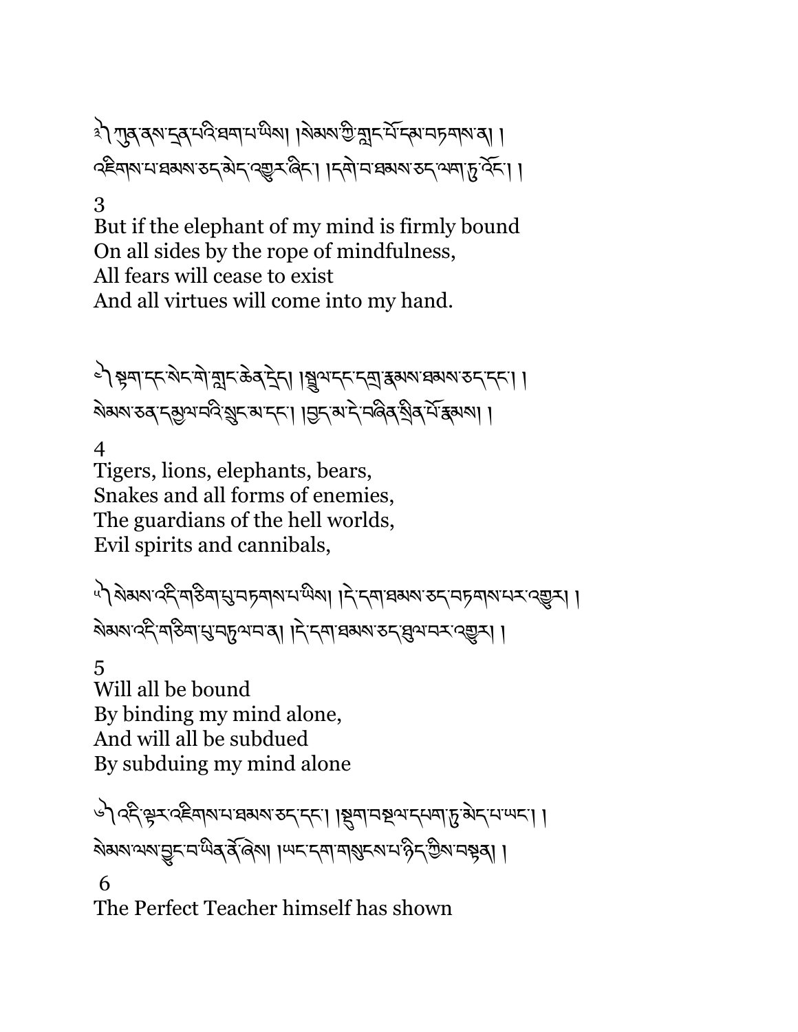༣༽ ཀུན་ནས་དྲན་པའི་ཐག་པ་ཡིས། །སེམས་ཀྱི་གླང་པོ་དམ་བཏགས་ན། །
འཇིགས་པ་ཐམས་ཅད་མེད་འགྱུར་ཞིང་། །དགེ་བ་ཐམས་ཅད་ལག་ཏུ་འོང་། །

3

But if the elephant of my mind is firmly bound
On all sides by the rope of mindfulness,
All fears will cease to exist
And all virtues will come into my hand.

༤༽ སྟག་དང་སེང་གེ་གླང་ཆེན་དྲེད། །སྦྲུལ་དང་དགྲ་རྣམས་ཐམས་ཅད་དང་། །
སེམས་ཅན་དམྱལ་བའི་སྲུང་མ་དང་། །བྱད་མ་དེ་བཞིན་སྲིན་པོ་རྣམས། །

4

Tigers, lions, elephants, bears,
Snakes and all forms of enemies,
The guardians of the hell worlds,
Evil spirits and cannibals,

༥༽ སེམས་འདི་གཅིག་པུ་བཏགས་པ་ཡིས། །དེ་དག་ཐམས་ཅད་བཏགས་པར་འགྱུར། །
སེམས་འདི་གཅིག་པུ་བཏུལ་བ་ན། །དེ་དག་ཐམས་ཅད་ཐུལ་བར་འགྱུར། །

5

Will all be bound
By binding my mind alone,
And will all be subdued
By subduing my mind alone

༦༽ འདི་ལྟར་འཇིགས་པ་ཐམས་ཅད་དང་། །སྡུག་བསྔལ་དཔག་ཏུ་མེད་པ་ཡང་། །
སེམས་ལས་བྱུང་བ་ཡིན་ནོ་ཞེས། །ཡང་དག་གསུངས་པ་ཉིད་ཀྱིས་བསྟན། །

6

The Perfect Teacher himself has shown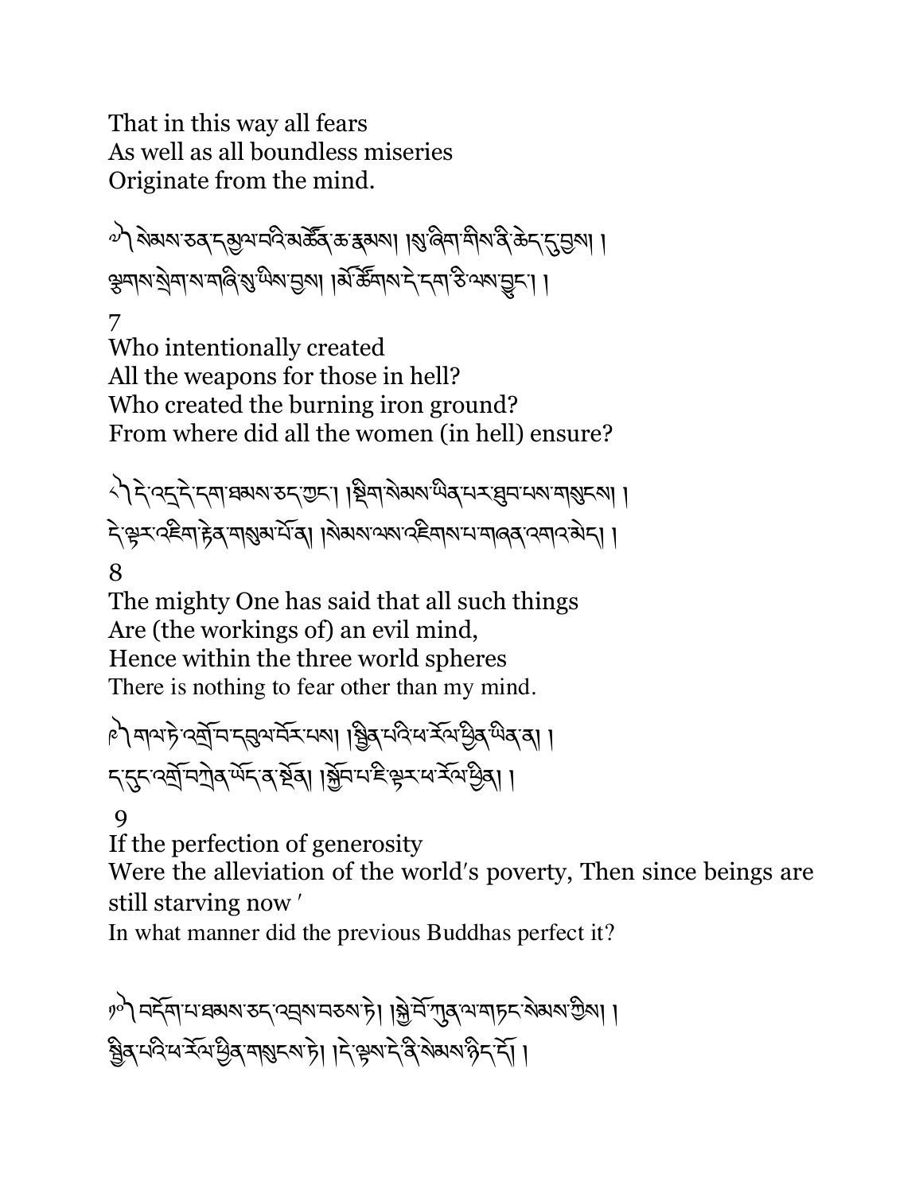That in this way all fears
As well as all boundless miseries
Originate from the mind.

༧༽ སེམས་ཅན་དམྱལ་བའི་མཚོན་ཆ་རྣམས། །སུ་ཞིག་གིས་ནི་ཆེད་དུ་བྱས། །
ལྕགས་སྲེག་ས་གཞི་སུ་ཡིས་བྱས། །མོ་ཚོགས་དེ་དག་ཅི་ལས་བྱུང་། །

7
Who intentionally created
All the weapons for those in hell?
Who created the burning iron ground?
From where did all the women (in hell) ensure?

༨༽ དེ་འདྲ་དེ་དག་ཐམས་ཅད་ཀྱང་། །སྡིག་སེམས་ཡིན་པར་ཐུབ་པས་གསུངས། །
དེ་ལྟར་འཇིག་རྟེན་གསུམ་པོ་ན། །སེམས་ལས་འཇིགས་པ་གཞན་འགའ་མེད། །

8
The mighty One has said that all such things
Are (the workings of) an evil mind,
Hence within the three world spheres
There is nothing to fear other than my mind.

༩༽ གལ་ཏེ་འགྲོ་བ་དབུལ་བོར་པས། །སྦྱིན་པའི་ཕ་རོལ་ཕྱིན་ཡིན་ན། །
ད་དུང་འགྲོ་བཀྲེན་ཡོད་ན་སྔོན། །སྐྱོབ་པ་ཇི་ལྟར་ཕ་རོལ་ཕྱིན། །

9
If the perfection of generosity
Were the alleviation of the world′s poverty, Then since beings are still starving now ′
In what manner did the previous Buddhas perfect it?

༡༠༽ བདོག་པ་ཐམས་ཅད་འབྲས་བཅས་ཏེ། །སྐྱེ་བོ་ཀུན་ལ་གཏང་སེམས་ཀྱིས། །
སྦྱིན་པའི་ཕ་རོལ་ཕྱིན་གསུངས་ཏེ། །དེ་ལྟས་དེ་ནི་སེམས་ཉིད་དོ། །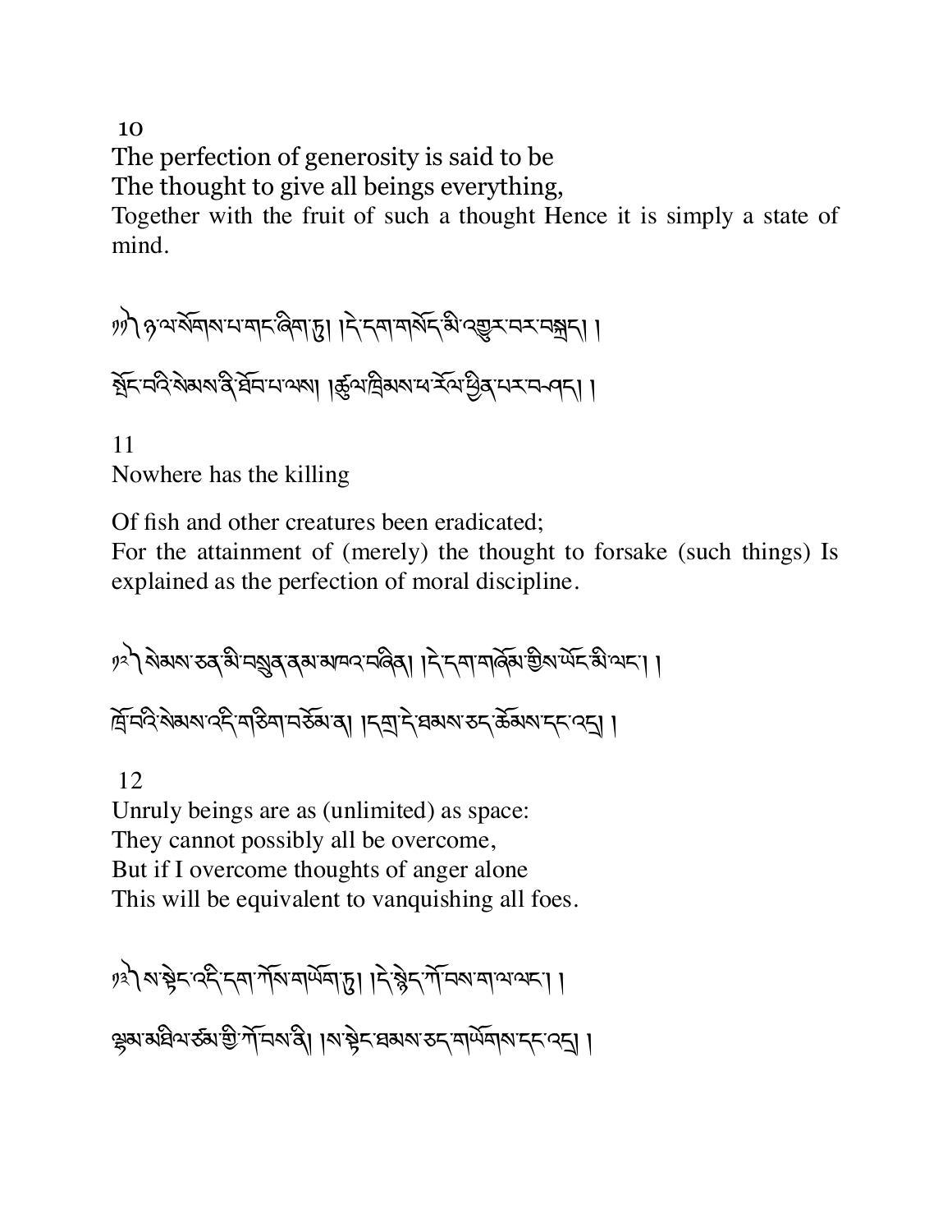10

The perfection of generosity is said to be
The thought to give all beings everything,
Together with the fruit of such a thought Hence it is simply a state of mind.

༡༡ ཉ་ལ་སོགས་པ་གང་ཞིག་ཏུ། །དེ་དག་གསོད་མི་འགྱུར་བར་བསྐྲད། །

སྤོང་བའི་སེམས་ནི་ཐོབ་པ་ལས། །ཚུལ་ཁྲིམས་ཕ་རོལ་ཕྱིན་པར་བཤད། །

11
Nowhere has the killing

Of fish and other creatures been eradicated;
For the attainment of (merely) the thought to forsake (such things) Is explained as the perfection of moral discipline.

༡༢ སེམས་ཅན་མི་བསྲུན་ནམ་མཁའ་བཞིན། །དེ་དག་གཞོམ་གྱིས་ལོང་མི་ལང་། །

ཁྲོ་བའི་སེམས་འདི་གཅིག་བཅོམ་ན། །དགྲ་དེ་ཐམས་ཅད་ཆོམས་དང་འདྲ། །

12
Unruly beings are as (unlimited) as space:
They cannot possibly all be overcome,
But if I overcome thoughts of anger alone
This will be equivalent to vanquishing all foes.

༡༣ ས་སྟེང་འདི་དག་ཀོས་གཡོག་ཏུ། །དེ་སྙེད་ཀོ་བས་ག་ལ་ལང་། །

ལྷམ་མཐིལ་ཙམ་གྱི་ཀོ་བས་ནི། །ས་སྟེང་ཐམས་ཅད་གཡོགས་དང་འདྲ། །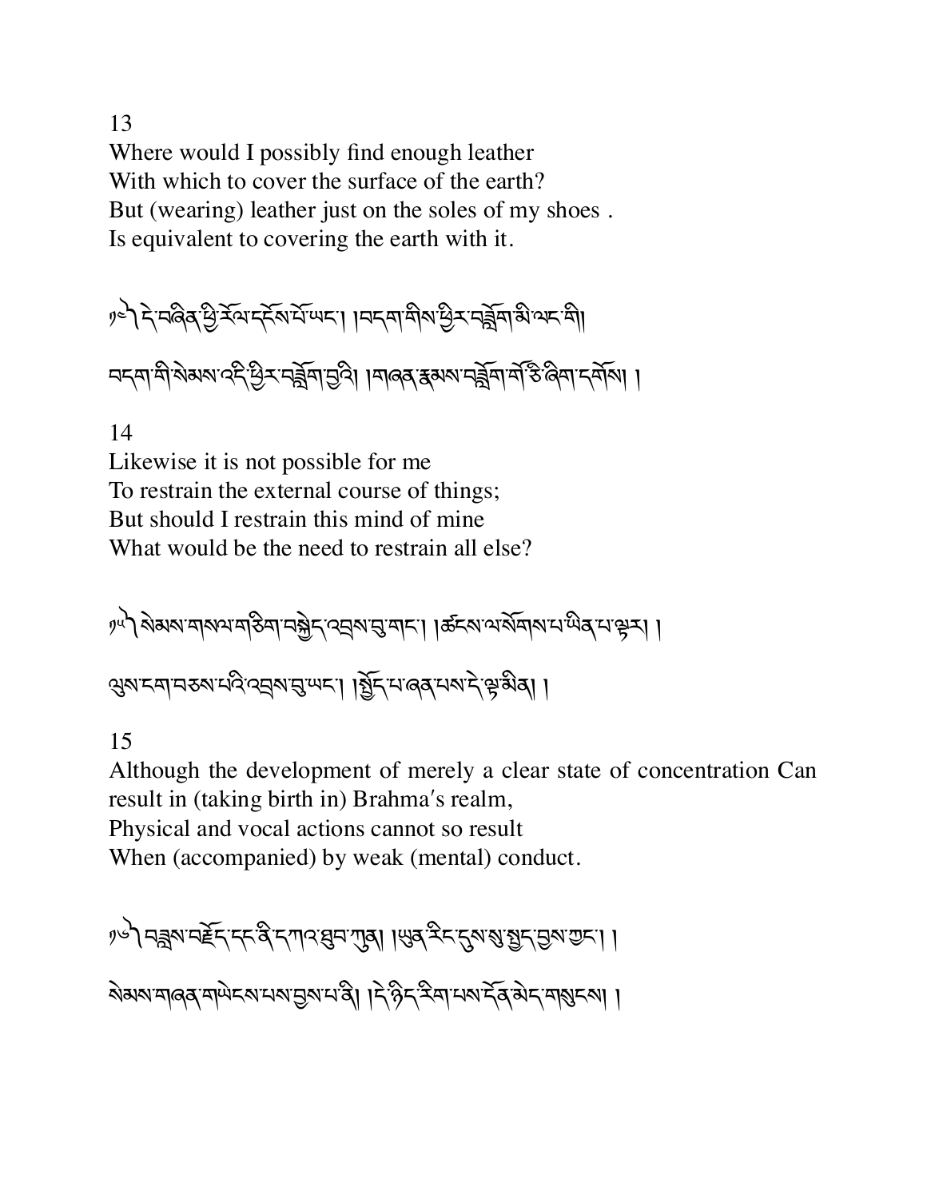13

Where would I possibly find enough leather
With which to cover the surface of the earth?
But (wearing) leather just on the soles of my shoes .
Is equivalent to covering the earth with it.

༡༤༽ དེ་བཞིན་ཕྱི་རོལ་དངོས་པོ་ཡང་། །བདག་གིས་ཕྱིར་བཟློག་མི་ལང་གི།
བདག་གི་སེམས་འདི་ཕྱིར་བཟློག་བྱ། །གཞན་རྣམས་བཟློག་གོ་ཅི་ཞིག་དགོས། །

14

Likewise it is not possible for me
To restrain the external course of things;
But should I restrain this mind of mine
What would be the need to restrain all else?

༡༥༽ སེམས་གསལ་གཅིག་བསྐྱེད་འབྲས་བུ་གང་། །ཚངས་ལ་སོགས་པ་ཡིན་པ་ལྟར། །
ལུས་ངག་བཅས་པའི་འབྲས་བུ་ཡང་། །སྤྱོད་པ་ཞན་པས་དེ་ལྟ་མིན། །

15

Although the development of merely a clear state of concentration Can result in (taking birth in) Brahma′s realm,
Physical and vocal actions cannot so result
When (accompanied) by weak (mental) conduct.

༡༦༽ བཟླས་བརྗོད་དང་ནི་དཀའ་ཐུབ་ཀུན། །ཡུན་རིང་དུས་སུ་སྤྱད་བྱས་ཀྱང་། །
སེམས་གཞན་གཡེངས་པས་བྱས་པ་ནི། །དེ་ཉིད་རིག་པས་དོན་མེད་གསུངས། །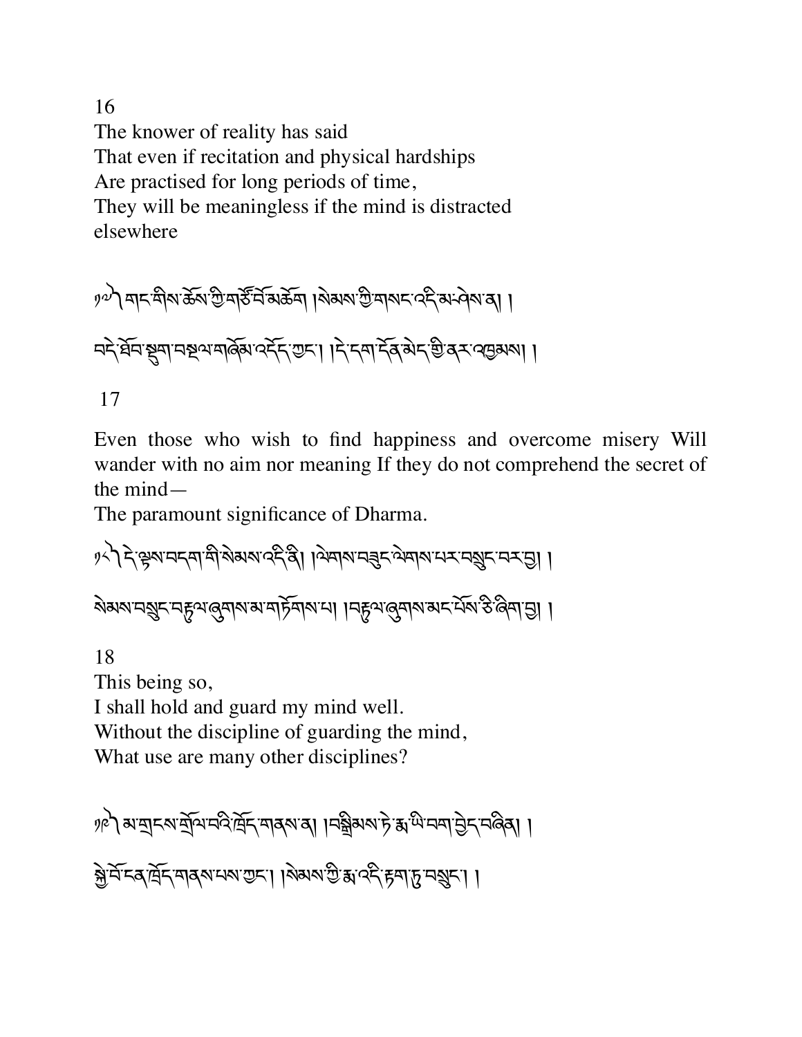16

The knower of reality has said
That even if recitation and physical hardships
Are practised for long periods of time,
They will be meaningless if the mind is distracted elsewhere

༡༧། གང་གིས་ཆོས་ཀྱི་གཙོ་བོ་མཆོག །སེམས་ཀྱི་གསང་འདི་མ་ཤེས་ན། །

བདེ་ཐོབ་སྡུག་བསྔལ་གཞོམ་འདོད་ཀྱང་། །དེ་དག་དོན་མེད་ཀྱི་ནར་འཁྱམས། །

17

Even those who wish to find happiness and overcome misery Will wander with no aim nor meaning If they do not comprehend the secret of the mind—
The paramount significance of Dharma.

༡༨། དེ་ལྟས་བདག་གི་སེམས་འདི་ནི། །ལེགས་བཟུང་ལེགས་པར་བསྲུང་བར་བྱ། །

སེམས་བསྲུང་བརྟུལ་ཞུགས་མ་གཏོགས་པ། །བརྟུལ་ཞུགས་མང་པོས་ཅི་ཞིག་བྱ། །

18

This being so,
I shall hold and guard my mind well.
Without the discipline of guarding the mind,
What use are many other disciplines?

༡༩། མ་གྲངས་གྲོལ་བའི་ཁྲོད་གནས་ན། །བསྒྲིམས་ཏེ་རྨ་ཡི་བག་བྱེད་བཞིན། །

སྐྱེ་བོ་ངན་ཁྲོད་གནས་པས་ཀྱང་། །སེམས་ཀྱི་རྨ་འདི་རྟག་ཏུ་བསྲུང་། །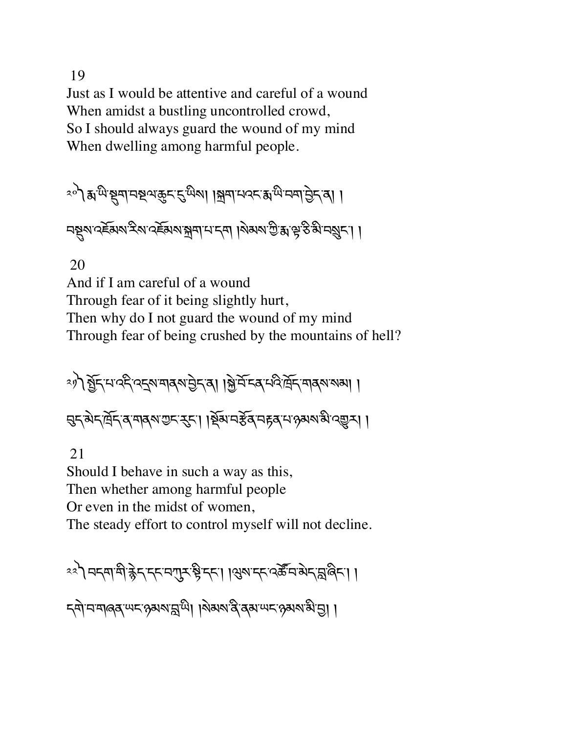19

Just as I would be attentive and careful of a wound
When amidst a bustling uncontrolled crowd,
So I should always guard the wound of my mind
When dwelling among harmful people.

༢༠༽ རྨ་ཡི་སྡུག་བསྔལ་ཆུང་ངུ་ཡིས། །སྐྲག་པའང་རྨ་ཡི་བག་བྱེད་ན། །
བསྡུས་འཇོམས་རིས་འཇོམས་སྐྲག་པ་དག །སེམས་ཀྱི་རྨ་ལྟ་ཅི་མི་བསྲུང་། །

20

And if I am careful of a wound
Through fear of it being slightly hurt,
Then why do I not guard the wound of my mind
Through fear of being crushed by the mountains of hell?

༢༡༽ སྤྱོད་པ་འདི་འདྲས་གནས་བྱེད་ན། །སྐྱེ་བོ་ངན་པའི་ཁྲོད་གནས་སམ། །
བུད་མེད་ཁྲོད་ན་གནས་ཀྱང་རུང་། །སྡོམ་བརྩོན་བརྟན་པ་ཉམས་མི་འགྱུར། །

21

Should I behave in such a way as this,
Then whether among harmful people
Or even in the midst of women,
The steady effort to control myself will not decline.

༢༢༽ བདག་གི་རྙེད་དང་བཀུར་སྟི་དང་། །ལུས་དང་འཚོ་བ་མེད་བླ་ཞིང་། །
དགེ་བ་གཞན་ཡང་ཉམས་བླ་ཡི། །སེམས་ནི་ནམ་ཡང་ཉམས་མི་བྱ། །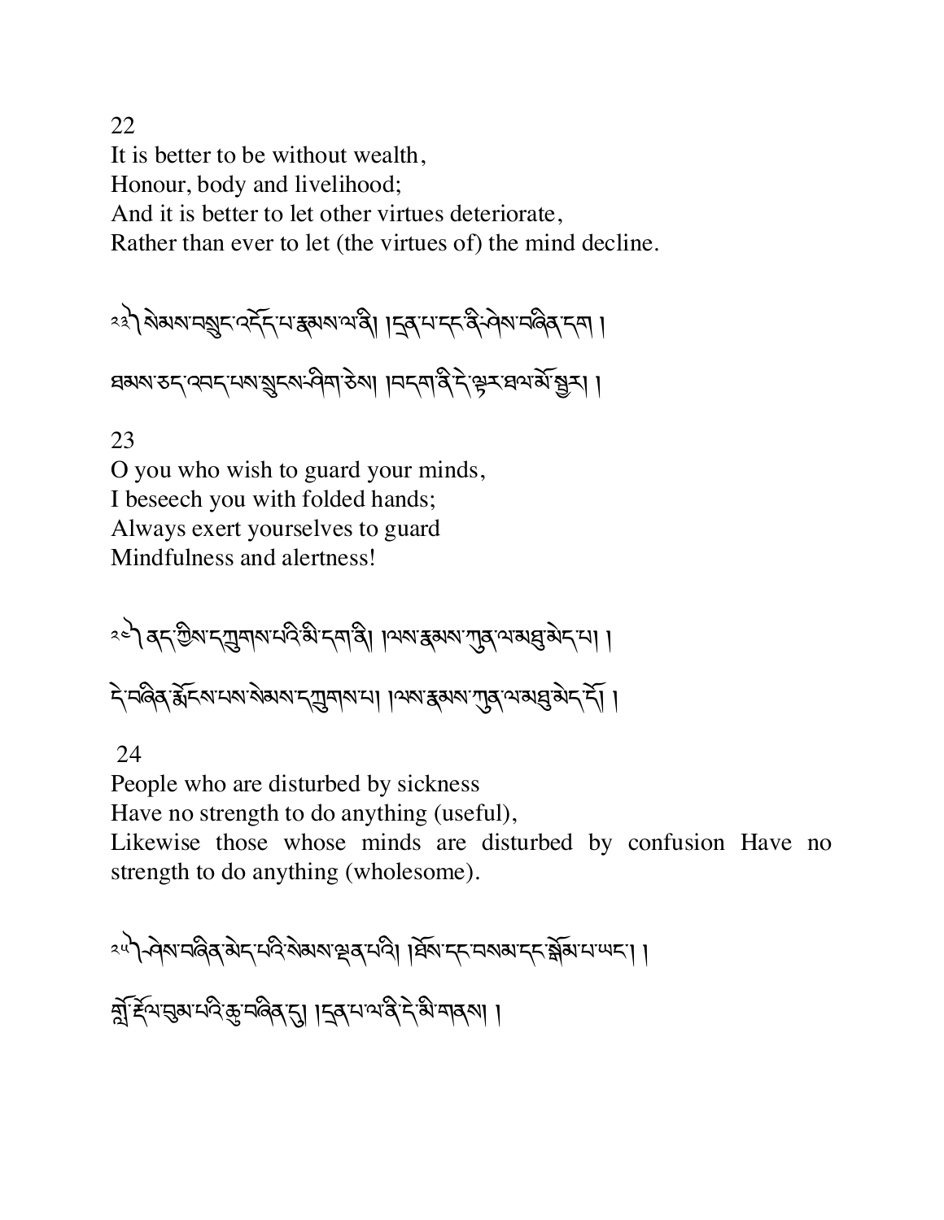22

It is better to be without wealth,
Honour, body and livelihood;
And it is better to let other virtues deteriorate,
Rather than ever to let (the virtues of) the mind decline.

༢༣༽ སེམས་བསྲུང་འདོད་པ་རྣམས་ལ་ནི། །དྲན་པ་དང་ནི་ཤེས་བཞིན་དག །

ཐམས་ཅད་འབད་པས་སྲུངས་ཤིག་ཅེས། །བདག་ནི་དེ་ལྟར་ཐལ་མོ་སྦྱར། །

23

O you who wish to guard your minds,
I beseech you with folded hands;
Always exert yourselves to guard
Mindfulness and alertness!

༢༤༽ ནད་ཀྱིས་དཀྲུགས་པའི་མི་དག་ནི། །ལས་རྣམས་ཀུན་ལ་མཐུ་མེད་པ། །

དེ་བཞིན་རྨོངས་པས་སེམས་དཀྲུགས་པ། །ལས་རྣམས་ཀུན་ལ་མཐུ་མེད་དོ། །

24

People who are disturbed by sickness
Have no strength to do anything (useful),
Likewise those whose minds are disturbed by confusion Have no strength to do anything (wholesome).

༢༥༽ ཤེས་བཞིན་མེད་པའི་སེམས་ལྡན་པའི། །ཐོས་དང་བསམས་དང་བསྒོམས་པ་ཡང་། །

གློ་རྡོལ་བུམ་པའི་ཆུ་བཞིན་དུ། །དྲན་པ་ལ་ནི་དེ་མི་གནས། །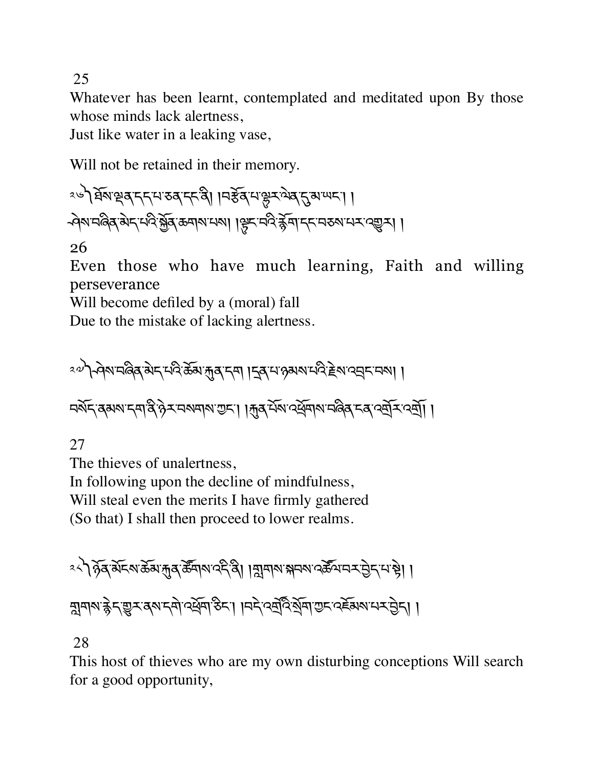25

Whatever has been learnt, contemplated and meditated upon By those whose minds lack alertness,

Just like water in a leaking vase,

Will not be retained in their memory.

༢༦༽ ཐོས་ལྡན་དད་པ་ཅན་དང་ནི། །བརྩོན་པ་ལྷུར་ལེན་དུ་མ་ཡང་། །
ཤེས་བཞིན་མེད་པའི་སྐྱོན་ཆགས་པས། །ལྟུང་བའི་རྙོག་དང་བཅས་པར་འགྱུར། །

26

Even those who have much learning, Faith and willing perseverance

Will become defiled by a (moral) fall

Due to the mistake of lacking alertness.

༢༧༽ ཤེས་བཞིན་མེད་པའི་ཆོམ་རྐུན་དག །དྲན་པ་ཉམས་པའི་རྗེས་འབྲང་བས། །

བསོད་ནམས་དག་ནི་ཉེར་བསགས་ཀྱང་། །རྐུན་པོས་འཕྲོགས་བཞིན་ངན་འགྲོར་འགྲོ། །

27

The thieves of unalertness,

In following upon the decline of mindfulness,

Will steal even the merits I have firmly gathered

(So that) I shall then proceed to lower realms.

༢༨༽ ཉོན་མོངས་ཆོམ་རྐུན་ཚོགས་འདི་ནི། །གླགས་སྐབས་འཚོལ་བར་བྱེད་པ་སྟེ། །

གླགས་རྙེད་གྱུར་ནས་དགེ་འཕྲོག་ཅིང་། །བདེ་འགྲོའི་སྲོག་ཀྱང་འཇོམས་པར་བྱེད། །

28

This host of thieves who are my own disturbing conceptions Will search for a good opportunity,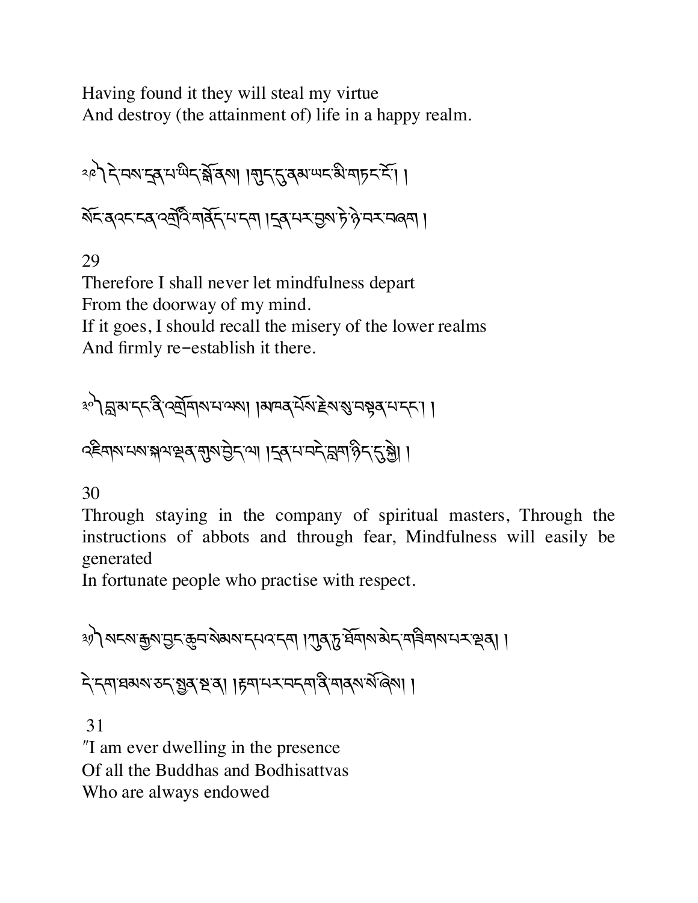Having found it they will steal my virtue
And destroy (the attainment of) life in a happy realm.

༢༩ ། དེ་བས་དྲན་པ་ཡིད་སྒོ་ནས། །གུད་དུ་ནམ་ཡང་མི་གཏང་ངོ་། །

སོང་ན་འང་ངན་འགྲོའི་གནོད་པ་དག །དྲན་པར་བྱས་ཏེ་ཉེ་བར་བཞག །

29
Therefore I shall never let mindfulness depart
From the doorway of my mind.
If it goes, I should recall the misery of the lower realms
And firmly re-establish it there.

༣༠ ། བླ་མ་དང་ནི་འགྲོགས་པ་ལས། །མཁན་པོས་རྗེས་སུ་བསྟན་པ་དང་། །

འཇིགས་པས་སྐལ་ལྡན་གུས་བྱེད་ལ། །དྲན་པ་བདེ་བླག་ཉིད་དུ་སྐྱེ། །

30
Through staying in the company of spiritual masters, Through the instructions of abbots and through fear, Mindfulness will easily be generated
In fortunate people who practise with respect.

༣༡ ། སངས་རྒྱས་བྱང་ཆུབ་སེམས་དཔའ་དག །ཀུན་ཏུ་ཐོགས་མེད་གཟིགས་པར་ལྡན། །

དེ་དག་ཐམས་ཅད་སྤྱན་སྔ་ན། །རྟག་པར་བདག་ནི་གནས་སོ་ཞེས། །

31
"I am ever dwelling in the presence
Of all the Buddhas and Bodhisattvas
Who are always endowed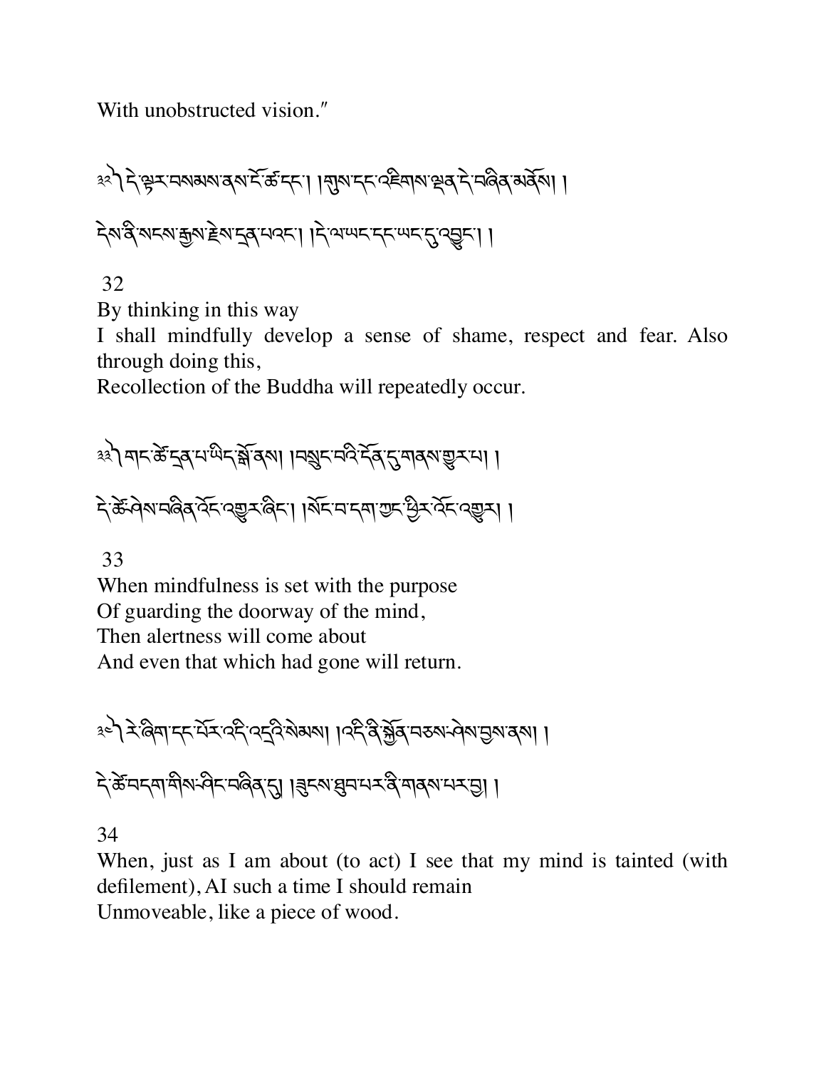With unobstructed vision."

༣༢། དེ་ལྟར་བསམམས་ནས་ངོ་ཚ་དང་། །གུས་དང་འཇིགས་ལྡན་དེ་བཞིན་མནོས། །

དེས་ནི་སངས་རྒྱས་རྗེས་དྲན་པའང་། །དེ་ལ་ཡང་དང་ཡང་དུ་འབྱུང་། །

32

By thinking in this way

I shall mindfully develop a sense of shame, respect and fear. Also through doing this,

Recollection of the Buddha will repeatedly occur.

༣༣། གང་ཚེ་དྲན་པ་ཡིད་སྒོ་ནས། །བསྲུང་བའི་དོན་དུ་གནས་གྱུར་པ། །

དེ་ཚེ་ཤེས་བཞིན་འོང་འགྱུར་ཞིང་། །སོང་བ་དག་ཀྱང་ཕྱིར་འོང་འགྱུར། །

33

When mindfulness is set with the purpose

Of guarding the doorway of the mind,

Then alertness will come about

And even that which had gone will return.

༣༤། རེ་ཞིག་དང་པོར་འདི་འདྲའི་སེམས། །འདི་ནི་སྐྱོན་བཅས་ཤེས་བྱས་ནས། །

དེ་ཚེ་བདག་གིས་ཤིང་བཞིན་དུ། །ནུས་པ་ཐུབ་པར་ནི་གནས་པར་བྱ། །

34

When, just as I am about (to act) I see that my mind is tainted (with defilement), AI such a time I should remain

Unmoveable, like a piece of wood.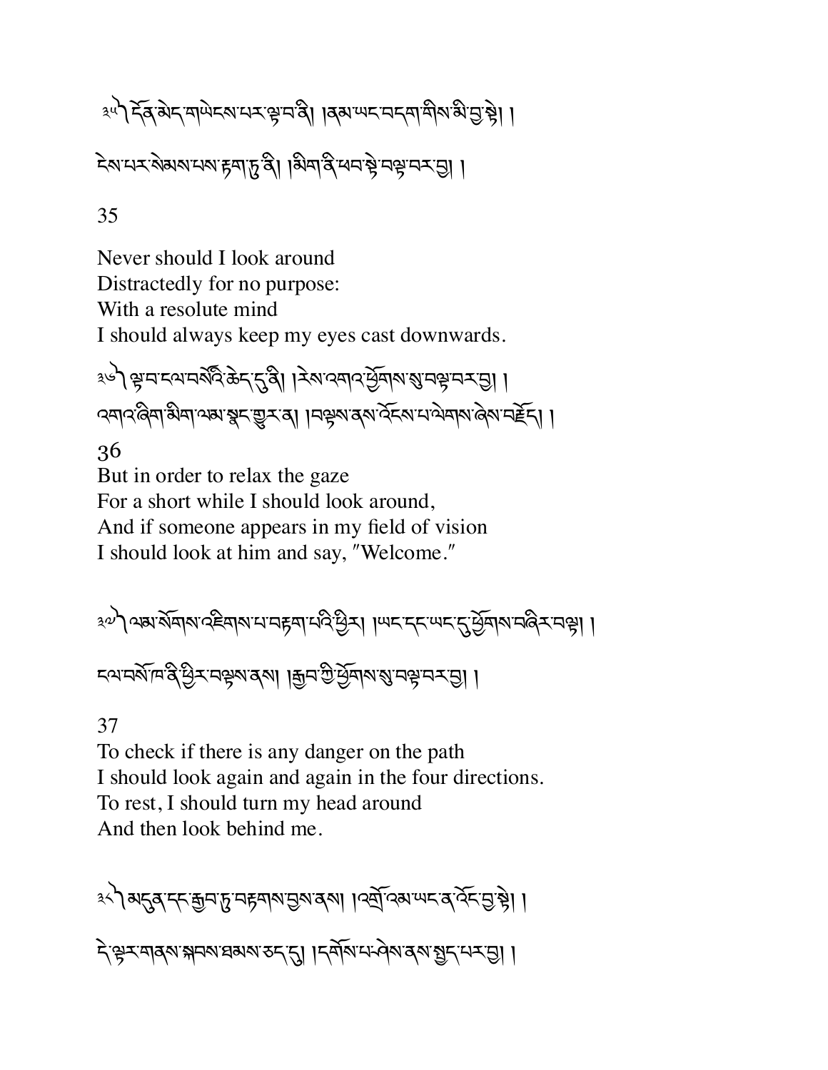༣༥༽ དོན་མེད་གཡེངས་པར་ལྟ་བ་ནི། །ནམ་ཡང་བདག་གིས་མི་བྱ་སྟེ། །
ངེས་པར་སེམས་པས་རྟག་ཏུ་ནི། །མིག་ནི་ཐབ་སྟེ་བལྟ་བར་བྱ། །

35

Never should I look around
Distractedly for no purpose:
With a resolute mind
I should always keep my eyes cast downwards.

༣༦༽ ལྟ་བ་ངལ་བསོའི་ཆེད་དུ་ནི། །རེས་འགའ་ཕྱོགས་སུ་བལྟ་བར་བྱ། །
འགའ་ཞིག་མིག་ལམ་སྣང་གྱུར་ན། །བལྟས་ནས་འོངས་པ་ལེགས་ཞེས་བརྗོད། །

36

But in order to relax the gaze
For a short while I should look around,
And if someone appears in my field of vision
I should look at him and say, "Welcome."

༣༧༽ ལམ་སོགས་འཇིགས་པ་བརྟག་པའི་ཕྱིར། །ཡང་དང་ཡང་དུ་ཕྱོགས་བཞིར་བལྟ། །
ངལ་བསོ་ཁ་ནི་ཕྱིར་བལྟས་ནས། །རྒྱབ་ཀྱི་ཕྱོགས་སུ་བལྟ་བར་བྱ། །

37

To check if there is any danger on the path
I should look again and again in the four directions.
To rest, I should turn my head around
And then look behind me.

༣༨༽ མདུན་དང་རྒྱབ་ཏུ་བརྟགས་བྱས་ནས། །འགྲོ་འམ་ཡང་ན་འོང་བྱ་སྟེ། །
དེ་ལྟར་གནས་སྐབས་ཐམས་ཅད་དུ། །དགོས་པ་ཤེས་ནས་སྤྱོད་པར་བྱ། །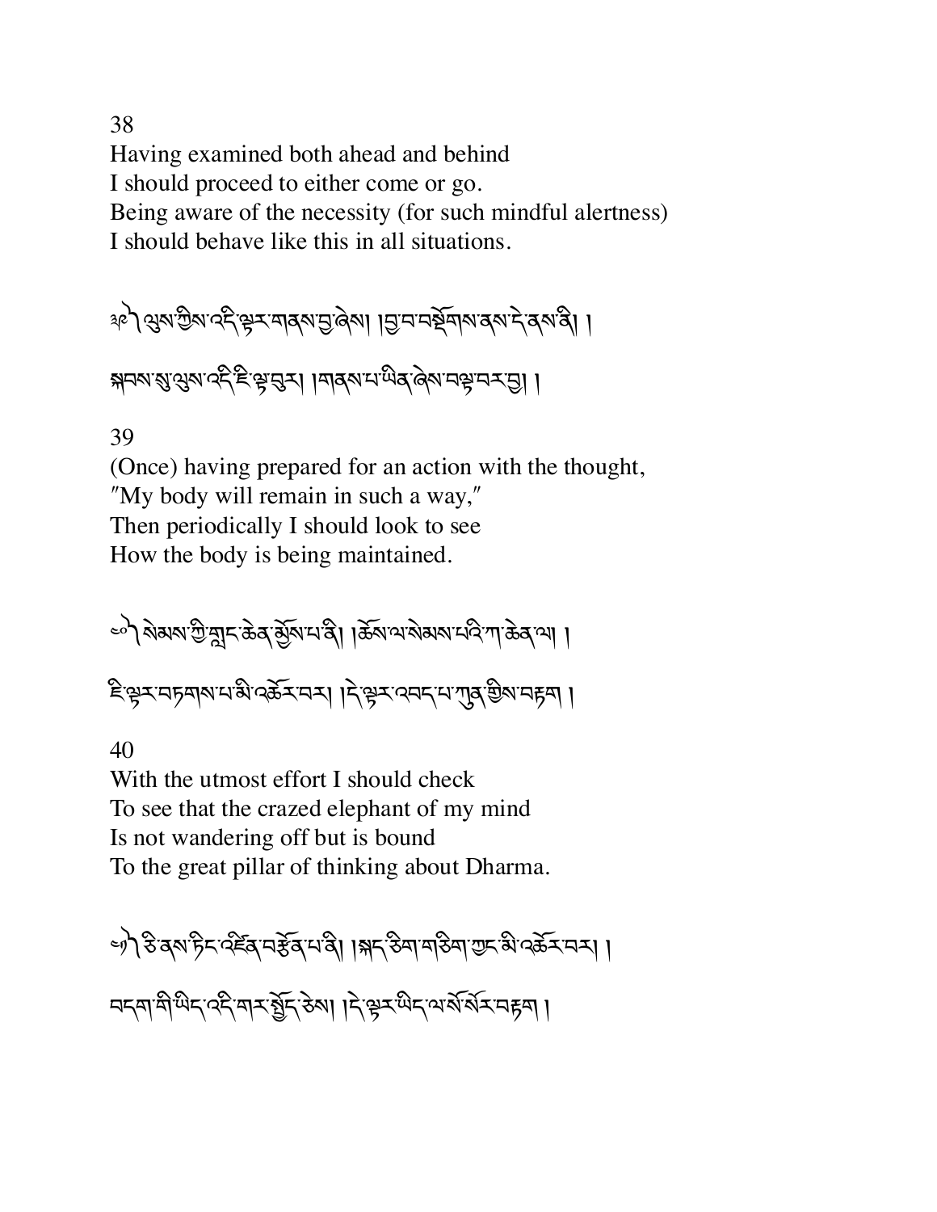38

Having examined both ahead and behind
I should proceed to either come or go.
Being aware of the necessity (for such mindful alertness)
I should behave like this in all situations.

༣༩ ལུས་ཀྱིས་འདི་ལྟར་གནས་བྱ་ཞེས། །བྱ་བ་བསྒོམས་ནས་དེ་ནས་ནི། །
སྐབས་སུ་ལུས་འདི་ཇི་ལྟ་བུར། །གནས་པ་ཡིན་ཞེས་བལྟ་བར་བྱ། །

39

(Once) having prepared for an action with the thought,
"My body will remain in such a way,"
Then periodically I should look to see
How the body is being maintained.

༤༠ སེམས་ཀྱི་གླང་ཆེན་མྱོས་པ་ནི། །ཆོས་ལ་སེམས་པའི་ཀ་ཆེན་ལ། །
ཇི་ལྟར་བཏགས་པ་མི་འཆོར་བར། །དེ་ལྟར་འབད་པ་ཀུན་གྱིས་བརྟག །

40

With the utmost effort I should check
To see that the crazed elephant of my mind
Is not wandering off but is bound
To the great pillar of thinking about Dharma.

༤༡ ཅི་ནས་ཏིང་འཛིན་བརྩོན་པ་ནི། །སྐད་ཅིག་གཅིག་ཀྱང་མི་འཆོར་བར། །
བདག་གི་ཡིད་འདི་གར་སྤྱོད་ཅེས། །དེ་ལྟར་ཡིད་ལ་སོ་སོར་བརྟག །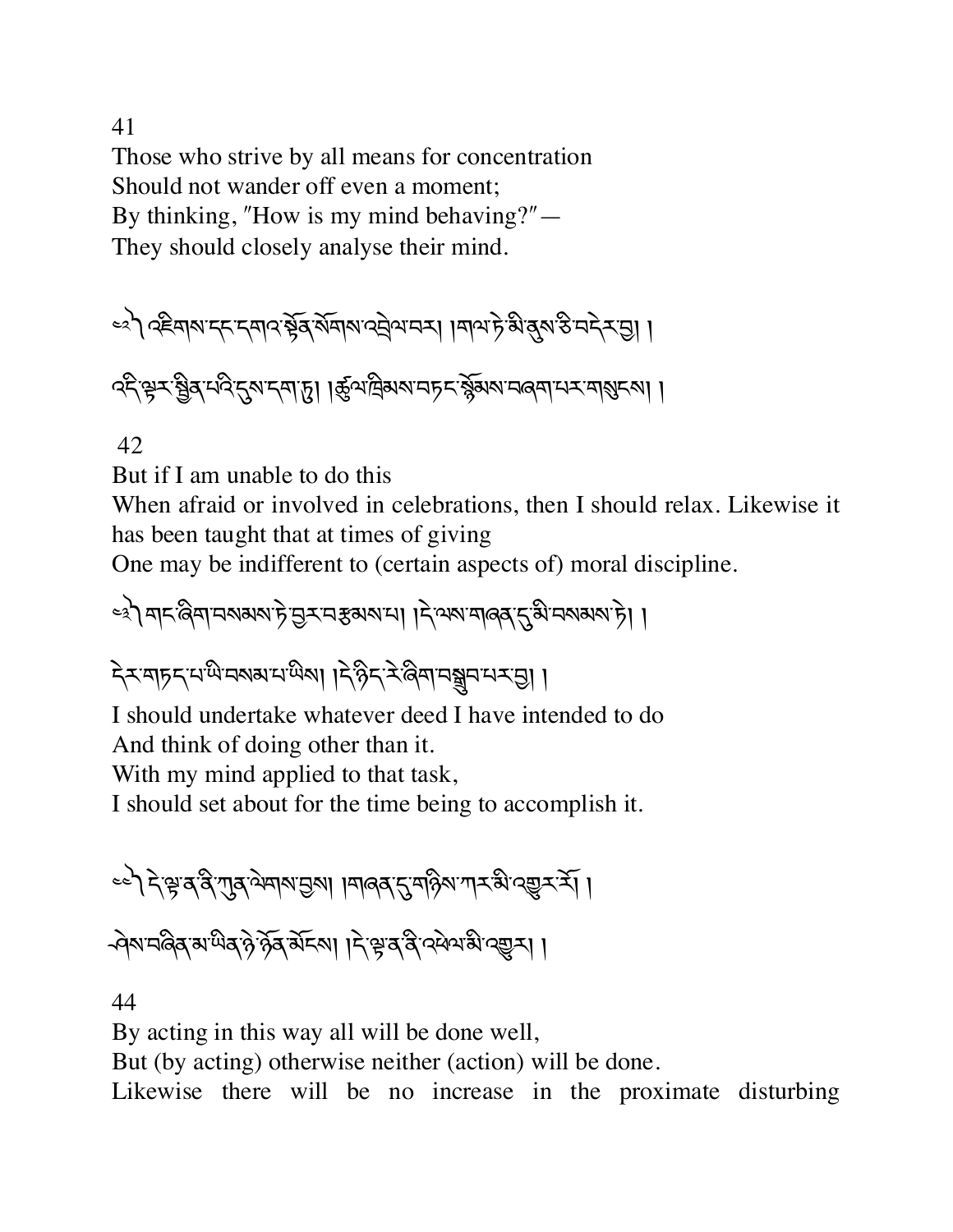41

Those who strive by all means for concentration
Should not wander off even a moment;
By thinking, "How is my mind behaving?"—
They should closely analyse their mind.

༤༢༽ འཇིགས་དང་དགའ་སྟོན་སོགས་འབྲེལ་བར། །གལ་ཏེ་མི་ནུས་ཅི་བདེར་བྱ། །

འདི་ལྟར་སྦྱིན་པའི་དུས་དག་ཏུ། །ཚུལ་ཁྲིམས་བཏང་སྙོམས་བཞག་པར་གསུངས། །

42

But if I am unable to do this
When afraid or involved in celebrations, then I should relax. Likewise it has been taught that at times of giving
One may be indifferent to (certain aspects of) moral discipline.

༤༣༽ གང་ཞིག་བསམས་ཏེ་བྱར་བརྩམས་པ། །དེ་ལས་གཞན་དུ་མི་བསམས་ཏེ། །

དེར་གཏད་པ་ཡི་བསམ་པ་ཡིས། །དེ་ཉིད་རེ་ཞིག་བསྒྲུབ་པར་བྱ། །

I should undertake whatever deed I have intended to do
And think of doing other than it.
With my mind applied to that task,
I should set about for the time being to accomplish it.

༤༤༽ དེ་ལྟ་ན་ནི་ཀུན་ལེགས་བྱས། །གཞན་དུ་གཉིས་ཀར་མི་འགྱུར་རོ། །

ཤེས་བཞིན་མ་ཡིན་ཉེ་ཉོན་མོངས། །དེ་ལྟ་ན་ནི་འཕེལ་མི་འགྱུར། །

44

By acting in this way all will be done well,
But (by acting) otherwise neither (action) will be done.
Likewise there will be no increase in the proximate disturbing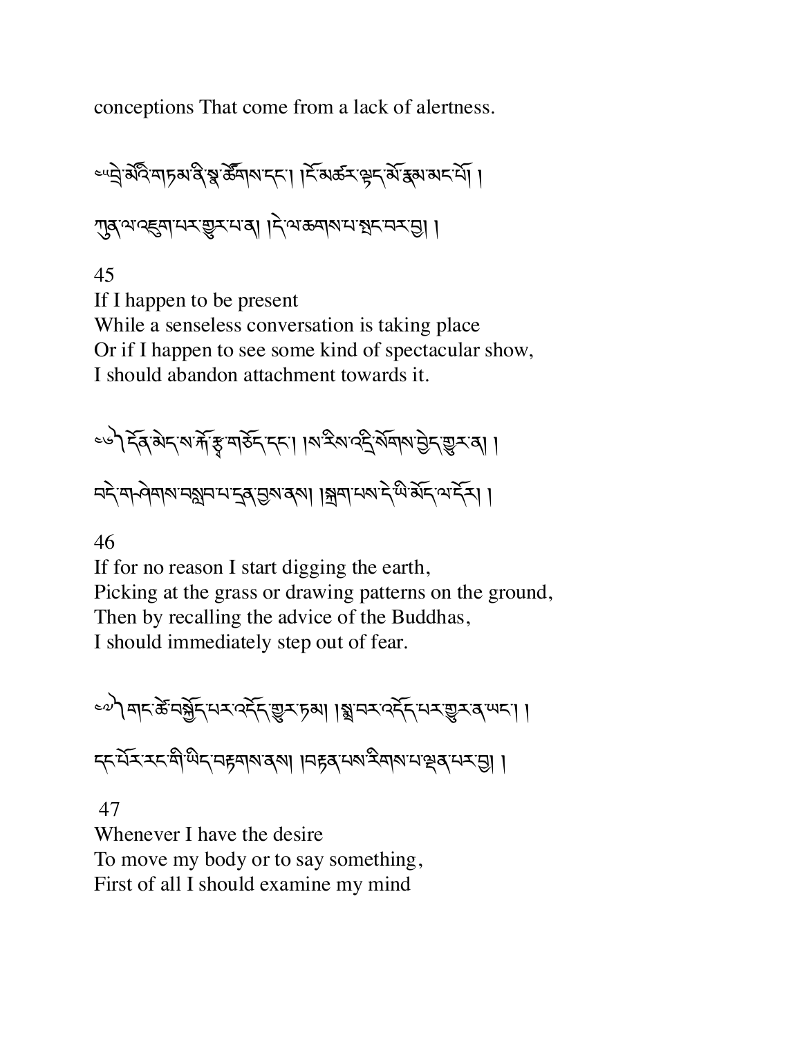conceptions That come from a lack of alertness.

༄༅། །བྲེ་མོའི་གཏམ་ནི་སྣ་ཚོགས་དང་། །ངོ་མཚར་ལྟད་མོ་རྣམ་མང་པོ། །

ཀུན་ལ་འཇུག་པར་གྱུར་པ་ན། །དེ་ལ་ཆགས་པ་སྤང་བར་བྱ། །

45

If I happen to be present
While a senseless conversation is taking place
Or if I happen to see some kind of spectacular show,
I should abandon attachment towards it.

༄༅། །དོན་མེད་ས་རྐོ་རྩྭ་གཅོད་དང་། །ས་རིས་འདྲི་སོགས་བྱེད་གྱུར་ན། །

བདེ་གཤེགས་བསླབ་པ་དྲན་བྱས་ནས། །སྐྲག་པས་དེ་ཡི་མོད་ལ་དོར། །

46

If for no reason I start digging the earth,
Picking at the grass or drawing patterns on the ground,
Then by recalling the advice of the Buddhas,
I should immediately step out of fear.

༄༅། །གང་ཚེ་བསྐྱོད་པར་འདོད་གྱུར་ཏམ། །སྨྲ་བར་འདོད་པར་གྱུར་ན་ཡང་། །

དང་པོར་རང་གི་ཡིད་བརྟགས་ནས། །བརྟན་པས་རིགས་པ་ལྡན་པར་བྱ། །

47

Whenever I have the desire
To move my body or to say something,
First of all I should examine my mind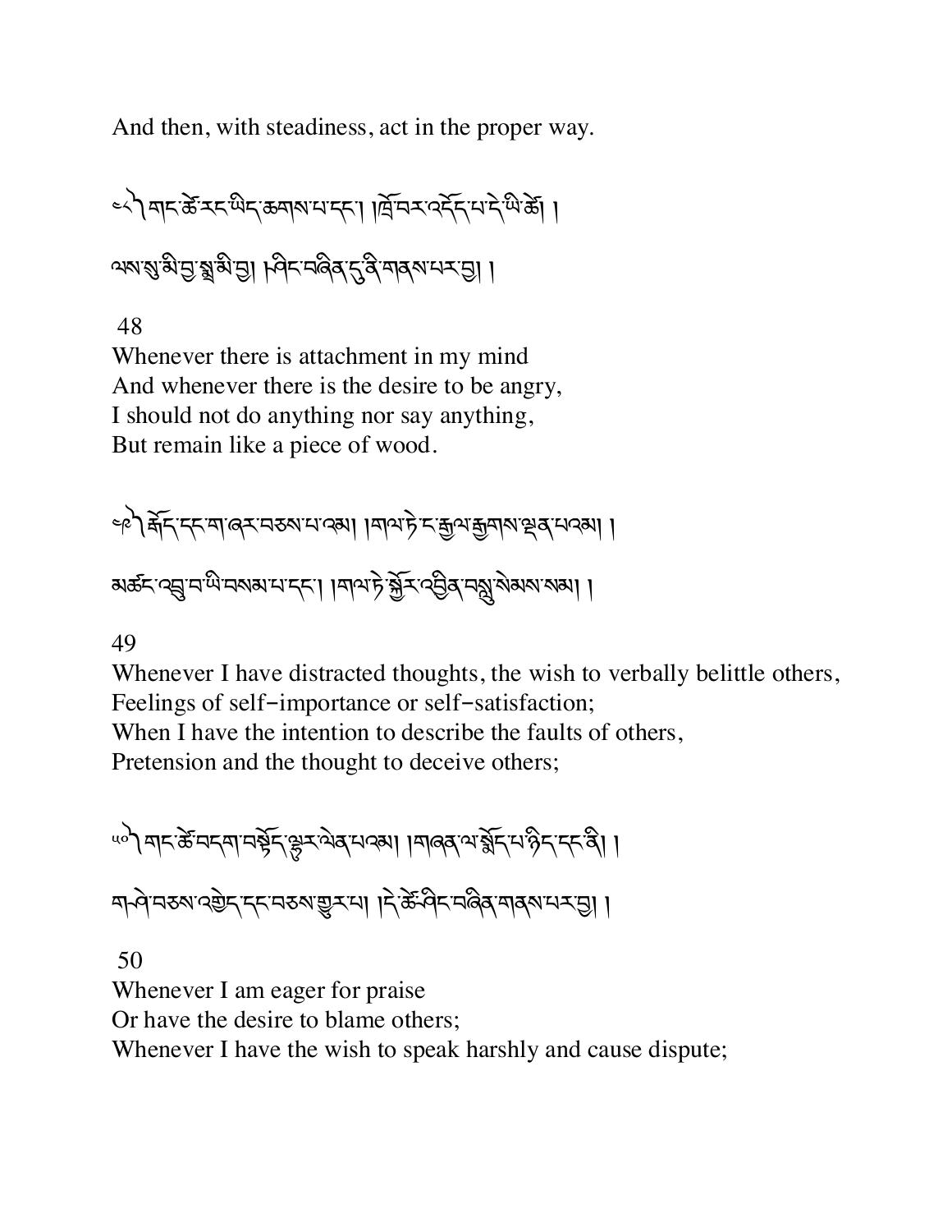And then, with steadiness, act in the proper way.

༤༨ གང་ཚེ་རང་ཡིད་ཆགས་པ་དང་། །ཁྲོ་བར་འདོད་པ་དེ་ཡི་ཚེ། །
ལས་སུ་མི་བྱ་སྨྲ་མི་བྱ། །ཤིང་བཞིན་དུ་ནི་གནས་པར་བྱ། །

48
Whenever there is attachment in my mind
And whenever there is the desire to be angry,
I should not do anything nor say anything,
But remain like a piece of wood.

༤༩ རྒོད་དང་ག་ཞར་བཅས་པ་འམ། །གལ་ཏེ་ང་རྒྱལ་རྒྱགས་ལྡན་པའམ། །
མཚང་འབྲུ་བ་ཡི་བསམ་པ་དང་། །གལ་ཏེ་སྐྱོར་འཁྲིན་བསླུ་སེམས་སམ། །

49
Whenever I have distracted thoughts, the wish to verbally belittle others,
Feelings of self-importance or self-satisfaction;
When I have the intention to describe the faults of others,
Pretension and the thought to deceive others;

༥༠ གང་ཚེ་བདག་བསྟོད་ལྷུར་ལེན་པའམ། །གཞན་ལ་སྨོད་པ་ཉིད་དང་ནི། །
ག་ཤེ་བཅས་འཐེད་དང་བཅས་གྱུར་པ། །དེ་ཚེ་ཤིང་བཞིན་གནས་པར་བྱ། །

50
Whenever I am eager for praise
Or have the desire to blame others;
Whenever I have the wish to speak harshly and cause dispute;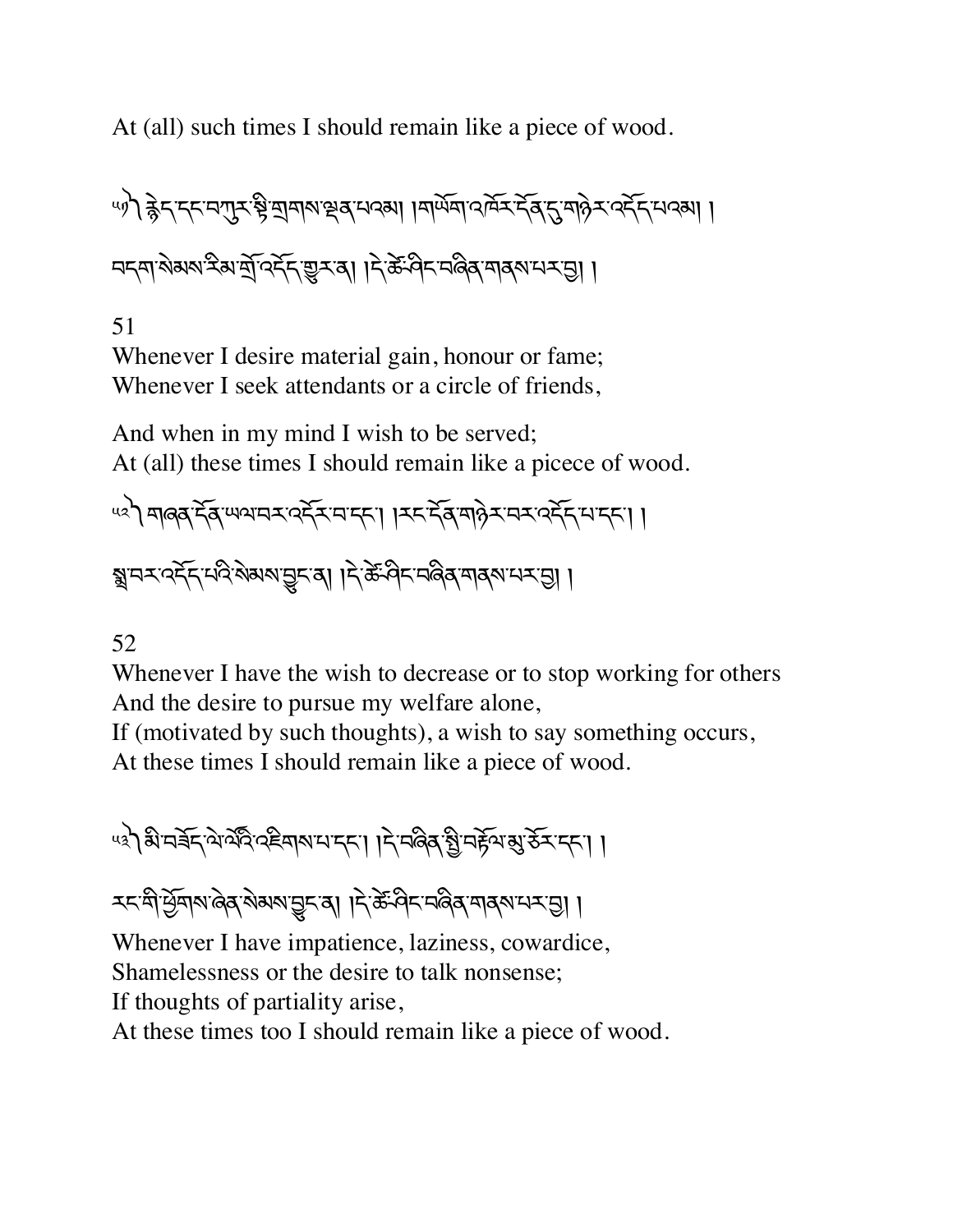At (all) such times I should remain like a piece of wood.

༥༡ རྙེད་དང་བཀུར་སྟི་གྲགས་ལྡན་པའམ། །གཡོག་འཁོར་དོན་དུ་གཉེར་འདོད་པའམ། །

བདག་སེམས་རིམ་གྲོ་འདོད་གྱུར་ན། །དེ་ཚེ་ཤིང་བཞིན་གནས་པར་བྱ། །

51

Whenever I desire material gain, honour or fame;
Whenever I seek attendants or a circle of friends,

And when in my mind I wish to be served;
At (all) these times I should remain like a picece of wood.

༥༢ གཞན་དོན་ཡལ་བར་འདོར་བ་དང་། །རང་དོན་གཉེར་བར་འདོད་པ་དང་། །

སྨྲ་བར་འདོད་པའི་སེམས་བྱུང་ན། །དེ་ཚེ་ཤིང་བཞིན་གནས་པར་བྱ། །

52

Whenever I have the wish to decrease or to stop working for others
And the desire to pursue my welfare alone,
If (motivated by such thoughts), a wish to say something occurs,
At these times I should remain like a piece of wood.

༥༣ མི་བཟོད་ལེ་ལོ་འཇིགས་པ་དང་། །དེ་བཞིན་སྤྱི་བརྟོལ་མུ་ཅོར་དང་། །

རང་གི་ཕྱོགས་ཞེན་སེམས་བྱུང་ན། །དེ་ཚེ་ཤིང་བཞིན་གནས་པར་བྱ། །

Whenever I have impatience, laziness, cowardice,
Shamelessness or the desire to talk nonsense;
If thoughts of partiality arise,
At these times too I should remain like a piece of wood.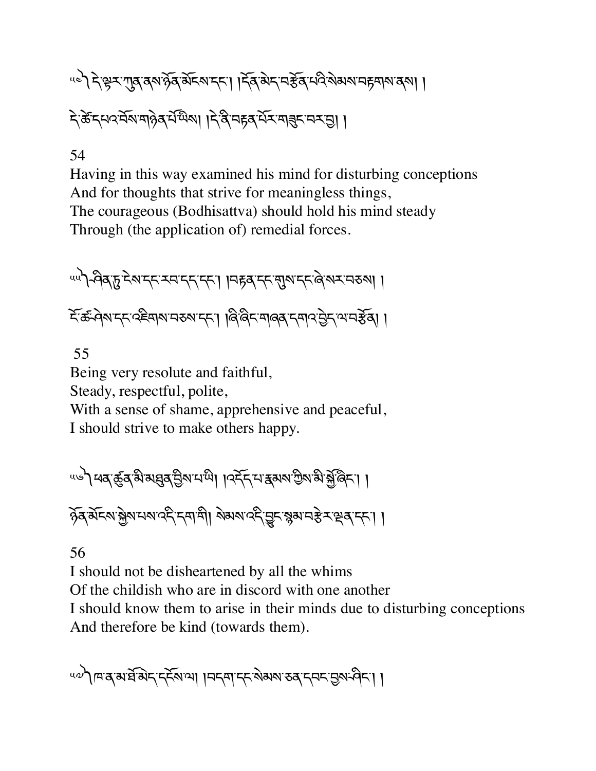༥༤༽ དེ་ལྟར་ཀུན་ནས་ཉོན་མོངས་དང་། །དོན་མེད་བརྩོན་པའི་སེམས་བརྟགས་ནས། །

དེ་ཚེ་དཔའ་བོས་གཉེན་པོ་ཡིས། །དེ་ནི་བརྟན་པོར་གཟུང་བར་བྱ། །

54

Having in this way examined his mind for disturbing conceptions
And for thoughts that strive for meaningless things,
The courageous (Bodhisattva) should hold his mind steady
Through (the application of) remedial forces.

༥༥༽ ཤིན་ཏུ་ངེས་དང་རབ་དད་དང་། །བརྟན་དང་གུས་དང་ཞེ་སར་བཅས། །

ངོ་ཚ་ཤེས་དང་འཇིགས་བཅས་དང་། །ཞི་ཞིང་གཞན་དགའ་བྱེད་ལ་བརྩོན། །

55

Being very resolute and faithful,
Steady, respectful, polite,
With a sense of shame, apprehensive and peaceful,
I should strive to make others happy.

༥༦༽ ཕན་ཚུན་མི་མཐུན་བྱིས་པ་ཡི། །འདོད་པ་རྣམས་ཀྱིས་མི་སྐྱོ་ཞིང་། །

ཉོན་མོངས་སྐྱེས་པས་འདི་དག་གི། སེམས་འདི་བྱུང་སྙམ་བརྩེར་ལྡན་དང་། །

56

I should not be disheartened by all the whims
Of the childish who are in discord with one another
I should know them to arise in their minds due to disturbing conceptions
And therefore be kind (towards them).

༥༧༽ ཁ་ན་མ་ཐོ་མེད་དངོས་ལ། །བདག་དང་སེམས་ཅན་དབང་བྱས་ཤིང་། །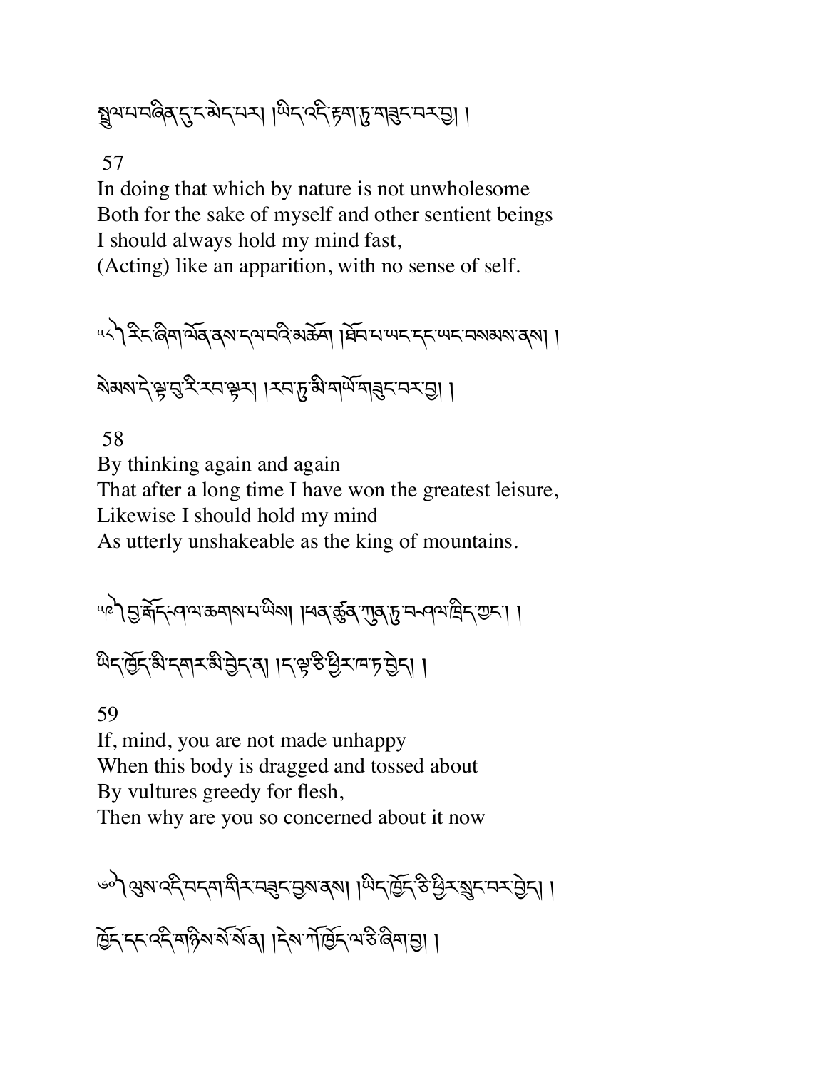སྤྲུལ་པ་བཞིན་དུ་ང་མེད་པར། །ཡིད་འདི་རྟག་ཏུ་གཟུང་བར་བྱ། །

57
In doing that which by nature is not unwholesome
Both for the sake of myself and other sentient beings
I should always hold my mind fast,
(Acting) like an apparition, with no sense of self.

༥༨༽ རིང་ཞིག་ལོན་ནས་དལ་བའི་མཆོག །ཐོབ་པ་ཡང་དང་ཡང་བསམས་ནས། །
སེམས་དེ་ལྟ་བུ་རི་རབ་ལྟར། །རབ་ཏུ་མི་གཡོ་གཟུང་བར་བྱ། །

58
By thinking again and again
That after a long time I have won the greatest leisure,
Likewise I should hold my mind
As utterly unshakeable as the king of mountains.

༥༩༽ བྱ་རྒོད་ཤ་ལ་ཆགས་པ་ཡིས། །ཕན་ཚུན་ཀུན་ཏུ་བཤལ་ཁྲིད་ཀྱང་། །
ཡིད་ཁྱོད་མི་དགར་མི་བྱེད་ན། །ད་ལྟ་ཅི་ཕྱིར་ཁ་ཏ་བྱེད། །

59
If, mind, you are not made unhappy
When this body is dragged and tossed about
By vultures greedy for flesh,
Then why are you so concerned about it now

༦༠༽ ལུས་འདི་བདག་གིར་བཟུང་བྱས་ནས། །ཡིད་ཁྱོད་ཅི་ཕྱིར་སྲུང་བར་བྱེད། །
ཁྱོད་དང་འདི་གཉིས་སོ་སོ་ན། །དེས་ཀོ་ཁྱོད་ལ་ཅི་ཞིག་བྱ། །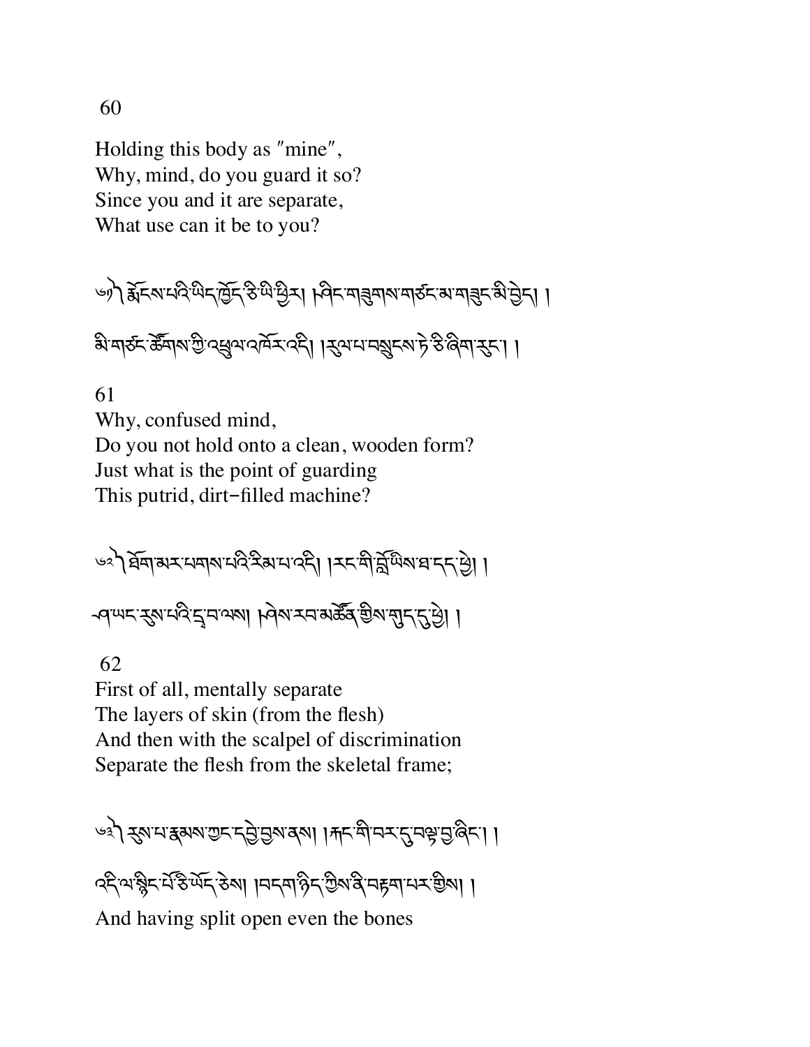60

Holding this body as "mine",
Why, mind, do you guard it so?
Since you and it are separate,
What use can it be to you?

༦༡ ༽ རྨོངས་པའི་ཡིད་ཁྱོད་ཅི་ཡི་ཕྱིར། །ཤིང་གཟུགས་གཙང་མ་གཟུང་མི་བྱེད། །
མི་གཙང་ཚོགས་ཀྱི་འཕྲུལ་འཁོར་འདི། །རུལ་པ་བསྲུངས་ཏེ་ཅི་ཞིག་རུང་། །

61
Why, confused mind,
Do you not hold onto a clean, wooden form?
Just what is the point of guarding
This putrid, dirt-filled machine?

༦༢ ༽ ཐོག་མར་པགས་པའི་རིམ་པ་འདི། །རང་གི་བློ་ཡིས་ཐ་དད་ཕྱེ། །
ཤ་ཡང་རུས་པའི་དྲ་བ་ལས། །ཤེས་རབ་མཚོན་གྱིས་གུད་དུ་ཕྱེ། །

62
First of all, mentally separate
The layers of skin (from the flesh)
And then with the scalpel of discrimination
Separate the flesh from the skeletal frame;

༦༣ ༽ རུས་པ་རྣམས་ཀྱང་དབྱེ་བྱས་ནས། །རྐང་གི་བར་དུ་བལྟ་བྱ་ཞིང་། །
འདི་ལ་སྙིང་པོ་ཅི་ཡོད་ཅེས། །བདག་ཉིད་ཀྱིས་ནི་བརྟག་པར་གྱིས། །

And having split open even the bones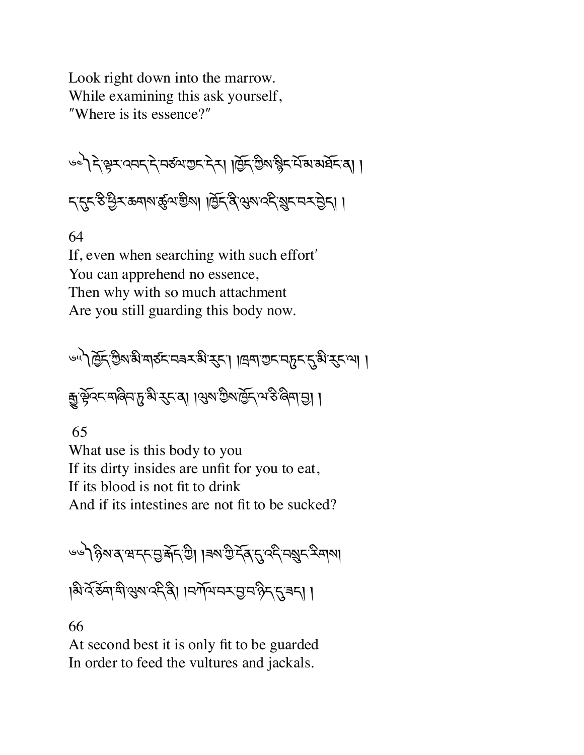Look right down into the marrow.
While examining this ask yourself,
"Where is its essence?"

༦༤༽ དེ་ལྟར་འབད་དེ་བཙལ་ཀྱང་དེར། །ཁྱོད་ཀྱིས་སྙིང་པོ་མ་མཐོང་ན། །
ད་དུང་ཅི་ཕྱིར་ཆགས་ཚུལ་གྱིས། །ཁྱོད་ནི་ལུས་འདི་སྲུང་བར་བྱེད། །

64
If, even when searching with such effort'
You can apprehend no essence,
Then why with so much attachment
Are you still guarding this body now.

༦༥༽ ཁྱོད་ཀྱིས་མི་གཙང་བཟར་མི་རུང་། །ཁྲག་ཀྱང་བཏུང་དུ་མི་རུང་ལ། །
རྒྱུ་ལྟོ་འང་གཞིབ་ཏུ་མི་རུང་ན། །ལུས་ཀྱིས་ཁྱོད་ལ་ཅི་ཞིག་བྱ། །

65
What use is this body to you
If its dirty insides are unfit for you to eat,
If its blood is not fit to drink
And if its intestines are not fit to be sucked?

༦༦༽ ཉིས་ན་ཝ་དང་བྱ་རྒོད་ཀྱི། །ཟས་ཀྱི་དོན་དུ་འདི་བསྲུང་རིགས། །
མི་འོ་ཅོག་གི་ལུས་འདི་ནི། །བཀོལ་བར་བྱ་བ་ཉིད་དུ་ཟད། །

66
At second best it is only fit to be guarded
In order to feed the vultures and jackals.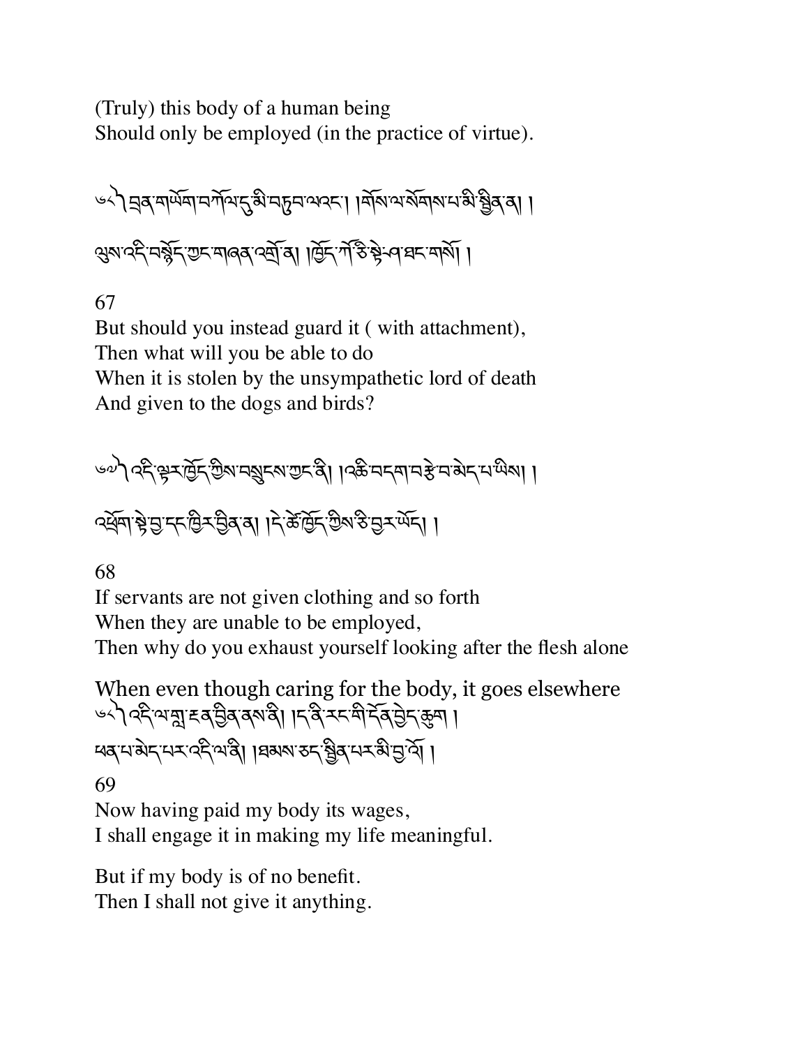(Truly) this body of a human being
Should only be employed (in the practice of virtue).

༦༨༽ བྲན་གཡོག་བཀོལ་དུ་མི་བཏུབ་ལའང་། །གོས་ལ་སོགས་པ་མི་སྦྱིན་ན། །

ལུས་འདི་བསྟེན་ཡང་གཞན་འགྲོ་ན། །ཁྱོད་ཀོ་ཅི་སྟེ་ཤ་ཐང་གསོ། །

67

But should you instead guard it ( with attachment),
Then what will you be able to do
When it is stolen by the unsympathetic lord of death
And given to the dogs and birds?

༦༧༽ འདི་ལྟར་ཁྱོད་ཀྱིས་བསྲུངས་ཀྱང་ནི། །འཆི་བདག་བརྩེ་བ་མེད་པ་ཡིས། །

འཕྲོག་སྟེ་བྱ་དང་ཁྱིར་བྱིན་ན། །དེ་ཚེ་ཁྱོད་ཀྱིས་ཅི་བྱར་ཡོད། །

68

If servants are not given clothing and so forth
When they are unable to be employed,
Then why do you exhaust yourself looking after the flesh alone

When even though caring for the body, it goes elsewhere

༦༩༽ འདི་ལ་གླ་རྔན་བྱིན་ནས་ནི། །ད་ནི་རང་གི་དོན་བྱེད་ཆུག །

ཕན་པ་མེད་པར་འདི་ལ་ནི། །ཐམས་ཅད་སྦྱིན་པར་མི་བྱ་འོ། །

69

Now having paid my body its wages,
I shall engage it in making my life meaningful.

But if my body is of no benefit.
Then I shall not give it anything.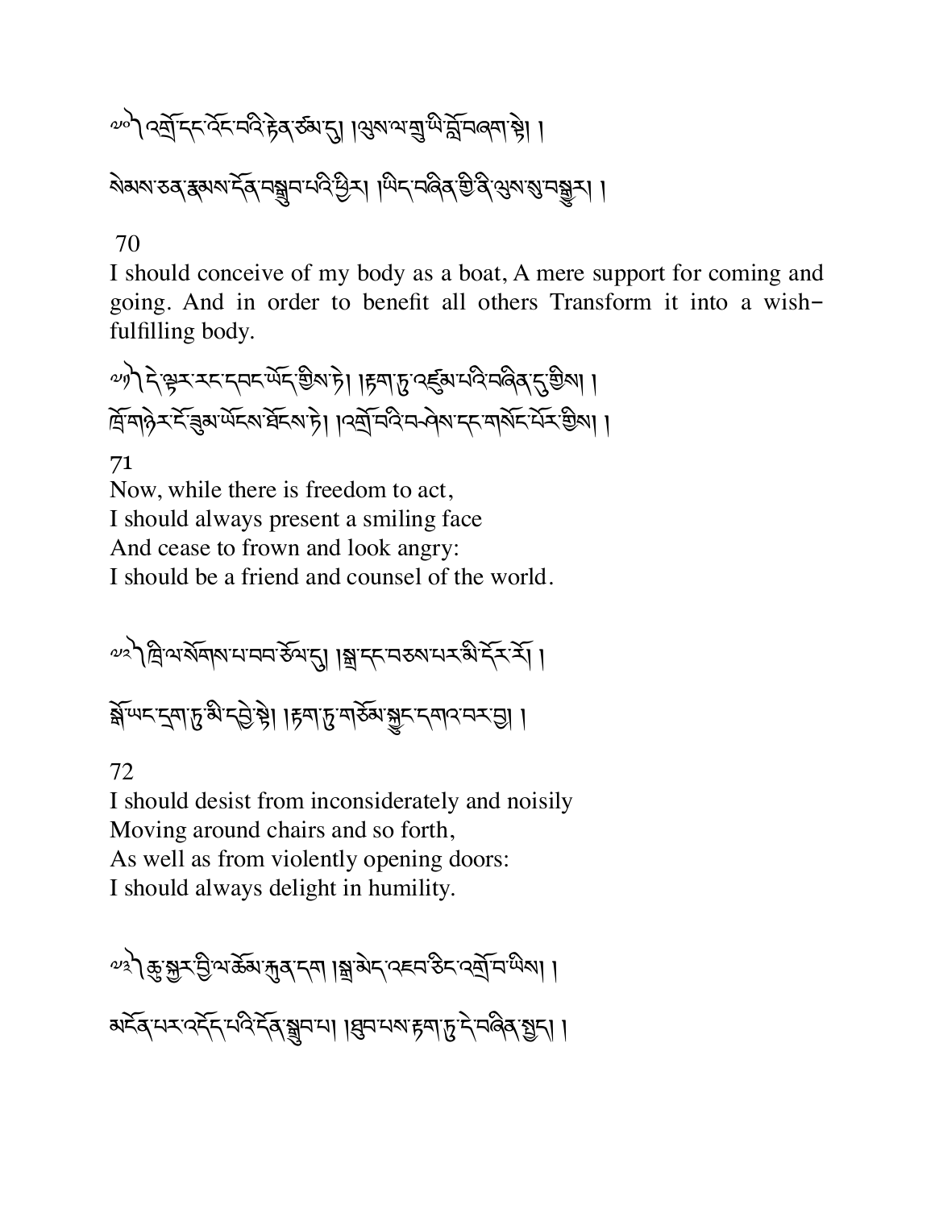༧༠༽ འགྲོ་དང་འོང་བའི་རྟེན་ཙམ་དུ། །ལུས་ལ་གྲུ་ཡི་བློ་བཞག་སྟེ། །

སེམས་ཅན་རྣམས་དོན་བསྒྲུབ་པའི་ཕྱིར། །ཡིད་བཞིན་གྱི་ནི་ལུས་སུ་བསྒྱུར། །

70

I should conceive of my body as a boat, A mere support for coming and going. And in order to benefit all others Transform it into a wish-fulfilling body.

༧༡༽ དེ་ལྟར་རང་དབང་ཡོད་ཀྱིས་ཏེ། །རྟག་ཏུ་འཛུམ་པའི་བཞིན་དུ་བྱིས། །
ཁྲོ་གཉེར་དོ་ཟུམ་ཡོངས་ཐོང་སྟེ། །འགྲོ་བའི་བཤེས་དང་གསོང་པོར་བྱིས། །

71

Now, while there is freedom to act,
I should always present a smiling face
And cease to frown and look angry:
I should be a friend and counsel of the world.

༧༢༽ ཁྲི་ལ་སོགས་པ་བབ་ཅོལ་དུ། །སྒྲ་དང་བཅས་པར་མི་དོར་རོ། །

སྒོ་ཡང་དྲག་ཏུ་མི་དབྱེ་སྟེ། །རྟག་ཏུ་གཅོམ་སྐྱུང་དགའ་བར་བྱ། །

72

I should desist from inconsiderately and noisily
Moving around chairs and so forth,
As well as from violently opening doors:
I should always delight in humility.

༧༣༽ ཆུ་སྐྱར་བྱི་ལ་ཆོམ་རྐུན་དག །སྒྲ་མེད་འཇབ་ཅིང་འགྲོ་བ་ཡིས། །

མངོན་པར་འདོད་པའི་དོན་སྒྲུབ་པ། །ཐུབ་པས་རྟག་ཏུ་དེ་བཞིན་སྤྱད། །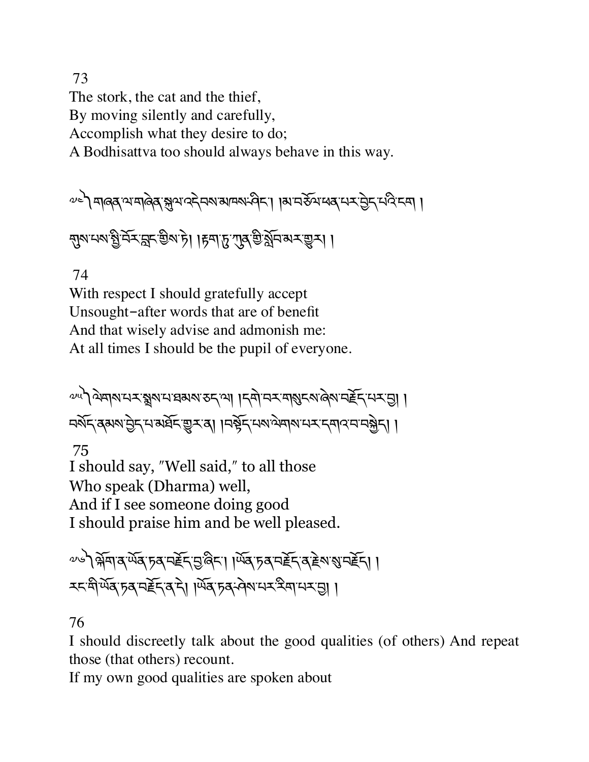73
The stork, the cat and the thief,
By moving silently and carefully,
Accomplish what they desire to do;
A Bodhisattva too should always behave in this way.

༧༤ ། གཞན་ལ་གཞེན་སྐུལ་འདེབས་མཁས་ཤིང་། །མ་བཅོལ་ཕན་པར་བྱེད་པའི་ངག །
གུས་པས་སྤྱི་བོར་བླང་བྱིས་ཏེ། །རྟག་ཏུ་ཀུན་གྱི་སློབ་མར་གྱུར། །

74
With respect I should gratefully accept
Unsought-after words that are of benefit
And that wisely advise and admonish me:
At all times I should be the pupil of everyone.

༧༥ ། ལེགས་པར་སྨྲས་པ་ཐམས་ཅད་ལ། །དགེ་བར་གསུངས་ཞེས་བརྗོད་པར་བྱ། །
བསོད་ནམས་བྱེད་པ་མཐོང་གྱུར་ན། །བསྟོད་པས་ལེགས་པར་དགའ་བ་བསྐྱེད། །

75
I should say, "Well said," to all those
Who speak (Dharma) well,
And if I see someone doing good
I should praise him and be well pleased.

༧༦ ། སྐོག་ན་ཡོན་ཏན་བརྗོད་བྱ་ཞིང་། །ཡོན་ཏན་བརྗོད་ན་རྗེས་སུ་བརྗོད། །
རང་གི་ཡོན་ཏན་བརྗོད་ན་དེ། །ཡོན་ཏན་ཤེས་པར་རིག་པར་བྱ། །

76
I should discreetly talk about the good qualities (of others) And repeat those (that others) recount.
If my own good qualities are spoken about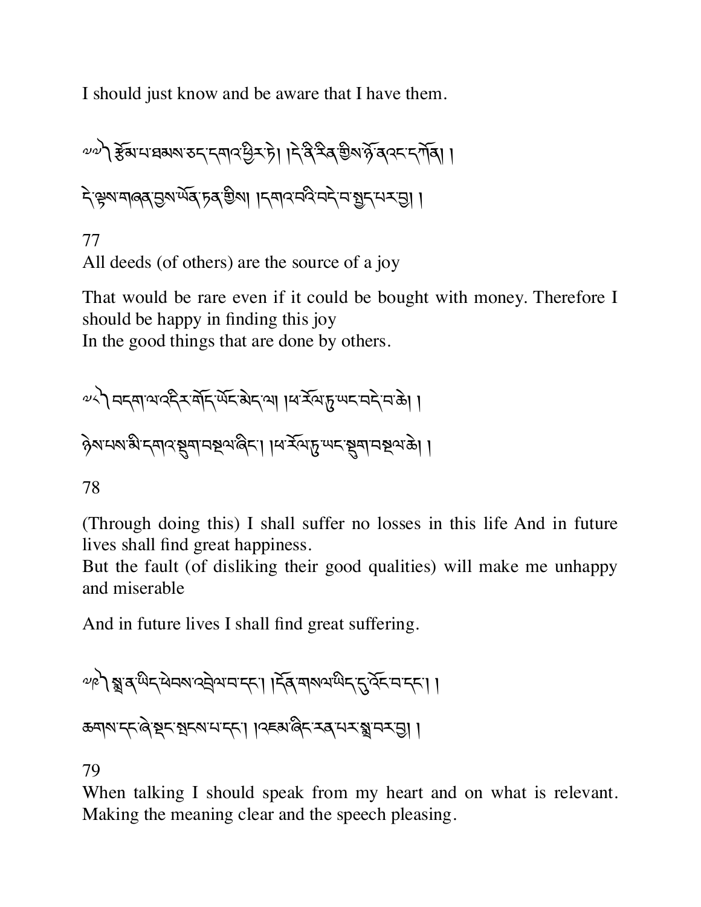I should just know and be aware that I have them.

༧༧། ཐོས་པ་ཐམས་ཅད་དགའ་ཕྱིར་ཏེ། །དེ་ནི་རིན་གྱིས་ཉོ་ནའང་དཀོན། །
དེ་སྐྱེས་གཞན་བྱས་ཡོན་ཏན་གྱིས། །དགའ་བའི་བདེ་བ་སྤྱོད་པར་བྱ། །

77
All deeds (of others) are the source of a joy

That would be rare even if it could be bought with money. Therefore I should be happy in finding this joy
In the good things that are done by others.

༧༨། བདག་ལ་འདིར་གོད་ཡོད་མེད་ལ། །ཕ་རོལ་ཏུ་ཡང་བདེ་བ་ཆེ། །
ཉེས་པས་མི་དགའ་སྡུག་བསྔལ་ཞིང་། །ཕ་རོལ་ཏུ་ཡང་སྡུག་བསྔལ་ཆེ། །

78

(Through doing this) I shall suffer no losses in this life And in future lives shall find great happiness.
But the fault (of disliking their good qualities) will make me unhappy and miserable

And in future lives I shall find great suffering.

༧༩། སྨྲ་ན་ཡིད་ཕེབས་འབྲེལ་བ་དང་། །དོན་གསལ་ཡིད་དུ་འོང་བ་དང་། །
ཆགས་དང་ཞེ་སྡང་སྤངས་པ་དང་། །འཇམ་ཞིང་རན་པར་སྨྲ་བར་བྱ། །

79
When talking I should speak from my heart and on what is relevant. Making the meaning clear and the speech pleasing.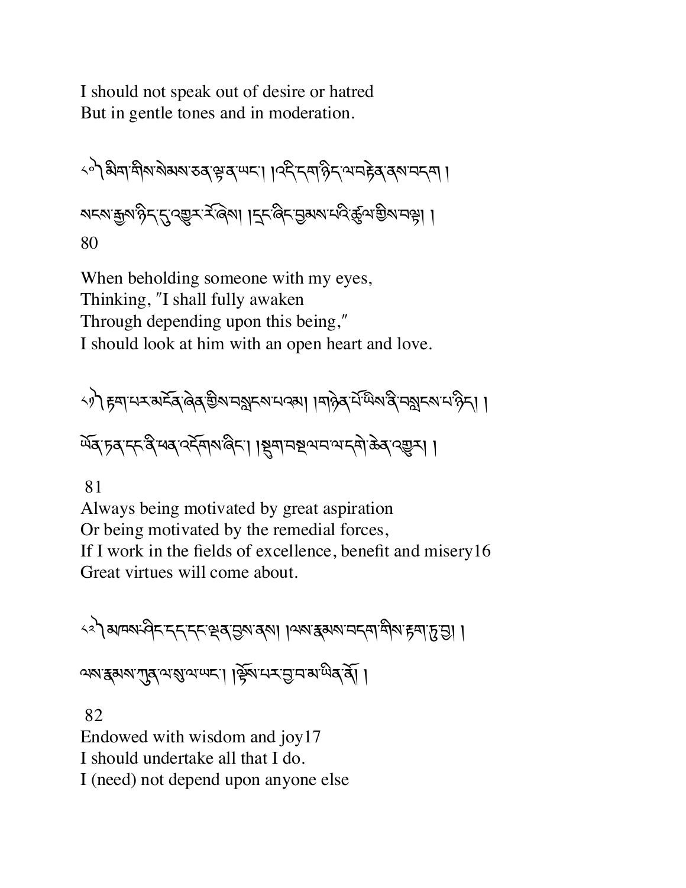I should not speak out of desire or hatred
But in gentle tones and in moderation.

༨༠ མིག་གིས་སེམས་ཅན་ལྟ་ན་ཡང་། །འདི་དག་ཉིད་ལ་བརྟེན་ནས་བདག །

སངས་རྒྱས་ཉིད་དུ་འགྱུར་རོ་ཞེས། །དྲང་ཞིང་བྱམས་པའི་ཚུལ་གྱིས་བལྟ། །

80

When beholding someone with my eyes,
Thinking, ″I shall fully awaken
Through depending upon this being,″
I should look at him with an open heart and love.

༨༡ རྟག་པར་མངོན་ཞེན་གྱིས་བསླངས་པའམ། །གཉེན་པོ་ཡིས་ནི་བསླངས་པ་ཉིད། །

ཡོན་ཏན་དང་ནི་ཕན་འདོགས་ཞིང་། །སྡུག་བསྔལ་བ་ལ་དགེ་ཆེན་འགྱུར། །

81

Always being motivated by great aspiration
Or being motivated by the remedial forces,
If I work in the fields of excellence, benefit and misery16
Great virtues will come about.

༨༢ མཁས་ཤིང་དད་དང་ལྡན་བྱས་ནས། །ལས་རྣམས་བདག་གིས་རྟག་ཏུ་བྱ། །

ལས་རྣམས་ཀུན་ལ་སུ་ལ་ཡང་། །ལྟོས་པར་བྱ་བ་མ་ཡིན་ནོ། །

82

Endowed with wisdom and joy17
I should undertake all that I do.
I (need) not depend upon anyone else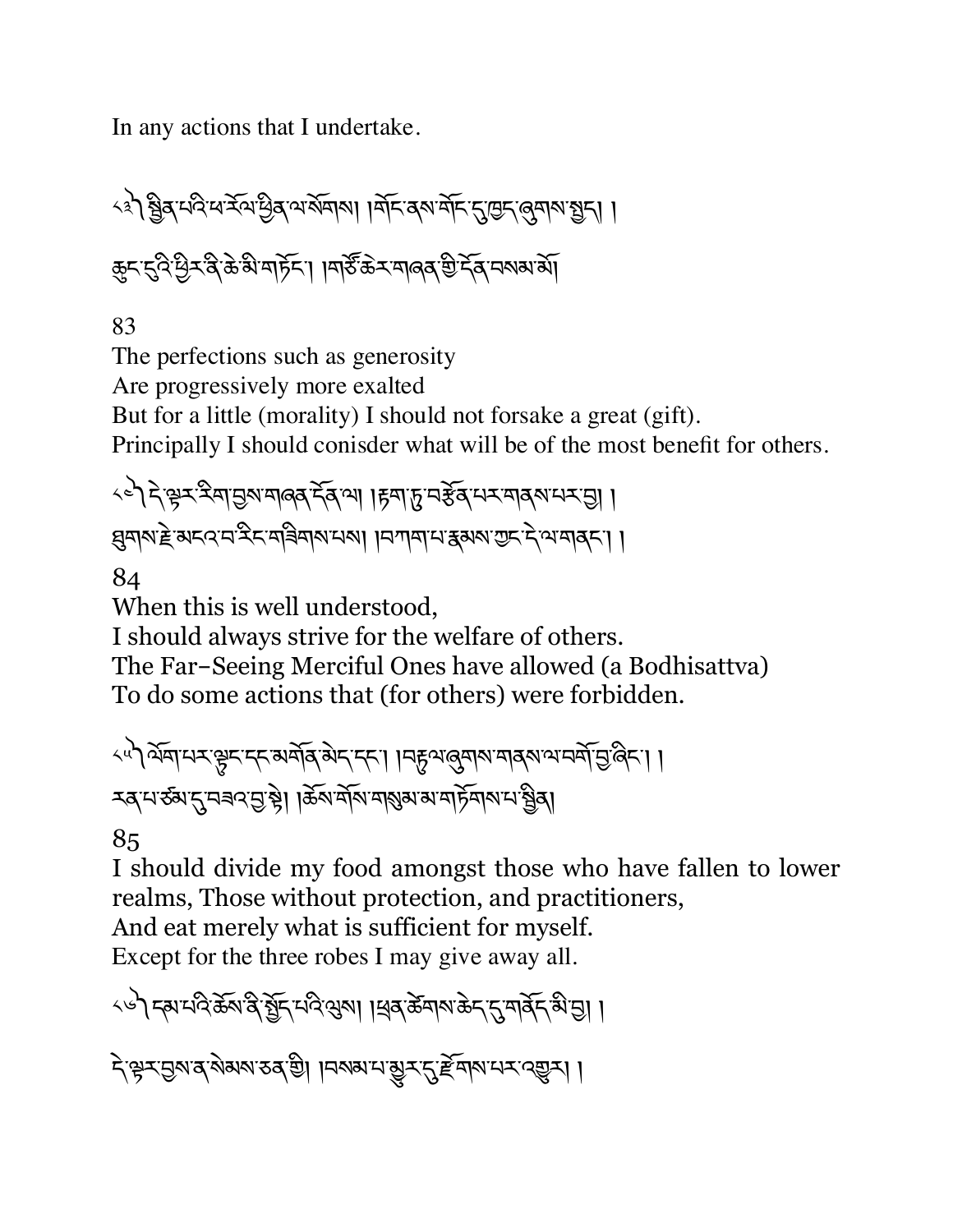In any actions that I undertake.

༨༣ སྦྱིན་པའི་ཕ་རོལ་ཕྱིན་ལ་སོགས། །གོང་ནས་གོང་དུ་ཁྱད་ཞུགས་སྤྱད། །
ཆུང་དུའི་ཕྱིར་ནི་ཆེ་མི་གཏོང་། །གཙོ་ཆེར་གཞན་གྱི་དོན་བསམ་མོ།

83
The perfections such as generosity
Are progressively more exalted
But for a little (morality) I should not forsake a great (gift).
Principally I should conisder what will be of the most benefit for others.

༨༤ དེ་ལྟར་རིག་བྱས་གཞན་དོན་ལ། །རྟག་ཏུ་བརྩོན་པར་གནས་པར་བྱ། །
ཐུགས་རྗེ་མངའ་བ་རིང་གཟིགས་པས། །བཀག་པ་རྣམས་ཀྱང་དེ་ལ་གནང་། །

84
When this is well understood,
I should always strive for the welfare of others.
The Far-Seeing Merciful Ones have allowed (a Bodhisattva)
To do some actions that (for others) were forbidden.

༨༥ ལོག་པར་ལྟུང་དང་མགོན་མེད་དང་། །བརྟུལ་ཞུགས་གནས་ལ་བགོ་བྱ་ཞིང་། །
རན་པ་ཙམ་དུ་བཟའ་བྱ་སྟེ། །ཆོས་གོས་གསུམ་མ་གཏོགས་པ་སྦྱིན།

85
I should divide my food amongst those who have fallen to lower realms, Those without protection, and practitioners,
And eat merely what is sufficient for myself.
Except for the three robes I may give away all.

༨༦ དམ་པའི་ཆོས་ནི་སྤྱོད་པའི་ལུས། །ཕྲན་ཚེགས་ཆེད་དུ་གནོད་མི་བྱ། །
དེ་ལྟར་བྱས་ན་སེམས་ཅན་གྱི། །བསམ་པ་མྱུར་དུ་རྫོགས་པར་འགྱུར། །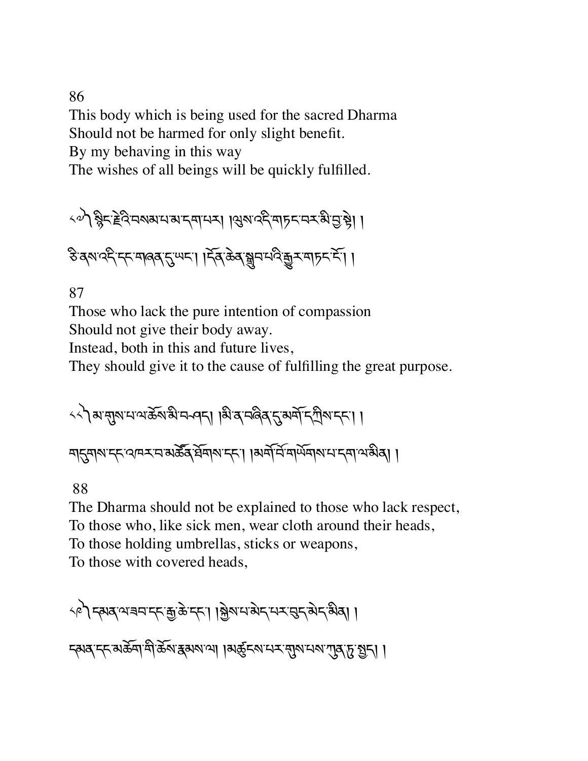86

This body which is being used for the sacred Dharma
Should not be harmed for only slight benefit.
By my behaving in this way
The wishes of all beings will be quickly fulfilled.

༨༧ སྙིང་རྗེའི་བསམ་པ་མ་དག་པར། །ལུས་འདི་གཏང་བར་མི་བྱ་སྟེ། །

ཅི་ནས་འདི་དང་གཞན་དུ་ཡང་། །དོན་ཆེན་སྒྲུབ་པའི་རྒྱུར་གཏང་ངོ་། །

87

Those who lack the pure intention of compassion
Should not give their body away.
Instead, both in this and future lives,
They should give it to the cause of fulfilling the great purpose.

༨༨ མ་གུས་པ་ལ་ཆོས་མི་བཤད། །མི་ན་བཞིན་དུ་མགོ་དཀྲིས་དང་། །

གདུགས་དང་འཁར་བ་མཚོན་ཐོགས་དང་། །མགོ་བོ་གཡོགས་པ་དག་ལ་མིན། །

88

The Dharma should not be explained to those who lack respect,
To those who, like sick men, wear cloth around their heads,
To those holding umbrellas, sticks or weapons,
To those with covered heads,

༨༩ དམན་ལ་ཟབ་དང་རྒྱ་ཆེ་དང་། །སྐྱེས་པ་མེད་པར་བུད་མེད་མིན། །

དམན་དང་མཆོག་གི་ཆོས་རྣམས་ལ། །མཚུངས་པར་གུས་པས་ཀུན་ཏུ་སྤྱད། །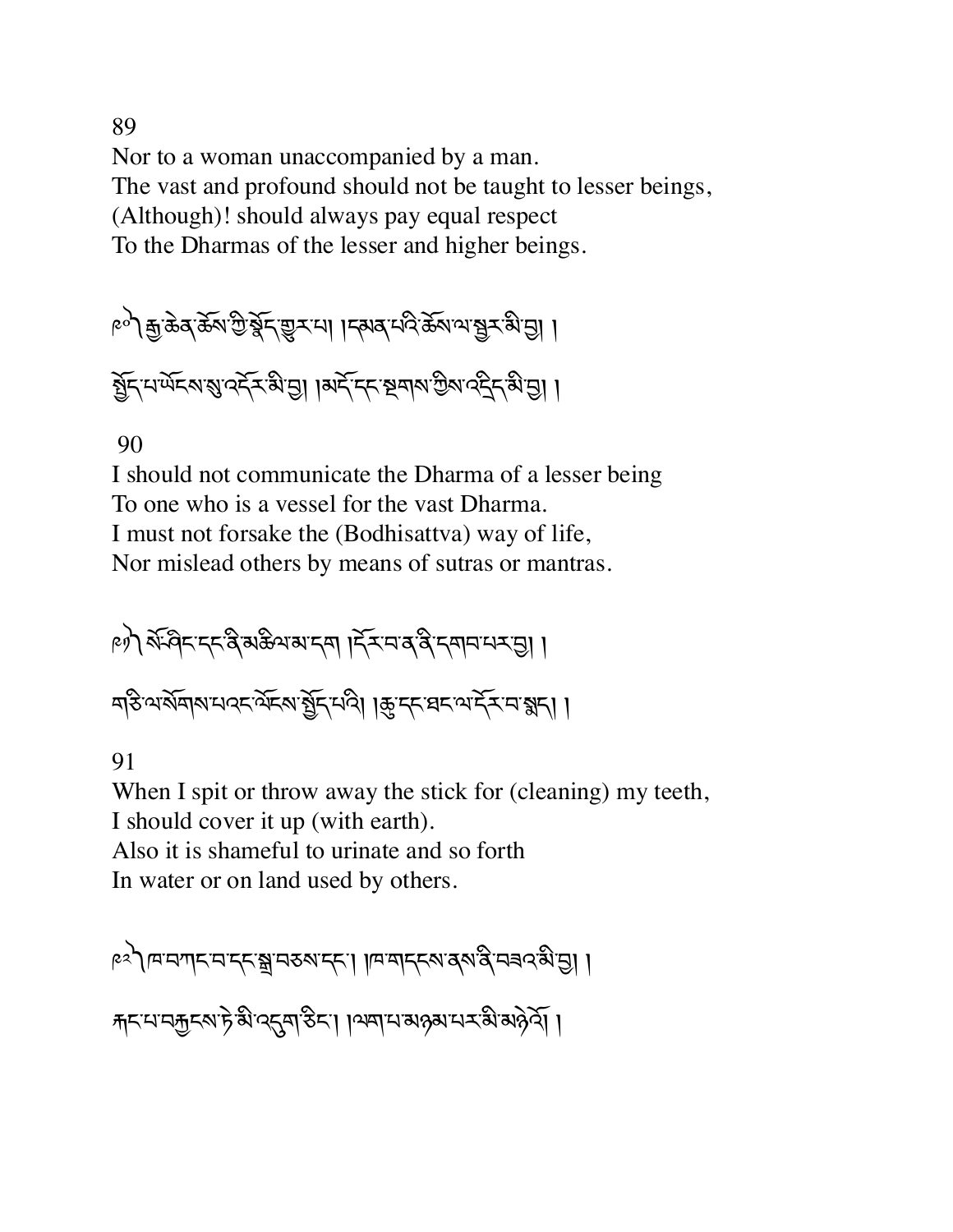89

Nor to a woman unaccompanied by a man.
The vast and profound should not be taught to lesser beings,
(Although)! should always pay equal respect
To the Dharmas of the lesser and higher beings.

༩༠༽ རྒྱ་ཆེན་ཆོས་ཀྱི་སྣོད་གྱུར་པ། །དམན་པའི་ཆོས་ལ་སྦྱར་མི་བྱ། །

སྤྱོད་པ་ཡོངས་སུ་འདོར་མི་བྱ། །མདོ་དང་སྔགས་ཀྱིས་འདྲིད་མི་བྱ། །

90

I should not communicate the Dharma of a lesser being
To one who is a vessel for the vast Dharma.
I must not forsake the (Bodhisattva) way of life,
Nor mislead others by means of sutras or mantras.

༩༡༽ སོ་ཤིང་དང་ནི་མཆིལ་མ་དག །དོར་བ་ན་ནི་དགབ་པར་བྱ། །

གཅི་ལ་སོགས་པའང་ལོངས་སྤྱོད་པའི། །ཆུ་དང་ཐང་ལ་དོར་བ་སྨད། །

91

When I spit or throw away the stick for (cleaning) my teeth,
I should cover it up (with earth).
Also it is shameful to urinate and so forth
In water or on land used by others.

༩༢༽ ཁ་བཀང་བ་དང་སྒྲ་བཅས་དང་། །ཁ་གདངས་ནས་ནི་བཟའ་མི་བྱ། །

རྐང་པ་བརྐྱངས་ཏེ་མི་འདུག་ཅིང་། །ལག་པ་མཉམ་པར་མི་མཉེའོ། །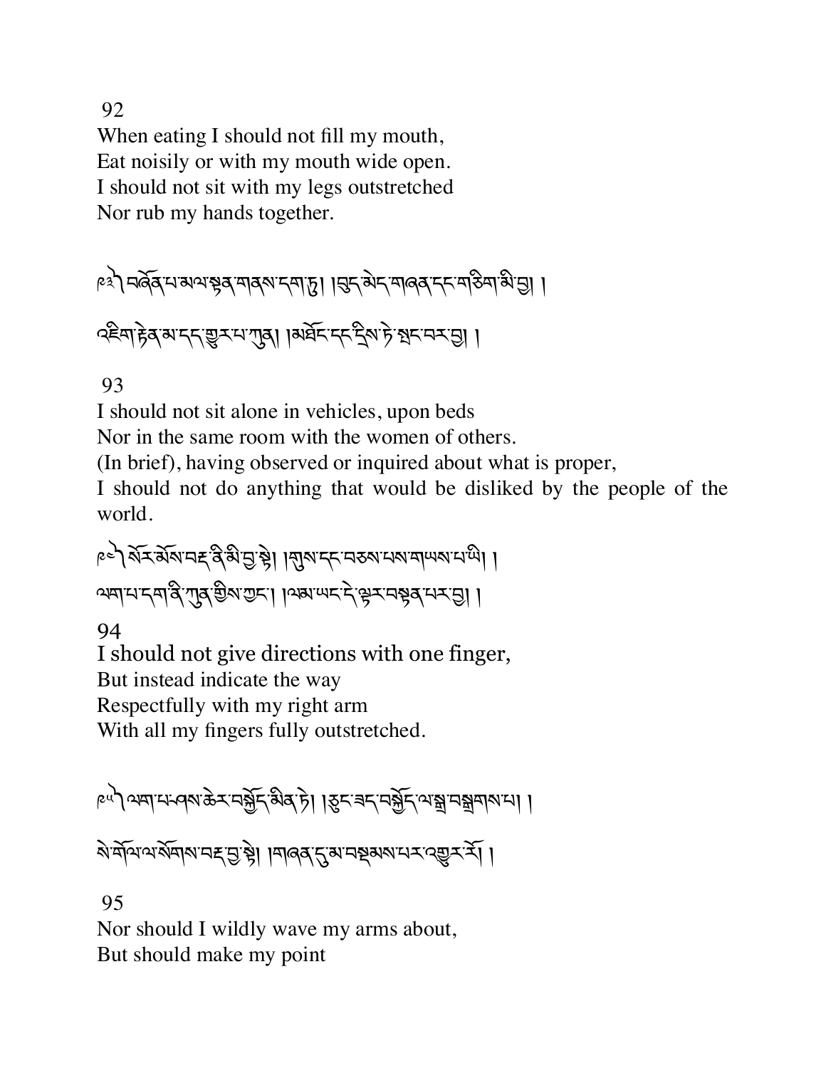92

When eating I should not fill my mouth,
Eat noisily or with my mouth wide open.
I should not sit with my legs outstretched
Nor rub my hands together.

༩༣ བཞོན་པ་མལ་སྟན་གནས་དག་ཏུ། །བུད་མེད་གཞན་དང་གཅིག་མི་བྱ། །

འཇིག་རྟེན་མ་དད་གྱུར་པ་ཀུན། །མཐོང་དང་དྲིས་ཏེ་སྤང་བར་བྱ། །

93

I should not sit alone in vehicles, upon beds
Nor in the same room with the women of others.
(In brief), having observed or inquired about what is proper,
I should not do anything that would be disliked by the people of the world.

༩༤ སོར་མོས་བརྡ་ནི་མི་བྱ་སྟེ། །གུས་དང་བཅས་པས་གཡས་པ་ཡི། །

ལག་པ་དག་ནི་ཀུན་གྱིས་ཀྱང་། །ལམ་ཡང་དེ་ལྟར་བསྟན་པར་བྱ། །

94

I should not give directions with one finger,
But instead indicate the way
Respectfully with my right arm
With all my fingers fully outstretched.

༩༥ ལག་པ་ཤས་ཆེར་བསྐྱོད་མིན་ཏེ། །ཅུང་ཟད་བསྐྱོད་ལ་སྒྲ་བསྒྲགས་པ། །

སེ་གོལ་ལ་སོགས་བརྡ་བྱ་སྟེ། །གཞན་དུ་མ་སྡོམས་པར་འགྱུར་རོ། །

95

Nor should I wildly wave my arms about,
But should make my point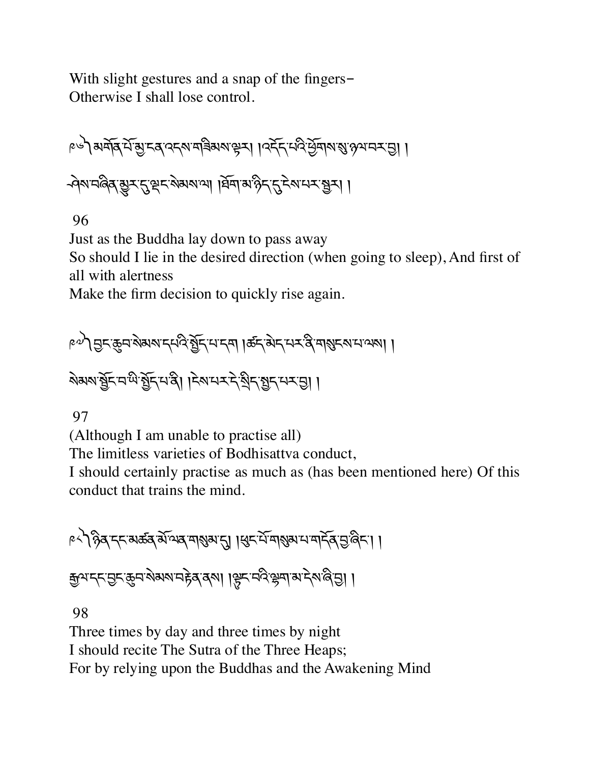With slight gestures and a snap of the fingers–
Otherwise I shall lose control.

༩༦༽ མགོན་པོ་མྱ་ངན་འདས་གཟིམས་ལྟར། །འདོད་པའི་ཕྱོགས་སུ་ཉལ་བར་བྱ། །

ཤེས་བཞིན་མྱུར་དུ་ལྡང་སེམས་ལ། །ཐོག་མ་ཉིད་དུ་ངེས་པར་སྒྲུར། །

96

Just as the Buddha lay down to pass away
So should I lie in the desired direction (when going to sleep), And first of all with alertness
Make the firm decision to quickly rise again.

༩༧༽ བྱང་ཆུབ་སེམས་དཔའི་སྤྱོད་པ་དག །ཚད་མེད་པར་ནི་གསུངས་པ་ལས། །

སེམས་སྦྱོང་བ་ཡི་སྤྱོད་པ་ནི། །ངེས་པར་དེ་སྲིད་སྤྱད་པར་བྱ། །

97

(Although I am unable to practise all)
The limitless varieties of Bodhisattva conduct,
I should certainly practise as much as (has been mentioned here) Of this conduct that trains the mind.

༩༨༽ ཉིན་དང་མཚན་མོ་ལན་གསུམ་དུ། །ཕུང་པོ་གསུམ་པ་གདོན་བྱ་ཞིང་། །

རྒྱལ་དང་བྱང་ཆུབ་སེམས་བརྟེན་ནས། །ལྟུང་བའི་ལྷག་མ་དེས་ཞི་བྱ། །

98

Three times by day and three times by night
I should recite The Sutra of the Three Heaps;
For by relying upon the Buddhas and the Awakening Mind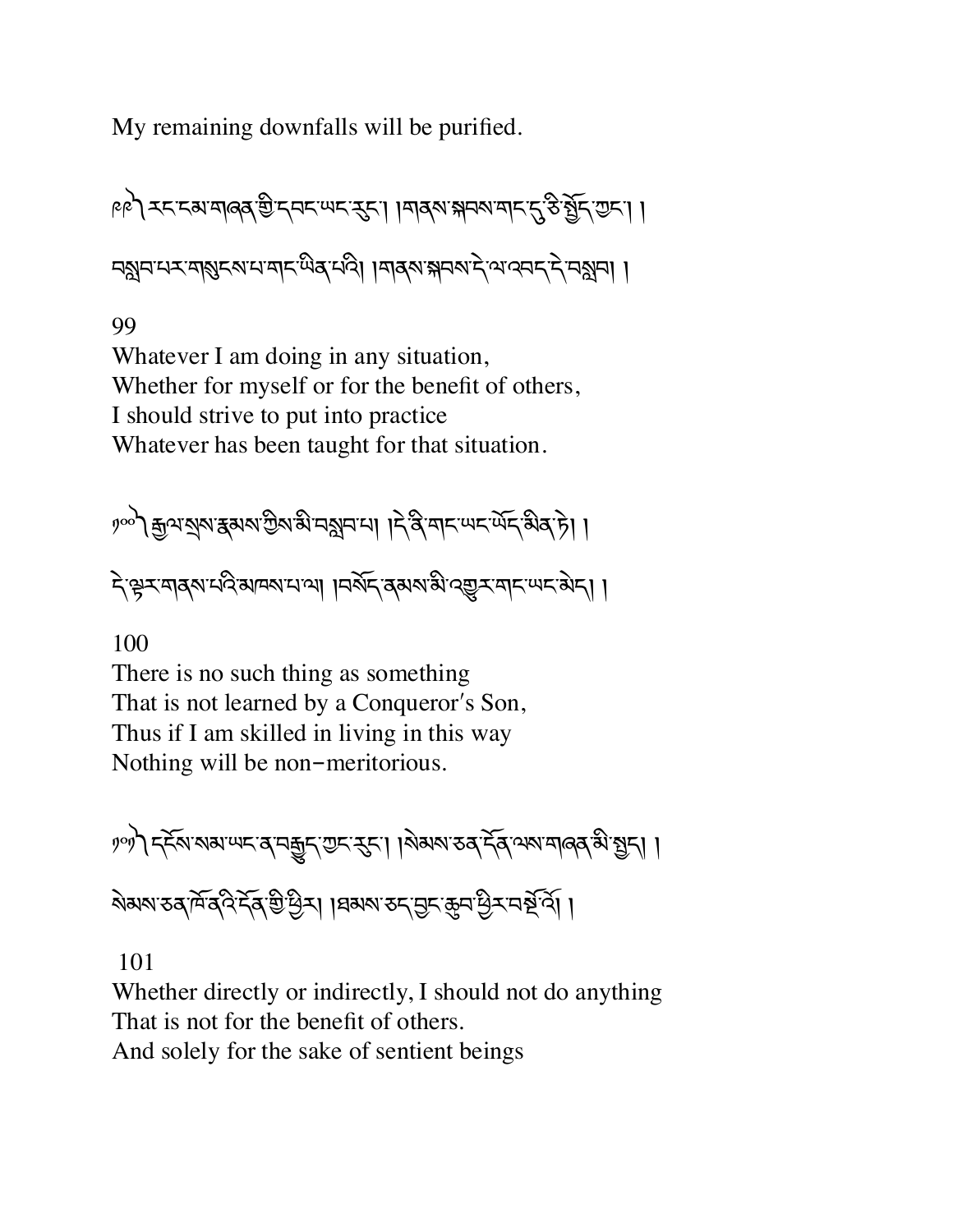My remaining downfalls will be purified.

༩༩ རང་དམ་གཞན་གྱི་དབང་ཡང་རུང་། །གནས་སྐབས་གང་དུ་ཅི་སྤྱོད་ཀྱང་། །

བསླབ་པར་གསུངས་པ་གང་ཡིན་པའི། །གནས་སྐབས་དེ་ལ་འབད་དེ་བསླབ། །

99
Whatever I am doing in any situation,
Whether for myself or for the benefit of others,
I should strive to put into practice
Whatever has been taught for that situation.

༡༠༠ རྒྱལ་སྲས་རྣམས་ཀྱིས་མི་བསླབ་པ། །དེ་ནི་གང་ཡང་ཡོད་མིན་ཏེ། །

དེ་ལྟར་གནས་པའི་མཁས་པ་ལ། །བསོད་ནམས་མི་འགྱུར་གང་ཡང་མེད། །

100
There is no such thing as something
That is not learned by a Conqueror's Son,
Thus if I am skilled in living in this way
Nothing will be non-meritorious.

༡༠༡ དངོས་སམ་ཡང་ན་བརྒྱུད་ཀྱང་རུང་། །སེམས་ཅན་དོན་ལས་གཞན་མི་སྤྱད། །

སེམས་ཅན་ཁོ་ནའི་དོན་གྱི་ཕྱིར། །ཐམས་ཅད་བྱང་ཆུབ་ཕྱིར་བསྔོ་འོ། །

101
Whether directly or indirectly, I should not do anything
That is not for the benefit of others.
And solely for the sake of sentient beings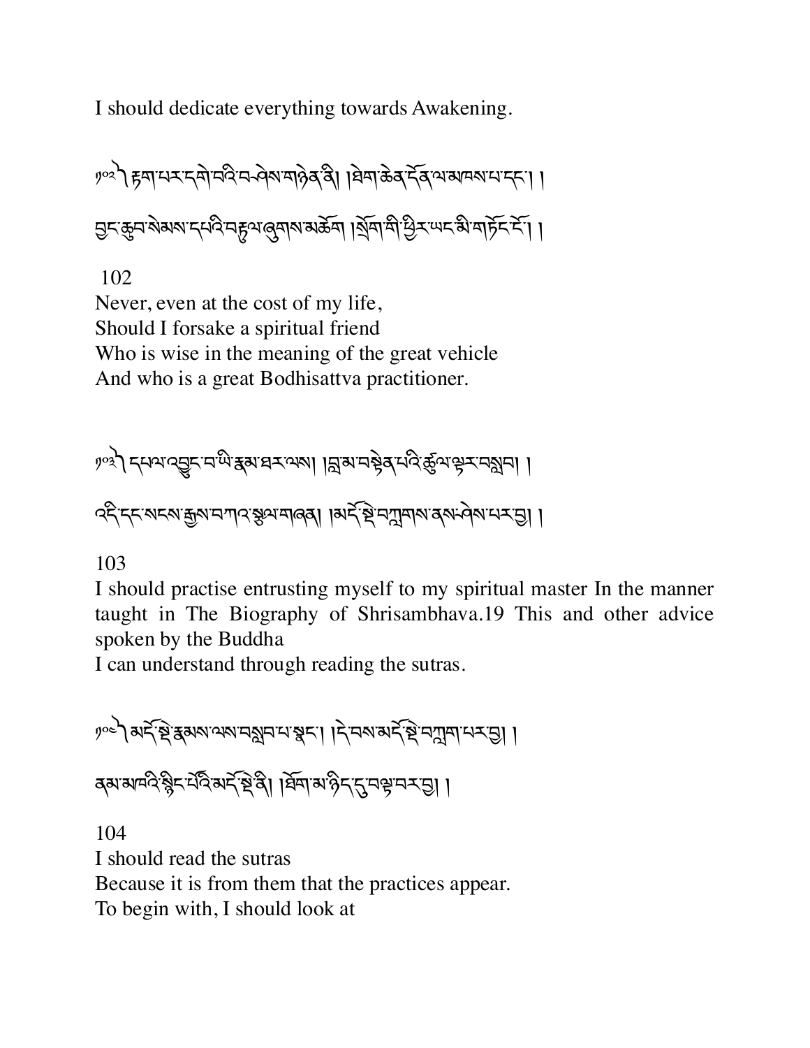I should dedicate everything towards Awakening.

༡༠༢ ། རྟག་པར་དགེ་བའི་བཤེས་གཉེན་ནི། །ཐེག་ཆེན་དོན་ལ་མཁས་པ་དང་། །

བྱང་ཆུབ་སེམས་དཔའི་བརྟུལ་ཞུགས་མཆོག །སྲོག་གི་ཕྱིར་ཡང་མི་གཏོང་ངོ་། །

102
Never, even at the cost of my life,
Should I forsake a spiritual friend
Who is wise in the meaning of the great vehicle
And who is a great Bodhisattva practitioner.

༡༠༣ ། དཔལ་འབྱུང་བ་ཡི་རྣམ་ཐར་ལས། །བླ་མ་བསྟེན་པའི་ཚུལ་ལྟར་བསླབ། །

འདི་དང་སངས་རྒྱས་བཀའ་སྩལ་གཞན། །མདོ་སྡེ་བཀླགས་ནས་ཤེས་པར་བྱ། །

103
I should practise entrusting myself to my spiritual master In the manner taught in The Biography of Shrisambhava.19 This and other advice spoken by the Buddha
I can understand through reading the sutras.

༡༠༤ ། མདོ་སྡེ་རྣམས་ལས་བསླབ་པ་སྣང་། །དེ་བས་མདོ་སྡེ་བཀླག་པར་བྱ། །

ནམ་མཁའི་སྙིང་པོའི་མདོ་སྡེ་ནི། །ཐོག་མ་ཉིད་དུ་བལྟ་བར་བྱ། །

104
I should read the sutras
Because it is from them that the practices appear.
To begin with, I should look at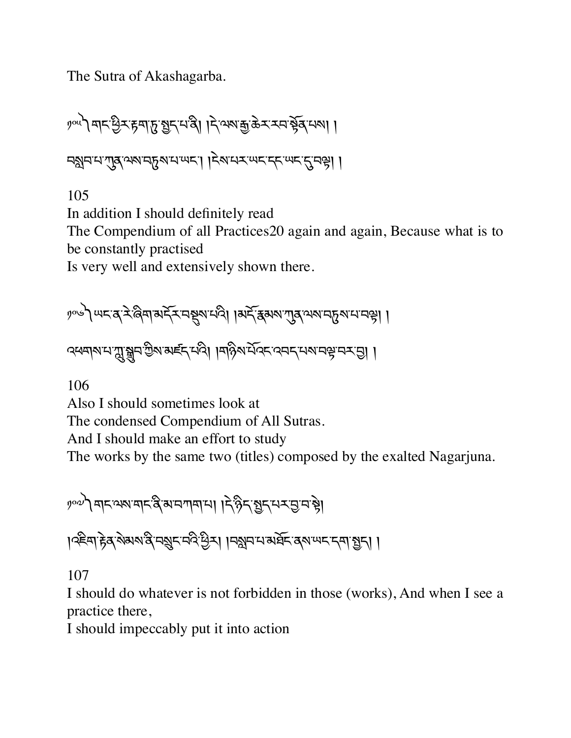The Sutra of Akashagarba.

༡༠༥༽ གང་ཕྱིར་རྟག་ཏུ་སྤྱད་པ་ནི། །དེ་ལས་རྒྱ་ཆེར་རབ་སྟོན་པས། །

བསླབ་པ་ཀུན་ལས་བཏུས་པ་ཡང་། །ངེས་པར་ཡང་དང་ཡང་དུ་བལྟ། །

105
In addition I should definitely read
The Compendium of all Practices20 again and again, Because what is to be constantly practised
Is very well and extensively shown there.

༡༠༦༽ ཡང་ན་རེ་ཞིག་མདོར་བསྡུས་པའི། །མདོ་རྣམས་ཀུན་ལས་བཏུས་པ་བལྟ། །

འཕགས་པ་ཀླུ་སྒྲུབ་ཀྱིས་མཛད་པའི། །གཉིས་པོའང་འབད་པས་བལྟ་བར་བྱ། །

106
Also I should sometimes look at
The condensed Compendium of All Sutras.
And I should make an effort to study
The works by the same two (titles) composed by the exalted Nagarjuna.

༡༠༧༽ གང་ལས་གང་ནི་མ་བཀག་པ། །དེ་ཉིད་སྤྱད་པར་བྱ་བ་སྟེ།

།འཇིག་རྟེན་སེམས་ནི་བསྲུང་བའི་ཕྱིར། །བསླབ་པ་མཐོང་ནས་ཡང་དག་སྤྱད། །

107
I should do whatever is not forbidden in those (works), And when I see a practice there,
I should impeccably put it into action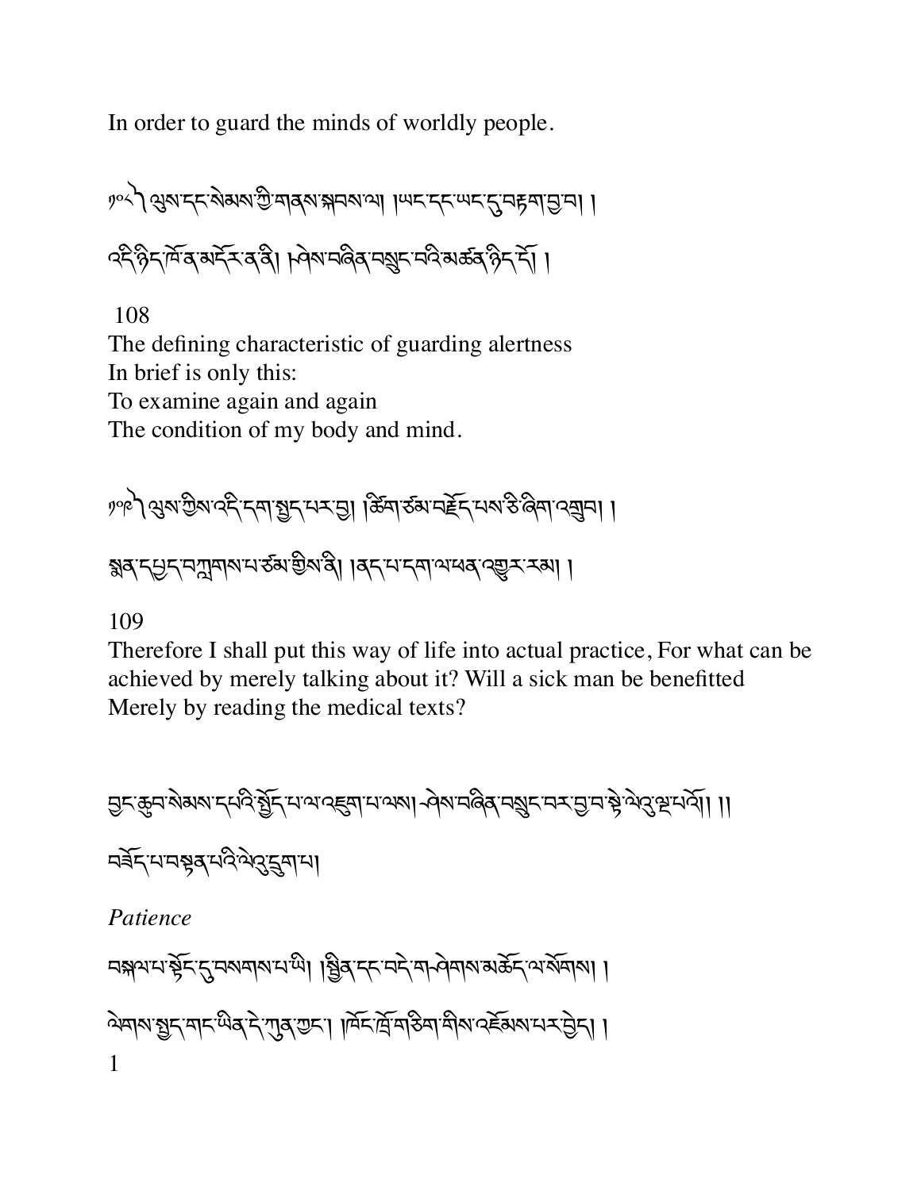In order to guard the minds of worldly people.

༡༠༨༽ ལུས་དང་སེམས་ཀྱི་གནས་སྐབས་ལ། །ཡང་དང་ཡང་དུ་བརྟག་བྱ་བ། །

འདི་ཉིད་མདོར་ན་ཤེས་བཞིན་ནི། །བསྲུང་བའི་མཚན་ཉིད་འབའ་ཞིག་གོ །

108
The defining characteristic of guarding alertness
In brief is only this:
To examine again and again
The condition of my body and mind.

༡༠༩༽ ལུས་ཀྱིས་འདི་དག་སྤྱད་པར་བྱ། །ཚིག་ཙམ་བརྗོད་པས་ཅི་ཞིག་འགྲུབ། །

སྨན་དཔྱད་བཀླགས་པ་ཙམ་གྱིས་ནི། །ནད་པ་དག་ལ་ཕན་འགྱུར་རམ། །

109
Therefore I shall put this way of life into actual practice, For what can be achieved by merely talking about it? Will a sick man be benefitted Merely by reading the medical texts?

བྱང་ཆུབ་སེམས་དཔའི་སྤྱོད་པ་ལ་འཇུག་པ་ལས། ཤེས་བཞིན་བསྲུང་བར་བྱ་བ་སྟེ་ལེའུ་ལྔ་པའོ།། ।།

བཟོད་པ་བསྟན་པའི་ལེའུ་དྲུག་པ།

*Patience*

བསྐལ་པ་སྟོང་དུ་བསགས་པ་ཡི། །སྦྱིན་དང་བདེ་གཤེགས་མཆོད་ལ་སོགས། །

ལེགས་སྤྱད་གང་ཡིན་དེ་ཀུན་ཀྱང་། །ཁོང་ཁྲོ་གཅིག་གིས་འཇོམས་པར་བྱེད། །
1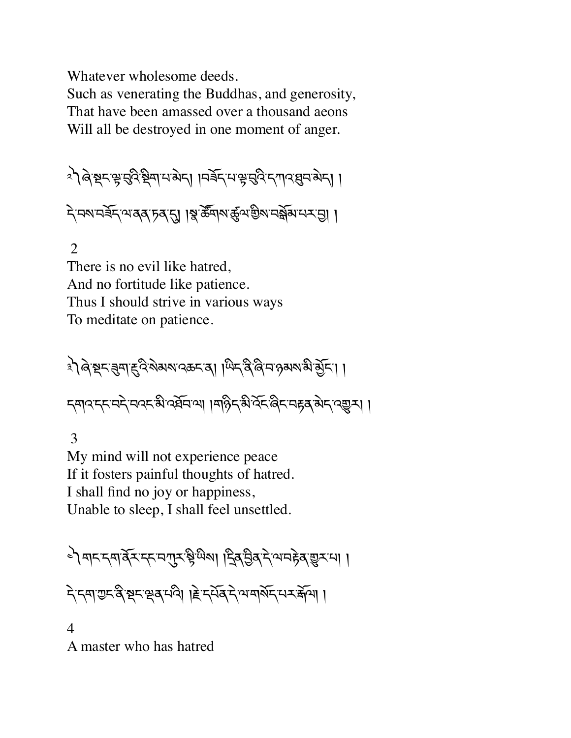Whatever wholesome deeds.
Such as venerating the Buddhas, and generosity,
That have been amassed over a thousand aeons
Will all be destroyed in one moment of anger.

༢ ཞེ་སྡང་ལྟ་བུའི་སྡིག་པ་མེད། །བཟོད་པ་ལྟ་བུའི་དཀའ་ཐུབ་མེད། །

དེ་བས་བཟོད་ལ་ནན་ཏན་དུ། །སྣ་ཚོགས་ཚུལ་གྱིས་བསྒོམ་པར་བྱ། །

2
There is no evil like hatred,
And no fortitude like patience.
Thus I should strive in various ways
To meditate on patience.

༣ ཞེ་སྡང་ཟུག་རྔུའི་སེམས་འཆང་ན། །ཡིད་ནི་ཞི་བ་ཉམས་མི་མྱོང་། །

དགའ་དང་བདེ་བའང་མི་འཐོབ་ལ། །གཉིད་མི་འོང་ཞིང་བརྟན་མེད་འགྱུར། །

3
My mind will not experience peace
If it fosters painful thoughts of hatred.
I shall find no joy or happiness,
Unable to sleep, I shall feel unsettled.

༤ གང་དག་ནོར་དང་བཀུར་སྟི་ཡིས། །དྲིན་གྱིས་དེ་ལ་བརྟེན་གྱུར་པ། །

དེ་དག་ཀྱང་ནི་སྡང་ལྡན་པའི། །རྗེ་དཔོན་དེ་ལ་གསོད་པར་རྒོལ། །

4
A master who has hatred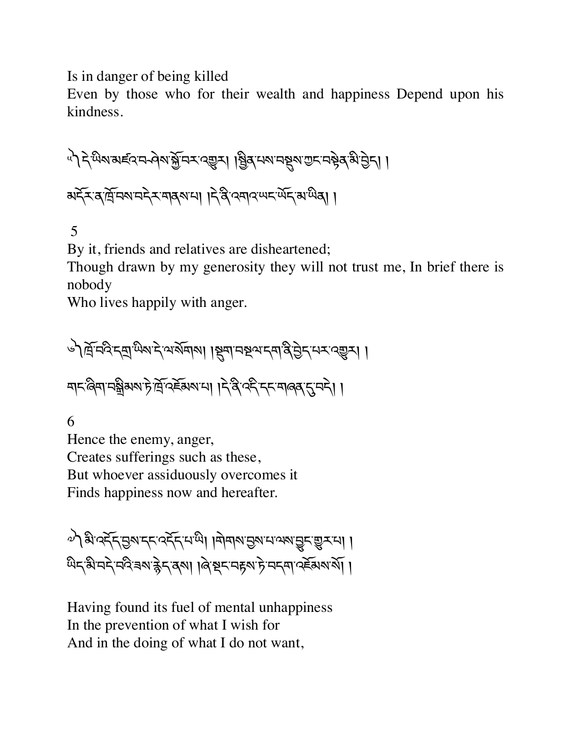Is in danger of being killed
Even by those who for their wealth and happiness Depend upon his kindness.

༥ དེ་ཡིས་མཛའ་བཤེས་སྐྱོ་བར་འགྱུར། །སྡུད་པས་བསྡུས་ཀྱང་བསྟེན་མི་བྱེད། །
མདོར་ན་ཁྲོ་བས་བདེར་གནས་པ། །དེ་ནི་འགའ་ཡང་ཡོད་མ་ཡིན། །

5
By it, friends and relatives are disheartened;
Though drawn by my generosity they will not trust me, In brief there is nobody
Who lives happily with anger.

༦ ཁྲོ་བའི་དགྲ་ཡིས་དེ་ལ་སོགས། །སྡུག་བསྔལ་དག་ནི་བྱེད་པར་འགྱུར། །
གང་ཞིག་བསྒྲིམས་ཏེ་ཁྲོ་འཇོམས་པ། །དེ་ནི་འདི་དང་གཞན་དུ་བདེ། །

6
Hence the enemy, anger,
Creates sufferings such as these,
But whoever assiduously overcomes it
Finds happiness now and hereafter.

༧ མི་འདོད་བྱས་དང་འདོད་པ་ཡི། །གེགས་བྱས་པ་ལས་བྱུང་གྱུར་པ། །
ཡིད་མི་བདེ་བའི་ཟས་རྙེད་ནས། །ཞེ་སྡང་བརྟས་ཏེ་བདག་འཇོམས་སོ། །

Having found its fuel of mental unhappiness
In the prevention of what I wish for
And in the doing of what I do not want,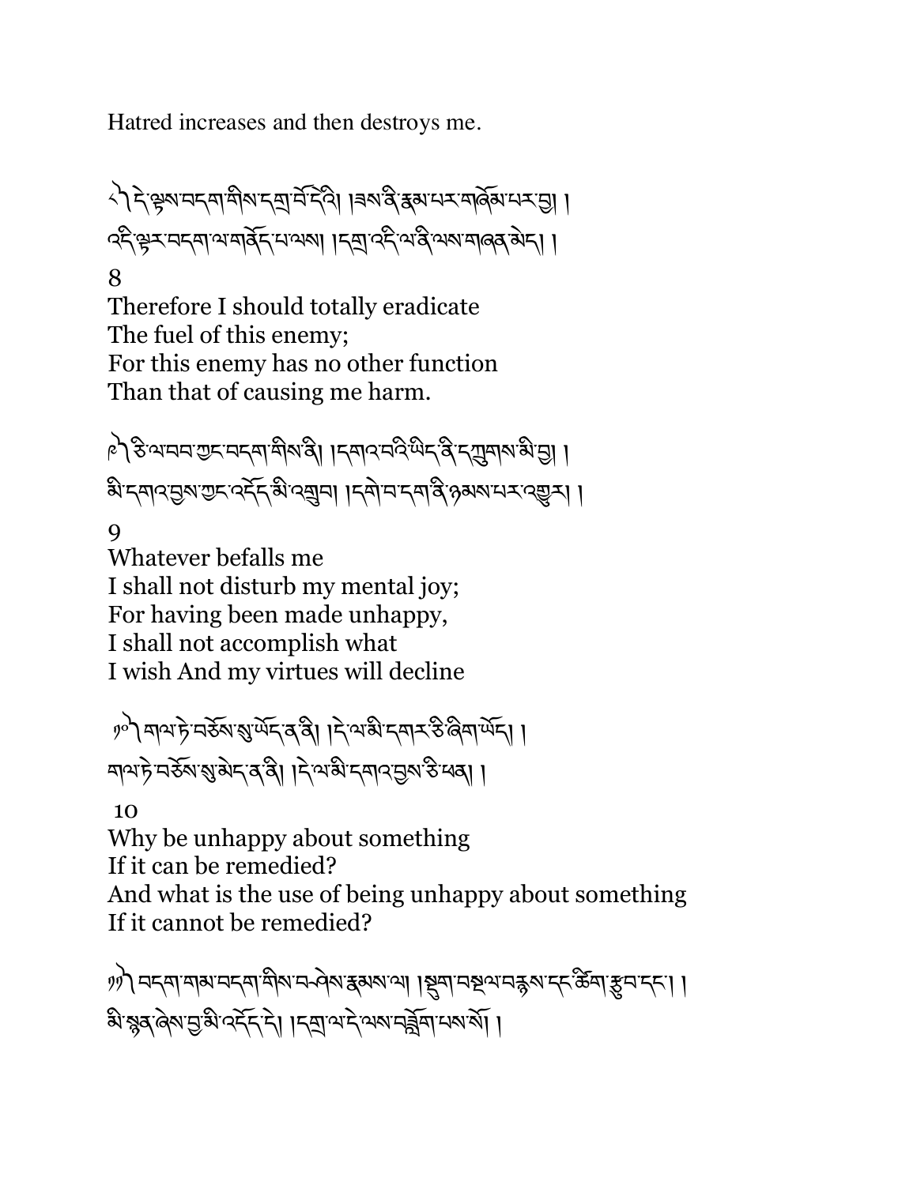Hatred increases and then destroys me.

༨ དེ་ལྟས་བདག་གིས་དགྲ་བོ་དེའི། །ཟས་ནི་རྣམ་པར་གཞོམ་པར་བྱ། །
འདི་ལྟར་བདག་ལ་གནོད་པ་ལས། །དགྲ་འདི་ལ་ནི་ལས་གཞན་མེད། །

8
Therefore I should totally eradicate
The fuel of this enemy;
For this enemy has no other function
Than that of causing me harm.

༩ ཅི་ལ་བབ་ཀྱང་བདག་གིས་ནི། །དགའ་བའི་ཡིད་ནི་དཀྲུགས་མི་བྱ། །
མི་དགའ་བྱས་ཀྱང་འདོད་མི་འགྲུབ། །དགེ་བ་དག་ནི་ཉམས་པར་འགྱུར། །

9
Whatever befalls me
I shall not disturb my mental joy;
For having been made unhappy,
I shall not accomplish what
I wish And my virtues will decline

༡༠ གལ་ཏེ་བཅོས་སུ་ཡོད་ན་ནི། །དེ་ལ་མི་དགར་ཅི་ཞིག་ཡོད། །
གལ་ཏེ་བཅོས་སུ་མེད་ན་ནི། །དེ་ལ་མི་དགའ་བྱས་ཅི་ཕན། །

10
Why be unhappy about something
If it can be remedied?
And what is the use of being unhappy about something
If it cannot be remedied?

༡༡ བདག་གམ་བདག་གིས་བཤེས་རྣམས་ལ། །སྡུག་བསྔལ་བརྙས་དང་ཚིག་རྩུབ་དང་། །
མི་སྙན་ཞེས་བྱ་མི་འདོད་དེ། །དགྲ་ལ་དེ་ལས་བཟློག་པས་སོ། །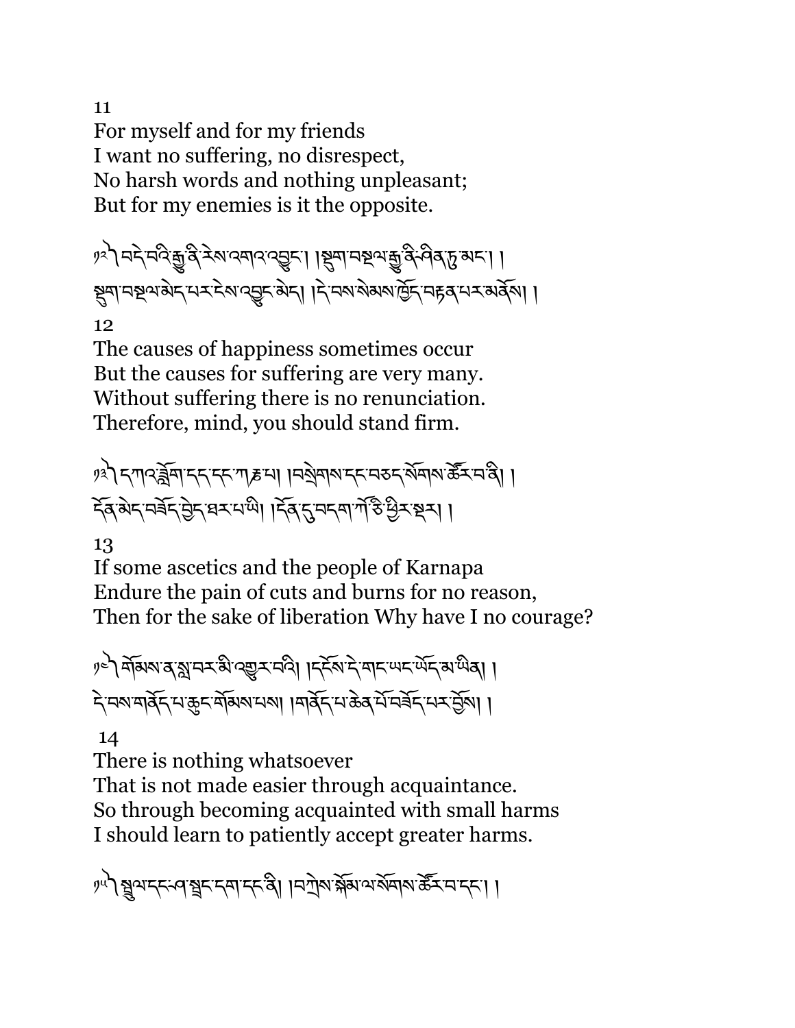11

For myself and for my friends
I want no suffering, no disrespect,
No harsh words and nothing unpleasant;
But for my enemies is it the opposite.

༡༢ ། བདེ་བའི་རྒྱུ་ནི་རེས་འགའ་འབྱུང་། །སྡུག་བསྔལ་རྒྱུ་ནི་ཤིན་ཏུ་མང་། །
སྡུག་བསྔལ་མེད་པར་ངེས་འབྱུང་མེད། །དེ་བས་སེམས་ཁྱོད་བརྟན་པར་མཛོད། །

12

The causes of happiness sometimes occur
But the causes for suffering are very many.
Without suffering there is no renunciation.
Therefore, mind, you should stand firm.

༡༣ ། དཀའ་ཐུབ་དད་དང་ཀརྞ་པ། །བསྲེགས་དང་བཅད་སོགས་ཚོར་བ་ནི། །
དོན་མེད་བཟོད་བྱེད་ཐར་པ་ཡི། །དོན་དུ་བདག་ནི་ཅི་ཕྱིར་སྡར། །

13

If some ascetics and the people of Karnapa
Endure the pain of cuts and burns for no reason,
Then for the sake of liberation Why have I no courage?

༡༤ ། གོམས་ན་སླ་བར་མི་འགྱུར་བའི། །དངོས་དེ་གང་ཡང་ཡོད་མ་ཡིན། །
དེ་བས་གནོད་པ་ཆུང་གོམས་པས། །གནོད་པ་ཆེན་པོ་བཟོད་པར་བྱོས། །

14

There is nothing whatsoever
That is not made easier through acquaintance.
So through becoming acquainted with small harms
I should learn to patiently accept greater harms.

༡༥ ། སྦྲུལ་དང་ཤ་སྦྲང་དག་དང་ནི། །བཀྲེས་སྐོམ་ལ་སོགས་ཚོར་བ་དང་། །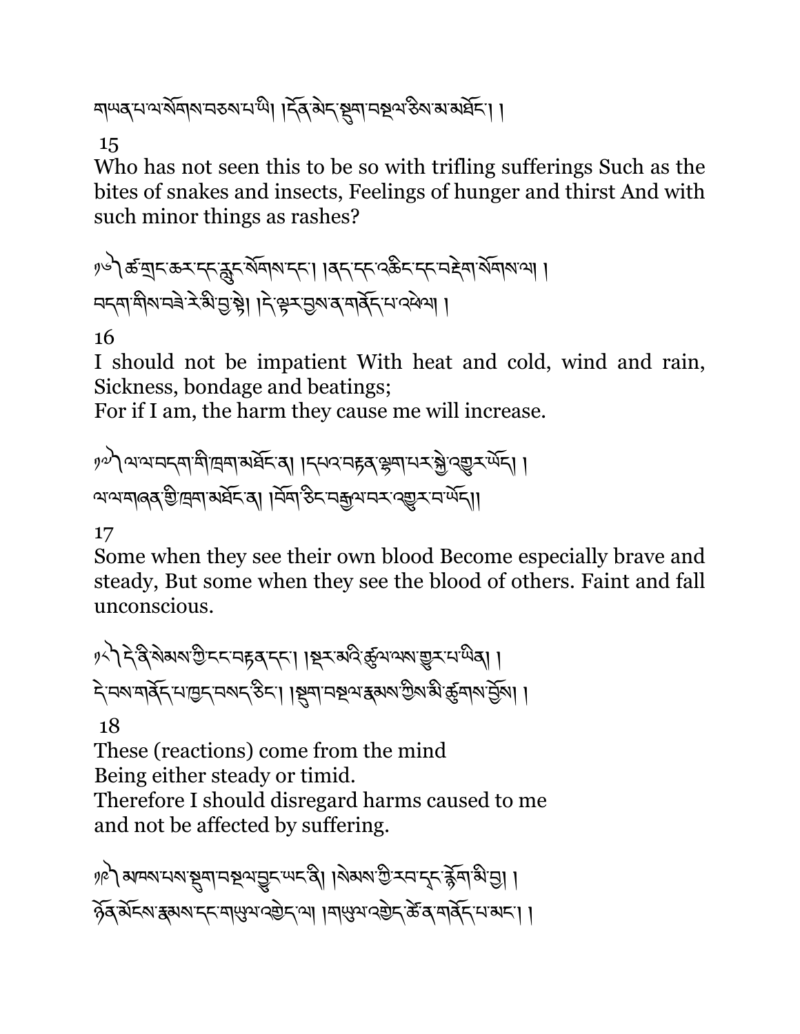གཡན་པ་ལ་སོགས་བཅས་པ་ཡི། །དོན་མེད་སྡུག་བསྔལ་ཅིས་མ་མཐོང་། །

15

Who has not seen this to be so with trifling sufferings Such as the bites of snakes and insects, Feelings of hunger and thirst And with such minor things as rashes?

༡༦ ཚ་གྲང་ཆར་དང་རླུང་སོགས་དང་། །ནད་དང་འཆིང་དང་བརྡེག་སོགས་ལ། །
བདག་གིས་བཟེ་རེ་མི་བྱ་སྟེ། །དེ་ལྟར་བྱས་ན་གནོད་པ་འཕེལ། །

16

I should not be impatient With heat and cold, wind and rain, Sickness, bondage and beatings;
For if I am, the harm they cause me will increase.

༡༧ ལ་ལ་བདག་གི་ཁྲག་མཐོང་ན། །དཔའ་བརྟན་ལྷག་པར་སྐྱེ་འགྱུར་ཡོད། །
ལ་ལ་གཞན་གྱི་ཁྲག་མཐོང་ན། །བརྒྱལ་ཞིང་བརྒྱལ་བར་འགྱུར་བ་ཡོད།།

17

Some when they see their own blood Become especially brave and steady, But some when they see the blood of others. Faint and fall unconscious.

༡༨ དེ་ནི་སེམས་ཀྱི་དང་བརྟན་དང་། །སྡར་མའི་ཚུལ་ལས་གྱུར་པ་ཡིན། །
དེ་བས་གནོད་པ་ཁྱད་བསད་ཅིང་། །སྡུག་བསྔལ་རྣམས་ཀྱིས་མི་ཚུགས་བྱོས། །

18

These (reactions) come from the mind
Being either steady or timid.
Therefore I should disregard harms caused to me
and not be affected by suffering.

༡༩ མཁས་པས་སྡུག་བསྔལ་བྱུང་ཡང་ནི། །སེམས་ཀྱི་རབ་དང་རྙོག་མི་བྱ། །
ཉོན་མོངས་རྣམས་དང་གཡུལ་འགྱེད་ལ། །གཡུལ་འགྱེད་ཚེ་ན་གནོད་པ་མང་། །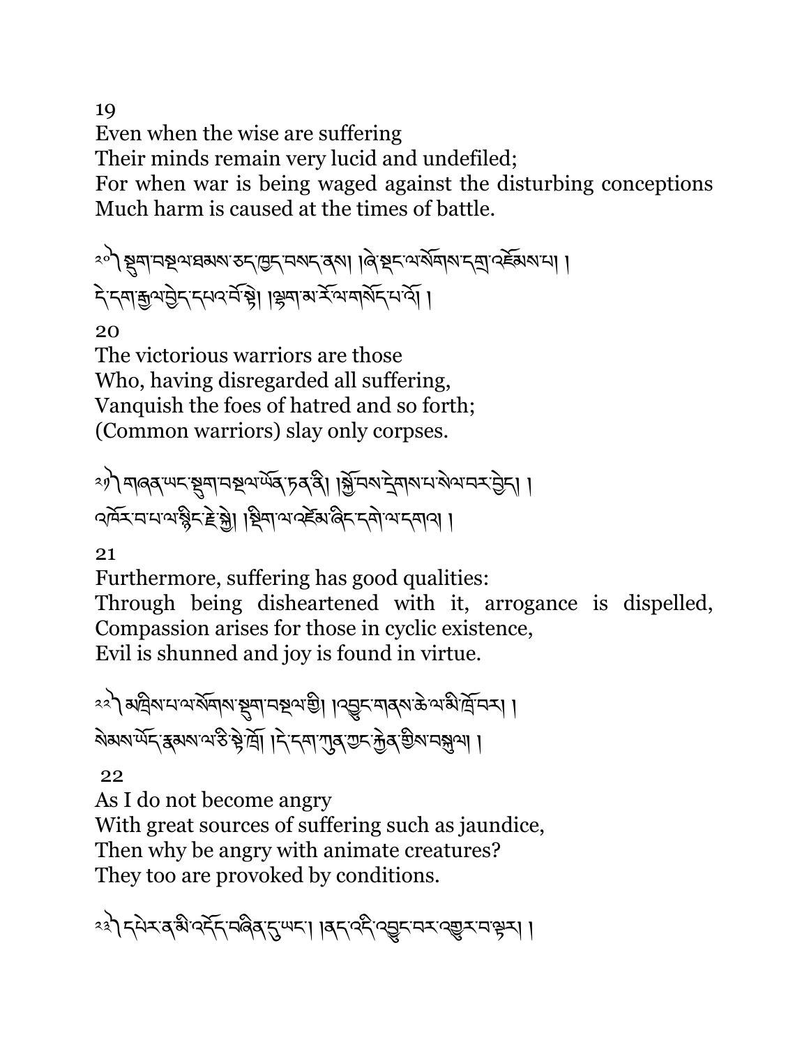19

Even when the wise are suffering
Their minds remain very lucid and undefiled;
For when war is being waged against the disturbing conceptions
Much harm is caused at the times of battle.

༢༠༽ སྡུག་བསྔལ་ཐམས་ཅད་ཁྱད་བསད་ནས། །ཞེ་སྡང་ལ་སོགས་དགྲ་འཇོམས་པ། །
དེ་དག་རྒྱལ་བྱེད་དཔའ་བོ་སྟེ། །ལྷག་མ་རོ་ལ་གསོད་པ་འོ། །

20

The victorious warriors are those
Who, having disregarded all suffering,
Vanquish the foes of hatred and so forth;
(Common warriors) slay only corpses.

༢༡༽ གཞན་ཡང་སྡུག་བསྔལ་ཡོན་ཏན་ནི། །སྐྱོ་བས་དྲེགས་པ་སེལ་བར་བྱེད། །
འཁོར་བ་པ་ལ་སྙིང་རྗེ་སྐྱེ། །སྡིག་ལ་འཛེམ་ཞིང་དགེ་ལ་དགའ། །

21

Furthermore, suffering has good qualities:
Through being disheartened with it, arrogance is dispelled,
Compassion arises for those in cyclic existence,
Evil is shunned and joy is found in virtue.

༢༢༽ མཁྲིས་པ་ལ་སོགས་སྡུག་བསྔལ་གྱི། །འབྱུང་གནས་ཆེ་ལ་མི་ཁྲོ་བར། །
སེམས་ཡོད་རྣམས་ལ་ཅི་སྟེ་ཁྲོ། །དེ་དག་ཀུན་ཀྱང་རྐྱེན་གྱིས་བསྐུལ། །

22

As I do not become angry
With great sources of suffering such as jaundice,
Then why be angry with animate creatures?
They too are provoked by conditions.

༢༣༽ དཔེར་ན་མི་འདོད་བཞིན་དུ་ཡང་། །ནད་འདི་འབྱུང་བར་འགྱུར་བ་ལྟར། །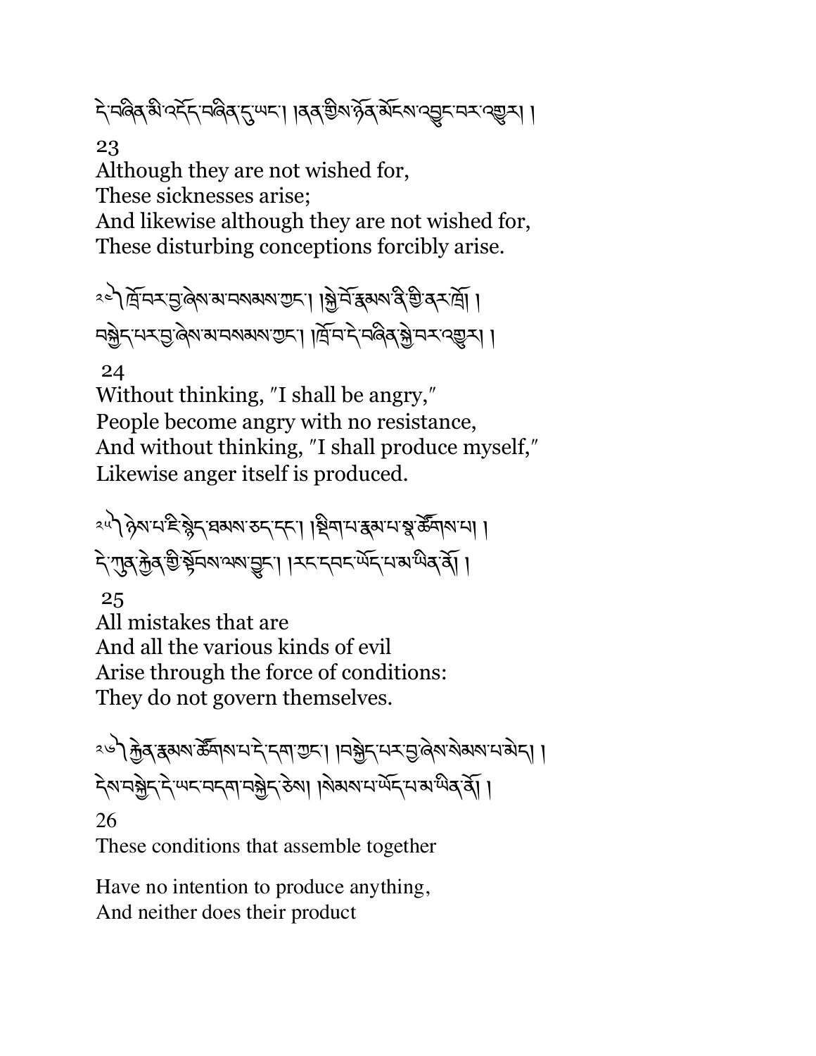དེ་བཞིན་མི་འདོད་བཞིན་དུ་ཡང་། །ནན་གྱིས་ཉོན་མོངས་འབྱུང་བར་འགྱུར། །

23

Although they are not wished for,
These sicknesses arise;
And likewise although they are not wished for,
These disturbing conceptions forcibly arise.

༢༤། ཁྲོ་བར་བྱ་ཞེས་མ་བསམས་ཀྱང་། །སྐྱེ་བོ་རྣམས་ནི་ཤེད་ཀྱིས་ཁྲོ། །
བསྐྱེད་པར་བྱ་ཞེས་མ་བསམས་ཀྱང་། །ཁྲོ་བ་དེ་བཞིན་སྐྱེ་བར་འགྱུར། །

24

Without thinking, "I shall be angry,"
People become angry with no resistance,
And without thinking, "I shall produce myself,"
Likewise anger itself is produced.

༢༥། ཉེས་པ་ཇི་སྙེད་ཐམས་ཅད་དང་། །སྡིག་པ་རྣམ་པ་སྣ་ཚོགས་པ། །
དེ་ཀུན་རྐྱེན་གྱི་སྟོབས་ལས་བྱུང་། །རང་དབང་ཡོད་པ་མ་ཡིན་ནོ། །

25

All mistakes that are
And all the various kinds of evil
Arise through the force of conditions:
They do not govern themselves.

༢༦། རྐྱེན་རྣམས་ཚོགས་པ་དེ་དག་ཀྱང་། །བསྐྱེད་པར་བྱ་ཞེས་སེམས་པ་མེད། །
དེས་བསྐྱེད་དེ་ཡང་བདག་བསྐྱེད་ཅེས། །སེམས་པ་ཡོད་པ་མ་ཡིན་ནོ། །

26

These conditions that assemble together

Have no intention to produce anything,
And neither does their product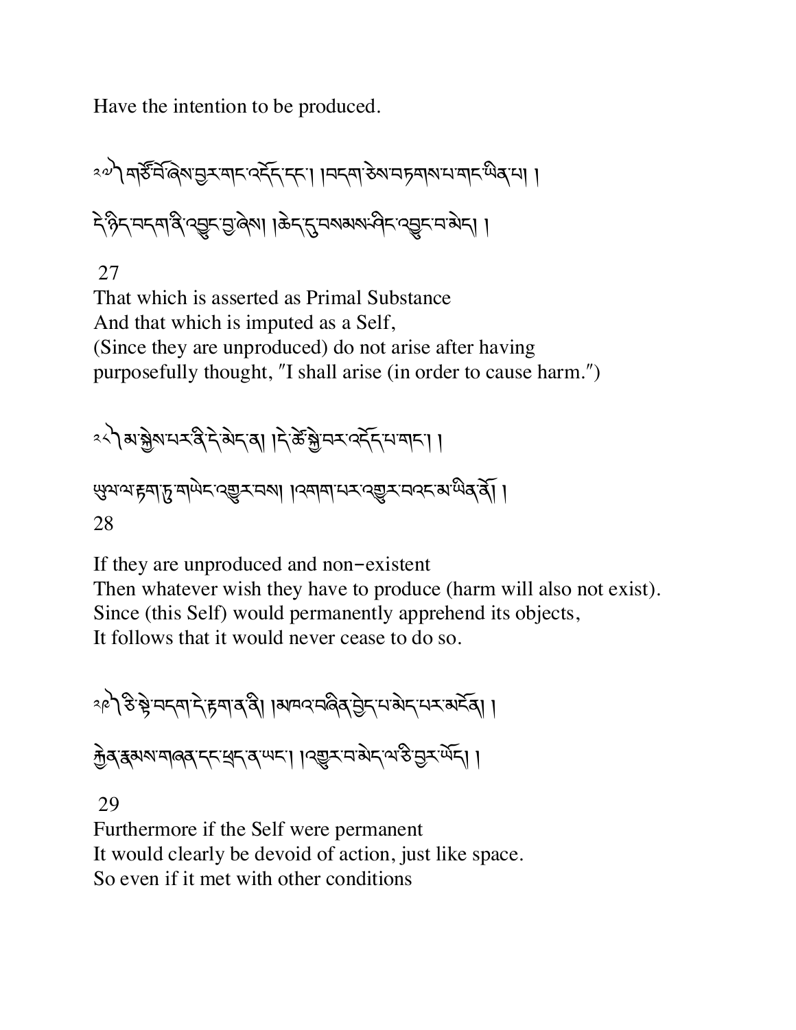Have the intention to be produced.

༢༧ ། གཙོ་བོ་ཞེས་བྱར་གང་འདོད་དང་། །བདག་ཅེས་བརྟགས་པ་གང་ཡིན་པ། །

དེ་ཉིད་བདག་ནི་འབྱུང་བྱ་ཞེས། །ཆེད་དུ་བསམས་ཤིང་འབྱུང་བ་མེད། །

27

That which is asserted as Primal Substance
And that which is imputed as a Self,
(Since they are unproduced) do not arise after having
purposefully thought, "I shall arise (in order to cause harm.")

༢༨ ། མ་སྐྱེས་པར་ནི་དེ་མེད་ན། །དེ་ཚེ་སྐྱེ་བར་འདོད་པ་གང་། །

ཡུལ་ལ་རྟག་ཏུ་གཡེང་འགྱུར་བས། །འགག་པར་འགྱུར་བའང་མ་ཡིན་ནོ། །

28

If they are unproduced and non-existent
Then whatever wish they have to produce (harm will also not exist).
Since (this Self) would permanently apprehend its objects,
It follows that it would never cease to do so.

༢༩ ། ཅི་སྟེ་བདག་དེ་རྟག་ན་ནི། །མཁའ་བཞིན་བྱེད་པ་མེད་པར་མངོན། །

རྐྱེན་རྣམས་གཞན་དང་ཕྲད་ན་ཡང་། །འགྱུར་བ་མེད་ལ་ཅི་བྱར་ཡོད། །

29

Furthermore if the Self were permanent
It would clearly be devoid of action, just like space.
So even if it met with other conditions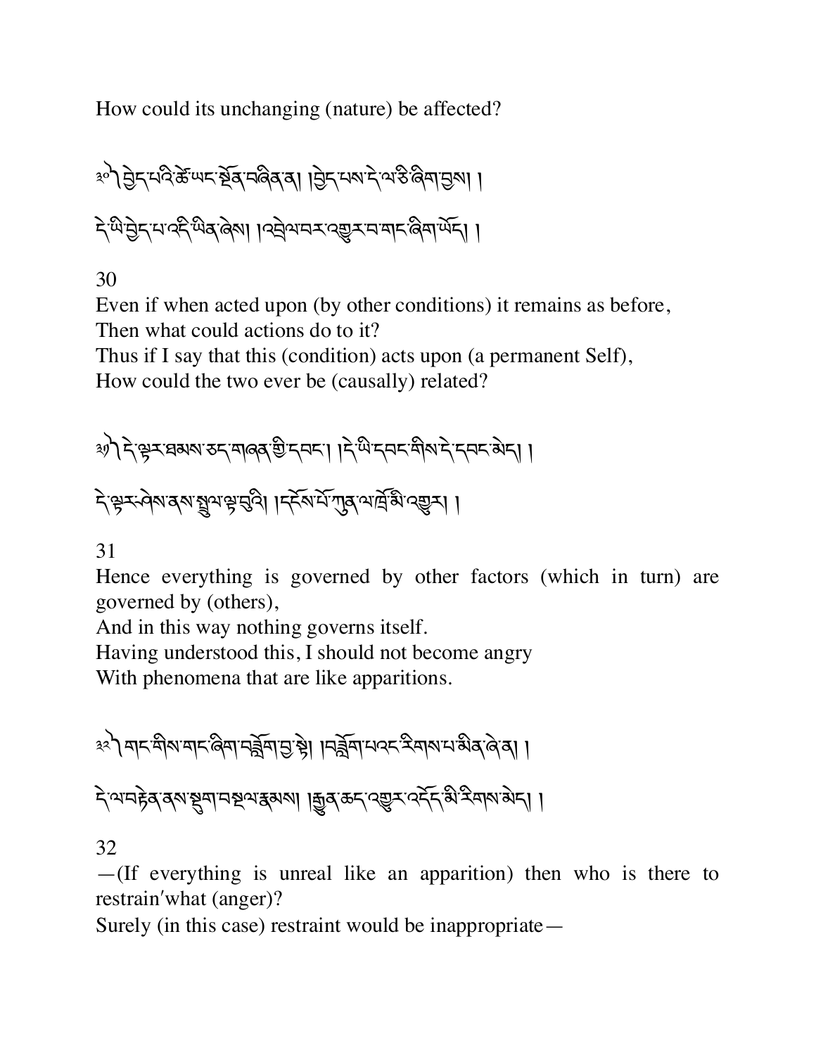How could its unchanging (nature) be affected?

༣༠ བྱེད་པའི་ཚེ་ཡང་སྔོན་བཞིན་ན། །བྱེད་པས་དེ་ལ་ཅི་ཞིག་བྱས། །

དེ་ཡི་བྱེད་པ་འདི་ཡིན་ཞེས། །འབྲེལ་བར་འགྱུར་བ་གང་ཞིག་ཡོད། །

30

Even if when acted upon (by other conditions) it remains as before,
Then what could actions do to it?
Thus if I say that this (condition) acts upon (a permanent Self),
How could the two ever be (causally) related?

༣༡ དེ་ལྟར་ཐམས་ཅད་གཞན་གྱི་དབང་། །དེ་ཡི་དབང་གིས་དེ་དབང་མེད། །

དེ་ལྟར་ཤེས་ནས་སྤྲུལ་ལྟ་བུའི། །དངོས་པོ་ཀུན་ལ་ཁྲོ་མི་འགྱུར། །

31

Hence everything is governed by other factors (which in turn) are governed by (others),
And in this way nothing governs itself.
Having understood this, I should not become angry
With phenomena that are like apparitions.

༣༢ གང་གིས་གང་ཞིག་བཟློག་བྱ་སྟེ། །བཟློག་པའང་རིགས་པ་མིན་ཞེ་ན། །

དེ་ལ་བརྟེན་ནས་སྡུག་བསྔལ་རྣམས། །རྒྱུན་ཆད་འགྱུར་འདོད་མི་རིགས་མེད། །

32

—(If everything is unreal like an apparition) then who is there to restrain'what (anger)?
Surely (in this case) restraint would be inappropriate—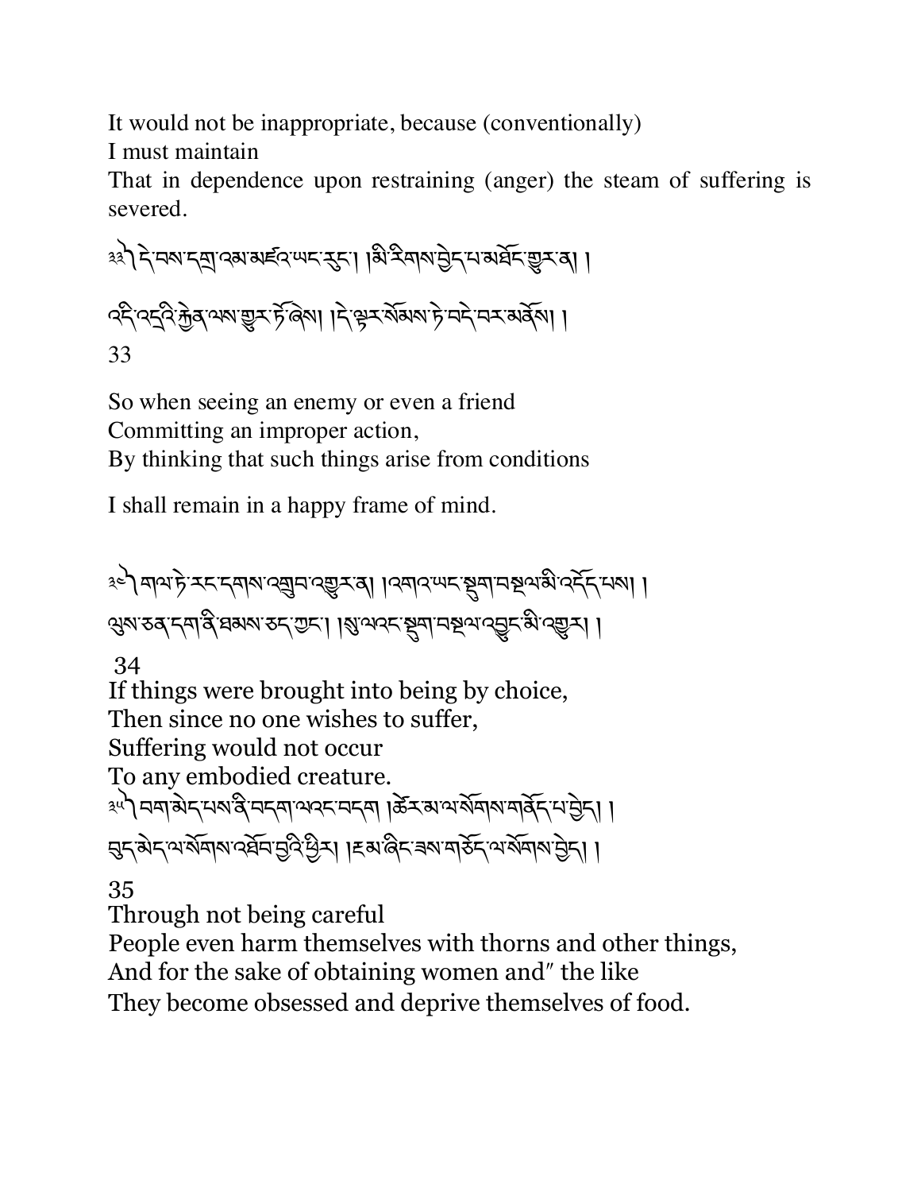It would not be inappropriate, because (conventionally)
I must maintain
That in dependence upon restraining (anger) the steam of suffering is severed.

༣༣༽ དེ་བས་དགྲ་འམ་མཛའ་ཡང་རུང་། །མི་རིགས་བྱེད་པ་མཐོང་གྱུར་ན། །
འདི་འདྲའི་རྐྱེན་ལས་གྱུར་ཏོ་ཞེས། །དེ་ལྟར་སེམས་ཏེ་བདེ་བར་མནོས། །

33

So when seeing an enemy or even a friend
Committing an improper action,
By thinking that such things arise from conditions

I shall remain in a happy frame of mind.

༣༤༽ གལ་ཏེ་རང་དགས་འགྲུབ་འགྱུར་ན། །འགའ་ཡང་སྡུག་བསྔལ་མི་འདོད་པས། །
ལུས་ཅན་དག་ནི་ཐམས་ཅད་ཀྱང་། །སུ་ལའང་སྡུག་བསྔལ་འབྱུང་མི་འགྱུར། །

34
If things were brought into being by choice,
Then since no one wishes to suffer,
Suffering would not occur
To any embodied creature.

༣༥༽ བག་མེད་པས་ནི་བདག་ལའང་བདག །ཚེར་མ་ལ་སོགས་གནོད་པ་བྱེད། །
བུད་མེད་ལ་སོགས་འཐོབ་བྱའི་ཕྱིར། །�htm་ཞིང་ཟས་གཅོད་ལ་སོགས་བྱེད། །

35
Through not being careful
People even harm themselves with thorns and other things,
And for the sake of obtaining women and″ the like
They become obsessed and deprive themselves of food.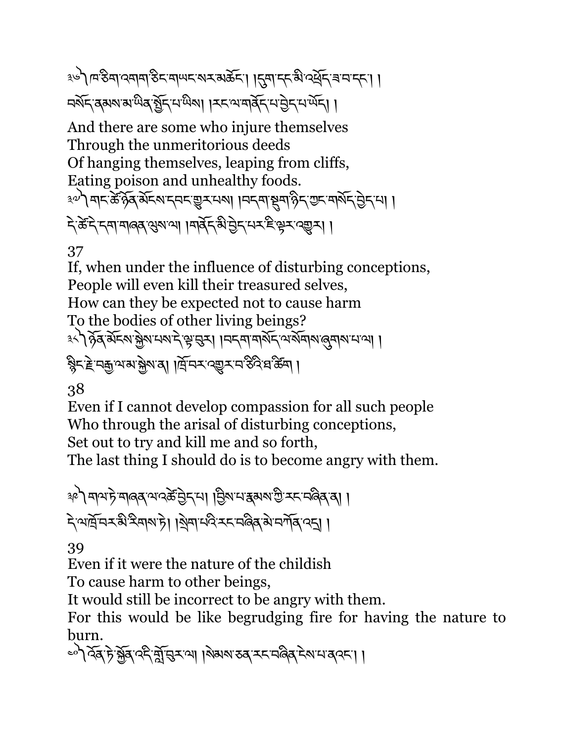༣༦ ཁ་ཅིག་འགའ་ཅིང་གཡང་སར་མཆོང་། །དུག་དང་མི་འཕྲོད་ཟ་བ་དང་། །
བསོད་ནམས་མ་ཡིན་སྤྱོད་པ་ཡིས། །རང་ལ་གནོད་པ་བྱེད་པ་ཡོད། །

And there are some who injure themselves
Through the unmeritorious deeds
Of hanging themselves, leaping from cliffs,
Eating poison and unhealthy foods.

༣༧ གང་ཚེ་ཉོན་མོངས་དབང་གྱུར་པས། །བདག་སྡུག་ཉིད་ཀྱང་གསོད་བྱེད་པ། །
དེ་ཚེ་དེ་དག་གཞན་ལུས་ལ། །གནོད་མི་བྱེད་པར་ཇི་ལྟར་འགྱུར། །

37

If, when under the influence of disturbing conceptions,
People will even kill their treasured selves,
How can they be expected not to cause harm
To the bodies of other living beings?

༣༨ ཉོན་མོངས་སྐྱེས་པས་དེ་ལྟ་བུར། །བདག་གསོད་ལ་སོགས་ཞུགས་པ་ལ། །
སྙིང་རྗེ་བརྒྱ་ལམ་མ་སྐྱེས་ན། །ཁྲོ་བར་འགྱུར་བ་ཅིའི་ཕྱིར་ཆོག །

38

Even if I cannot develop compassion for all such people
Who through the arisal of disturbing conceptions,
Set out to try and kill me and so forth,
The last thing I should do is to become angry with them.

༣༩ གལ་ཏེ་གཞན་ལ་འཚེ་བྱེད་པ། །བྱིས་པ་རྣམས་ཀྱི་རང་བཞིན་ན། །
དེ་ལ་ཁྲོ་བར་མི་རིགས་ཏེ། །སྲེག་པའི་རང་བཞིན་མེ་བཀོན་འདྲ། །

39

Even if it were the nature of the childish
To cause harm to other beings,
It would still be incorrect to be angry with them.
For this would be like begrudging fire for having the nature to burn.

༤༠ འོན་ཏེ་སྐྱོན་འདི་གློ་བུར་ལ། །སེམས་ཅན་རང་བཞིན་ངེས་པ་ནའང་། །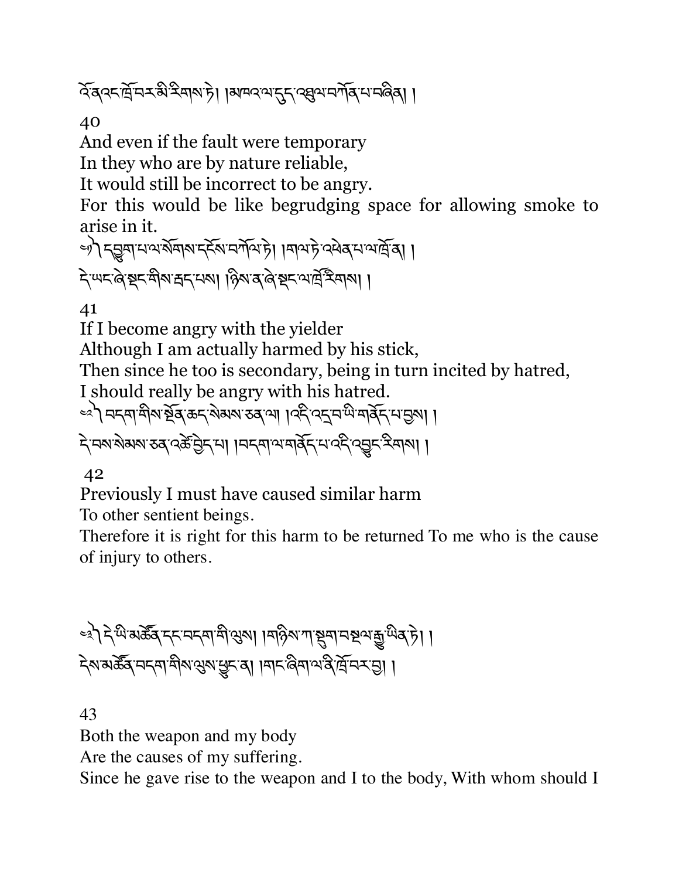འོན་ཏེ་སྐྱོན་དེ་གློ་བུར་བ། །ངོ་བོ་ཉིད་ཀྱིས་ངེས་ན་ཡང་། །དེ་ལ་ཁྲོ་བར་མི་རིགས་ཏེ། །མཁའ་ལ་དུད་འཐུལ་བཀོན་པ་བཞིན། །

40

And even if the fault were temporary
In they who are by nature reliable,
It would still be incorrect to be angry.
For this would be like begrudging space for allowing smoke to arise in it.

༼༤༡༽ དབྱུག་པ་ལ་སོགས་དངོས་བཀོལ་ཏེ། །གལ་ཏེ་འཕེན་པ་ལ་ཁྲོ་ན། །
དེ་ཡང་ཞེ་སྡང་གིས་བྲང་པས། །ཉིས་ན་ཞེ་སྡང་ལ་ཁྲོ་རིགས། །

41

If I become angry with the yielder
Although I am actually harmed by his stick,
Then since he too is secondary, being in turn incited by hatred,
I should really be angry with his hatred.

༼༤༢༽ བདག་གིས་སྔོན་ཆད་སེམས་ཅན་ལ། །འདི་འདྲ་བ་ཡི་གནོད་པ་བྱས། །
དེ་བས་སེམས་ཅན་འཚེ་བྱེད་པ། །བདག་ལ་གནོད་པ་འདི་འབྱུང་རིགས། །

42

Previously I must have caused similar harm
To other sentient beings.
Therefore it is right for this harm to be returned To me who is the cause of injury to others.

༼༤༣༽ དེ་ཡི་མཚོན་དང་བདག་གི་ལུས། །གཉིས་ཀ་སྡུག་བསྔལ་རྒྱུ་ཡིན་ཏེ། །
དེས་མཚོན་བདག་གིས་ལུས་ཕྱུང་ན། །གང་ཞིག་ལ་ནི་ཁྲོ་བར་བྱ། །

43

Both the weapon and my body
Are the causes of my suffering.
Since he gave rise to the weapon and I to the body, With whom should I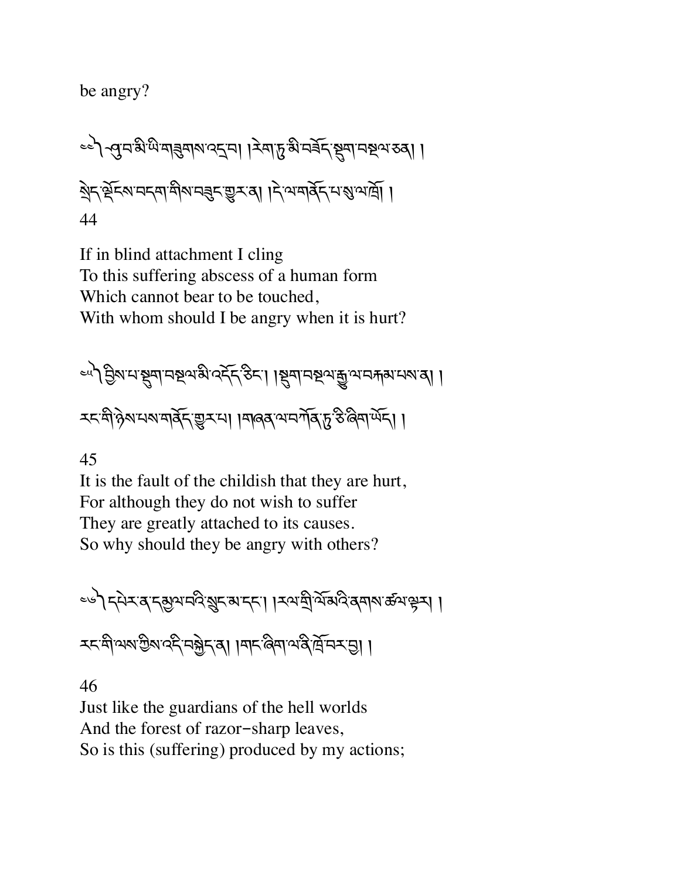be angry?

༄༅། ཕུབ་མི་ཡི་གཟུགས་འདྲ་བ། །རེག་ཏུ་མི་བཟོད་སྡུག་བསྔལ་ཅན། །
སྲེད་ལྡོངས་བདག་གིས་བཟུང་གྱུར་ན། །དེ་ལ་གནོད་པ་སུ་ལ་ཁྲོ། །
44

If in blind attachment I cling
To this suffering abscess of a human form
Which cannot bear to be touched,
With whom should I be angry when it is hurt?

༄༅། བྱིས་པ་སྡུག་བསྔལ་མི་འདོད་ཅིང་། །སྡུག་བསྔལ་རྒྱུ་ལ་བརྐམ་པས་ན། །
རང་གི་ཉེས་པས་གནོད་གྱུར་པ། །གཞན་ལ་བཀོན་དུ་ཅི་ཞིག་ཡོད། །

45
It is the fault of the childish that they are hurt,
For although they do not wish to suffer
They are greatly attached to its causes.
So why should they be angry with others?

༄༅། དཔེར་ན་དམྱལ་བའི་སྲུང་མ་དང་། །རལ་གྲིའི་ལོ་མའི་ནགས་ཚལ་ལྟར། །
རང་གི་ལས་ཀྱིས་འདི་བསྐྱེད་ན། །གང་ཞིག་ལ་ནི་ཁྲོ་བར་བྱ། །

46
Just like the guardians of the hell worlds
And the forest of razor-sharp leaves,
So is this (suffering) produced by my actions;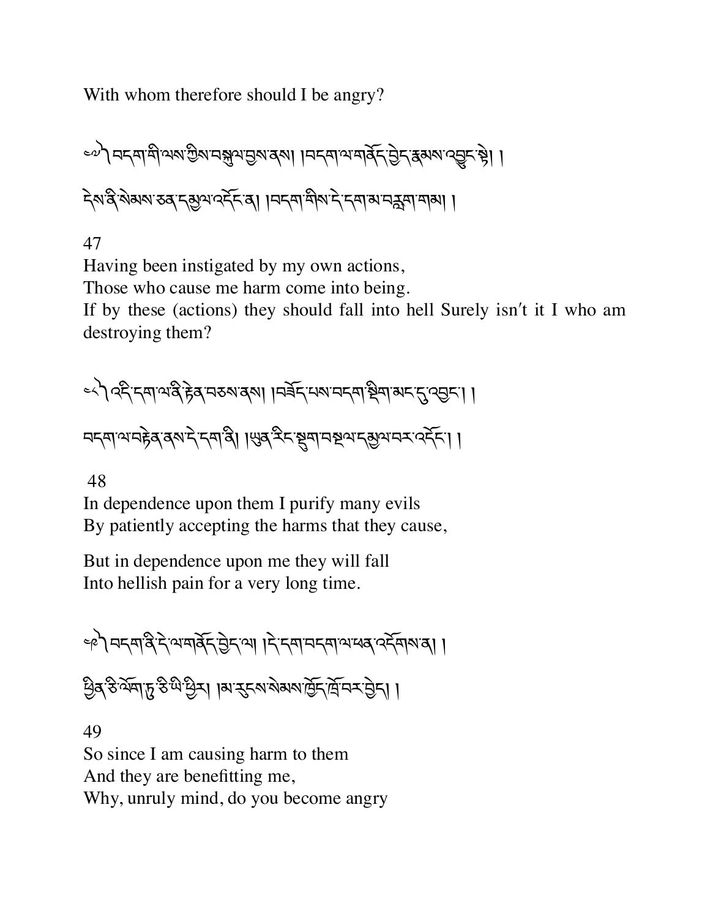With whom therefore should I be angry?

༤༧༽ བདག་གི་ལས་ཀྱིས་བསྐུལ་བྱས་ནས། །བདག་ལ་གནོད་བྱེད་རྣམས་འབྱུང་སྟེ། །

དེས་ནི་སེམས་ཅན་དམྱལ་འགྲོ་ན། །བདག་གིས་དེ་དག་མ་བརླག་གམ། །

47
Having been instigated by my own actions,
Those who cause me harm come into being.
If by these (actions) they should fall into hell Surely isn't it I who am destroying them?

༤༨༽ འདི་དག་ལ་ནི་རྟེན་བཅས་ནས། །བཟོད་པས་བདག་སྡིག་མང་དུ་འབྱང་། །

བདག་ལ་བརྟེན་ནས་དེ་དག་ནི། །ཡུན་རིང་སྡུག་བསྔལ་དམྱལ་བར་འགྲོ། །

48
In dependence upon them I purify many evils
By patiently accepting the harms that they cause,

But in dependence upon me they will fall
Into hellish pain for a very long time.

༤༩༽ བདག་ནི་དེ་ལ་གནོད་བྱེད་ལ། །དེ་དག་བདག་ལ་ཕན་འདོགས་ན། །

ཕྱིན་ཅི་ལོག་ཏུ་ཅི་ཡི་ཕྱིར། །མ་རུངས་སེམས་ཁྱོད་ཁྲོ་བར་བྱེད། །

49
So since I am causing harm to them
And they are benefitting me,
Why, unruly mind, do you become angry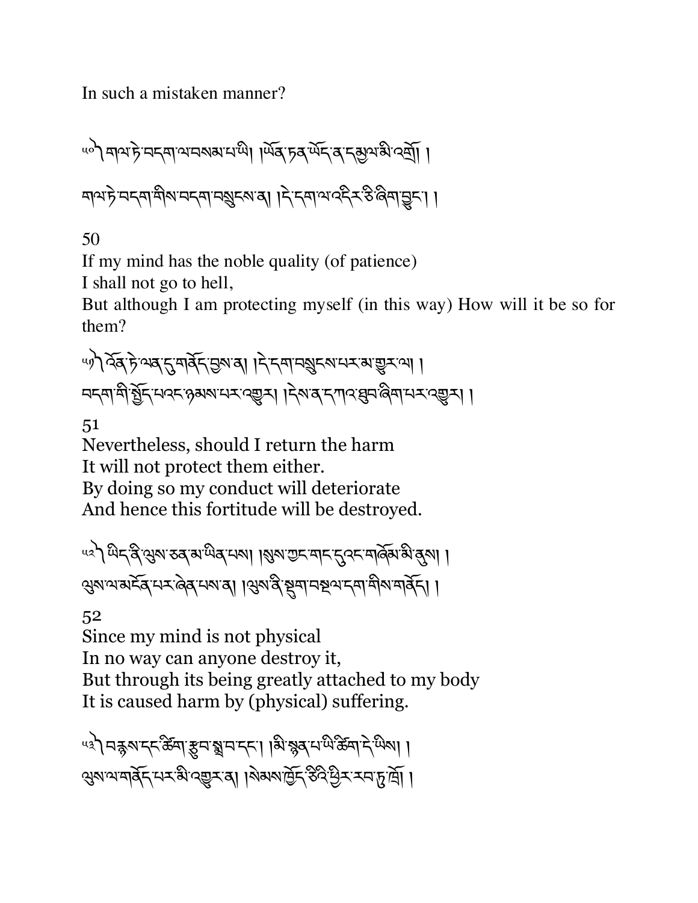In such a mistaken manner?

༥༠། གལ་ཏེ་བདག་ལ་བསམ་པ་ཡི། །ཡོན་ཏན་ཡོད་ན་དམྱལ་མི་འགྲོ། །

གལ་ཏེ་བདག་གིས་བདག་བསྲུངས་ན། །དེ་དག་ལ་འདིར་ཅི་ཞིག་བྱུང་། །

50

If my mind has the noble quality (of patience)

I shall not go to hell,

But although I am protecting myself (in this way) How will it be so for them?

༥༡། འོན་ཏེ་ལན་དུ་གནོད་བྱས་ན། །དེ་དག་བསྲུངས་པར་མ་གྱུར་ལ། །

བདག་གི་སྤྱོད་པའང་ཉམས་པར་འགྱུར། །དེས་ན་དཀའ་ཐུབ་ཞིག་པར་འགྱུར། །

51

Nevertheless, should I return the harm

It will not protect them either.

By doing so my conduct will deteriorate

And hence this fortitude will be destroyed.

༥༢། ཡིད་ནི་ལུས་ཅན་མ་ཡིན་པས། །སུས་ཀྱང་གང་དུའང་གཞོམ་མི་ནུས། །

ལུས་ལ་མངོན་པར་ཞེན་པས་ན། །ལུས་ནི་སྡུག་བསྔལ་དག་གིས་གནོད། །

52

Since my mind is not physical

In no way can anyone destroy it,

But through its being greatly attached to my body

It is caused harm by (physical) suffering.

༥༣། བརྙས་དང་ཚིག་རྩུབ་སྨྲ་བ་དང་། །མི་སྙན་པ་ཡི་ཚིག་དེ་ཡིས། །

ལུས་ལ་གནོད་པར་མི་འགྱུར་ན། །སེམས་ཁྱོད་ཅིའི་ཕྱིར་རབ་ཏུ་ཁྲོ། །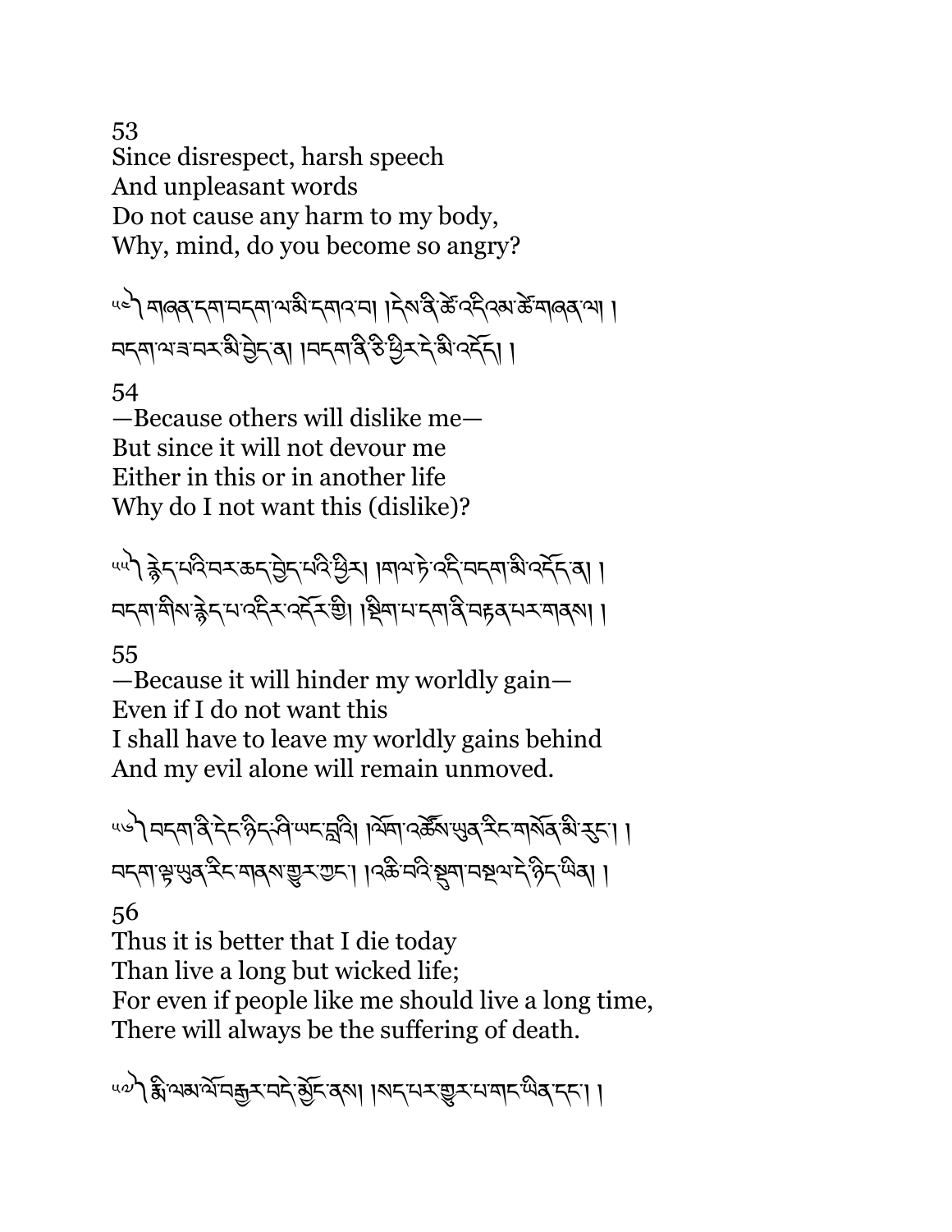53
Since disrespect, harsh speech
And unpleasant words
Do not cause any harm to my body,
Why, mind, do you become so angry?

༥༤ གཞན་དག་བདག་ལ་མི་དགའ་བ། །དེས་ནི་ཚེ་འདི་འམ་ཚེ་གཞན་ལ། །
བདག་ལ་ཟ་བར་མི་བྱེད་ན། །བདག་ནི་ཅི་ཕྱིར་དེ་མི་འདོད། །

54
—Because others will dislike me—
But since it will not devour me
Either in this or in another life
Why do I not want this (dislike)?

༥༥ རྙེད་པའི་བར་ཆད་བྱེད་པའི་ཕྱིར། །གལ་ཏེ་འདི་བདག་མི་འདོད་ན། །
བདག་གིས་རྙེད་པ་འདིར་འདོར་གྱི། །སྡིག་པ་དག་ནི་བརྟན་པར་གནས། །

55
—Because it will hinder my worldly gain—
Even if I do not want this
I shall have to leave my worldly gains behind
And my evil alone will remain unmoved.

༥༦ བདག་ནི་དེ་རིང་ཉིད་ཤི་ཡང་བླའི། །ལོག་འཚོས་ཡུན་རིང་གསོན་མི་རུང་། །
བདག་ལྟ་ཡུན་རིང་གནས་གྱུར་ཀྱང་། །འཆི་བའི་སྡུག་བསྔལ་དེ་ཉིད་ཡིན། །

56
Thus it is better that I die today
Than live a long but wicked life;
For even if people like me should live a long time,
There will always be the suffering of death.

༥༧ རྨི་ལམ་ལོ་བརྒྱར་བདེ་སྤྱོད་ནས། །སད་པར་གྱུར་པ་གང་ཡིན་དང་། །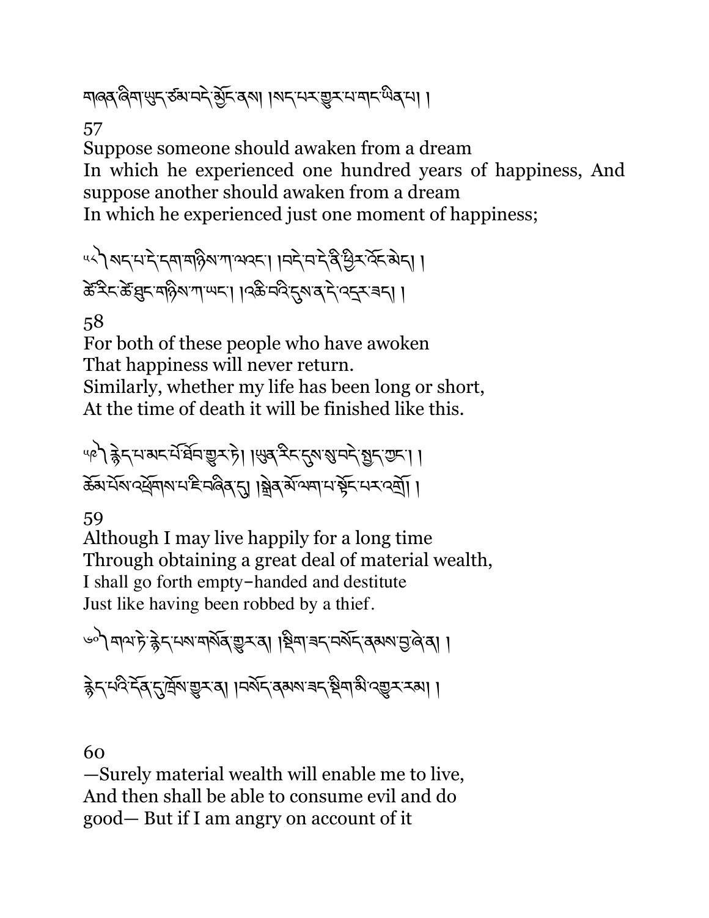གཞན་ཞིག་ཡུད་ཙམ་བདེ་མྱོང་ནས། །སད་པར་གྱུར་པ་གང་ཡིན་པ། །

57

Suppose someone should awaken from a dream
In which he experienced one hundred years of happiness, And suppose another should awaken from a dream
In which he experienced just one moment of happiness;

༥༨ སད་པ་དེ་དག་གཉིས་ཀ་ལའང་། །བདེ་བ་དེ་ནི་ཕྱིར་འོང་མེད། །
ཚེ་རིང་ཚེ་ཐུང་གཉིས་ཀ་ཡང་། །འཆི་བའི་དུས་ན་དེ་འདྲར་ཟད། །

58

For both of these people who have awoken
That happiness will never return.
Similarly, whether my life has been long or short,
At the time of death it will be finished like this.

༥༩ རྙེད་པ་མང་པོ་ཐོབ་གྱུར་ཏེ། །ཡུན་རིང་དུས་སུ་བདེ་སྤྱད་ཀྱང་། །
ཆོམ་པོས་འཕྲོགས་པ་ཇི་བཞིན་དུ། །སྒྲིན་མོ་ལག་པ་སྟོང་པར་འགྲོ། །

59

Although I may live happily for a long time
Through obtaining a great deal of material wealth,
I shall go forth empty-handed and destitute
Just like having been robbed by a thief.

༦༠ གལ་ཏེ་རྙེད་པས་གསོན་གྱུར་ན། །སྡིག་ཟད་བསོད་ནམས་བྱ་ཞེ་ན། །

རྙེད་པའི་དོན་དུ་ཁྲོས་གྱུར་ན། །བསོད་ནམས་ཟད་སྡིག་མི་འགྱུར་རམ། །

60

—Surely material wealth will enable me to live,
And then shall be able to consume evil and do
good— But if I am angry on account of it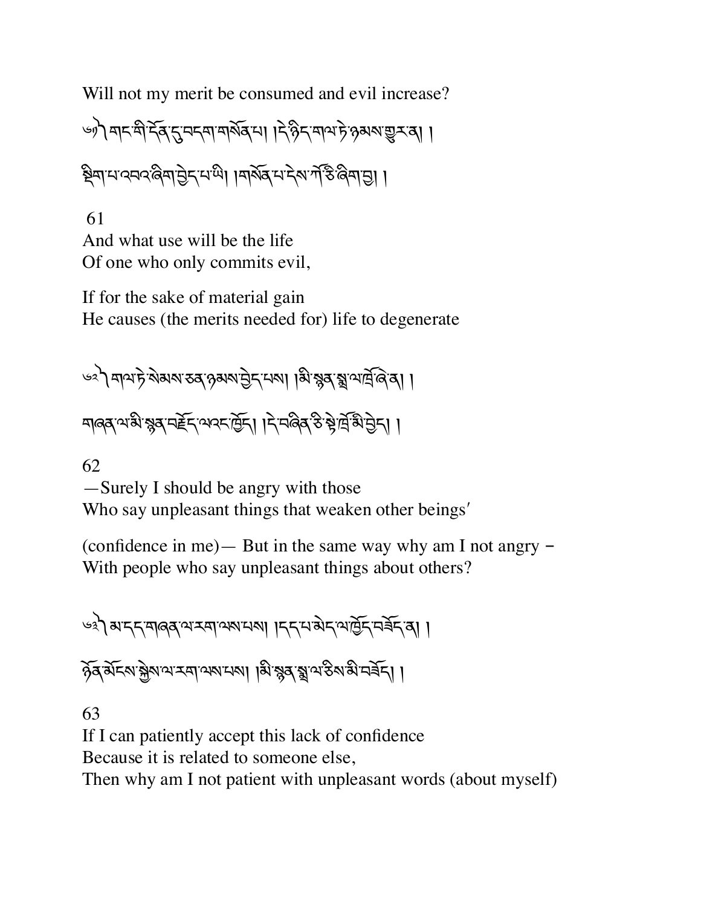Will not my merit be consumed and evil increase?

༦༡ གང་གི་དོན་དུ་བདག་གསོན་པ། །དེ་ཉིད་གལ་ཏེ་ཉམས་གྱུར་ན། །

སྡིག་པ་འབའ་ཞིག་བྱེད་པ་ཡི། །གསོན་པ་དེས་ཀོ་ཅི་ཞིག་བྱ། །

61
And what use will be the life
Of one who only commits evil,

If for the sake of material gain
He causes (the merits needed for) life to degenerate

༦༢ གལ་ཏེ་སེམས་ཅན་ཉམས་བྱེད་པས། །མི་སྙན་སྨྲ་ལ་ཁྲོ་ཞེ་ན། །

གཞན་ལ་མི་སྙན་བརྗོད་ལ་འང་ཁྱོད། །དེ་བཞིན་ཅི་སྟེ་ཁྲོ་མི་བྱེད། །

62
—Surely I should be angry with those
Who say unpleasant things that weaken other beings'

(confidence in me)— But in the same way why am I not angry –
With people who say unpleasant things about others?

༦༣ མ་དད་གཞན་ལ་རག་ལས་པས། །དད་པ་མེད་ལ་ཁྱོད་བཟོད་ན། །

ཉོན་མོངས་སྐྱེས་ལ་རག་ལས་པས། །མི་སྙན་སྨྲ་ལ་ཅིས་མི་བཟོད། །

63
If I can patiently accept this lack of confidence
Because it is related to someone else,
Then why am I not patient with unpleasant words (about myself)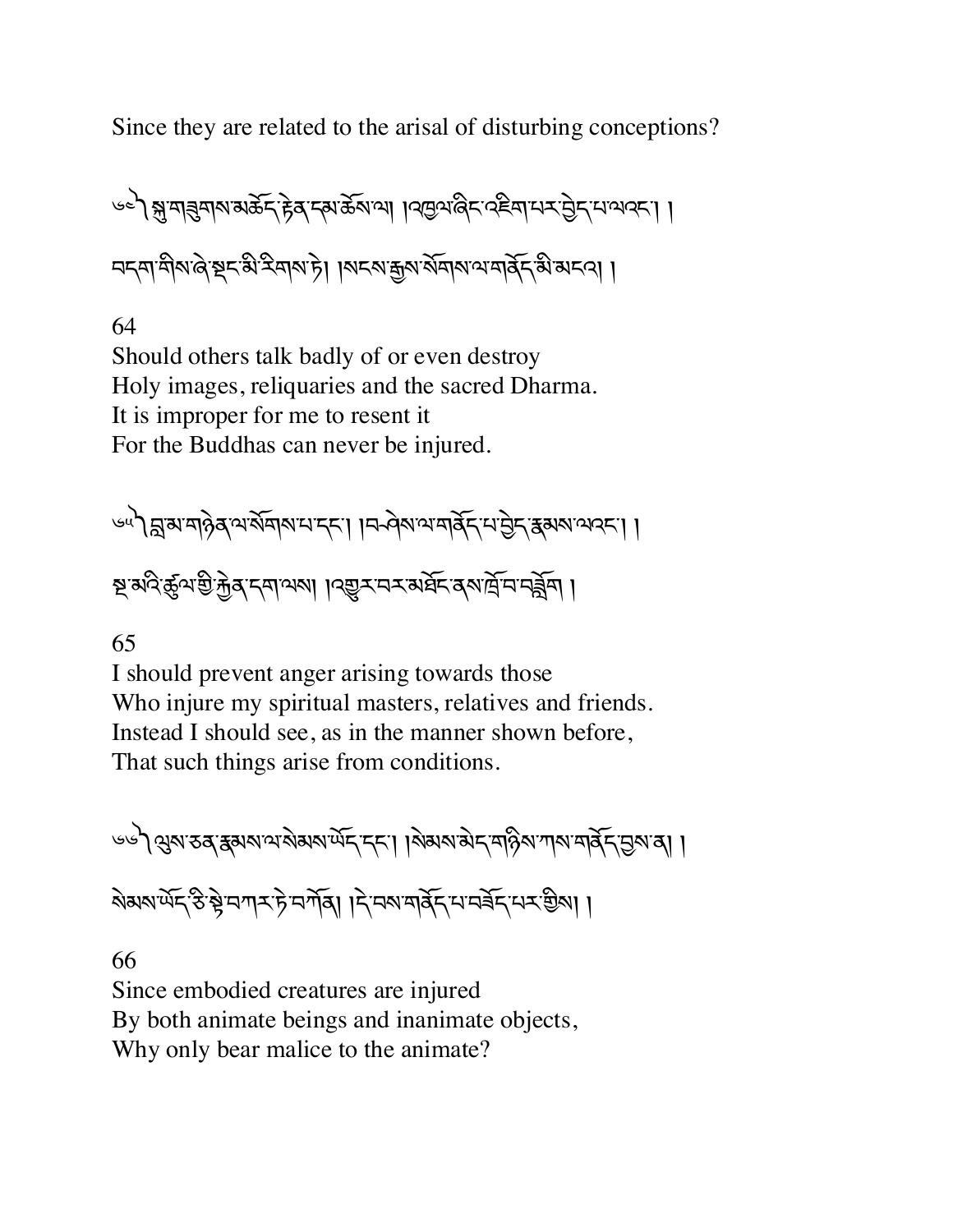Since they are related to the arisal of disturbing conceptions?

༄༅། །སྐུ་གཟུགས་མཆོད་རྟེན་དམ་ཆོས་ལ། །འཕྱ་ཞིང་འཇིག་པར་བྱེད་པ་ལའང་། །
བདག་གིས་ཞེ་སྡང་མི་རིགས་ཏེ། །སངས་རྒྱས་སོགས་ལ་གནོད་མི་མངའ། །

64
Should others talk badly of or even destroy
Holy images, reliquaries and the sacred Dharma.
It is improper for me to resent it
For the Buddhas can never be injured.

༄༅། །བླ་མ་གཉེན་ལ་སོགས་པ་དང་། །ཁ་ཞེས་ལ་གནོད་པ་བྱེད་རྣམས་ལའང་། །
སྔ་མའི་ཚུལ་གྱི་རྐྱེན་དག་ལས། །འགྱུར་བར་མཐོང་ནས་ཁྲོ་བ་བཟློག །

65
I should prevent anger arising towards those
Who injure my spiritual masters, relatives and friends.
Instead I should see, as in the manner shown before,
That such things arise from conditions.

༄༅། །ལུས་ཅན་རྣམས་ལ་སེམས་ཡོད་དང་། །སེམས་མེད་གཉིས་ཀས་གནོད་བྱས་ན། །
སེམས་ཡོད་ཅི་སྟེ་བཀར་ཏེ་བཀོན། །དེ་བས་གནོད་པ་བཟོད་པར་གྱིས། །

66
Since embodied creatures are injured
By both animate beings and inanimate objects,
Why only bear malice to the animate?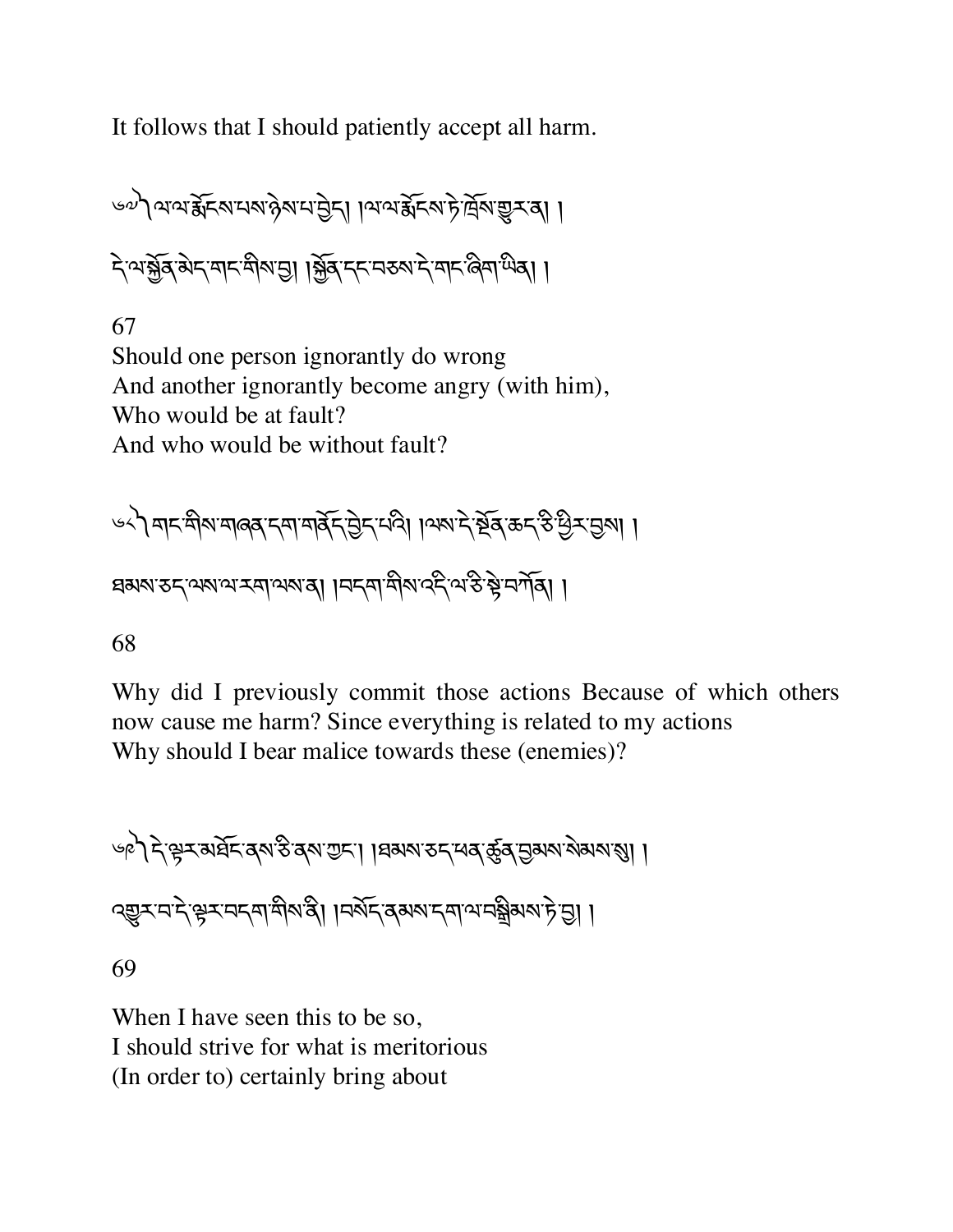It follows that I should patiently accept all harm.

༦༧ ལ་ལ་རྨོངས་པས་ཉེས་པ་བྱེད། །ལ་ལ་རྨོངས་ཏེ་ཁྲོས་གྱུར་ན། །

དེ་ལ་སྐྱོན་མེད་གང་གིས་བྱ། །སྐྱོན་དང་བཅས་དེ་གང་ཞིག་ཡིན། །

67

Should one person ignorantly do wrong
And another ignorantly become angry (with him),
Who would be at fault?
And who would be without fault?

༦༨ གང་གིས་གཞན་དག་གནོད་བྱེད་པའི། །ལས་དེ་སྔོན་ཆད་ཅི་ཕྱིར་བྱས། །

ཐམས་ཅད་ལས་ལ་རག་ལས་ན། །བདག་གིས་འདི་ལ་ཅི་སྟེ་བཀོན། །

68

Why did I previously commit those actions Because of which others now cause me harm? Since everything is related to my actions
Why should I bear malice towards these (enemies)?

༦༩ དེ་ལྟར་མཐོང་ནས་ཅི་ནས་ཀྱང་། །ཐམས་ཅད་ཕན་ཚུན་བྱམས་སེམས་སུ། །

འགྱུར་བ་དེ་ལྟར་བདག་གིས་ནི། །བསོད་ནམས་དག་ལ་བསྒྲིམས་ཏེ་བྱ། །

69

When I have seen this to be so,
I should strive for what is meritorious
(In order to) certainly bring about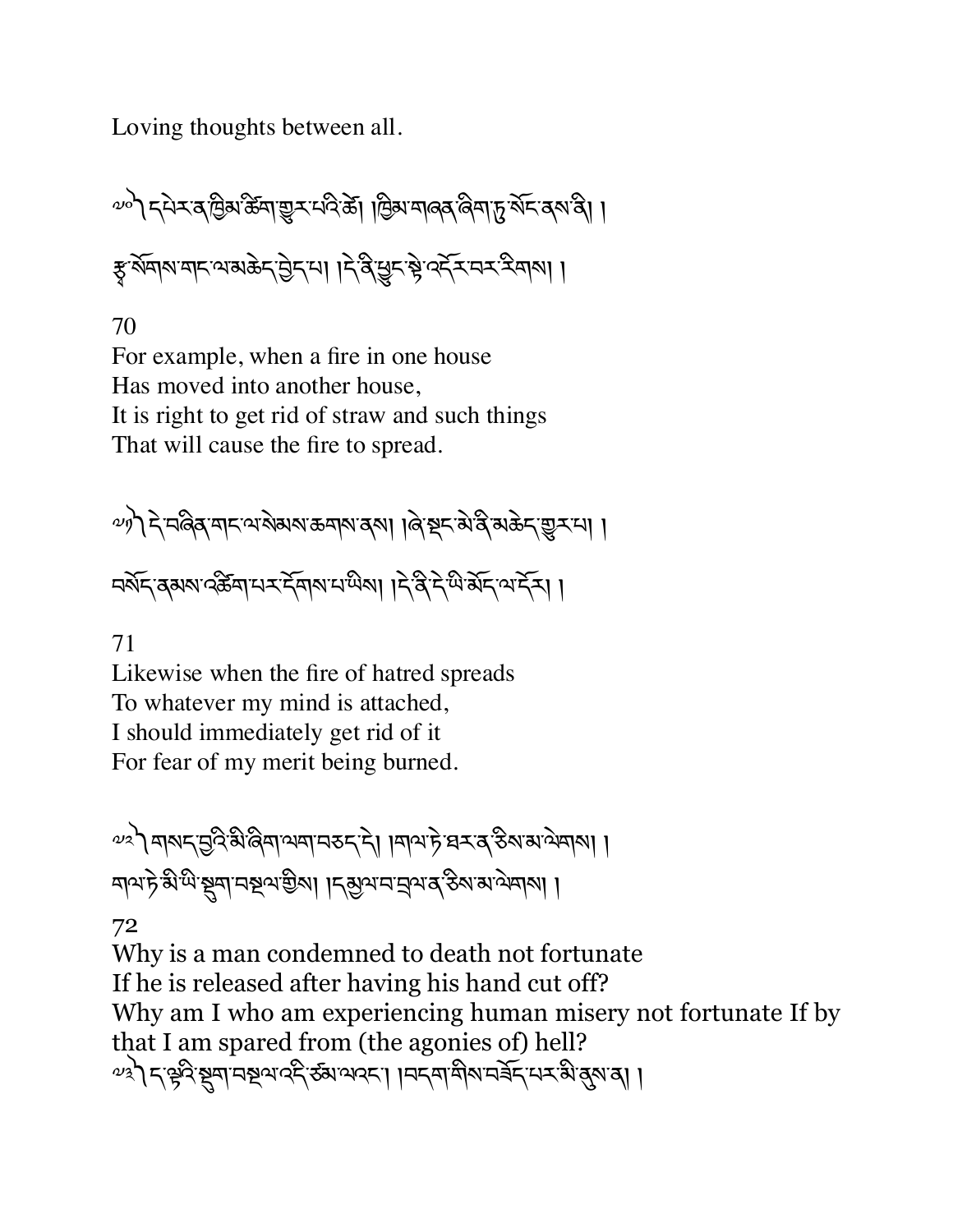Loving thoughts between all.

༧༠ དཔེར་ན་ཁྱིམ་ཚིག་ཞུར་པའི་ཚེ། །ཁྱིམ་གཞན་ཞིག་ཏུ་སོང་ནས་ནི། །
རྩྭ་སོགས་གང་ལ་མཆེད་བྱེད་པ། །དེ་ནི་ཕྱུང་སྟེ་འདོར་བར་རིགས། །

70
For example, when a fire in one house
Has moved into another house,
It is right to get rid of straw and such things
That will cause the fire to spread.

༧༡ དེ་བཞིན་གང་ལ་སེམས་ཆགས་ནས། །ཞེ་སྡང་མེ་ནི་མཆེད་གྱུར་པ། །
བསོད་ནམས་འཚིག་པར་དོགས་པ་ཡིས། །དེ་ནི་དེ་ཡི་མོད་ལ་དོར། །

71
Likewise when the fire of hatred spreads
To whatever my mind is attached,
I should immediately get rid of it
For fear of my merit being burned.

༧༢ གསད་བྱའི་མི་ཞིག་ལག་བཅད་དེ། །གལ་ཏེ་ཐར་ན་ཅིས་མ་ལེགས། །
གལ་ཏེ་མི་ཡི་སྡུག་བསྔལ་གྱིས། །དམྱལ་བ་བྲལ་ན་ཅིས་མ་ལེགས། །

72
Why is a man condemned to death not fortunate
If he is released after having his hand cut off?
Why am I who am experiencing human misery not fortunate If by that I am spared from (the agonies of) hell?

༧༣ ད་ལྟའི་སྡུག་བསྔལ་འདི་ཙམ་ལའང་། །བདག་གིས་བཟོད་པར་མི་ནུས་ན། །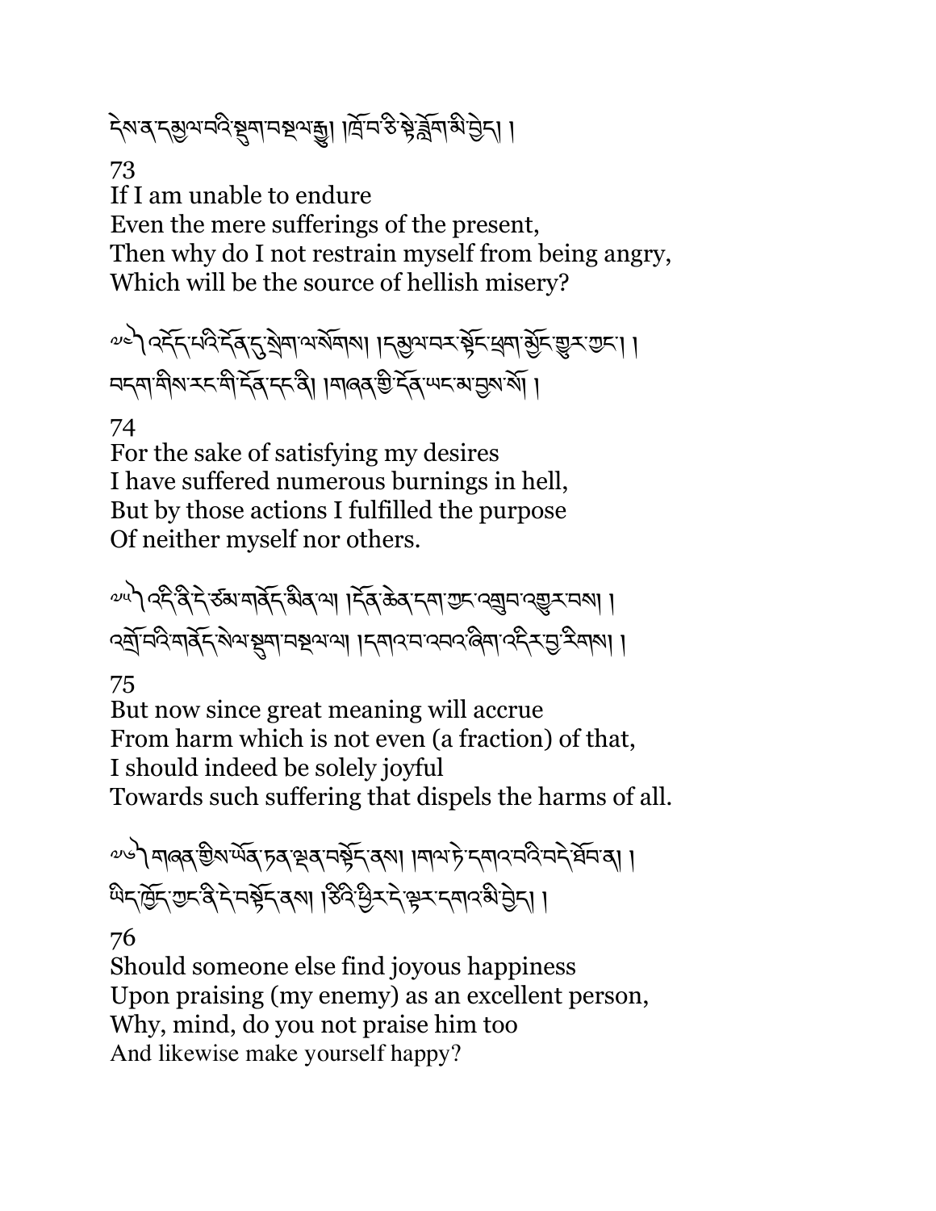དེས་ན་དམྱལ་བའི་སྡུག་བསྔལ་རྒྱུ། །ཁྲོ་བ་ཅི་སྟེ་བཟློག་མི་བྱེད། །

73
If I am unable to endure
Even the mere sufferings of the present,
Then why do I not restrain myself from being angry,
Which will be the source of hellish misery?

༧༤ འདོད་པའི་དོན་དུ་སྲེག་ལ་སོགས། །དམྱལ་བར་སྟོང་ཕྲག་སྨྱོང་གྱུར་ཀྱང་། །
བདག་གིས་རང་གི་དོན་དང་ནི། །གཞན་གྱི་དོན་ཡང་མ་བྱས་སོ། །

74
For the sake of satisfying my desires
I have suffered numerous burnings in hell,
But by those actions I fulfilled the purpose
Of neither myself nor others.

༧༥ འདི་ནི་དེ་ཙམ་གནོད་མིན་ལ། །དོན་ཆེན་དག་ཀྱང་འགྲུབ་འགྱུར་བས། །
འགྲོ་བའི་གནོད་སེལ་སྡུག་བསྔལ་ལ། །དགའ་བ་འབའ་ཞིག་འདིར་བྱ་རིགས། །

75
But now since great meaning will accrue
From harm which is not even (a fraction) of that,
I should indeed be solely joyful
Towards such suffering that dispels the harms of all.

༧༦ གཞན་གྱིས་ཡོན་ཏན་ལྡན་བསྟོད་ནས། །གལ་ཏེ་དགའ་བའི་བདེ་ཐོབ་ན། །
ཡིད་ཁྱོད་ཀྱང་ནི་དེ་བསྟོད་ནས། །ཅིའི་ཕྱིར་དེ་ལྟར་དགའ་མི་བྱེད། །

76
Should someone else find joyous happiness
Upon praising (my enemy) as an excellent person,
Why, mind, do you not praise him too
And likewise make yourself happy?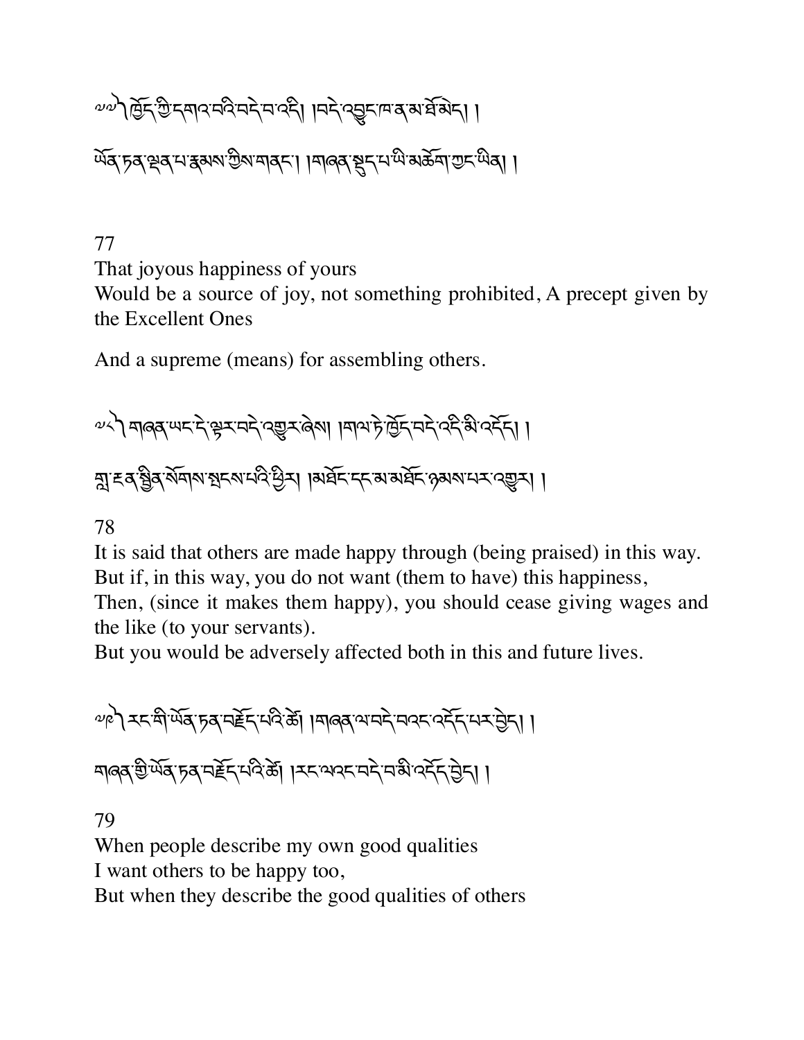༄༅། ཁྱོད་ཀྱི་དགའ་བའི་བདེ་བ་འདི། །བདེ་འབྱུང་ཁ་ན་མ་ཐོ་མེད། །

ཡོན་ཏན་ལྡན་པ་རྣམས་ཀྱིས་གནང་། །གཞན་སྡུད་པ་ཡི་མཆོག་ཀྱང་ཡིན། །

77

That joyous happiness of yours
Would be a source of joy, not something prohibited, A precept given by the Excellent Ones

And a supreme (means) for assembling others.

༄༅། གཞན་ཡང་དེ་ལྟར་བདེ་འགྱུར་ཞེས། །གལ་ཏེ་ཁྱོད་བདེ་འདི་མི་འདོད། །

གླ་རྔན་སྦྱིན་སོགས་སྤངས་པའི་ཕྱིར། །མཐོང་དང་མ་མཐོང་ཉམས་པར་འགྱུར། །

78

It is said that others are made happy through (being praised) in this way.
But if, in this way, you do not want (them to have) this happiness,
Then, (since it makes them happy), you should cease giving wages and the like (to your servants).
But you would be adversely affected both in this and future lives.

༄༅། རང་གི་ཡོན་ཏན་བརྗོད་པའི་ཚེ། །གཞན་ལ་བདེ་བའང་འདོད་པར་བྱེད། །

གཞན་གྱི་ཡོན་ཏན་བརྗོད་པའི་ཚེ། །རང་ལའང་བདེ་བ་མི་འདོད་བྱེད། །

79

When people describe my own good qualities
I want others to be happy too,
But when they describe the good qualities of others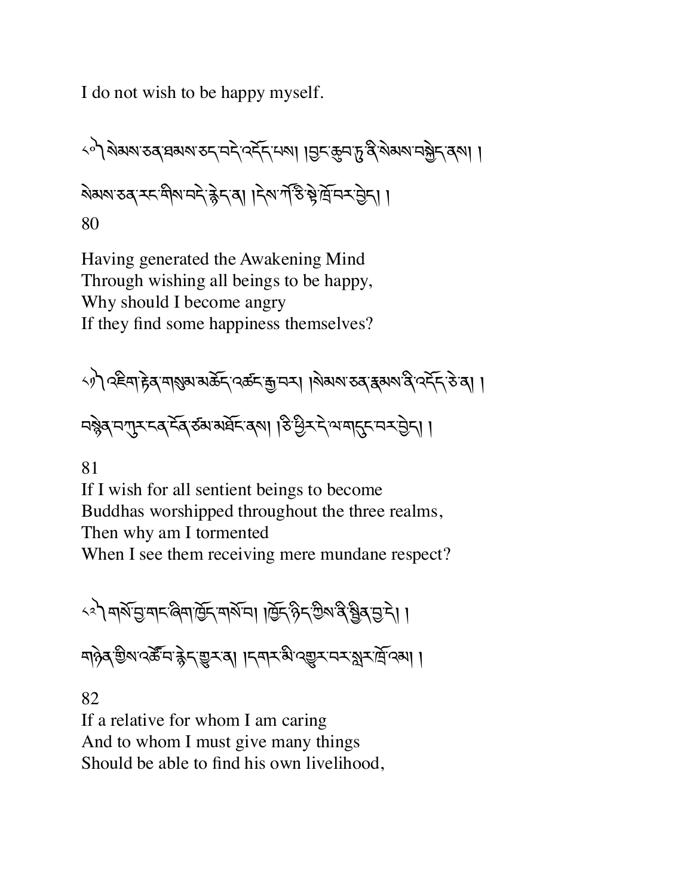I do not wish to be happy myself.

༨༠༽ སེམས་ཅན་ཐམས་ཅད་བདེ་འདོད་པས། །བྱང་ཆུབ་ཏུ་ནི་སེམས་བསྐྱེད་ནས། །

སེམས་ཅན་རང་གིས་བདེ་རྙེད་ན། །དེས་ཀོ་ཅི་སྟེ་ཁྲོ་བར་བྱེད། །

80

Having generated the Awakening Mind
Through wishing all beings to be happy,
Why should I become angry
If they find some happiness themselves?

༨༡༽ འཇིག་རྟེན་གསུམ་མཆོད་འཚང་རྒྱ་བར། །སེམས་ཅན་རྣམས་ནི་འདོད་ཅེ་ན། །

བསྙེན་བཀུར་ངན་ངོན་ཙམ་མཐོང་ནས། །ཅི་ཕྱིར་དེ་ལ་གདུང་བར་བྱེད། །

81

If I wish for all sentient beings to become
Buddhas worshipped throughout the three realms,
Then why am I tormented
When I see them receiving mere mundane respect?

༨༢༽ གསོ་བྱ་གང་ཞིག་ཁྱོད་གསོ་བ། །ཁྱོད་ཉིད་ཀྱིས་ནི་སྦྱིན་བྱ་དེ། །

གཉེན་གྱིས་འཚོ་བ་རྙེད་གྱུར་ན། །དགར་མི་འགྱུར་བར་སླར་ཁྲོ་འམ། །

82

If a relative for whom I am caring
And to whom I must give many things
Should be able to find his own livelihood,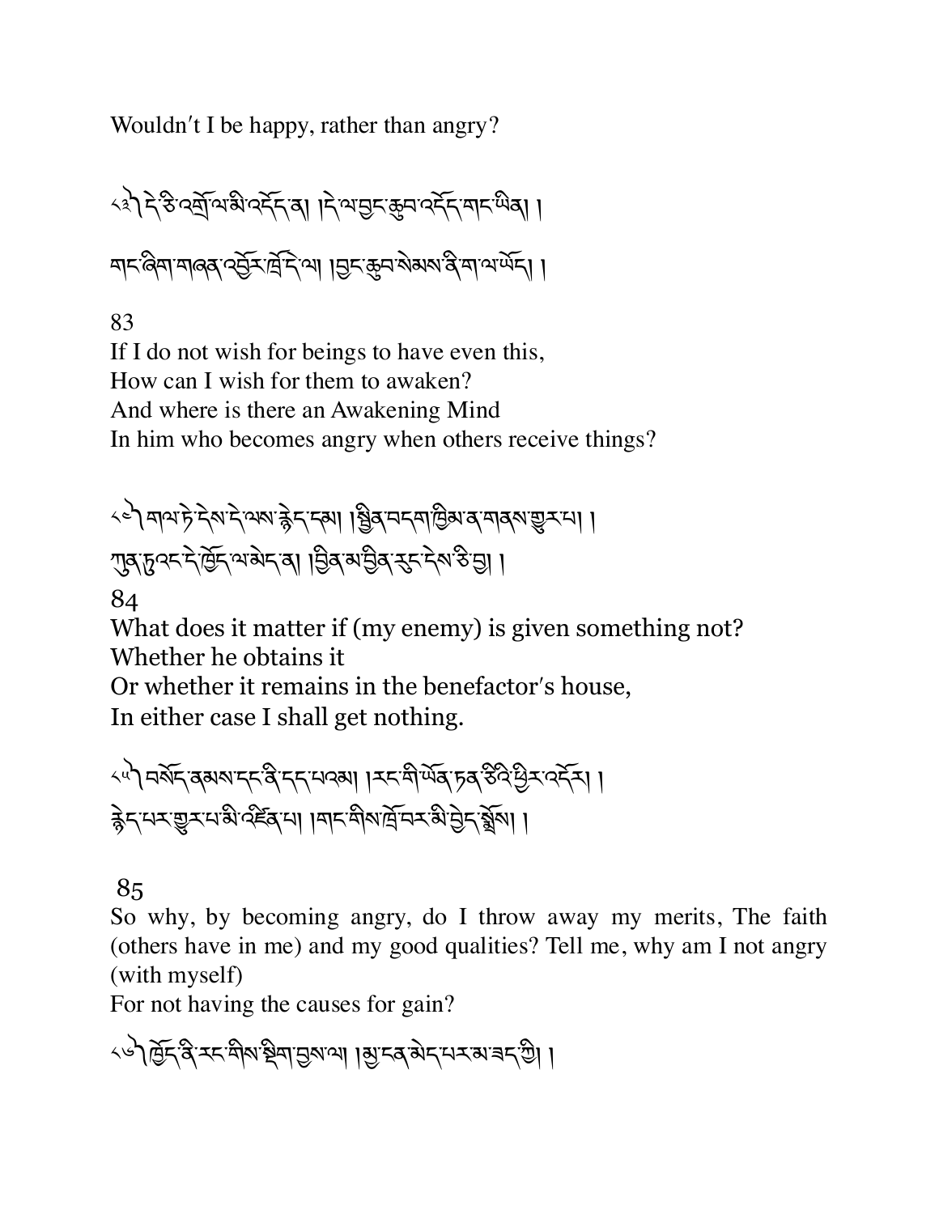Wouldn't I be happy, rather than angry?

༨༣ དེ་ཙེ་འགྲོ་ལ་མི་འདོད་ན། །དེ་ལ་བྱང་ཆུབ་འདོད་གང་ཡིན། །

གང་ཞིག་གཞན་འབྱོར་ཁྲོ་དེ་ལ། །བྱང་ཆུབ་སེམས་ནི་ག་ལ་ཡོད། །

83

If I do not wish for beings to have even this,
How can I wish for them to awaken?
And where is there an Awakening Mind
In him who becomes angry when others receive things?

༨༤ གལ་ཏེ་དེས་དེ་ལས་རྙེད་དམ། །སྦྱིན་བདག་ཁྱིམ་ན་གནས་གྱུར་པ། །
ཀུན་ཏུའང་དེ་ཁྱོད་ལ་མེད་ན། །བྱིན་མ་བྱིན་རུང་དེས་ཅི་བྱ། །

84

What does it matter if (my enemy) is given something not?
Whether he obtains it
Or whether it remains in the benefactor's house,
In either case I shall get nothing.

༨༥ བསོད་ནམས་དང་ནི་དད་པའམ། །རང་གི་ཡོན་ཏན་ཅིའི་ཕྱིར་འདོར། །
རྙེད་པར་གྱུར་པ་མི་འཛིན་པ། །གང་གིས་ཁྲོ་བར་མི་བྱེད་སྨྲོས། །

85

So why, by becoming angry, do I throw away my merits, The faith (others have in me) and my good qualities? Tell me, why am I not angry (with myself)
For not having the causes for gain?

༨༦ ཁྱོད་ནི་རང་གིས་སྡིག་བྱས་ལ། །མྱ་ངན་མེད་པར་མ་ཟད་ཀྱི། །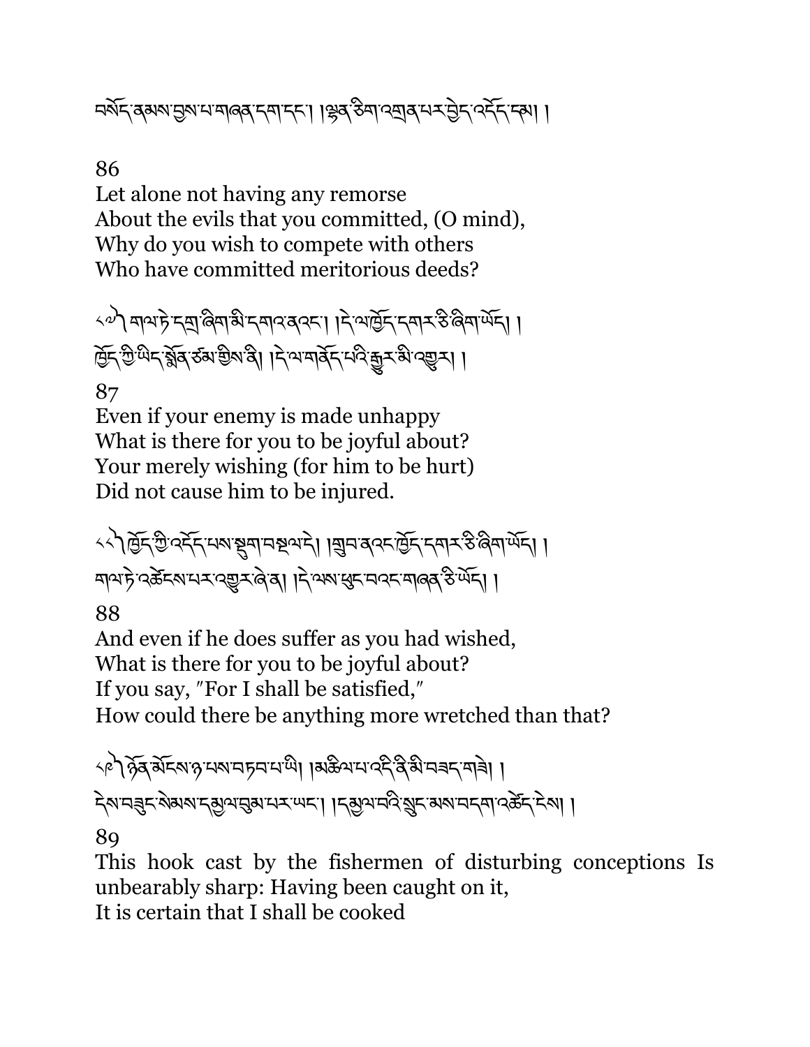བསོད་ནམས་བྱས་པ་གཞན་དག་དང་། །སྐྱན་ཅིག་འགྲན་པར་བྱེད་འདོད་དམ། །

86

Let alone not having any remorse
About the evils that you committed, (O mind),
Why do you wish to compete with others
Who have committed meritorious deeds?

༨༧༽ གལ་ཏེ་དགྲ་ཞིག་མི་དགའ་ནའང་། །དེ་ལ་ཁྱོད་དགར་ཅི་ཞིག་ཡོད། །
ཁྱོད་ཀྱི་ཡིད་སྨོན་ཙམ་གྱིས་ནི། །དེ་ལ་གནོད་པའི་རྒྱུར་མི་འགྱུར། །

87

Even if your enemy is made unhappy
What is there for you to be joyful about?
Your merely wishing (for him to be hurt)
Did not cause him to be injured.

༨༨༽ ཁྱོད་ཀྱི་འདོད་པས་སྡུག་བསྔལ་དེ། །གྲུབ་ནའང་ཁྱོད་དགར་ཅི་ཞིག་ཡོད། །
གལ་ཏེ་འཚེངས་པར་འགྱུར་ཞེ་ན། །དེ་ལས་ཕུང་བའང་གཞན་ཅི་ཡོད། །

88

And even if he does suffer as you had wished,
What is there for you to be joyful about?
If you say, "For I shall be satisfied,"
How could there be anything more wretched than that?

༨༩༽ ཉོན་མོངས་ཉ་པས་བཏབ་པ་ཡི། །མཆིལ་པ་འདི་ནི་མི་བཟད་གཟེ། །
དེས་བཟུང་སེམས་དམྱལ་བྱམ་པར་ཡང་། །དམྱལ་བའི་སྲུང་མས་བདག་འཚོད་དེས། །

89

This hook cast by the fishermen of disturbing conceptions Is unbearably sharp: Having been caught on it,
It is certain that I shall be cooked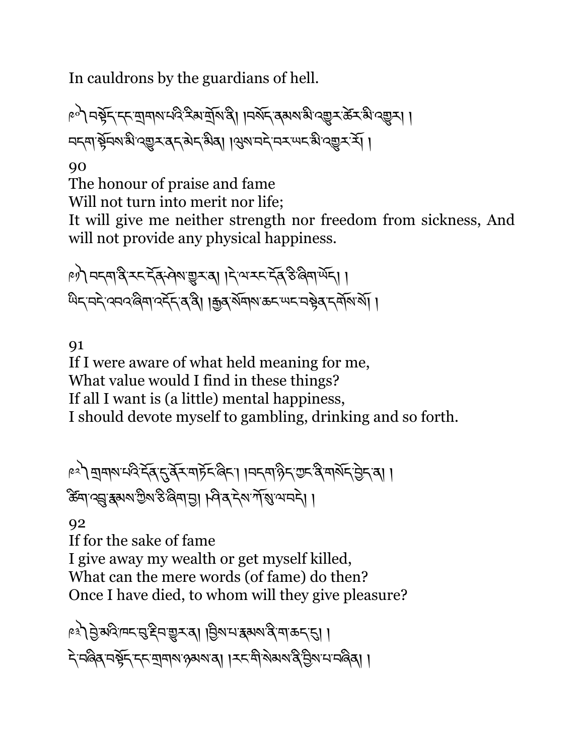In cauldrons by the guardians of hell.

༩༠ བསྟོད་དང་གྲགས་པའི་རིམ་གྲོ་ནི། །བསོད་ནམས་མི་འགྱུར་ཚེར་མི་འགྱུར། །
བདག་སྟོབས་མི་འགྱུར་ནད་མེད་མིན། །ལུས་བདེ་བར་ཡང་མི་འགྱུར་རོ། །

90

The honour of praise and fame
Will not turn into merit nor life;
It will give me neither strength nor freedom from sickness, And will not provide any physical happiness.

༩༡ བདག་ནི་རང་དོན་ཤེས་གྱུར་ན། །དེ་ལ་རང་དོན་ཅི་ཞིག་ཡོད། །
ཡིད་བདེ་འབའ་ཞིག་འདོད་ན་ནི། །རྒྱན་སོགས་ཆང་ཡང་བསྟེན་དགོས་སོ། །

91

If I were aware of what held meaning for me,
What value would I find in these things?
If all I want is (a little) mental happiness,
I should devote myself to gambling, drinking and so forth.

༩༢ གྲགས་པའི་དོན་དུ་ནོར་གཏོང་ཞིང་། །བདག་ཉིད་ཀྱང་ནི་གསོད་བྱེད་ན། །
ཚིག་འབྲུ་རྣམས་ཀྱིས་ཅི་ཞིག་བྱ། །ཤི་ན་དེས་ཀོ་སུ་ལ་བདེ། །

92

If for the sake of fame
I give away my wealth or get myself killed,
What can the mere words (of fame) do then?
Once I have died, to whom will they give pleasure?

༩༣ བྱེ་མའི་ཁང་བུ་ཞིག་གྱུར་ན། །བྱིས་པ་རྣམས་ནི་ག་ཆད་དུ། །
དེ་བཞིན་བསྟོད་དང་གྲགས་ཉམས་ན། །རང་གི་སེམས་ནི་བྱིས་པ་བཞིན། །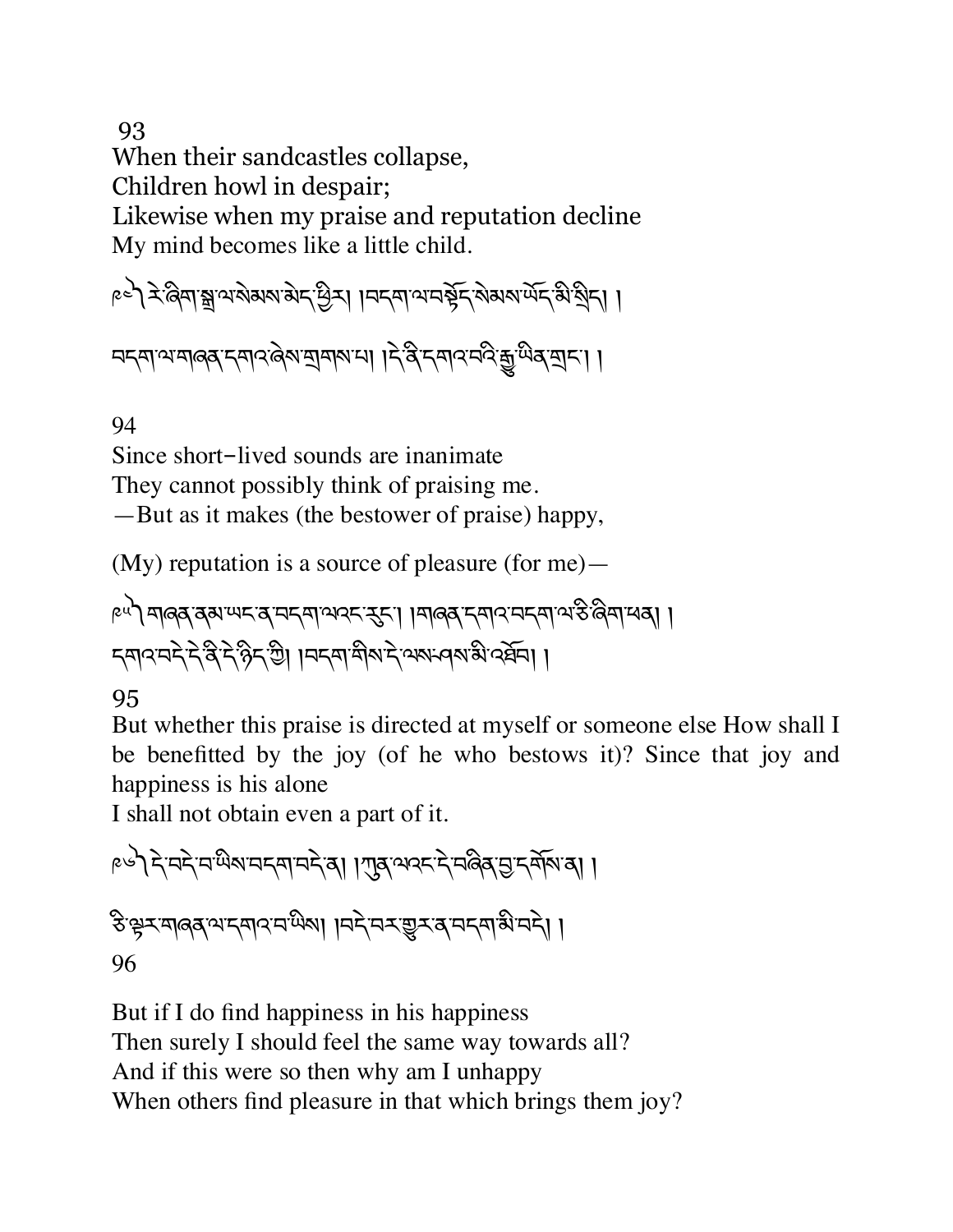93

When their sandcastles collapse,
Children howl in despair;
Likewise when my praise and reputation decline
My mind becomes like a little child.

༩༤ རེ་ཞིག་སྒྲ་ལ་སེམས་མེད་ཕྱིར། །བདག་ལ་བསྟོད་སེམས་ཡོད་མི་སྲིད། །

བདག་ལ་གཞན་དགའ་ཞེས་གྲགས་པ། །དེ་ནི་དགའ་བའི་རྒྱུ་ཡིན་གྲང་། །

94

Since short-lived sounds are inanimate
They cannot possibly think of praising me.
—But as it makes (the bestower of praise) happy,

(My) reputation is a source of pleasure (for me)—

༩༥ གཞན་ནམ་ཡང་ན་བདག་ལའང་རུང་། །གཞན་དགའ་བདག་ལ་ཅི་ཞིག་ཕན། །
དགའ་བདེ་དེ་ནི་དེ་ཉིད་ཀྱི། །བདག་གིས་དེ་ལས་ཤས་མི་འཐོབ། །

95

But whether this praise is directed at myself or someone else How shall I be benefitted by the joy (of he who bestows it)? Since that joy and happiness is his alone
I shall not obtain even a part of it.

༩༦ དེ་བདེ་བ་ཡིས་བདག་བདེ་ན། །ཀུན་ལའང་དེ་བཞིན་བྱ་དགོས་ན། །

ཅི་ལྟར་གཞན་ལ་དགའ་བ་ཡིས། །བདེ་བར་གྱུར་ན་བདག་མི་བདེ། །

96

But if I do find happiness in his happiness
Then surely I should feel the same way towards all?
And if this were so then why am I unhappy
When others find pleasure in that which brings them joy?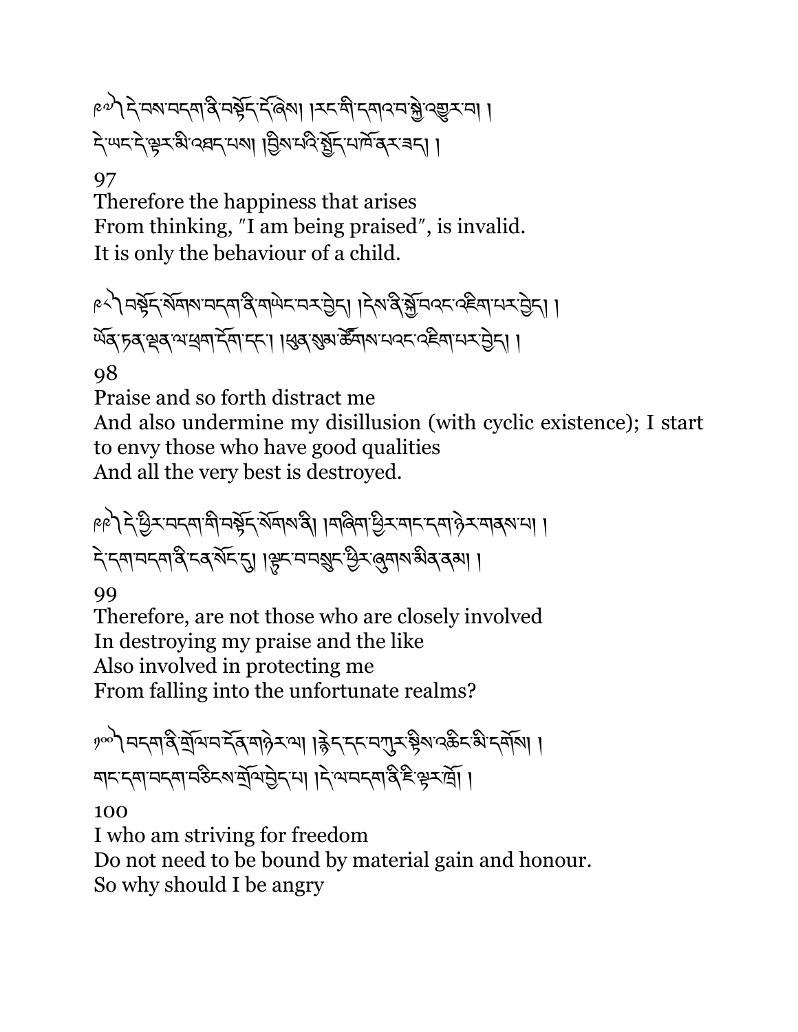༩༧ ༽ དེ་བས་བདག་ནི་བསྟོད་དོ་ཞེས། །རང་གི་དགའ་བ་སྐྱེ་འགྱུར་བ། །
དེ་ཡང་དེ་ལྟར་མི་འཐད་པས། །བྱིས་པའི་སྤྱོད་པ་ཁོ་ནར་ཟད། །

97

Therefore the happiness that arises
From thinking, "I am being praised", is invalid.
It is only the behaviour of a child.

༩༨ ༽ བསྟོད་སོགས་བདག་ནི་གཡེང་བར་བྱེད། །དེས་ནི་སྐྱོ་བའང་འཇིག་པར་བྱེད། །
ཡོན་ཏན་ལྡན་ལ་ཕྲག་དོག་དང་། །ཕུན་སུམ་ཚོགས་པའང་འཇིག་པར་བྱེད། །

98

Praise and so forth distract me
And also undermine my disillusion (with cyclic existence); I start to envy those who have good qualities
And all the very best is destroyed.

༩༩ ༽ དེ་ཕྱིར་བདག་གི་བསྟོད་སོགས་ནི། །གཞིག་ཕྱིར་གང་དག་ཉེར་གནས་པ། །
དེ་དག་བདག་ནི་ངན་སོང་དུ། །ལྟུང་བ་བསྲུང་ཕྱིར་ཞུགས་མིན་ནམ། །

99

Therefore, are not those who are closely involved
In destroying my praise and the like
Also involved in protecting me
From falling into the unfortunate realms?

༡༠༠ ༽ བདག་ནི་གྲོལ་བ་དོན་གཉེར་ལ། །རྙེད་དང་བཀུར་སྟིས་འཆིང་མི་དགོས། །
གང་དག་བདག་བཅིངས་གྲོལ་བྱེད་པ། །དེ་ལ་བདག་ནི་ཇི་ལྟར་ཁྲོ། །

100

I who am striving for freedom
Do not need to be bound by material gain and honour.
So why should I be angry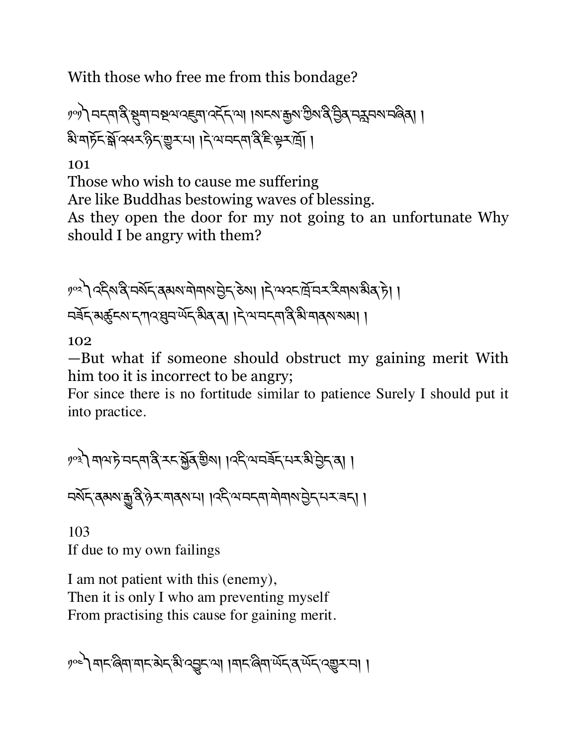With those who free me from this bondage?

༡༠༡ བདག་ནི་སྡུག་བསྔལ་འཇུག་འདོད་ལ། །སངས་རྒྱས་ཀྱིས་ནི་བྱིན་བརླབས་བཞིན། །
མི་གཏོང་སྒོ་འཕར་ཉིད་གྱུར་པ། །དེ་ལ་བདག་ནི་ཇི་ལྟར་ཁྲོ། །

101

Those who wish to cause me suffering
Are like Buddhas bestowing waves of blessing.
As they open the door for my not going to an unfortunate Why should I be angry with them?

༡༠༢ འདིས་ནི་བསོད་ནམས་གེགས་བྱེད་ཅེས། །དེ་ལའང་ཁྲོ་བར་རིགས་མིན་ཏེ། །
བཟོད་མཚུངས་དཀའ་ཐུབ་ཡོད་མིན་ན། །དེ་ལ་བདག་ནི་མི་གནས་སམ། །

102

—But what if someone should obstruct my gaining merit With him too it is incorrect to be angry;
For since there is no fortitude similar to patience Surely I should put it into practice.

༡༠༣ གལ་ཏེ་བདག་ནི་རང་སྐྱོན་གྱིས། །འདི་ལ་བཟོད་པར་མི་བྱེད་ན། །
བསོད་ནམས་རྒྱུ་ནི་ཉེར་གནས་པ། །འདི་ལ་བདག་གེགས་བྱེད་པར་ཟད། །

103

If due to my own failings

I am not patient with this (enemy),
Then it is only I who am preventing myself
From practising this cause for gaining merit.

༡༠༤ གང་ཞིག་གང་མེད་མི་འབྱུང་ལ། །གང་ཞིག་ཡོད་ན་ཡོད་འགྱུར་བ། །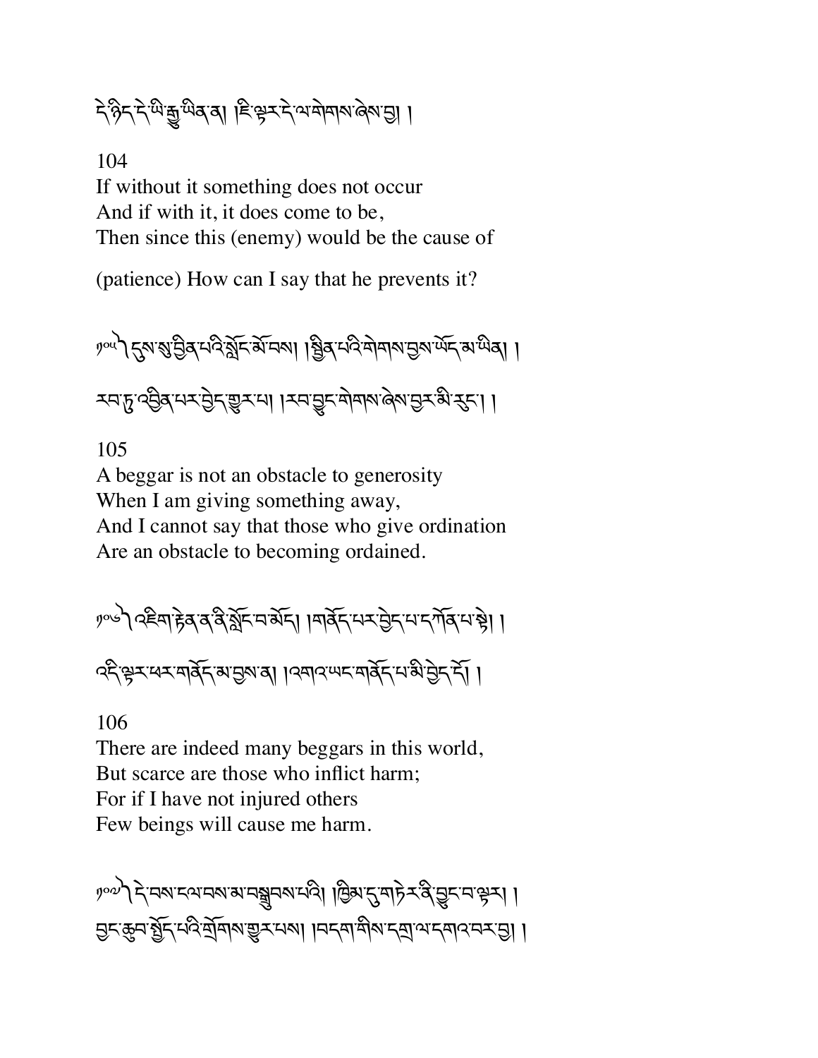དེ་ཉིད་དེ་ཡི་རྒྱུ་ཡིན་ན། །ཇི་ལྟར་དེ་ལ་གེགས་ཞེས་བྱ། །

104
If without it something does not occur
And if with it, it does come to be,
Then since this (enemy) would be the cause of

(patience) How can I say that he prevents it?

༡༠༥ ༈ དུས་སུ་བྱིན་པའི་སློང་མོ་བས། །སྦྱིན་པའི་གེགས་བྱས་ཡོད་མ་ཡིན། །
རབ་ཏུ་འབྱིན་པར་བྱེད་གྱུར་པ། །རབ་བྱུང་གེགས་ཞེས་བྱར་མི་རུང་། །

105
A beggar is not an obstacle to generosity
When I am giving something away,
And I cannot say that those who give ordination
Are an obstacle to becoming ordained.

༡༠༦ ༈ འཇིག་རྟེན་ན་ནི་སློང་བ་མོད། །གནོད་པར་བྱེད་པ་དཀོན་པ་སྟེ། །
འདི་ལྟར་ཕར་གནོད་མ་བྱས་ན། །འགའ་ཡང་གནོད་པ་མི་བྱེད་དོ། །

106
There are indeed many beggars in this world,
But scarce are those who inflict harm;
For if I have not injured others
Few beings will cause me harm.

༡༠༧ ༈ དེ་བས་དཔལ་བས་མ་བསྒྲུབས་པའི། །ཁྱིམ་དུ་གཏེར་ནི་བྱུང་བ་ལྟར། །
བྱང་ཆུབ་སྤྱོད་པའི་གྲོགས་གྱུར་པས། །བདག་གིས་དགྲ་ལ་དགའ་བར་བྱ། །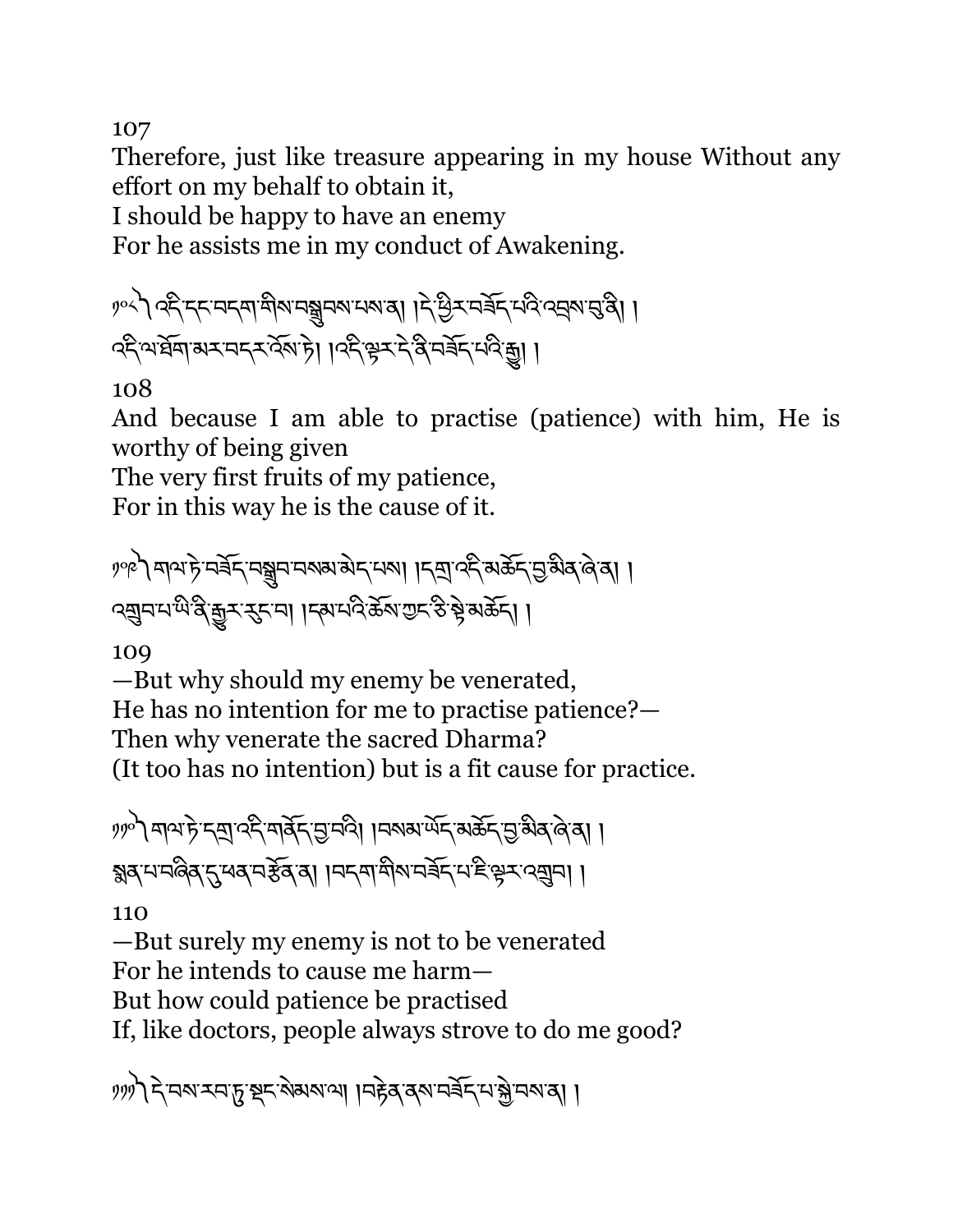107

Therefore, just like treasure appearing in my house Without any effort on my behalf to obtain it,

I should be happy to have an enemy

For he assists me in my conduct of Awakening.

༡༠༨ ། འདི་དང་བདག་གིས་བསྒྲུབས་པས་ན། །དེ་ཕྱིར་བཟོད་པའི་འབྲས་བུ་ནི། །
འདི་ལ་ཐོག་མར་བདར་འོས་ཏེ། །འདི་ལྟར་དེ་ནི་བཟོད་པའི་རྒྱུ། །

108

And because I am able to practise (patience) with him, He is worthy of being given

The very first fruits of my patience,

For in this way he is the cause of it.

༡༠༩ ། གལ་ཏེ་བཟོད་བསྒྲུབ་བསམ་མེད་པས། །དགྲ་འདི་མཆོད་བྱ་མིན་ཞེ་ན། །
འགྲུབ་པ་ཡི་ནི་རྒྱུར་རུང་བ། །དམ་པའི་ཆོས་ཀྱང་ཅི་སྟེ་མཆོད། །

109

—But why should my enemy be venerated,

He has no intention for me to practise patience?—

Then why venerate the sacred Dharma?

(It too has no intention) but is a fit cause for practice.

༡༡༠ ། གལ་ཏེ་དགྲ་འདི་གནོད་བྱ་བའི། །བསམ་ཡོད་མཆོད་བྱ་མིན་ཞེ་ན། །
སྨན་པ་བཞིན་དུ་ཕན་བརྩོན་ན། །བདག་གིས་བཟོད་པ་ཇི་ལྟར་འགྲུབ། །

110

—But surely my enemy is not to be venerated

For he intends to cause me harm—

But how could patience be practised

If, like doctors, people always strove to do me good?

༡༡༡ ། དེ་བས་རབ་ཏུ་སྡང་སེམས་ལ། །བརྟེན་ནས་བཟོད་པ་སྐྱེ་བས་ན། །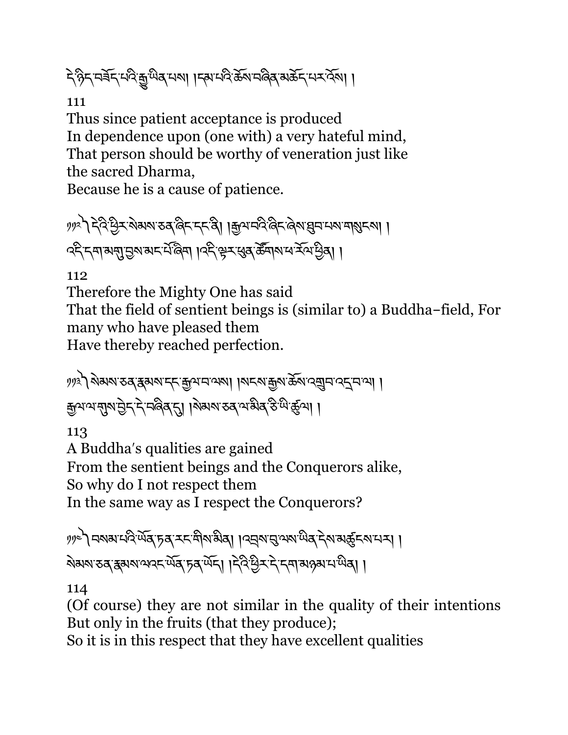དེ་ཉིད་བཟོད་པའི་རྒྱུ་ཡིན་པས། །དམ་པའི་ཆོས་བཞིན་མཆོད་པར་འོས། །

111

Thus since patient acceptance is produced
In dependence upon (one with) a very hateful mind,
That person should be worthy of veneration just like the sacred Dharma,
Because he is a cause of patience.

༡༡༢ ། དེའི་ཕྱིར་སེམས་ཅན་ཞིང་དང་ནི། །རྒྱལ་བའི་ཞིང་ཞེས་ཐུབ་པས་གསུངས། །
འདི་དག་མགུ་བྱས་མང་པོ་ཞིག །འདི་ལྟར་ཕུན་ཚོགས་ཕ་རོལ་ཕྱིན། །

112

Therefore the Mighty One has said
That the field of sentient beings is (similar to) a Buddha-field, For many who have pleased them
Have thereby reached perfection.

༡༡༣ ། སེམས་ཅན་རྣམས་དང་རྒྱལ་བ་ལས། །སངས་རྒྱས་ཆོས་འགྲུབ་འདྲ་བ་ལ། །
རྒྱལ་ལ་གུས་བྱེད་དེ་བཞིན་དུ། །སེམས་ཅན་ལ་མིན་ཅི་ཡི་ཚུལ། །

113

A Buddha's qualities are gained
From the sentient beings and the Conquerors alike,
So why do I not respect them
In the same way as I respect the Conquerors?

༡༡༤ ། བསམ་པའི་ཡོན་ཏན་རང་གིས་མིན། །འབྲས་བུ་ལས་ཡིན་དེས་མཚུངས་པར། །
སེམས་ཅན་རྣམས་ལའང་ཡོན་ཏན་ཡོད། །དེའི་ཕྱིར་དེ་དག་མཉམ་པ་ཡིན། །

114

(Of course) they are not similar in the quality of their intentions
But only in the fruits (that they produce);
So it is in this respect that they have excellent qualities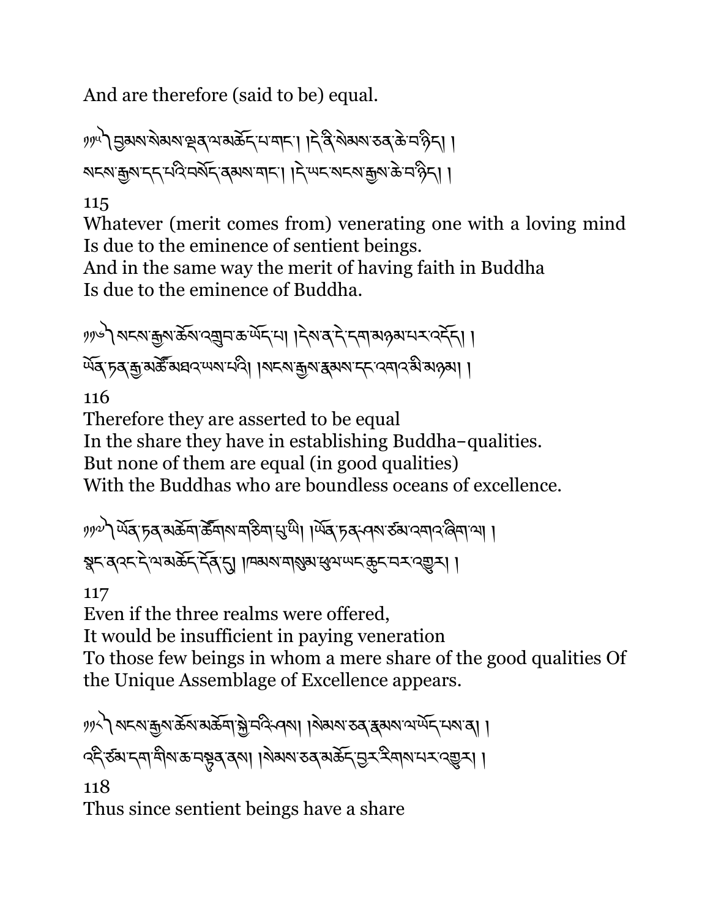And are therefore (said to be) equal.

༡༡༥ བྱམས་སེམས་ལྡན་ལ་མཆོད་པ་གང་། །དེ་ནི་སེམས་ཅན་ཆེ་བ་ཉིད། །
སངས་རྒྱས་དད་པའི་བསོད་ནམས་གང་། །དེ་ཡང་སངས་རྒྱས་ཆེ་བ་ཉིད། །

115

Whatever (merit comes from) venerating one with a loving mind
Is due to the eminence of sentient beings.
And in the same way the merit of having faith in Buddha
Is due to the eminence of Buddha.

༡༡༦ སངས་རྒྱས་ཆོས་འགྲུབ་ཆ་ཡོད་པ། །དེས་ན་དེ་དག་མཉམ་པར་འདོད། །
ཡོན་ཏན་རྒྱ་མཚོ་མཐའ་ཡས་པའི། །སངས་རྒྱས་རྣམས་དང་འགའ་མི་མཉམ། །

116

Therefore they are asserted to be equal
In the share they have in establishing Buddha–qualities.
But none of them are equal (in good qualities)
With the Buddhas who are boundless oceans of excellence.

༡༡༧ ཡོན་ཏན་མཆོག་ཚོགས་གཅིག་པུ་ཡི། །ཡོན་ཏན་ཕ་ཤས་ཙམ་འགའ་ཞིག་ལ། །
སྣང་ན་འང་དེ་ལ་མཆོད་དོན་དུ། །ཁམས་གསུམ་ཕུལ་ཡང་ཆུང་བར་འགྱུར། །

117

Even if the three realms were offered,
It would be insufficient in paying veneration
To those few beings in whom a mere share of the good qualities Of the Unique Assemblage of Excellence appears.

༡༡༨ སངས་རྒྱས་ཆོས་མཆོག་སྐྱེ་བའི་ཤས། །སེམས་ཅན་རྣམས་ལ་ཡོད་པས་ན། །
འདི་ཙམ་དག་གིས་ཆ་བསྟུན་ནས། །སེམས་ཅན་མཆོད་བྱར་རིགས་པར་འགྱུར། །

118

Thus since sentient beings have a share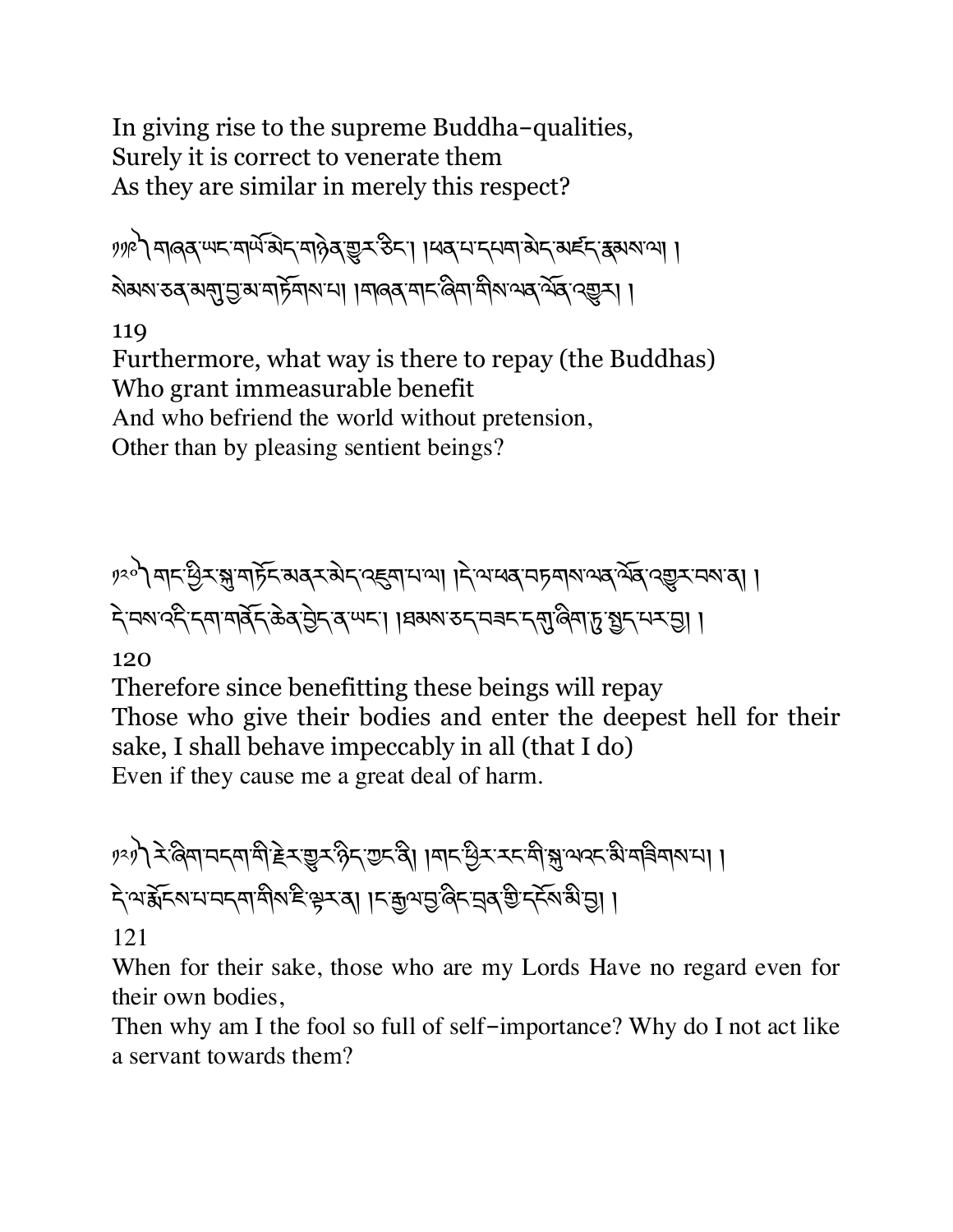In giving rise to the supreme Buddha-qualities,
Surely it is correct to venerate them
As they are similar in merely this respect?

༡༡༩ གཞན་ཡང་གཡོ་མེད་གཉེན་གྱུར་ཅིང་། །ཕན་པ་དཔག་མེད་མཛད་རྣམས་ལ། །
སེམས་ཅན་མགུ་བྱ་མ་གཏོགས་པ། །གཞན་གང་ཞིག་གིས་ལན་ལོན་འགྱུར། །

119

Furthermore, what way is there to repay (the Buddhas)
Who grant immeasurable benefit
And who befriend the world without pretension,
Other than by pleasing sentient beings?

༡༢༠ གང་ཕྱིར་སྐུ་གཏོང་མནར་མེད་འཇུག་པ་ལ། །དེ་ལ་ཕན་བཏགས་ལན་ལོན་འགྱུར་བས་ན། །
དེ་བས་འདི་དག་གནོད་ཆེན་བྱེད་ན་ཡང་། །ཐམས་ཅད་བཟང་དགུ་ཞིག་ཏུ་སྤྱད་པར་བྱ། །

120

Therefore since benefitting these beings will repay
Those who give their bodies and enter the deepest hell for their sake, I shall behave impeccably in all (that I do)
Even if they cause me a great deal of harm.

༡༢༡ རེ་ཞིག་བདག་གི་རྗེར་གྱུར་ཉིད་ཀྱང་ནི། །གང་ཕྱིར་རང་གི་སྐུ་ལའང་མི་གཟིགས་པ། །
དེ་ལ་རྨོངས་པ་བདག་གིས་ཇི་ལྟར་ན། །ང་རྒྱལ་བྱ་ཞིང་བྲན་གྱི་དངོས་མི་བྱ། །

121

When for their sake, those who are my Lords Have no regard even for their own bodies,
Then why am I the fool so full of self-importance? Why do I not act like a servant towards them?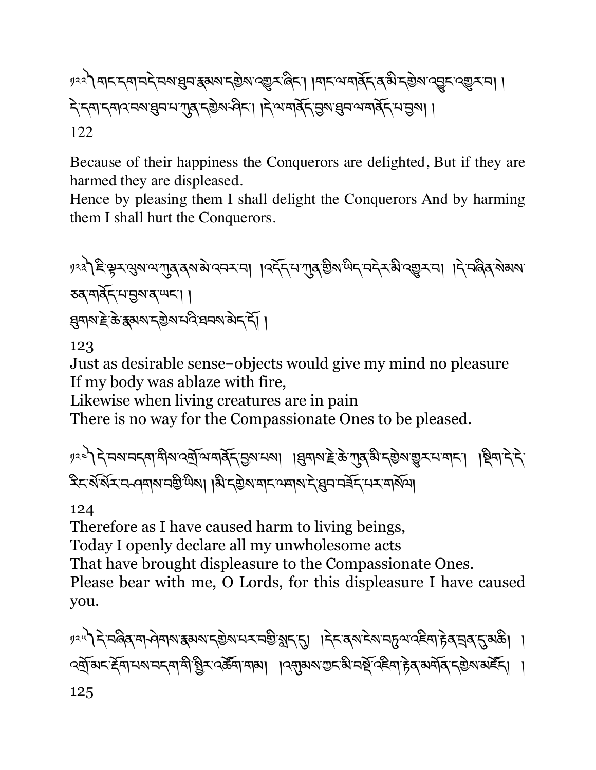༡༢༢༽ གང་དག་བདེ་བས་ཐུབ་རྣམས་དགྱེས་འགྱུར་ཞིང་། །གང་ལ་གནོད་ན་མི་དགྱེས་འབྱུང་འགྱུར་བ། །
དེ་དག་དགའ་བས་ཐུབ་པ་ཀུན་དགྱེས་ཤིང་། །དེ་ལ་གནོད་བྱས་ཐུབ་ལ་གནོད་པ་བྱས། །

122

Because of their happiness the Conquerors are delighted, But if they are harmed they are displeased.
Hence by pleasing them I shall delight the Conquerors And by harming them I shall hurt the Conquerors.

༡༢༣༽ ཇི་ལྟར་ལུས་ལ་ཀུན་ནས་མེ་འབར་བ། །འདོད་པ་ཀུན་གྱིས་ཡིད་བདེར་མི་འགྱུར་བ། །དེ་བཞིན་སེམས་ཅན་གནོད་པ་བྱས་ན་ཡང་། །
ཐུགས་རྗེ་ཆེ་རྣམས་དགྱེས་པའི་ཐབས་མེད་དོ། །

123

Just as desirable sense-objects would give my mind no pleasure
If my body was ablaze with fire,
Likewise when living creatures are in pain
There is no way for the Compassionate Ones to be pleased.

༡༢༤༽ དེ་བས་བདག་གིས་འགྲོ་ལ་གནོད་བྱས་པས། །ཐུགས་རྗེ་ཆེ་ཀུན་མི་དགྱེས་གྱུར་པ་གང་། །སྡིག་དེ་དེ་རིང་སོ་སོར་བཤགས་བགྱི་ཡིས། །མི་དགྱེས་གང་ལགས་དེ་ཐུབ་བཟོད་པར་གསོལ། །

124

Therefore as I have caused harm to living beings,
Today I openly declare all my unwholesome acts
That have brought displeasure to the Compassionate Ones.
Please bear with me, O Lords, for this displeasure I have caused you.

༡༢༥༽ དེ་བཞིན་གཤེགས་རྣམས་དགྱེས་པར་བགྱི་སླད་དུ། །དེང་ནས་ངེས་བཏུལ་འཇིག་རྟེན་བྲན་དུ་མཆི། །
འགྲོ་མང་རྡོག་པས་བདག་གི་སྤྱིར་འཆོག་གམ། །འགུམས་ཀྱང་མི་བསྡོ་འཇིག་རྟེན་མགོན་དགྱེས་མཛོད། །

125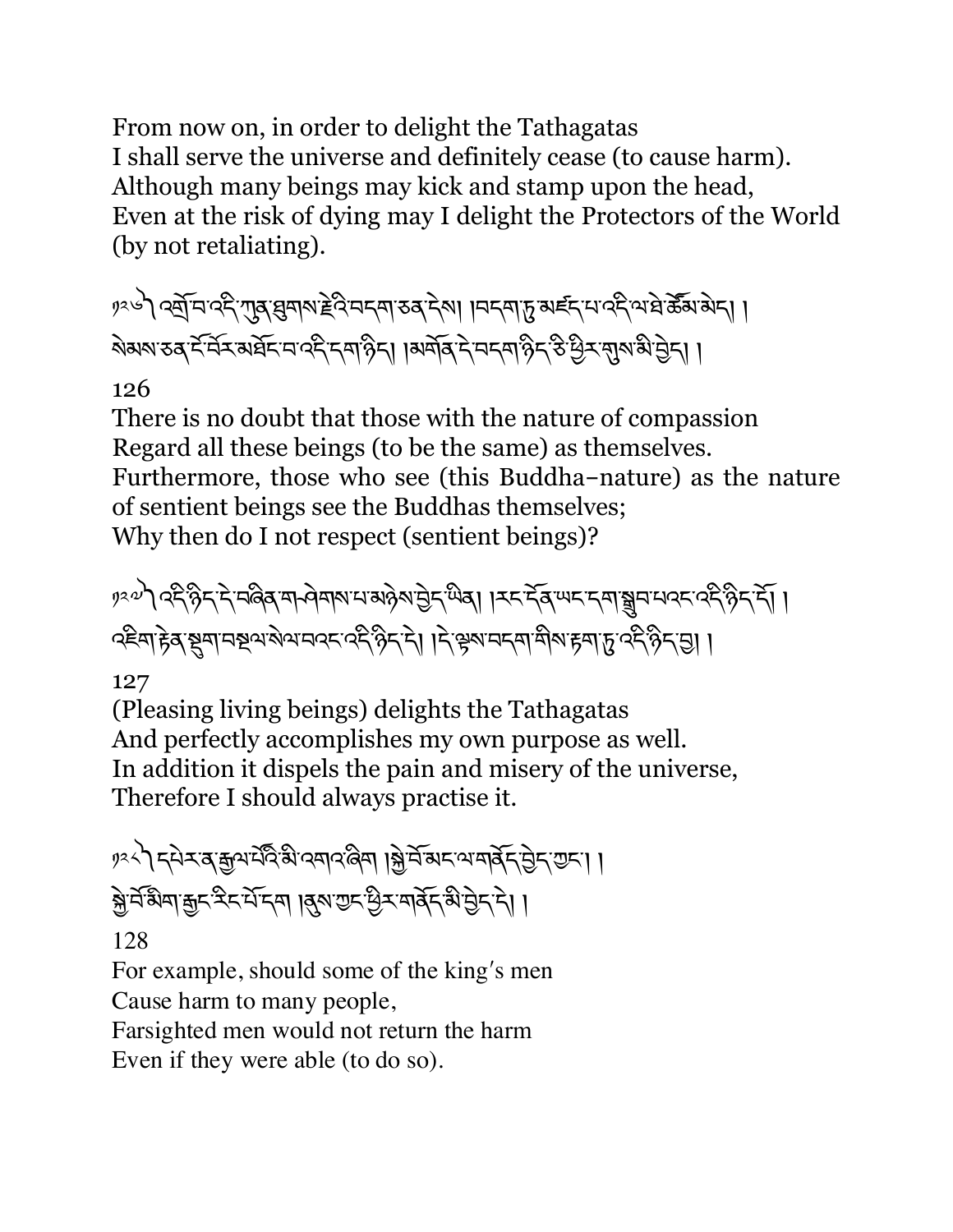From now on, in order to delight the Tathagatas
I shall serve the universe and definitely cease (to cause harm).
Although many beings may kick and stamp upon the head,
Even at the risk of dying may I delight the Protectors of the World (by not retaliating).

༡༢༦ ། འགྲོ་བ་འདི་ཀུན་ཐུགས་རྗེའི་བདག་ཅན་དེས། །བདག་ཏུ་མཛད་པ་འདི་ལ་ཐེ་ཚོམ་མེད། །
སེམས་ཅན་ངོ་བོར་མཐོང་བ་འདི་དག་ཉིད། །མགོན་དེ་བདག་ཉིད་ཅི་ཕྱིར་གུས་མི་བྱེད། །

126

There is no doubt that those with the nature of compassion
Regard all these beings (to be the same) as themselves.
Furthermore, those who see (this Buddha-nature) as the nature of sentient beings see the Buddhas themselves;
Why then do I not respect (sentient beings)?

༡༢༧ ། འདི་ཉིད་དེ་བཞིན་གཤེགས་པ་མཉེས་བྱེད་ཡིན། །རང་དོན་ཡང་དག་སྒྲུབ་པའང་འདི་ཉིད་དོ། །
འཇིག་རྟེན་སྡུག་བསྔལ་སེལ་བའང་འདི་ཉིད་དེ། །དེ་ལྟས་བདག་གིས་རྟག་ཏུ་འདི་ཉིད་བྱ། །

127

(Pleasing living beings) delights the Tathagatas
And perfectly accomplishes my own purpose as well.
In addition it dispels the pain and misery of the universe,
Therefore I should always practise it.

༡༢༨ ། དཔེར་ན་རྒྱལ་པོའི་མི་འགའ་ཞིག །སྐྱེ་བོ་མང་ལ་གནོད་བྱེད་ཀྱང་། །
སྐྱེ་བོ་མིག་རྒྱང་རིང་པོ་དག །ནུས་ཀྱང་ཕྱིར་གནོད་མི་བྱེད་དེ། །

128

For example, should some of the king's men
Cause harm to many people,
Farsighted men would not return the harm
Even if they were able (to do so).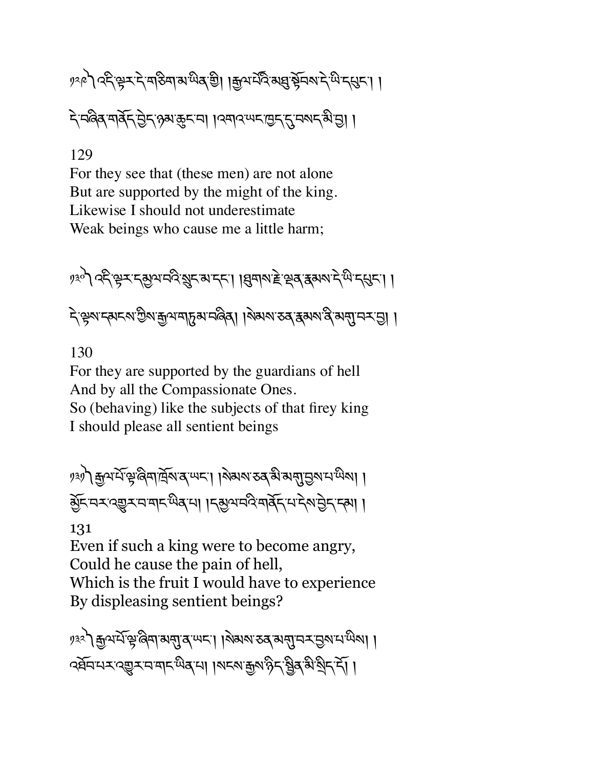༡༢༩ ༽ འདི་ལྟར་དེ་གཅིག་མ་ཡིན་གྱི། །རྒྱལ་པོའི་མཐུ་སྟོབས་དེ་ཡི་དཔུང་། །
དེ་བཞིན་གནོད་བྱེད་ཉམ་ཆུང་བ། །འགའ་ཡང་ཁྱད་དུ་བསད་མི་བྱ། །

129
For they see that (these men) are not alone
But are supported by the might of the king.
Likewise I should not underestimate
Weak beings who cause me a little harm;

༡༣༠ ༽ འདི་ལྟར་དམྱལ་བའི་སྲུང་མ་དང་། །ཐུགས་རྗེ་ལྡན་རྣམས་དེ་ཡི་དཔུང་། །
དེ་ལྟས་དམངས་ཀྱིས་རྒྱལ་གཏུམ་བཞིན། །སེམས་ཅན་རྣམས་ནི་མགུ་བར་བྱ། །

130
For they are supported by the guardians of hell
And by all the Compassionate Ones.
So (behaving) like the subjects of that firey king
I should please all sentient beings

༡༣༡ ༽ རྒྱལ་པོ་ལྟ་ཞིག་ཁྲོས་ན་ཡང་། །སེམས་ཅན་མི་མགུ་བྱས་པ་ཡིས། །
མྱོང་བར་འགྱུར་བ་གང་ཡིན་པ། །དམྱལ་བའི་གནོད་པ་དེས་བྱེད་དམ། །

131
Even if such a king were to become angry,
Could he cause the pain of hell,
Which is the fruit I would have to experience
By displeasing sentient beings?

༡༣༢ ༽ རྒྱལ་པོ་ལྟ་ཞིག་མགུ་ན་ཡང་། །སེམས་ཅན་མགུ་བར་བྱས་པ་ཡིས། །
འཐོབ་པར་འགྱུར་བ་གང་ཡིན་པ། །སངས་རྒྱས་ཉིད་སྦྱིན་མི་སྲིད་དོ། །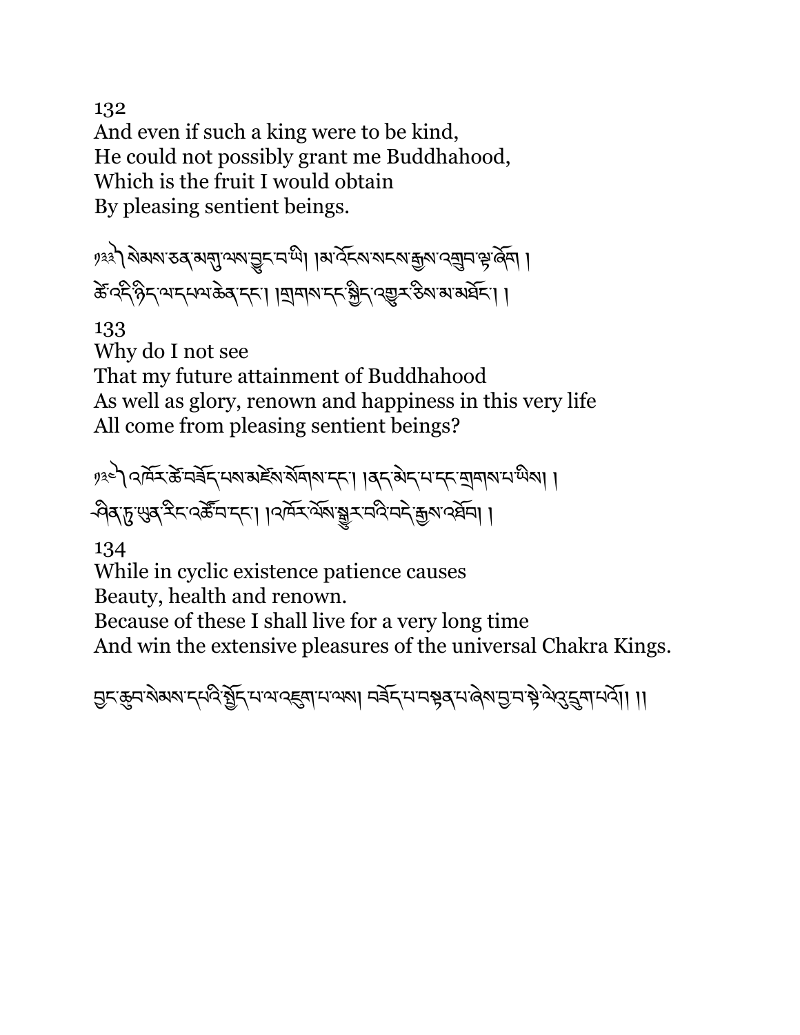132

And even if such a king were to be kind,
He could not possibly grant me Buddhahood,
Which is the fruit I would obtain
By pleasing sentient beings.

༡༣༣ སེམས་ཅན་མགུ་ལས་བྱུང་བ་ཡི། །མ་འོངས་སངས་རྒྱས་འགྲུབ་ལྟ་ཞོག །
ཚེ་འདི་ཉིད་ལ་དཔལ་ཆེན་དང་། །གྲགས་དང་སྐྱིད་འགྱུར་ཅིས་མ་མཐོང་། །

133

Why do I not see
That my future attainment of Buddhahood
As well as glory, renown and happiness in this very life
All come from pleasing sentient beings?

༡༣༤ འཁོར་ཚེ་བཟོད་པས་མཛེས་སོགས་དང་། །ནད་མེད་པ་དང་གྲགས་པ་ཡིས། །
ཤིན་ཏུ་ཡུན་རིང་འཚོ་བ་དང་། །འཁོར་ལོས་སྒྱུར་བའི་བདེ་རྒྱས་འཐོབ། །

134

While in cyclic existence patience causes
Beauty, health and renown.
Because of these I shall live for a very long time
And win the extensive pleasures of the universal Chakra Kings.

བྱང་ཆུབ་སེམས་དཔའི་སྤྱོད་པ་ལ་འཇུག་པ་ལས། བཟོད་པ་བསྟན་པ་ཞེས་བྱ་བ་སྟེ་ལེའུ་དྲུག་པའོ། །།